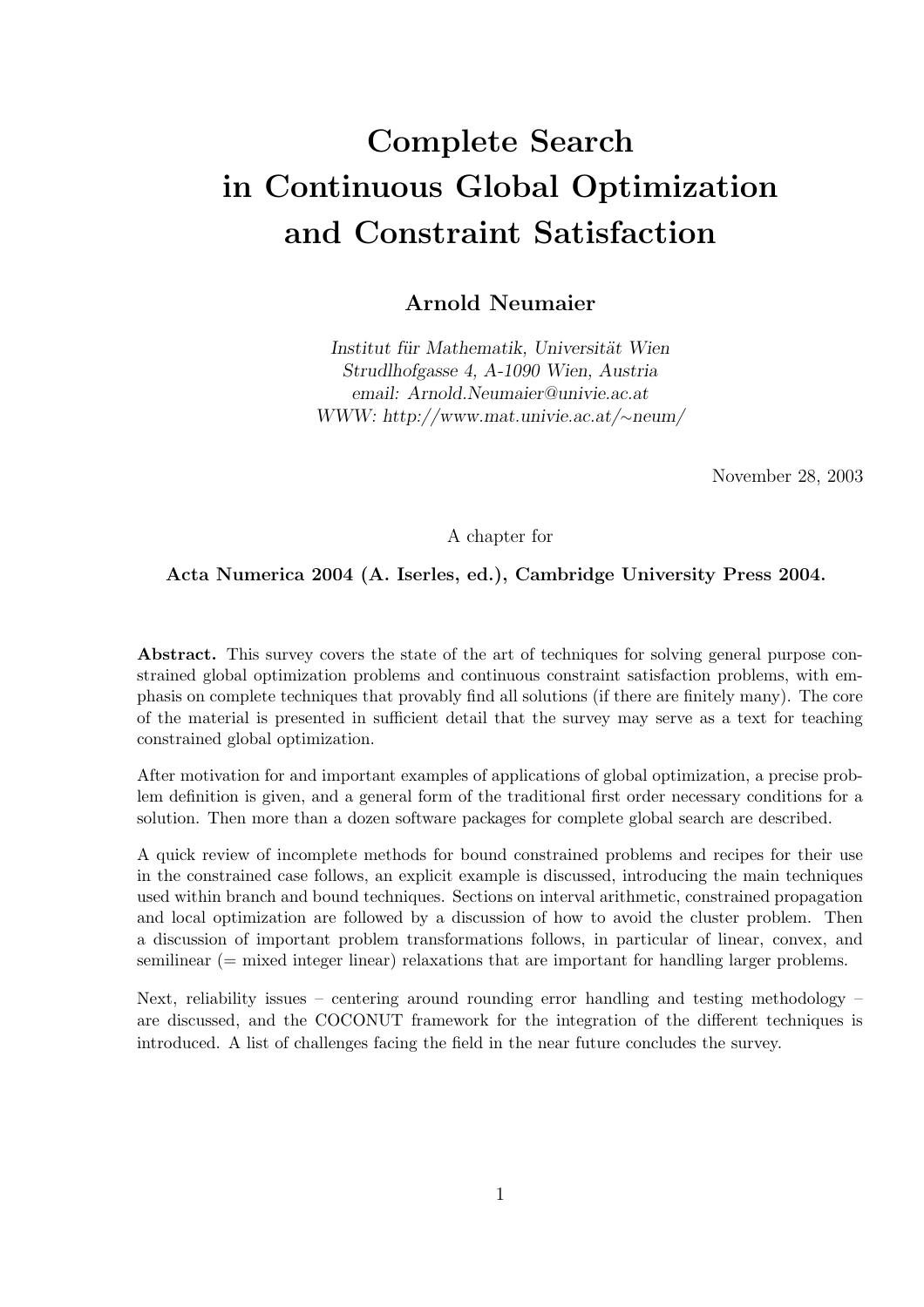# Complete Search in Continuous Global Optimization and Constraint Satisfaction

**Arnold Neumaier**

*Institut für Mathematik, Universität Wien*
*Strudlhofgasse 4, A-1090 Wien, Austria*
*email: Arnold.Neumaier@univie.ac.at*
*WWW: http://www.mat.univie.ac.at/~neum/*

November 28, 2003

A chapter for

**Acta Numerica 2004 (A. Iserles, ed.), Cambridge University Press 2004.**

**Abstract.** This survey covers the state of the art of techniques for solving general purpose constrained global optimization problems and continuous constraint satisfaction problems, with emphasis on complete techniques that provably find all solutions (if there are finitely many). The core of the material is presented in sufficient detail that the survey may serve as a text for teaching constrained global optimization.

After motivation for and important examples of applications of global optimization, a precise problem definition is given, and a general form of the traditional first order necessary conditions for a solution. Then more than a dozen software packages for complete global search are described.

A quick review of incomplete methods for bound constrained problems and recipes for their use in the constrained case follows, an explicit example is discussed, introducing the main techniques used within branch and bound techniques. Sections on interval arithmetic, constrained propagation and local optimization are followed by a discussion of how to avoid the cluster problem. Then a discussion of important problem transformations follows, in particular of linear, convex, and semilinear (= mixed integer linear) relaxations that are important for handling larger problems.

Next, reliability issues – centering around rounding error handling and testing methodology – are discussed, and the COCONUT framework for the integration of the different techniques is introduced. A list of challenges facing the field in the near future concludes the survey.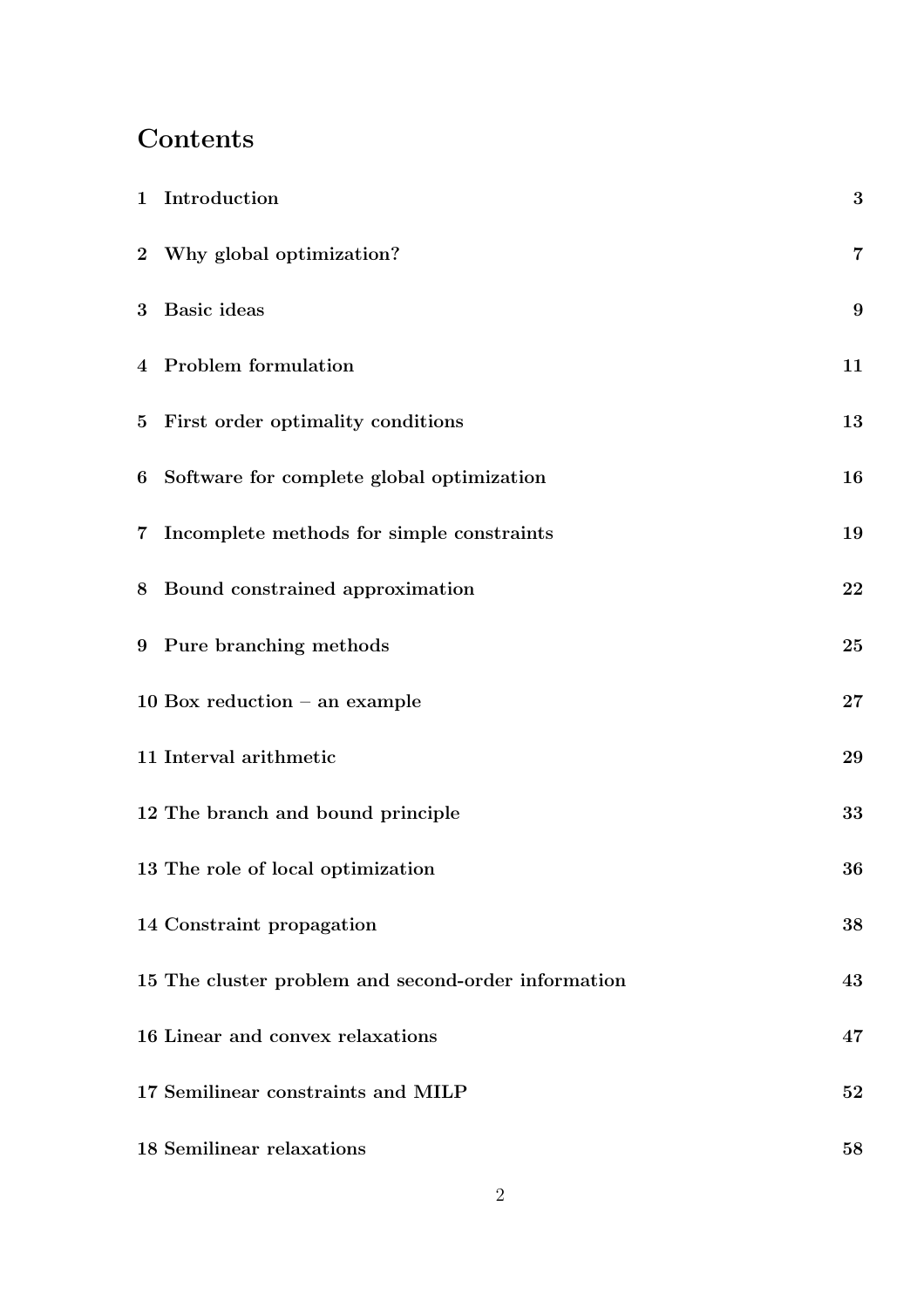# Contents

| | | |
|---|---|---|
| 1 | Introduction | 3 |
| 2 | Why global optimization? | 7 |
| 3 | Basic ideas | 9 |
| 4 | Problem formulation | 11 |
| 5 | First order optimality conditions | 13 |
| 6 | Software for complete global optimization | 16 |
| 7 | Incomplete methods for simple constraints | 19 |
| 8 | Bound constrained approximation | 22 |
| 9 | Pure branching methods | 25 |
| 10 | Box reduction – an example | 27 |
| 11 | Interval arithmetic | 29 |
| 12 | The branch and bound principle | 33 |
| 13 | The role of local optimization | 36 |
| 14 | Constraint propagation | 38 |
| 15 | The cluster problem and second-order information | 43 |
| 16 | Linear and convex relaxations | 47 |
| 17 | Semilinear constraints and MILP | 52 |
| 18 | Semilinear relaxations | 58 |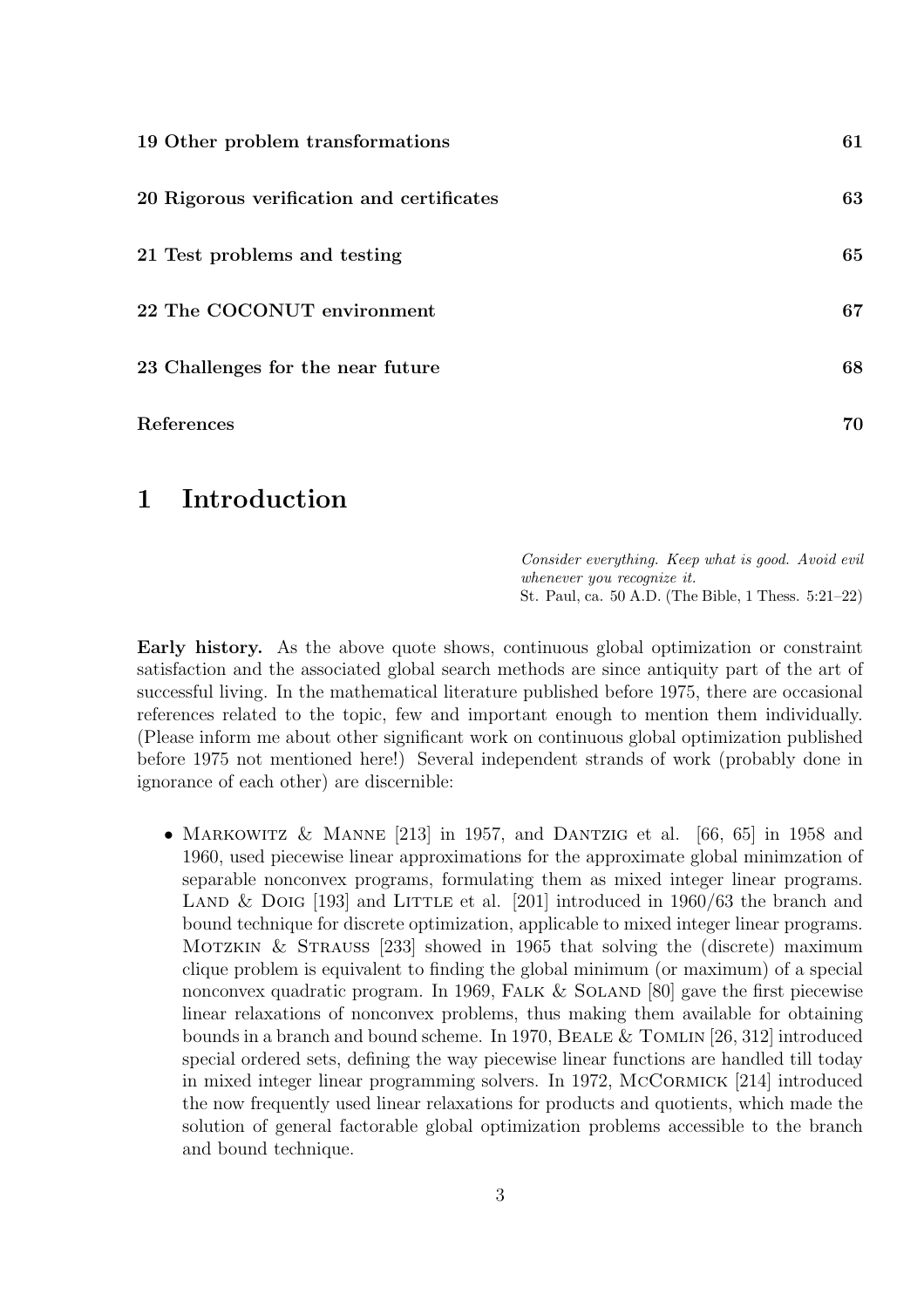| | |
|---|---|
| **19 Other problem transformations** | **61** |
| **20 Rigorous verification and certificates** | **63** |
| **21 Test problems and testing** | **65** |
| **22 The COCONUT environment** | **67** |
| **23 Challenges for the near future** | **68** |
| **References** | **70** |

# 1 Introduction

*Consider everything. Keep what is good. Avoid evil whenever you recognize it.*
St. Paul, ca. 50 A.D. (The Bible, 1 Thess. 5:21–22)

**Early history.** As the above quote shows, continuous global optimization or constraint satisfaction and the associated global search methods are since antiquity part of the art of successful living. In the mathematical literature published before 1975, there are occasional references related to the topic, few and important enough to mention them individually. (Please inform me about other significant work on continuous global optimization published before 1975 not mentioned here!) Several independent strands of work (probably done in ignorance of each other) are discernible:

- Markowitz & Manne [213] in 1957, and Dantzig et al. [66, 65] in 1958 and 1960, used piecewise linear approximations for the approximate global minimzation of separable nonconvex programs, formulating them as mixed integer linear programs. Land & Doig [193] and Little et al. [201] introduced in 1960/63 the branch and bound technique for discrete optimization, applicable to mixed integer linear programs. Motzkin & Strauss [233] showed in 1965 that solving the (discrete) maximum clique problem is equivalent to finding the global minimum (or maximum) of a special nonconvex quadratic program. In 1969, Falk & Soland [80] gave the first piecewise linear relaxations of nonconvex problems, thus making them available for obtaining bounds in a branch and bound scheme. In 1970, Beale & Tomlin [26, 312] introduced special ordered sets, defining the way piecewise linear functions are handled till today in mixed integer linear programming solvers. In 1972, McCormick [214] introduced the now frequently used linear relaxations for products and quotients, which made the solution of general factorable global optimization problems accessible to the branch and bound technique.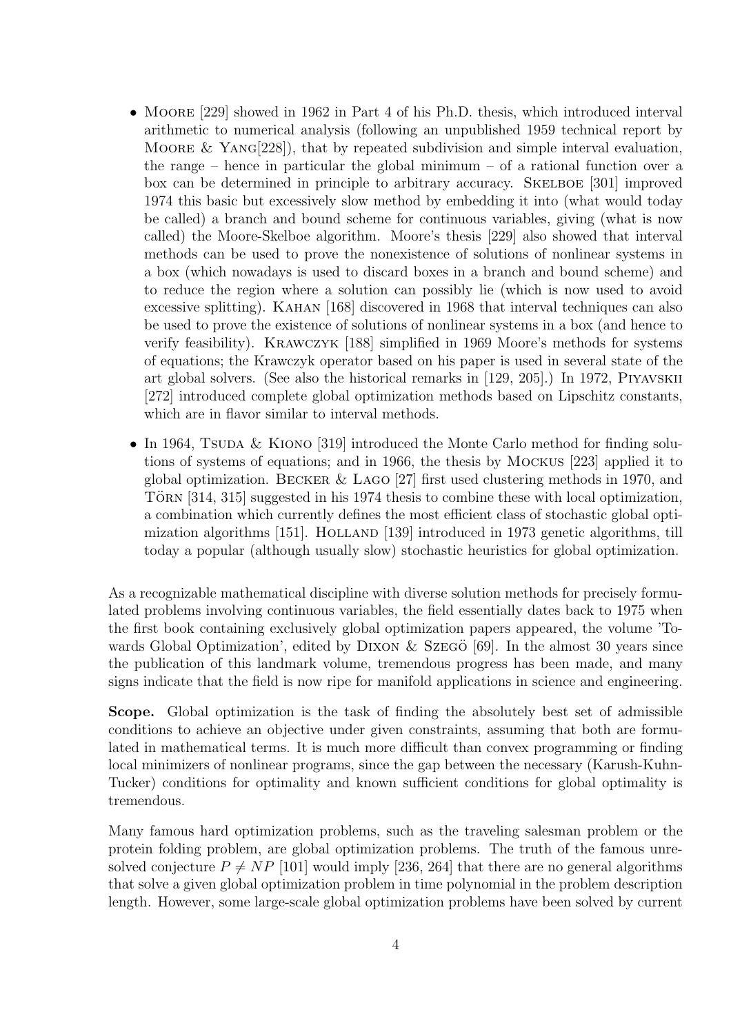- MOORE [229] showed in 1962 in Part 4 of his Ph.D. thesis, which introduced interval arithmetic to numerical analysis (following an unpublished 1959 technical report by MOORE & YANG[228]), that by repeated subdivision and simple interval evaluation, the range – hence in particular the global minimum – of a rational function over a box can be determined in principle to arbitrary accuracy. SKELBOE [301] improved 1974 this basic but excessively slow method by embedding it into (what would today be called) a branch and bound scheme for continuous variables, giving (what is now called) the Moore-Skelboe algorithm. Moore's thesis [229] also showed that interval methods can be used to prove the nonexistence of solutions of nonlinear systems in a box (which nowadays is used to discard boxes in a branch and bound scheme) and to reduce the region where a solution can possibly lie (which is now used to avoid excessive splitting). KAHAN [168] discovered in 1968 that interval techniques can also be used to prove the existence of solutions of nonlinear systems in a box (and hence to verify feasibility). KRAWCZYK [188] simplified in 1969 Moore's methods for systems of equations; the Krawczyk operator based on his paper is used in several state of the art global solvers. (See also the historical remarks in [129, 205].) In 1972, PIYAVSKII [272] introduced complete global optimization methods based on Lipschitz constants, which are in flavor similar to interval methods.
- In 1964, TSUDA & KIONO [319] introduced the Monte Carlo method for finding solutions of systems of equations; and in 1966, the thesis by MOCKUS [223] applied it to global optimization. BECKER & LAGO [27] first used clustering methods in 1970, and TÖRN [314, 315] suggested in his 1974 thesis to combine these with local optimization, a combination which currently defines the most efficient class of stochastic global optimization algorithms [151]. HOLLAND [139] introduced in 1973 genetic algorithms, till today a popular (although usually slow) stochastic heuristics for global optimization.

As a recognizable mathematical discipline with diverse solution methods for precisely formulated problems involving continuous variables, the field essentially dates back to 1975 when the first book containing exclusively global optimization papers appeared, the volume 'Towards Global Optimization', edited by DIXON & SZEGÖ [69]. In the almost 30 years since the publication of this landmark volume, tremendous progress has been made, and many signs indicate that the field is now ripe for manifold applications in science and engineering.

**Scope.** Global optimization is the task of finding the absolutely best set of admissible conditions to achieve an objective under given constraints, assuming that both are formulated in mathematical terms. It is much more difficult than convex programming or finding local minimizers of nonlinear programs, since the gap between the necessary (Karush-Kuhn-Tucker) conditions for optimality and known sufficient conditions for global optimality is tremendous.

Many famous hard optimization problems, such as the traveling salesman problem or the protein folding problem, are global optimization problems. The truth of the famous unresolved conjecture $P \neq NP$ [101] would imply [236, 264] that there are no general algorithms that solve a given global optimization problem in time polynomial in the problem description length. However, some large-scale global optimization problems have been solved by current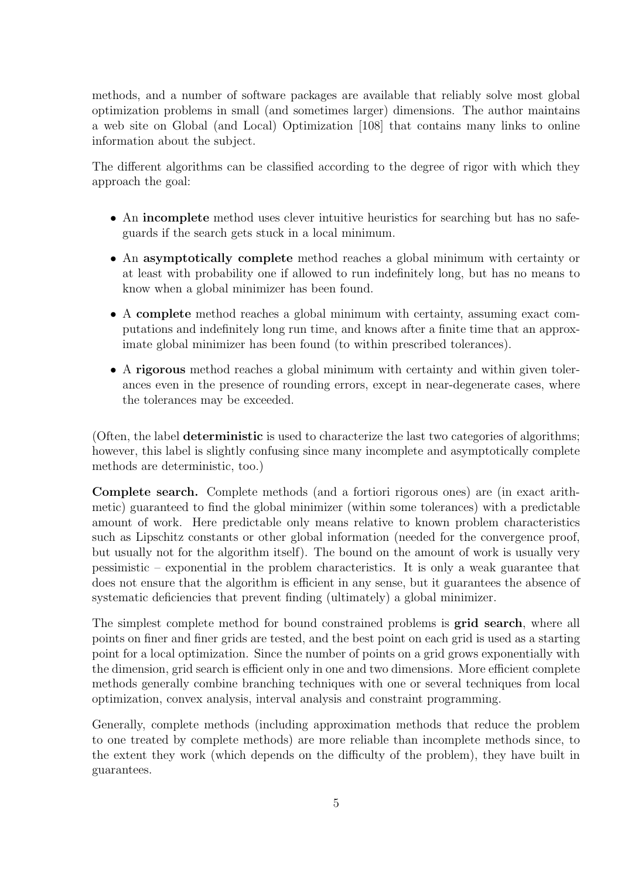methods, and a number of software packages are available that reliably solve most global optimization problems in small (and sometimes larger) dimensions. The author maintains a web site on Global (and Local) Optimization [108] that contains many links to online information about the subject.

The different algorithms can be classified according to the degree of rigor with which they approach the goal:

- An **incomplete** method uses clever intuitive heuristics for searching but has no safeguards if the search gets stuck in a local minimum.
- An **asymptotically complete** method reaches a global minimum with certainty or at least with probability one if allowed to run indefinitely long, but has no means to know when a global minimizer has been found.
- A **complete** method reaches a global minimum with certainty, assuming exact computations and indefinitely long run time, and knows after a finite time that an approximate global minimizer has been found (to within prescribed tolerances).
- A **rigorous** method reaches a global minimum with certainty and within given tolerances even in the presence of rounding errors, except in near-degenerate cases, where the tolerances may be exceeded.

(Often, the label **deterministic** is used to characterize the last two categories of algorithms; however, this label is slightly confusing since many incomplete and asymptotically complete methods are deterministic, too.)

**Complete search.** Complete methods (and a fortiori rigorous ones) are (in exact arithmetic) guaranteed to find the global minimizer (within some tolerances) with a predictable amount of work. Here predictable only means relative to known problem characteristics such as Lipschitz constants or other global information (needed for the convergence proof, but usually not for the algorithm itself). The bound on the amount of work is usually very pessimistic – exponential in the problem characteristics. It is only a weak guarantee that does not ensure that the algorithm is efficient in any sense, but it guarantees the absence of systematic deficiencies that prevent finding (ultimately) a global minimizer.

The simplest complete method for bound constrained problems is **grid search**, where all points on finer and finer grids are tested, and the best point on each grid is used as a starting point for a local optimization. Since the number of points on a grid grows exponentially with the dimension, grid search is efficient only in one and two dimensions. More efficient complete methods generally combine branching techniques with one or several techniques from local optimization, convex analysis, interval analysis and constraint programming.

Generally, complete methods (including approximation methods that reduce the problem to one treated by complete methods) are more reliable than incomplete methods since, to the extent they work (which depends on the difficulty of the problem), they have built in guarantees.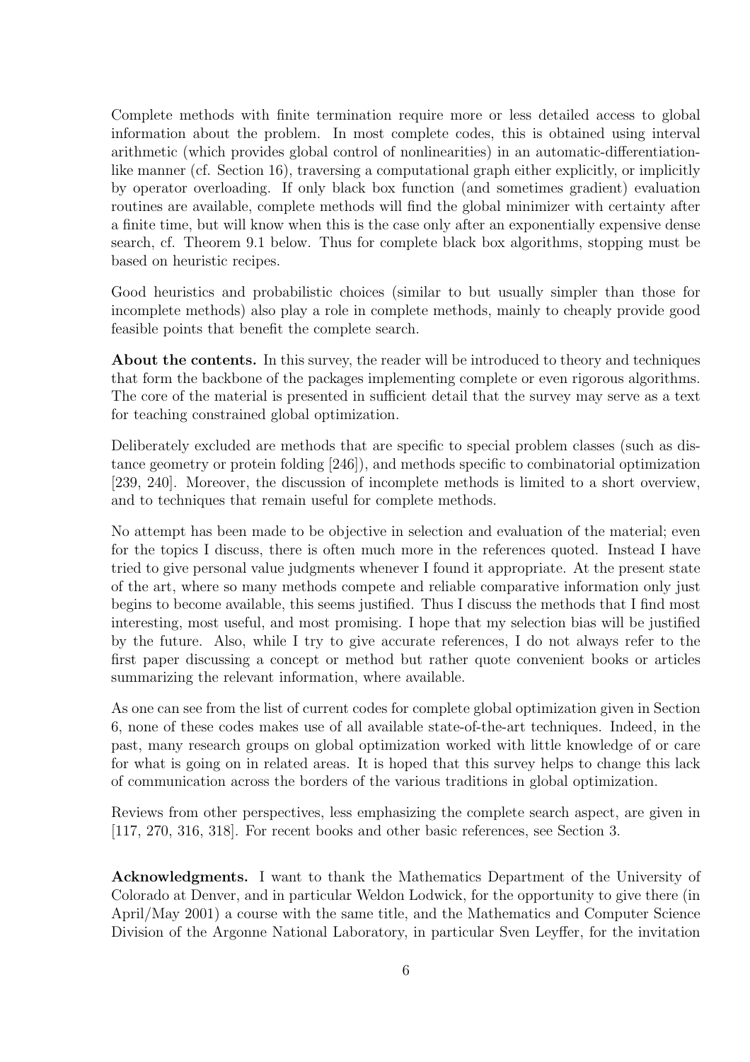Complete methods with finite termination require more or less detailed access to global information about the problem. In most complete codes, this is obtained using interval arithmetic (which provides global control of nonlinearities) in an automatic-differentiation-like manner (cf. Section 16), traversing a computational graph either explicitly, or implicitly by operator overloading. If only black box function (and sometimes gradient) evaluation routines are available, complete methods will find the global minimizer with certainty after a finite time, but will know when this is the case only after an exponentially expensive dense search, cf. Theorem 9.1 below. Thus for complete black box algorithms, stopping must be based on heuristic recipes.

Good heuristics and probabilistic choices (similar to but usually simpler than those for incomplete methods) also play a role in complete methods, mainly to cheaply provide good feasible points that benefit the complete search.

**About the contents.** In this survey, the reader will be introduced to theory and techniques that form the backbone of the packages implementing complete or even rigorous algorithms. The core of the material is presented in sufficient detail that the survey may serve as a text for teaching constrained global optimization.

Deliberately excluded are methods that are specific to special problem classes (such as distance geometry or protein folding [246]), and methods specific to combinatorial optimization [239, 240]. Moreover, the discussion of incomplete methods is limited to a short overview, and to techniques that remain useful for complete methods.

No attempt has been made to be objective in selection and evaluation of the material; even for the topics I discuss, there is often much more in the references quoted. Instead I have tried to give personal value judgments whenever I found it appropriate. At the present state of the art, where so many methods compete and reliable comparative information only just begins to become available, this seems justified. Thus I discuss the methods that I find most interesting, most useful, and most promising. I hope that my selection bias will be justified by the future. Also, while I try to give accurate references, I do not always refer to the first paper discussing a concept or method but rather quote convenient books or articles summarizing the relevant information, where available.

As one can see from the list of current codes for complete global optimization given in Section 6, none of these codes makes use of all available state-of-the-art techniques. Indeed, in the past, many research groups on global optimization worked with little knowledge of or care for what is going on in related areas. It is hoped that this survey helps to change this lack of communication across the borders of the various traditions in global optimization.

Reviews from other perspectives, less emphasizing the complete search aspect, are given in [117, 270, 316, 318]. For recent books and other basic references, see Section 3.

**Acknowledgments.** I want to thank the Mathematics Department of the University of Colorado at Denver, and in particular Weldon Lodwick, for the opportunity to give there (in April/May 2001) a course with the same title, and the Mathematics and Computer Science Division of the Argonne National Laboratory, in particular Sven Leyffer, for the invitation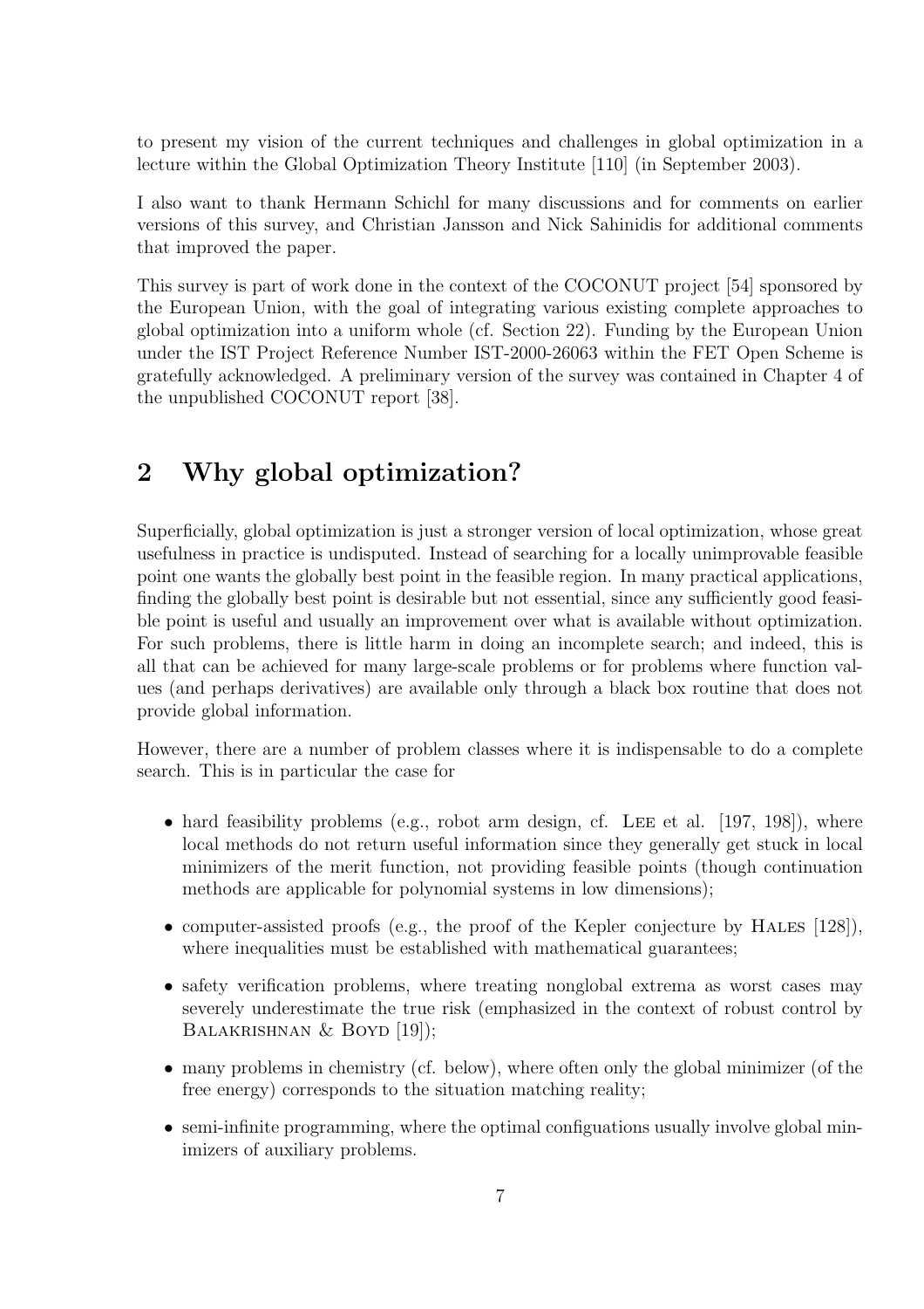to present my vision of the current techniques and challenges in global optimization in a lecture within the Global Optimization Theory Institute [110] (in September 2003).

I also want to thank Hermann Schichl for many discussions and for comments on earlier versions of this survey, and Christian Jansson and Nick Sahinidis for additional comments that improved the paper.

This survey is part of work done in the context of the COCONUT project [54] sponsored by the European Union, with the goal of integrating various existing complete approaches to global optimization into a uniform whole (cf. Section 22). Funding by the European Union under the IST Project Reference Number IST-2000-26063 within the FET Open Scheme is gratefully acknowledged. A preliminary version of the survey was contained in Chapter 4 of the unpublished COCONUT report [38].

## 2 Why global optimization?

Superficially, global optimization is just a stronger version of local optimization, whose great usefulness in practice is undisputed. Instead of searching for a locally unimprovable feasible point one wants the globally best point in the feasible region. In many practical applications, finding the globally best point is desirable but not essential, since any sufficiently good feasible point is useful and usually an improvement over what is available without optimization. For such problems, there is little harm in doing an incomplete search; and indeed, this is all that can be achieved for many large-scale problems or for problems where function values (and perhaps derivatives) are available only through a black box routine that does not provide global information.

However, there are a number of problem classes where it is indispensable to do a complete search. This is in particular the case for

- hard feasibility problems (e.g., robot arm design, cf. Lee et al. [197, 198]), where local methods do not return useful information since they generally get stuck in local minimizers of the merit function, not providing feasible points (though continuation methods are applicable for polynomial systems in low dimensions);
- computer-assisted proofs (e.g., the proof of the Kepler conjecture by Hales [128]), where inequalities must be established with mathematical guarantees;
- safety verification problems, where treating nonglobal extrema as worst cases may severely underestimate the true risk (emphasized in the context of robust control by Balakrishnan & Boyd [19]);
- many problems in chemistry (cf. below), where often only the global minimizer (of the free energy) corresponds to the situation matching reality;
- semi-infinite programming, where the optimal configuations usually involve global minimizers of auxiliary problems.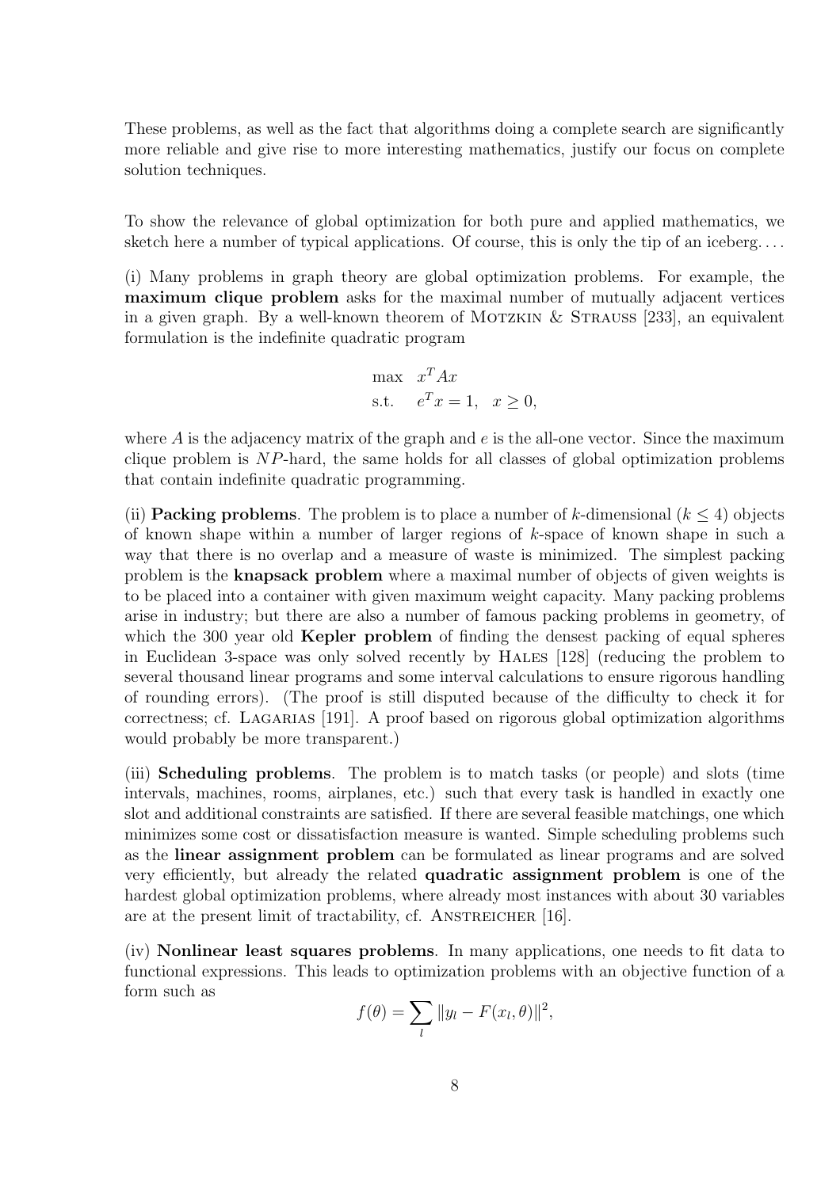These problems, as well as the fact that algorithms doing a complete search are significantly more reliable and give rise to more interesting mathematics, justify our focus on complete solution techniques.

To show the relevance of global optimization for both pure and applied mathematics, we sketch here a number of typical applications. Of course, this is only the tip of an iceberg. . . .

(i) Many problems in graph theory are global optimization problems. For example, the **maximum clique problem** asks for the maximal number of mutually adjacent vertices in a given graph. By a well-known theorem of Motzkin & Strauss [233], an equivalent formulation is the indefinite quadratic program

$$\begin{aligned} \max \quad & x^T A x \\ \text{s.t.} \quad & e^T x = 1, \quad x \geq 0, \end{aligned}$$

where $A$ is the adjacency matrix of the graph and $e$ is the all-one vector. Since the maximum clique problem is $NP$-hard, the same holds for all classes of global optimization problems that contain indefinite quadratic programming.

(ii) **Packing problems**. The problem is to place a number of $k$-dimensional ($k \leq 4$) objects of known shape within a number of larger regions of $k$-space of known shape in such a way that there is no overlap and a measure of waste is minimized. The simplest packing problem is the **knapsack problem** where a maximal number of objects of given weights is to be placed into a container with given maximum weight capacity. Many packing problems arise in industry; but there are also a number of famous packing problems in geometry, of which the 300 year old **Kepler problem** of finding the densest packing of equal spheres in Euclidean 3-space was only solved recently by Hales [128] (reducing the problem to several thousand linear programs and some interval calculations to ensure rigorous handling of rounding errors). (The proof is still disputed because of the difficulty to check it for correctness; cf. Lagarias [191]. A proof based on rigorous global optimization algorithms would probably be more transparent.)

(iii) **Scheduling problems**. The problem is to match tasks (or people) and slots (time intervals, machines, rooms, airplanes, etc.) such that every task is handled in exactly one slot and additional constraints are satisfied. If there are several feasible matchings, one which minimizes some cost or dissatisfaction measure is wanted. Simple scheduling problems such as the **linear assignment problem** can be formulated as linear programs and are solved very efficiently, but already the related **quadratic assignment problem** is one of the hardest global optimization problems, where already most instances with about 30 variables are at the present limit of tractability, cf. Anstreicher [16].

(iv) **Nonlinear least squares problems**. In many applications, one needs to fit data to functional expressions. This leads to optimization problems with an objective function of a form such as

$$f(\theta) = \sum_l \|y_l - F(x_l, \theta)\|^2,$$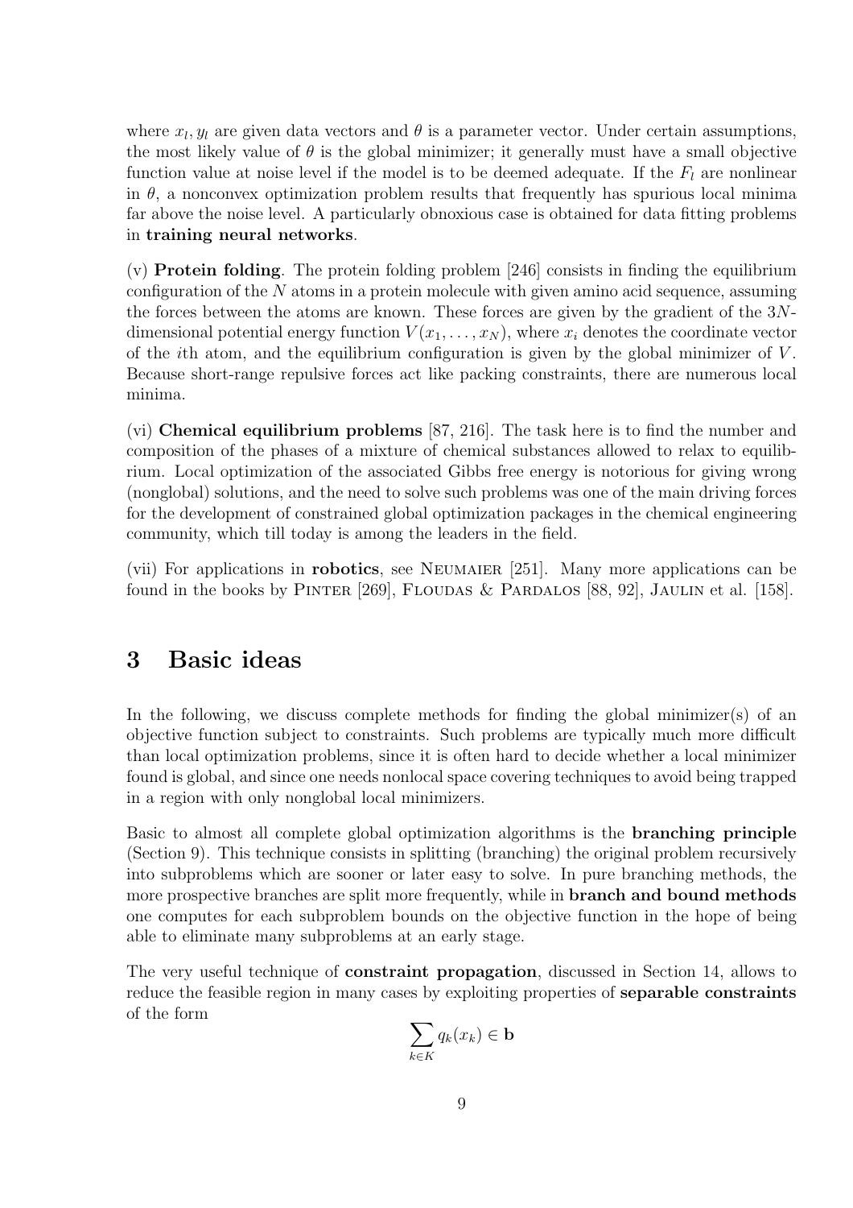where $x_l, y_l$ are given data vectors and $\theta$ is a parameter vector. Under certain assumptions, the most likely value of $\theta$ is the global minimizer; it generally must have a small objective function value at noise level if the model is to be deemed adequate. If the $F_l$ are nonlinear in $\theta$, a nonconvex optimization problem results that frequently has spurious local minima far above the noise level. A particularly obnoxious case is obtained for data fitting problems in **training neural networks**.

(v) **Protein folding**. The protein folding problem [246] consists in finding the equilibrium configuration of the $N$ atoms in a protein molecule with given amino acid sequence, assuming the forces between the atoms are known. These forces are given by the gradient of the $3N$-dimensional potential energy function $V(x_1, \ldots, x_N)$, where $x_i$ denotes the coordinate vector of the $i$th atom, and the equilibrium configuration is given by the global minimizer of $V$. Because short-range repulsive forces act like packing constraints, there are numerous local minima.

(vi) **Chemical equilibrium problems** [87, 216]. The task here is to find the number and composition of the phases of a mixture of chemical substances allowed to relax to equilibrium. Local optimization of the associated Gibbs free energy is notorious for giving wrong (nonglobal) solutions, and the need to solve such problems was one of the main driving forces for the development of constrained global optimization packages in the chemical engineering community, which till today is among the leaders in the field.

(vii) For applications in **robotics**, see NEUMAIER [251]. Many more applications can be found in the books by PINTER [269], FLOUDAS & PARDALOS [88, 92], JAULIN et al. [158].

# 3 Basic ideas

In the following, we discuss complete methods for finding the global minimizer(s) of an objective function subject to constraints. Such problems are typically much more difficult than local optimization problems, since it is often hard to decide whether a local minimizer found is global, and since one needs nonlocal space covering techniques to avoid being trapped in a region with only nonglobal local minimizers.

Basic to almost all complete global optimization algorithms is the **branching principle** (Section 9). This technique consists in splitting (branching) the original problem recursively into subproblems which are sooner or later easy to solve. In pure branching methods, the more prospective branches are split more frequently, while in **branch and bound methods** one computes for each subproblem bounds on the objective function in the hope of being able to eliminate many subproblems at an early stage.

The very useful technique of **constraint propagation**, discussed in Section 14, allows to reduce the feasible region in many cases by exploiting properties of **separable constraints** of the form

$$\sum_{k \in K} q_k(x_k) \in \mathbf{b}$$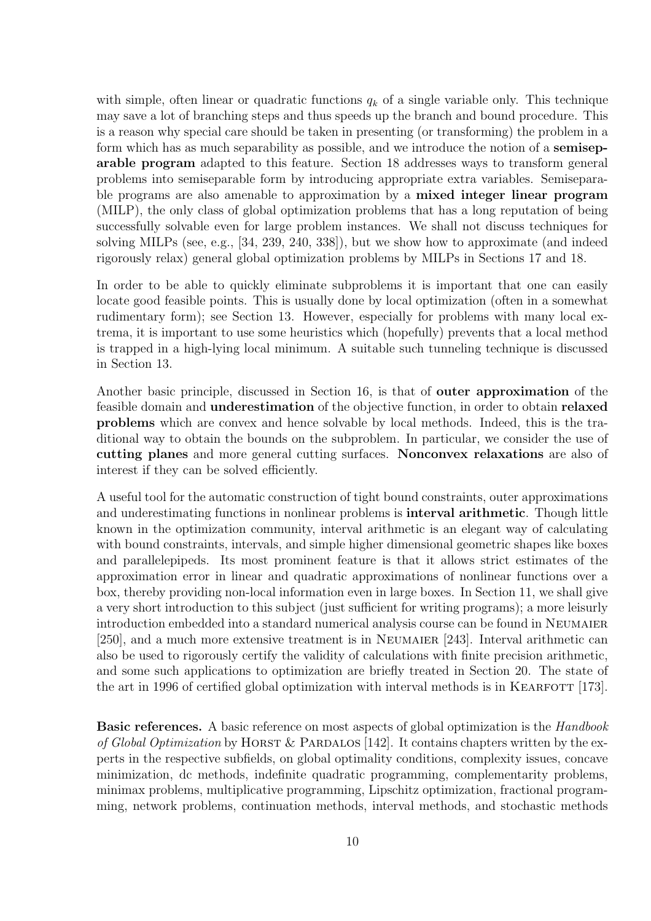with simple, often linear or quadratic functions $q_k$ of a single variable only. This technique may save a lot of branching steps and thus speeds up the branch and bound procedure. This is a reason why special care should be taken in presenting (or transforming) the problem in a form which has as much separability as possible, and we introduce the notion of a **semiseparable program** adapted to this feature. Section 18 addresses ways to transform general problems into semiseparable form by introducing appropriate extra variables. Semiseparable programs are also amenable to approximation by a **mixed integer linear program** (MILP), the only class of global optimization problems that has a long reputation of being successfully solvable even for large problem instances. We shall not discuss techniques for solving MILPs (see, e.g., [34, 239, 240, 338]), but we show how to approximate (and indeed rigorously relax) general global optimization problems by MILPs in Sections 17 and 18.

In order to be able to quickly eliminate subproblems it is important that one can easily locate good feasible points. This is usually done by local optimization (often in a somewhat rudimentary form); see Section 13. However, especially for problems with many local extrema, it is important to use some heuristics which (hopefully) prevents that a local method is trapped in a high-lying local minimum. A suitable such tunneling technique is discussed in Section 13.

Another basic principle, discussed in Section 16, is that of **outer approximation** of the feasible domain and **underestimation** of the objective function, in order to obtain **relaxed problems** which are convex and hence solvable by local methods. Indeed, this is the traditional way to obtain the bounds on the subproblem. In particular, we consider the use of **cutting planes** and more general cutting surfaces. **Nonconvex relaxations** are also of interest if they can be solved efficiently.

A useful tool for the automatic construction of tight bound constraints, outer approximations and underestimating functions in nonlinear problems is **interval arithmetic**. Though little known in the optimization community, interval arithmetic is an elegant way of calculating with bound constraints, intervals, and simple higher dimensional geometric shapes like boxes and parallelepipeds. Its most prominent feature is that it allows strict estimates of the approximation error in linear and quadratic approximations of nonlinear functions over a box, thereby providing non-local information even in large boxes. In Section 11, we shall give a very short introduction to this subject (just sufficient for writing programs); a more leisurly introduction embedded into a standard numerical analysis course can be found in Neumaier [250], and a much more extensive treatment is in Neumaier [243]. Interval arithmetic can also be used to rigorously certify the validity of calculations with finite precision arithmetic, and some such applications to optimization are briefly treated in Section 20. The state of the art in 1996 of certified global optimization with interval methods is in Kearfott [173].

**Basic references.** A basic reference on most aspects of global optimization is the *Handbook of Global Optimization* by Horst & Pardalos [142]. It contains chapters written by the experts in the respective subfields, on global optimality conditions, complexity issues, concave minimization, dc methods, indefinite quadratic programming, complementarity problems, minimax problems, multiplicative programming, Lipschitz optimization, fractional programming, network problems, continuation methods, interval methods, and stochastic methods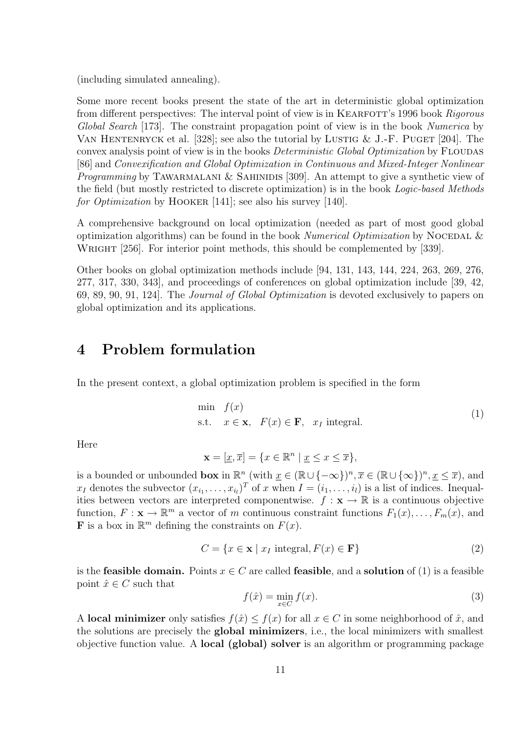(including simulated annealing).

Some more recent books present the state of the art in deterministic global optimization from different perspectives: The interval point of view is in Kearfott's 1996 book *Rigorous Global Search* [173]. The constraint propagation point of view is in the book *Numerica* by Van Hentenryck et al. [328]; see also the tutorial by Lustig & J.-F. Puget [204]. The convex analysis point of view is in the books *Deterministic Global Optimization* by Floudas [86] and *Convexification and Global Optimization in Continuous and Mixed-Integer Nonlinear Programming* by Tawarmalani & Sahinidis [309]. An attempt to give a synthetic view of the field (but mostly restricted to discrete optimization) is in the book *Logic-based Methods for Optimization* by Hooker [141]; see also his survey [140].

A comprehensive background on local optimization (needed as part of most good global optimization algorithms) can be found in the book *Numerical Optimization* by Nocedal & Wright [256]. For interior point methods, this should be complemented by [339].

Other books on global optimization methods include [94, 131, 143, 144, 224, 263, 269, 276, 277, 317, 330, 343], and proceedings of conferences on global optimization include [39, 42, 69, 89, 90, 91, 124]. The *Journal of Global Optimization* is devoted exclusively to papers on global optimization and its applications.

# 4 Problem formulation

In the present context, a global optimization problem is specified in the form

$$\begin{array}{ll} \min & f(x) \\ \text{s.t.} & x \in \mathbf{x}, \quad F(x) \in \mathbf{F}, \quad x_I \text{ integral.} \end{array} \tag{1}$$

Here

$$\mathbf{x} = [\underline{x}, \overline{x}] = \{x \in \mathbb{R}^n \mid \underline{x} \le x \le \overline{x}\},$$

is a bounded or unbounded **box** in $\mathbb{R}^n$ (with $\underline{x} \in (\mathbb{R} \cup \{-\infty\})^n, \overline{x} \in (\mathbb{R} \cup \{\infty\})^n, \underline{x} \le \overline{x}$), and $x_I$ denotes the subvector $(x_{i_1}, \ldots, x_{i_l})^T$ of $x$ when $I = (i_1, \ldots, i_l)$ is a list of indices. Inequalities between vectors are interpreted componentwise. $f : \mathbf{x} \to \mathbb{R}$ is a continuous objective function, $F : \mathbf{x} \to \mathbb{R}^m$ a vector of $m$ continuous constraint functions $F_1(x), \ldots, F_m(x)$, and $\mathbf{F}$ is a box in $\mathbb{R}^m$ defining the constraints on $F(x)$.

$$C = \{x \in \mathbf{x} \mid x_I \text{ integral}, F(x) \in \mathbf{F}\} \tag{2}$$

is the **feasible domain.** Points $x \in C$ are called **feasible**, and a **solution** of (1) is a feasible point $\hat{x} \in C$ such that

$$f(\hat{x}) = \min_{x \in C} f(x). \tag{3}$$

A **local minimizer** only satisfies $f(\hat{x}) \le f(x)$ for all $x \in C$ in some neighborhood of $\hat{x}$, and the solutions are precisely the **global minimizers**, i.e., the local minimizers with smallest objective function value. A **local (global) solver** is an algorithm or programming package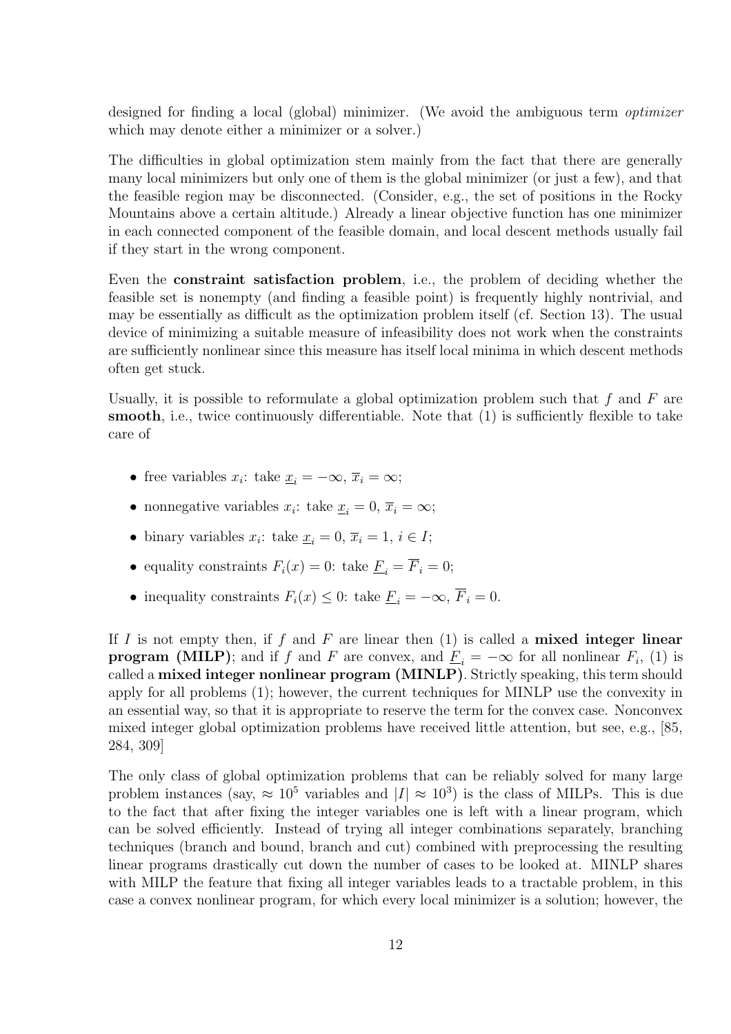designed for finding a local (global) minimizer. (We avoid the ambiguous term *optimizer* which may denote either a minimizer or a solver.)

The difficulties in global optimization stem mainly from the fact that there are generally many local minimizers but only one of them is the global minimizer (or just a few), and that the feasible region may be disconnected. (Consider, e.g., the set of positions in the Rocky Mountains above a certain altitude.) Already a linear objective function has one minimizer in each connected component of the feasible domain, and local descent methods usually fail if they start in the wrong component.

Even the **constraint satisfaction problem**, i.e., the problem of deciding whether the feasible set is nonempty (and finding a feasible point) is frequently highly nontrivial, and may be essentially as difficult as the optimization problem itself (cf. Section 13). The usual device of minimizing a suitable measure of infeasibility does not work when the constraints are sufficiently nonlinear since this measure has itself local minima in which descent methods often get stuck.

Usually, it is possible to reformulate a global optimization problem such that $f$ and $F$ are **smooth**, i.e., twice continuously differentiable. Note that (1) is sufficiently flexible to take care of

- free variables $x_i$: take $\underline{x}_i = -\infty$, $\overline{x}_i = \infty$;
- nonnegative variables $x_i$: take $\underline{x}_i = 0$, $\overline{x}_i = \infty$;
- binary variables $x_i$: take $\underline{x}_i = 0$, $\overline{x}_i = 1$, $i \in I$;
- equality constraints $F_i(x) = 0$: take $\underline{F}_i = \overline{F}_i = 0$;
- inequality constraints $F_i(x) \leq 0$: take $\underline{F}_i = -\infty$, $\overline{F}_i = 0$.

If $I$ is not empty then, if $f$ and $F$ are linear then (1) is called a **mixed integer linear program (MILP)**; and if $f$ and $F$ are convex, and $\underline{F}_i = -\infty$ for all nonlinear $F_i$, (1) is called a **mixed integer nonlinear program (MINLP)**. Strictly speaking, this term should apply for all problems (1); however, the current techniques for MINLP use the convexity in an essential way, so that it is appropriate to reserve the term for the convex case. Nonconvex mixed integer global optimization problems have received little attention, but see, e.g., [85, 284, 309]

The only class of global optimization problems that can be reliably solved for many large problem instances (say, $\approx 10^5$ variables and $|I| \approx 10^3$) is the class of MILPs. This is due to the fact that after fixing the integer variables one is left with a linear program, which can be solved efficiently. Instead of trying all integer combinations separately, branching techniques (branch and bound, branch and cut) combined with preprocessing the resulting linear programs drastically cut down the number of cases to be looked at. MINLP shares with MILP the feature that fixing all integer variables leads to a tractable problem, in this case a convex nonlinear program, for which every local minimizer is a solution; however, the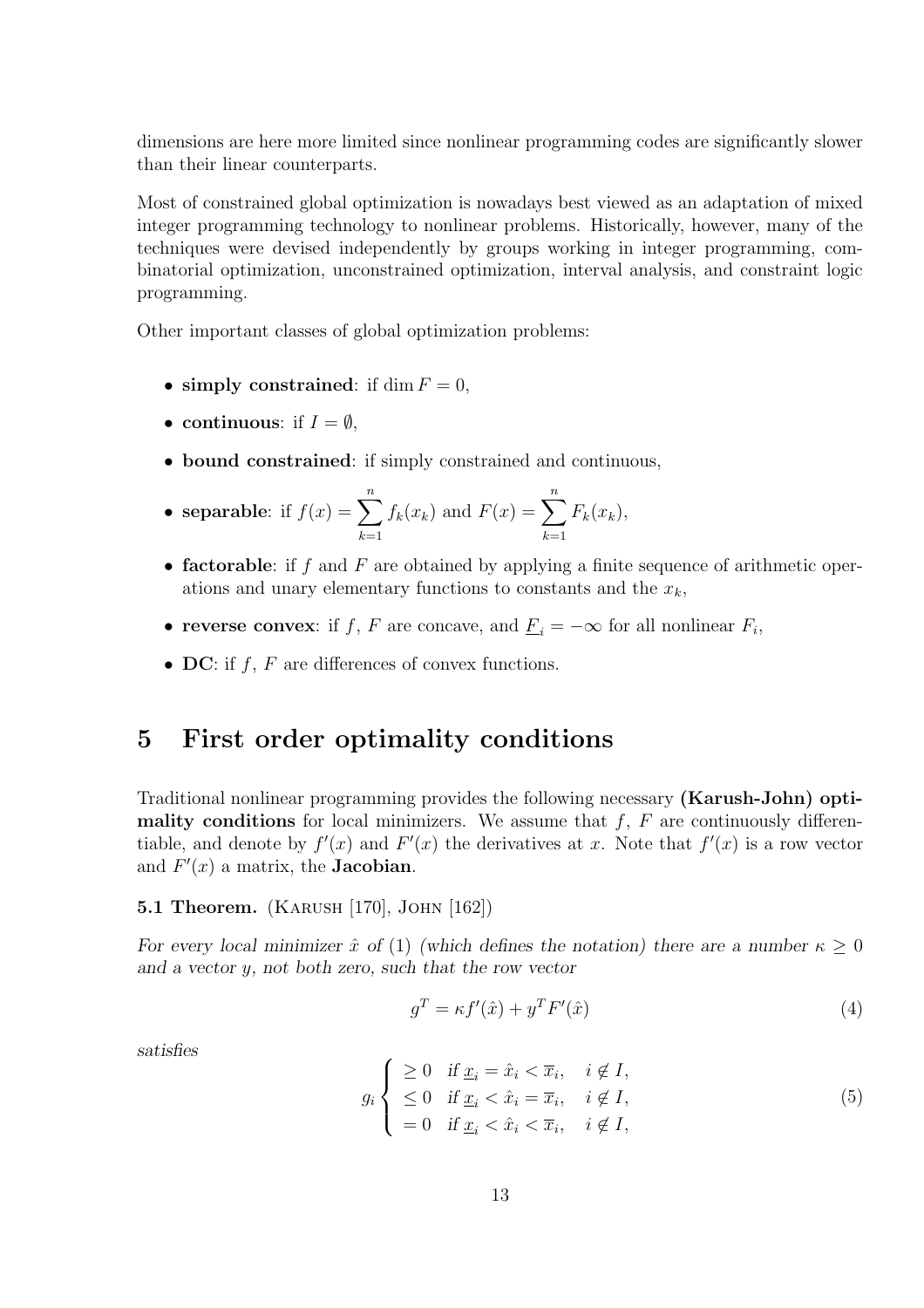dimensions are here more limited since nonlinear programming codes are significantly slower than their linear counterparts.

Most of constrained global optimization is nowadays best viewed as an adaptation of mixed integer programming technology to nonlinear problems. Historically, however, many of the techniques were devised independently by groups working in integer programming, combinatorial optimization, unconstrained optimization, interval analysis, and constraint logic programming.

Other important classes of global optimization problems:

- **simply constrained**: if $\dim F = 0$,
- **continuous**: if $I = \emptyset$,
- **bound constrained**: if simply constrained and continuous,
- **separable**: if $f(x) = \displaystyle\sum_{k=1}^{n} f_k(x_k)$ and $F(x) = \displaystyle\sum_{k=1}^{n} F_k(x_k)$,
- **factorable**: if $f$ and $F$ are obtained by applying a finite sequence of arithmetic operations and unary elementary functions to constants and the $x_k$,
- **reverse convex**: if $f$, $F$ are concave, and $\underline{F}_i = -\infty$ for all nonlinear $F_i$,
- **DC**: if $f$, $F$ are differences of convex functions.

# 5 First order optimality conditions

Traditional nonlinear programming provides the following necessary **(Karush-John) optimality conditions** for local minimizers. We assume that $f$, $F$ are continuously differentiable, and denote by $f'(x)$ and $F'(x)$ the derivatives at $x$. Note that $f'(x)$ is a row vector and $F'(x)$ a matrix, the **Jacobian**.

**5.1 Theorem.** (Karush [170], John [162])

*For every local minimizer $\hat{x}$ of (1) (which defines the notation) there are a number $\kappa \geq 0$ and a vector $y$, not both zero, such that the row vector*

$$g^T = \kappa f'(\hat{x}) + y^T F'(\hat{x}) \tag{4}$$

*satisfies*

$$g_i \begin{cases} \geq 0 & \text{if } \underline{x}_i = \hat{x}_i < \overline{x}_i, \quad i \notin I, \\ \leq 0 & \text{if } \underline{x}_i < \hat{x}_i = \overline{x}_i, \quad i \notin I, \\ = 0 & \text{if } \underline{x}_i < \hat{x}_i < \overline{x}_i, \quad i \notin I, \end{cases} \tag{5}$$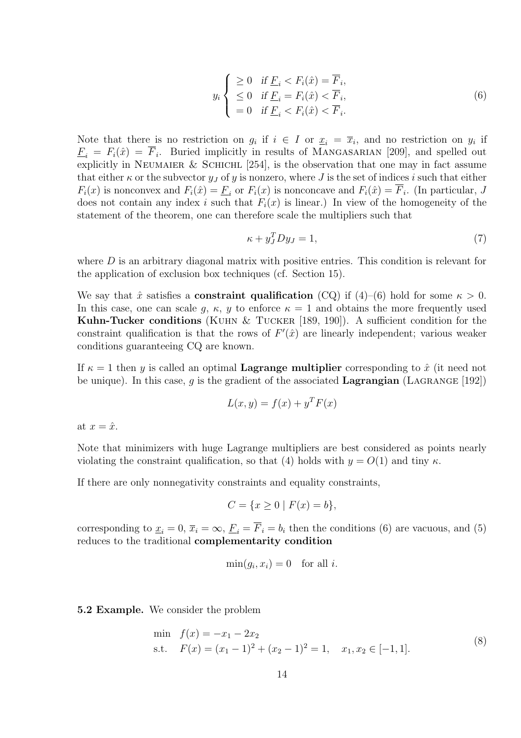$$
y_i \begin{cases} \geq 0 & \text{if } \underline{F}_i < F_i(\hat{x}) = \overline{F}_i, \\ \leq 0 & \text{if } \underline{F}_i = F_i(\hat{x}) < \overline{F}_i, \\ = 0 & \text{if } \underline{F}_i < F_i(\hat{x}) < \overline{F}_i. \end{cases} \tag{6}
$$

Note that there is no restriction on $g_i$ if $i \in I$ or $\underline{x}_i = \overline{x}_i$, and no restriction on $y_i$ if $\underline{F}_i = F_i(\hat{x}) = \overline{F}_i$. Buried implicitly in results of Mangasarian [209], and spelled out explicitly in Neumaier & Schichl [254], is the observation that one may in fact assume that either $\kappa$ or the subvector $y_J$ of $y$ is nonzero, where $J$ is the set of indices $i$ such that either $F_i(x)$ is nonconvex and $F_i(\hat{x}) = \underline{F}_i$ or $F_i(x)$ is nonconcave and $F_i(\hat{x}) = \overline{F}_i$. (In particular, $J$ does not contain any index $i$ such that $F_i(x)$ is linear.) In view of the homogeneity of the statement of the theorem, one can therefore scale the multipliers such that

$$
\kappa + y_J^T D y_J = 1, \tag{7}
$$

where $D$ is an arbitrary diagonal matrix with positive entries. This condition is relevant for the application of exclusion box techniques (cf. Section 15).

We say that $\hat{x}$ satisfies a **constraint qualification** (CQ) if (4)–(6) hold for some $\kappa > 0$. In this case, one can scale $g$, $\kappa$, $y$ to enforce $\kappa = 1$ and obtains the more frequently used **Kuhn-Tucker conditions** (Kuhn & Tucker [189, 190]). A sufficient condition for the constraint qualification is that the rows of $F'(\hat{x})$ are linearly independent; various weaker conditions guaranteeing CQ are known.

If $\kappa = 1$ then $y$ is called an optimal **Lagrange multiplier** corresponding to $\hat{x}$ (it need not be unique). In this case, $g$ is the gradient of the associated **Lagrangian** (Lagrange [192])

$$
L(x, y) = f(x) + y^T F(x)
$$

at $x = \hat{x}$.

Note that minimizers with huge Lagrange multipliers are best considered as points nearly violating the constraint qualification, so that (4) holds with $y = O(1)$ and tiny $\kappa$.

If there are only nonnegativity constraints and equality constraints,

$$
C = \{x \geq 0 \mid F(x) = b\},
$$

corresponding to $\underline{x}_i = 0$, $\overline{x}_i = \infty$, $\underline{F}_i = \overline{F}_i = b_i$ then the conditions (6) are vacuous, and (5) reduces to the traditional **complementarity condition**

$$
\min(g_i, x_i) = 0 \quad \text{for all } i.
$$

**5.2 Example.** We consider the problem

$$
\begin{aligned}
\min \quad & f(x) = -x_1 - 2x_2 \\
\text{s.t.} \quad & F(x) = (x_1 - 1)^2 + (x_2 - 1)^2 = 1, \quad x_1, x_2 \in [-1, 1].
\end{aligned} \tag{8}
$$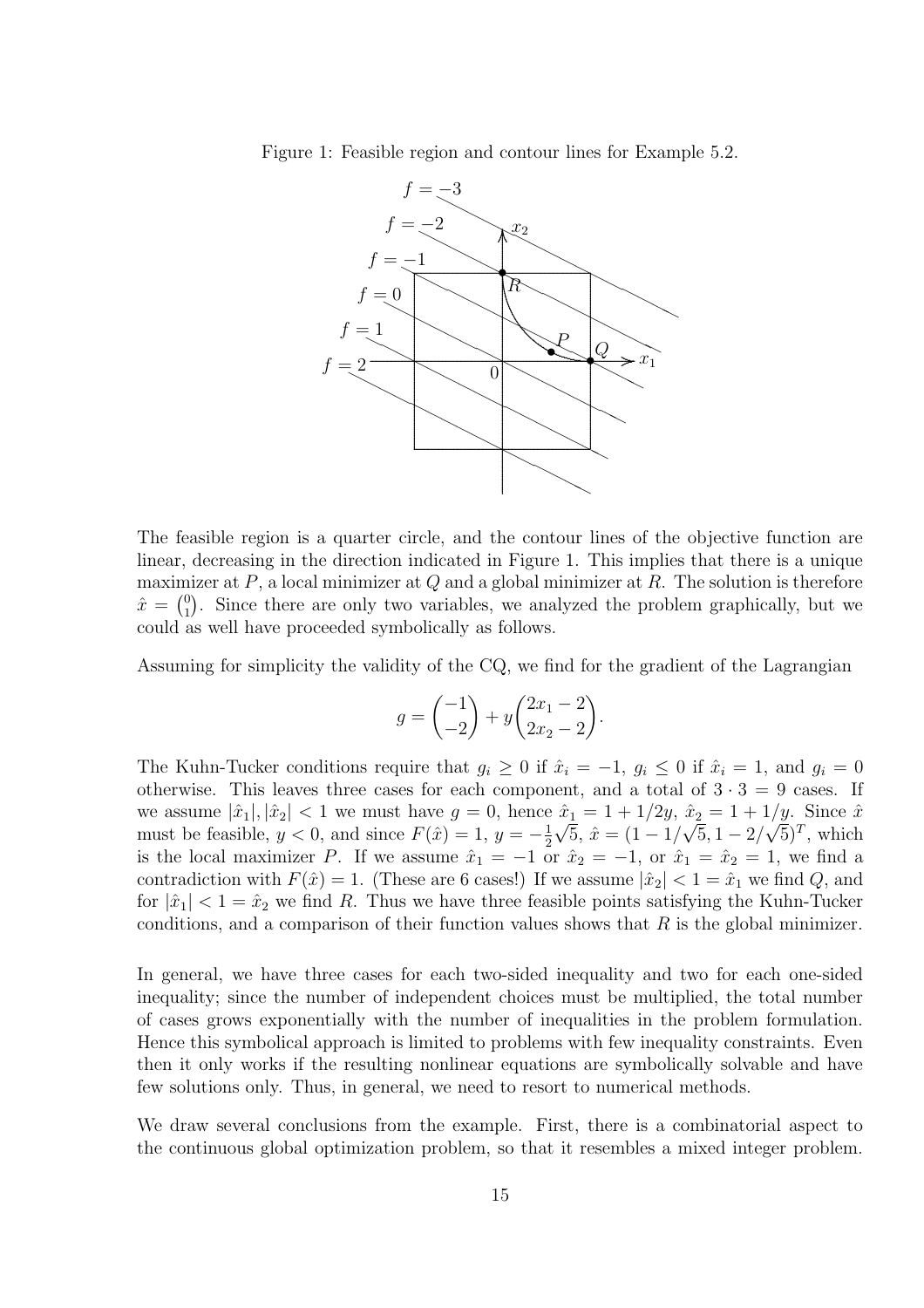Figure 1: Feasible region and contour lines for Example 5.2.

The feasible region is a quarter circle, and the contour lines of the objective function are linear, decreasing in the direction indicated in Figure 1. This implies that there is a unique maximizer at $P$, a local minimizer at $Q$ and a global minimizer at $R$. The solution is therefore $\hat{x} = \binom{0}{1}$. Since there are only two variables, we analyzed the problem graphically, but we could as well have proceeded symbolically as follows.

Assuming for simplicity the validity of the CQ, we find for the gradient of the Lagrangian

$$g = \begin{pmatrix} -1 \\ -2 \end{pmatrix} + y \begin{pmatrix} 2x_1 - 2 \\ 2x_2 - 2 \end{pmatrix}.$$

The Kuhn-Tucker conditions require that $g_i \geq 0$ if $\hat{x}_i = -1$, $g_i \leq 0$ if $\hat{x}_i = 1$, and $g_i = 0$ otherwise. This leaves three cases for each component, and a total of $3 \cdot 3 = 9$ cases. If we assume $|\hat{x}_1|, |\hat{x}_2| < 1$ we must have $g = 0$, hence $\hat{x}_1 = 1 + 1/2y$, $\hat{x}_2 = 1 + 1/y$. Since $\hat{x}$ must be feasible, $y < 0$, and since $F(\hat{x}) = 1$, $y = -\frac{1}{2}\sqrt{5}$, $\hat{x} = (1 - 1/\sqrt{5}, 1 - 2/\sqrt{5})^T$, which is the local maximizer $P$. If we assume $\hat{x}_1 = -1$ or $\hat{x}_2 = -1$, or $\hat{x}_1 = \hat{x}_2 = 1$, we find a contradiction with $F(\hat{x}) = 1$. (These are 6 cases!) If we assume $|\hat{x}_2| < 1 = \hat{x}_1$ we find $Q$, and for $|\hat{x}_1| < 1 = \hat{x}_2$ we find $R$. Thus we have three feasible points satisfying the Kuhn-Tucker conditions, and a comparison of their function values shows that $R$ is the global minimizer.

In general, we have three cases for each two-sided inequality and two for each one-sided inequality; since the number of independent choices must be multiplied, the total number of cases grows exponentially with the number of inequalities in the problem formulation. Hence this symbolical approach is limited to problems with few inequality constraints. Even then it only works if the resulting nonlinear equations are symbolically solvable and have few solutions only. Thus, in general, we need to resort to numerical methods.

We draw several conclusions from the example. First, there is a combinatorial aspect to the continuous global optimization problem, so that it resembles a mixed integer problem.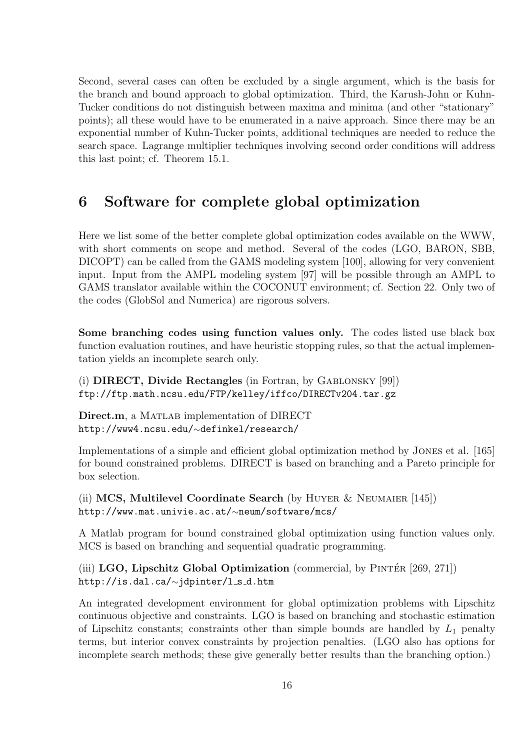Second, several cases can often be excluded by a single argument, which is the basis for the branch and bound approach to global optimization. Third, the Karush-John or Kuhn-Tucker conditions do not distinguish between maxima and minima (and other "stationary" points); all these would have to be enumerated in a naive approach. Since there may be an exponential number of Kuhn-Tucker points, additional techniques are needed to reduce the search space. Lagrange multiplier techniques involving second order conditions will address this last point; cf. Theorem 15.1.

# 6 Software for complete global optimization

Here we list some of the better complete global optimization codes available on the WWW, with short comments on scope and method. Several of the codes (LGO, BARON, SBB, DICOPT) can be called from the GAMS modeling system [100], allowing for very convenient input. Input from the AMPL modeling system [97] will be possible through an AMPL to GAMS translator available within the COCONUT environment; cf. Section 22. Only two of the codes (GlobSol and Numerica) are rigorous solvers.

**Some branching codes using function values only.** The codes listed use black box function evaluation routines, and have heuristic stopping rules, so that the actual implementation yields an incomplete search only.

(i) **DIRECT, Divide Rectangles** (in Fortran, by Gablonsky [99])
`ftp://ftp.math.ncsu.edu/FTP/kelley/iffco/DIRECTv204.tar.gz`

**Direct.m**, a Matlab implementation of DIRECT
`http://www4.ncsu.edu/~definkel/research/`

Implementations of a simple and efficient global optimization method by Jones et al. [165] for bound constrained problems. DIRECT is based on branching and a Pareto principle for box selection.

(ii) **MCS, Multilevel Coordinate Search** (by Huyer & Neumaier [145])
`http://www.mat.univie.ac.at/~neum/software/mcs/`

A Matlab program for bound constrained global optimization using function values only. MCS is based on branching and sequential quadratic programming.

(iii) **LGO, Lipschitz Global Optimization** (commercial, by Pintér [269, 271])
`http://is.dal.ca/~jdpinter/l_s_d.htm`

An integrated development environment for global optimization problems with Lipschitz continuous objective and constraints. LGO is based on branching and stochastic estimation of Lipschitz constants; constraints other than simple bounds are handled by $L_1$ penalty terms, but interior convex constraints by projection penalties. (LGO also has options for incomplete search methods; these give generally better results than the branching option.)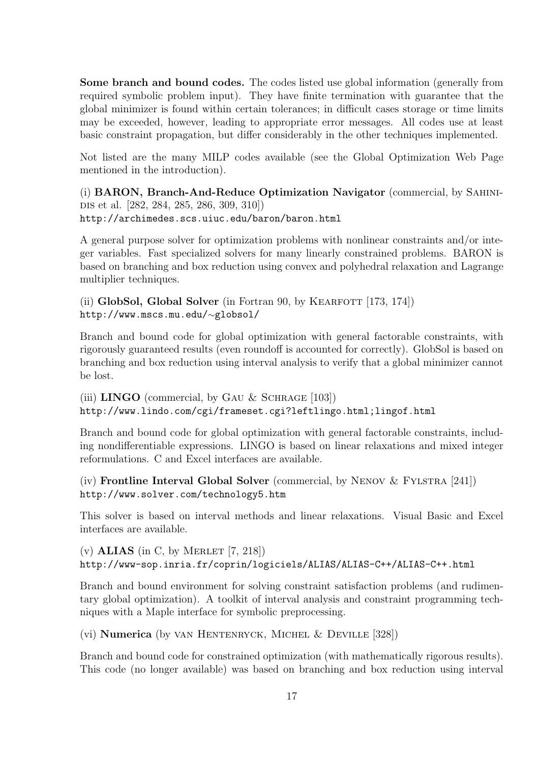**Some branch and bound codes.** The codes listed use global information (generally from required symbolic problem input). They have finite termination with guarantee that the global minimizer is found within certain tolerances; in difficult cases storage or time limits may be exceeded, however, leading to appropriate error messages. All codes use at least basic constraint propagation, but differ considerably in the other techniques implemented.

Not listed are the many MILP codes available (see the Global Optimization Web Page mentioned in the introduction).

(i) **BARON, Branch-And-Reduce Optimization Navigator** (commercial, by Sahinidis et al. [282, 284, 285, 286, 309, 310])
`http://archimedes.scs.uiuc.edu/baron/baron.html`

A general purpose solver for optimization problems with nonlinear constraints and/or integer variables. Fast specialized solvers for many linearly constrained problems. BARON is based on branching and box reduction using convex and polyhedral relaxation and Lagrange multiplier techniques.

(ii) **GlobSol, Global Solver** (in Fortran 90, by Kearfott [173, 174])
`http://www.mscs.mu.edu/~globsol/`

Branch and bound code for global optimization with general factorable constraints, with rigorously guaranteed results (even roundoff is accounted for correctly). GlobSol is based on branching and box reduction using interval analysis to verify that a global minimizer cannot be lost.

(iii) **LINGO** (commercial, by Gau & Schrage [103])
`http://www.lindo.com/cgi/frameset.cgi?leftlingo.html;lingof.html`

Branch and bound code for global optimization with general factorable constraints, including nondifferentiable expressions. LINGO is based on linear relaxations and mixed integer reformulations. C and Excel interfaces are available.

(iv) **Frontline Interval Global Solver** (commercial, by Nenov & Fylstra [241])
`http://www.solver.com/technology5.htm`

This solver is based on interval methods and linear relaxations. Visual Basic and Excel interfaces are available.

(v) **ALIAS** (in C, by Merlet [7, 218])
`http://www-sop.inria.fr/coprin/logiciels/ALIAS/ALIAS-C++/ALIAS-C++.html`

Branch and bound environment for solving constraint satisfaction problems (and rudimentary global optimization). A toolkit of interval analysis and constraint programming techniques with a Maple interface for symbolic preprocessing.

(vi) **Numerica** (by van Hentenryck, Michel & Deville [328])

Branch and bound code for constrained optimization (with mathematically rigorous results). This code (no longer available) was based on branching and box reduction using interval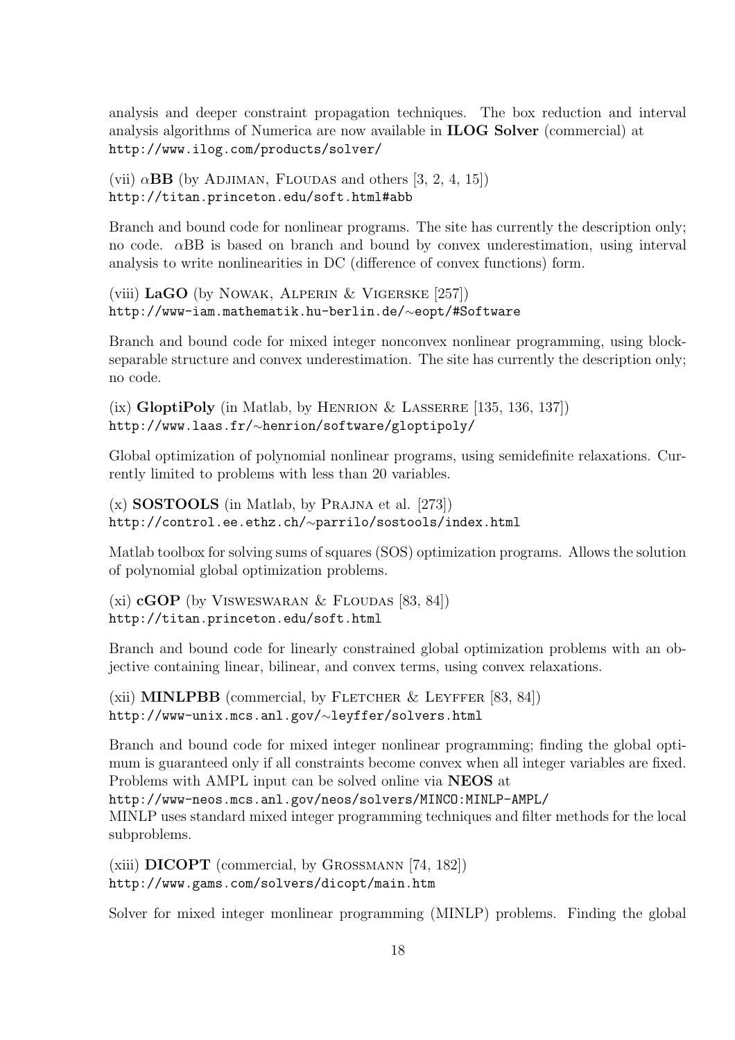analysis and deeper constraint propagation techniques. The box reduction and interval analysis algorithms of Numerica are now available in **ILOG Solver** (commercial) at
http://www.ilog.com/products/solver/

(vii) $\alpha$**BB** (by Adjiman, Floudas and others [3, 2, 4, 15])
http://titan.princeton.edu/soft.html#abb

Branch and bound code for nonlinear programs. The site has currently the description only; no code. $\alpha$BB is based on branch and bound by convex underestimation, using interval analysis to write nonlinearities in DC (difference of convex functions) form.

(viii) **LaGO** (by Nowak, Alperin & Vigerske [257])
http://www-iam.mathematik.hu-berlin.de/∼eopt/#Software

Branch and bound code for mixed integer nonconvex nonlinear programming, using block-separable structure and convex underestimation. The site has currently the description only; no code.

(ix) **GloptiPoly** (in Matlab, by Henrion & Lasserre [135, 136, 137])
http://www.laas.fr/∼henrion/software/gloptipoly/

Global optimization of polynomial nonlinear programs, using semidefinite relaxations. Currently limited to problems with less than 20 variables.

(x) **SOSTOOLS** (in Matlab, by Prajna et al. [273])
http://control.ee.ethz.ch/∼parrilo/sostools/index.html

Matlab toolbox for solving sums of squares (SOS) optimization programs. Allows the solution of polynomial global optimization problems.

(xi) **cGOP** (by Visweswaran & Floudas [83, 84])
http://titan.princeton.edu/soft.html

Branch and bound code for linearly constrained global optimization problems with an objective containing linear, bilinear, and convex terms, using convex relaxations.

(xii) **MINLPBB** (commercial, by Fletcher & Leyffer [83, 84])
http://www-unix.mcs.anl.gov/∼leyffer/solvers.html

Branch and bound code for mixed integer nonlinear programming; finding the global optimum is guaranteed only if all constraints become convex when all integer variables are fixed. Problems with AMPL input can be solved online via **NEOS** at
http://www-neos.mcs.anl.gov/neos/solvers/MINCO:MINLP-AMPL/
MINLP uses standard mixed integer programming techniques and filter methods for the local subproblems.

(xiii) **DICOPT** (commercial, by Grossmann [74, 182])
http://www.gams.com/solvers/dicopt/main.htm

Solver for mixed integer monlinear programming (MINLP) problems. Finding the global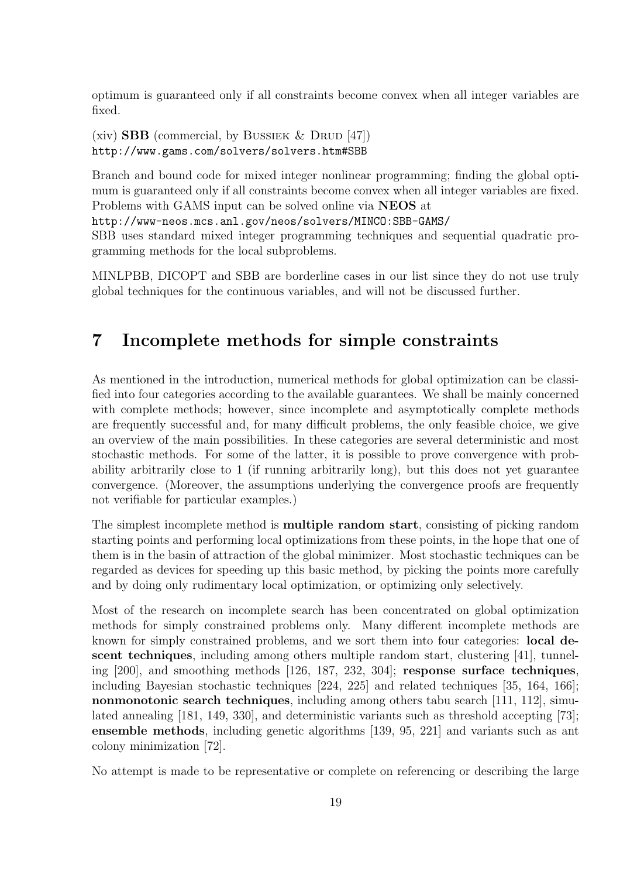optimum is guaranteed only if all constraints become convex when all integer variables are fixed.

(xiv) **SBB** (commercial, by Bussiek & Drud [47])
http://www.gams.com/solvers/solvers.htm#SBB

Branch and bound code for mixed integer nonlinear programming; finding the global optimum is guaranteed only if all constraints become convex when all integer variables are fixed. Problems with GAMS input can be solved online via **NEOS** at
http://www-neos.mcs.anl.gov/neos/solvers/MINCO:SBB-GAMS/
SBB uses standard mixed integer programming techniques and sequential quadratic programming methods for the local subproblems.

MINLPBB, DICOPT and SBB are borderline cases in our list since they do not use truly global techniques for the continuous variables, and will not be discussed further.

# 7 Incomplete methods for simple constraints

As mentioned in the introduction, numerical methods for global optimization can be classified into four categories according to the available guarantees. We shall be mainly concerned with complete methods; however, since incomplete and asymptotically complete methods are frequently successful and, for many difficult problems, the only feasible choice, we give an overview of the main possibilities. In these categories are several deterministic and most stochastic methods. For some of the latter, it is possible to prove convergence with probability arbitrarily close to 1 (if running arbitrarily long), but this does not yet guarantee convergence. (Moreover, the assumptions underlying the convergence proofs are frequently not verifiable for particular examples.)

The simplest incomplete method is **multiple random start**, consisting of picking random starting points and performing local optimizations from these points, in the hope that one of them is in the basin of attraction of the global minimizer. Most stochastic techniques can be regarded as devices for speeding up this basic method, by picking the points more carefully and by doing only rudimentary local optimization, or optimizing only selectively.

Most of the research on incomplete search has been concentrated on global optimization methods for simply constrained problems only. Many different incomplete methods are known for simply constrained problems, and we sort them into four categories: **local descent techniques**, including among others multiple random start, clustering [41], tunneling [200], and smoothing methods [126, 187, 232, 304]; **response surface techniques**, including Bayesian stochastic techniques [224, 225] and related techniques [35, 164, 166]; **nonmonotonic search techniques**, including among others tabu search [111, 112], simulated annealing [181, 149, 330], and deterministic variants such as threshold accepting [73]; **ensemble methods**, including genetic algorithms [139, 95, 221] and variants such as ant colony minimization [72].

No attempt is made to be representative or complete on referencing or describing the large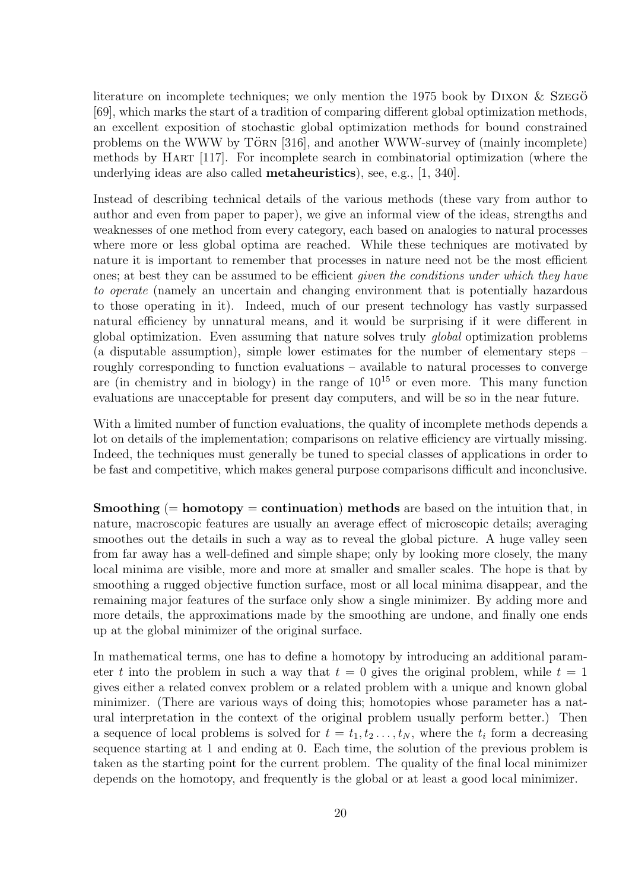literature on incomplete techniques; we only mention the 1975 book by Dixon & Szegö [69], which marks the start of a tradition of comparing different global optimization methods, an excellent exposition of stochastic global optimization methods for bound constrained problems on the WWW by Törn [316], and another WWW-survey of (mainly incomplete) methods by Hart [117]. For incomplete search in combinatorial optimization (where the underlying ideas are also called **metaheuristics**), see, e.g., [1, 340].

Instead of describing technical details of the various methods (these vary from author to author and even from paper to paper), we give an informal view of the ideas, strengths and weaknesses of one method from every category, each based on analogies to natural processes where more or less global optima are reached. While these techniques are motivated by nature it is important to remember that processes in nature need not be the most efficient ones; at best they can be assumed to be efficient *given the conditions under which they have to operate* (namely an uncertain and changing environment that is potentially hazardous to those operating in it). Indeed, much of our present technology has vastly surpassed natural efficiency by unnatural means, and it would be surprising if it were different in global optimization. Even assuming that nature solves truly *global* optimization problems (a disputable assumption), simple lower estimates for the number of elementary steps – roughly corresponding to function evaluations – available to natural processes to converge are (in chemistry and in biology) in the range of $10^{15}$ or even more. This many function evaluations are unacceptable for present day computers, and will be so in the near future.

With a limited number of function evaluations, the quality of incomplete methods depends a lot on details of the implementation; comparisons on relative efficiency are virtually missing. Indeed, the techniques must generally be tuned to special classes of applications in order to be fast and competitive, which makes general purpose comparisons difficult and inconclusive.

**Smoothing (= homotopy = continuation) methods** are based on the intuition that, in nature, macroscopic features are usually an average effect of microscopic details; averaging smoothes out the details in such a way as to reveal the global picture. A huge valley seen from far away has a well-defined and simple shape; only by looking more closely, the many local minima are visible, more and more at smaller and smaller scales. The hope is that by smoothing a rugged objective function surface, most or all local minima disappear, and the remaining major features of the surface only show a single minimizer. By adding more and more details, the approximations made by the smoothing are undone, and finally one ends up at the global minimizer of the original surface.

In mathematical terms, one has to define a homotopy by introducing an additional parameter $t$ into the problem in such a way that $t = 0$ gives the original problem, while $t = 1$ gives either a related convex problem or a related problem with a unique and known global minimizer. (There are various ways of doing this; homotopies whose parameter has a natural interpretation in the context of the original problem usually perform better.) Then a sequence of local problems is solved for $t = t_1, t_2 \ldots, t_N$, where the $t_i$ form a decreasing sequence starting at 1 and ending at 0. Each time, the solution of the previous problem is taken as the starting point for the current problem. The quality of the final local minimizer depends on the homotopy, and frequently is the global or at least a good local minimizer.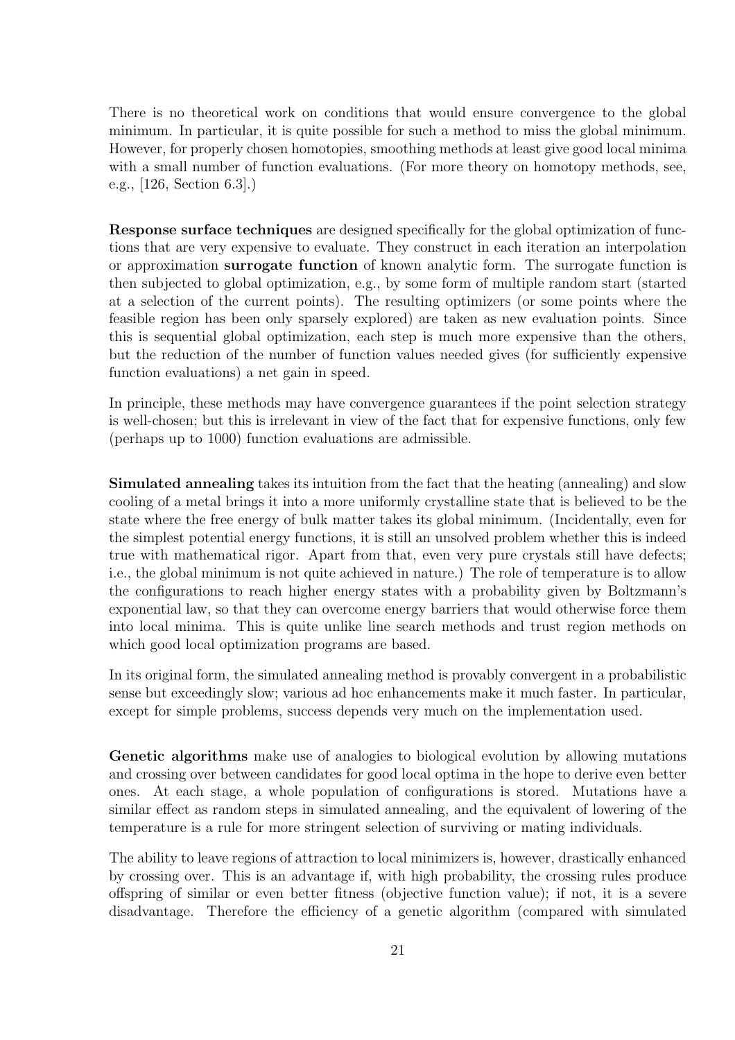There is no theoretical work on conditions that would ensure convergence to the global minimum. In particular, it is quite possible for such a method to miss the global minimum. However, for properly chosen homotopies, smoothing methods at least give good local minima with a small number of function evaluations. (For more theory on homotopy methods, see, e.g., [126, Section 6.3].)

**Response surface techniques** are designed specifically for the global optimization of functions that are very expensive to evaluate. They construct in each iteration an interpolation or approximation **surrogate function** of known analytic form. The surrogate function is then subjected to global optimization, e.g., by some form of multiple random start (started at a selection of the current points). The resulting optimizers (or some points where the feasible region has been only sparsely explored) are taken as new evaluation points. Since this is sequential global optimization, each step is much more expensive than the others, but the reduction of the number of function values needed gives (for sufficiently expensive function evaluations) a net gain in speed.

In principle, these methods may have convergence guarantees if the point selection strategy is well-chosen; but this is irrelevant in view of the fact that for expensive functions, only few (perhaps up to 1000) function evaluations are admissible.

**Simulated annealing** takes its intuition from the fact that the heating (annealing) and slow cooling of a metal brings it into a more uniformly crystalline state that is believed to be the state where the free energy of bulk matter takes its global minimum. (Incidentally, even for the simplest potential energy functions, it is still an unsolved problem whether this is indeed true with mathematical rigor. Apart from that, even very pure crystals still have defects; i.e., the global minimum is not quite achieved in nature.) The role of temperature is to allow the configurations to reach higher energy states with a probability given by Boltzmann's exponential law, so that they can overcome energy barriers that would otherwise force them into local minima. This is quite unlike line search methods and trust region methods on which good local optimization programs are based.

In its original form, the simulated annealing method is provably convergent in a probabilistic sense but exceedingly slow; various ad hoc enhancements make it much faster. In particular, except for simple problems, success depends very much on the implementation used.

**Genetic algorithms** make use of analogies to biological evolution by allowing mutations and crossing over between candidates for good local optima in the hope to derive even better ones. At each stage, a whole population of configurations is stored. Mutations have a similar effect as random steps in simulated annealing, and the equivalent of lowering of the temperature is a rule for more stringent selection of surviving or mating individuals.

The ability to leave regions of attraction to local minimizers is, however, drastically enhanced by crossing over. This is an advantage if, with high probability, the crossing rules produce offspring of similar or even better fitness (objective function value); if not, it is a severe disadvantage. Therefore the efficiency of a genetic algorithm (compared with simulated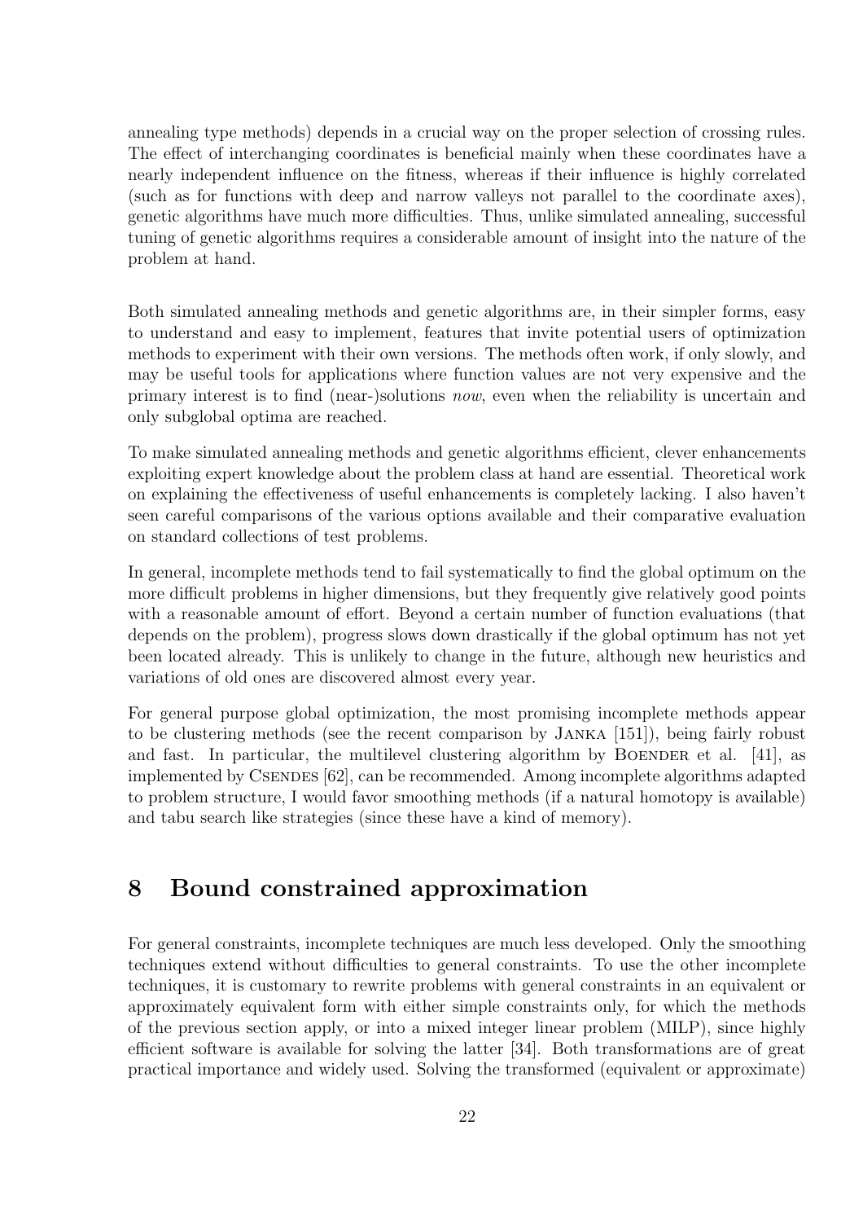annealing type methods) depends in a crucial way on the proper selection of crossing rules. The effect of interchanging coordinates is beneficial mainly when these coordinates have a nearly independent influence on the fitness, whereas if their influence is highly correlated (such as for functions with deep and narrow valleys not parallel to the coordinate axes), genetic algorithms have much more difficulties. Thus, unlike simulated annealing, successful tuning of genetic algorithms requires a considerable amount of insight into the nature of the problem at hand.

Both simulated annealing methods and genetic algorithms are, in their simpler forms, easy to understand and easy to implement, features that invite potential users of optimization methods to experiment with their own versions. The methods often work, if only slowly, and may be useful tools for applications where function values are not very expensive and the primary interest is to find (near-)solutions *now*, even when the reliability is uncertain and only subglobal optima are reached.

To make simulated annealing methods and genetic algorithms efficient, clever enhancements exploiting expert knowledge about the problem class at hand are essential. Theoretical work on explaining the effectiveness of useful enhancements is completely lacking. I also haven't seen careful comparisons of the various options available and their comparative evaluation on standard collections of test problems.

In general, incomplete methods tend to fail systematically to find the global optimum on the more difficult problems in higher dimensions, but they frequently give relatively good points with a reasonable amount of effort. Beyond a certain number of function evaluations (that depends on the problem), progress slows down drastically if the global optimum has not yet been located already. This is unlikely to change in the future, although new heuristics and variations of old ones are discovered almost every year.

For general purpose global optimization, the most promising incomplete methods appear to be clustering methods (see the recent comparison by Janka [151]), being fairly robust and fast. In particular, the multilevel clustering algorithm by Boender et al. [41], as implemented by Csendes [62], can be recommended. Among incomplete algorithms adapted to problem structure, I would favor smoothing methods (if a natural homotopy is available) and tabu search like strategies (since these have a kind of memory).

# 8 Bound constrained approximation

For general constraints, incomplete techniques are much less developed. Only the smoothing techniques extend without difficulties to general constraints. To use the other incomplete techniques, it is customary to rewrite problems with general constraints in an equivalent or approximately equivalent form with either simple constraints only, for which the methods of the previous section apply, or into a mixed integer linear problem (MILP), since highly efficient software is available for solving the latter [34]. Both transformations are of great practical importance and widely used. Solving the transformed (equivalent or approximate)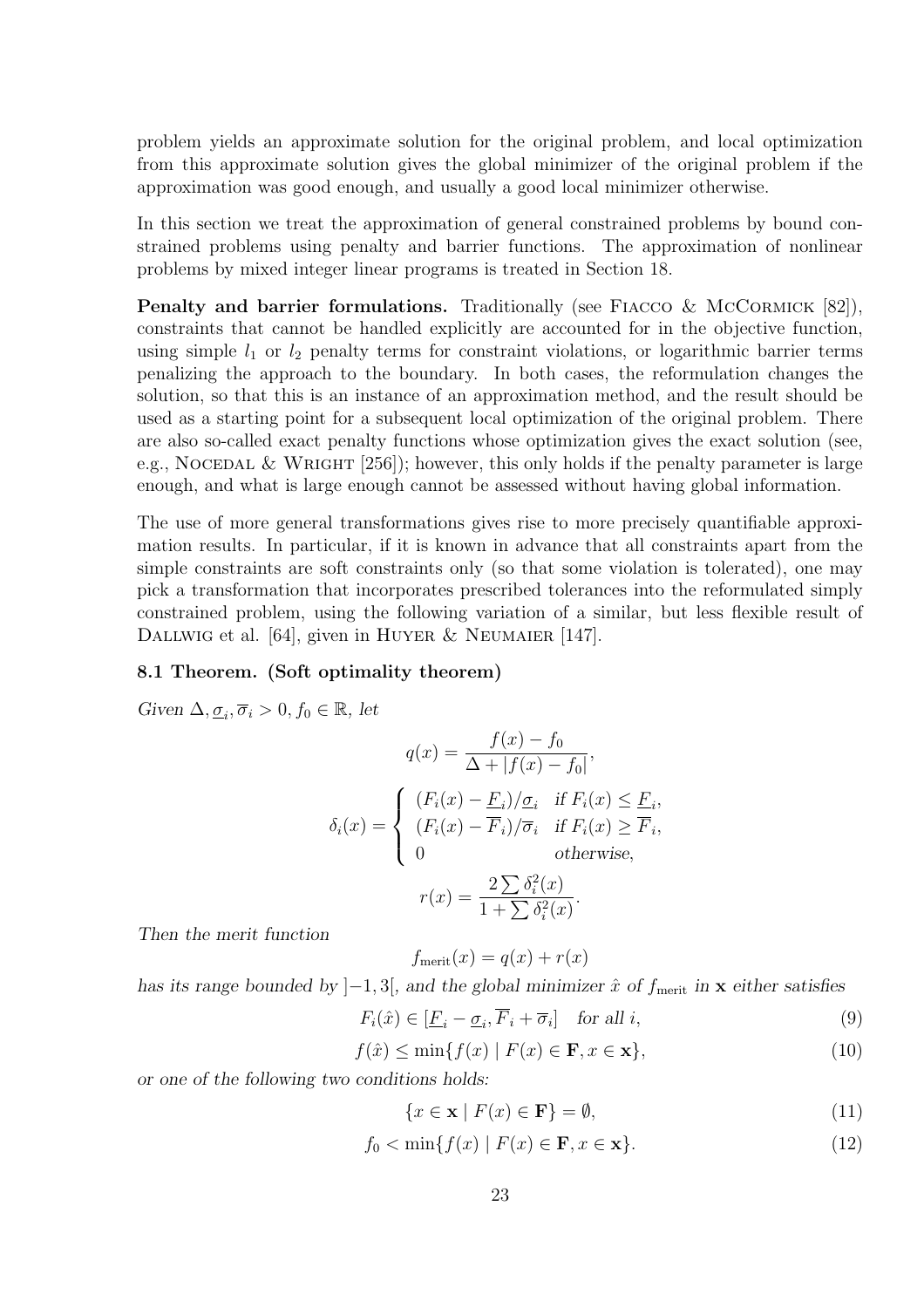problem yields an approximate solution for the original problem, and local optimization from this approximate solution gives the global minimizer of the original problem if the approximation was good enough, and usually a good local minimizer otherwise.

In this section we treat the approximation of general constrained problems by bound constrained problems using penalty and barrier functions. The approximation of nonlinear problems by mixed integer linear programs is treated in Section 18.

**Penalty and barrier formulations.** Traditionally (see Fiacco & McCormick [82]), constraints that cannot be handled explicitly are accounted for in the objective function, using simple $l_1$ or $l_2$ penalty terms for constraint violations, or logarithmic barrier terms penalizing the approach to the boundary. In both cases, the reformulation changes the solution, so that this is an instance of an approximation method, and the result should be used as a starting point for a subsequent local optimization of the original problem. There are also so-called exact penalty functions whose optimization gives the exact solution (see, e.g., Nocedal & Wright [256]); however, this only holds if the penalty parameter is large enough, and what is large enough cannot be assessed without having global information.

The use of more general transformations gives rise to more precisely quantifiable approximation results. In particular, if it is known in advance that all constraints apart from the simple constraints are soft constraints only (so that some violation is tolerated), one may pick a transformation that incorporates prescribed tolerances into the reformulated simply constrained problem, using the following variation of a similar, but less flexible result of Dallwig et al. [64], given in Huyer & Neumaier [147].

**8.1 Theorem. (Soft optimality theorem)**

*Given* $\Delta, \underline{\sigma}_i, \overline{\sigma}_i > 0, f_0 \in \mathbb{R}$, *let*

$$q(x) = \frac{f(x) - f_0}{\Delta + |f(x) - f_0|},$$

$$\delta_i(x) = \begin{cases} (F_i(x) - \underline{F}_i)/\underline{\sigma}_i & \text{if } F_i(x) \leq \underline{F}_i, \\ (F_i(x) - \overline{F}_i)/\overline{\sigma}_i & \text{if } F_i(x) \geq \overline{F}_i, \\ 0 & \text{otherwise,} \end{cases}$$

$$r(x) = \frac{2\sum \delta_i^2(x)}{1 + \sum \delta_i^2(x)}.$$

*Then the merit function*

$$f_{\text{merit}}(x) = q(x) + r(x)$$

*has its range bounded by* $]-1, 3[$, *and the global minimizer* $\hat{x}$ *of* $f_{\text{merit}}$ *in* $\mathbf{x}$ *either satisfies*

$$F_i(\hat{x}) \in [\underline{F}_i - \underline{\sigma}_i, \overline{F}_i + \overline{\sigma}_i] \quad \text{for all } i, \tag{9}$$

$$f(\hat{x}) \leq \min\{f(x) \mid F(x) \in \mathbf{F}, x \in \mathbf{x}\}, \tag{10}$$

*or one of the following two conditions holds:*

$$\{x \in \mathbf{x} \mid F(x) \in \mathbf{F}\} = \emptyset, \tag{11}$$

$$f_0 < \min\{f(x) \mid F(x) \in \mathbf{F}, x \in \mathbf{x}\}. \tag{12}$$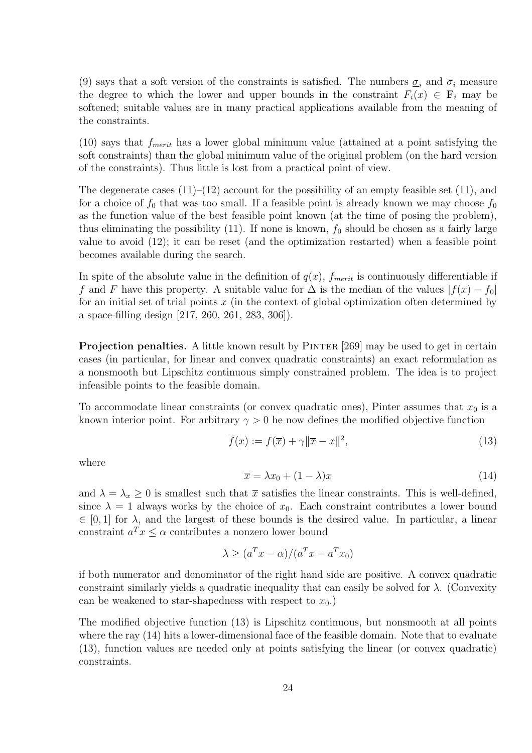(9) says that a soft version of the constraints is satisfied. The numbers $\underline{\sigma}_i$ and $\overline{\sigma}_i$ measure the degree to which the lower and upper bounds in the constraint $F_i(x) \in \mathbf{F}_i$ may be softened; suitable values are in many practical applications available from the meaning of the constraints.

(10) says that $f_{merit}$ has a lower global minimum value (attained at a point satisfying the soft constraints) than the global minimum value of the original problem (on the hard version of the constraints). Thus little is lost from a practical point of view.

The degenerate cases (11)–(12) account for the possibility of an empty feasible set (11), and for a choice of $f_0$ that was too small. If a feasible point is already known we may choose $f_0$ as the function value of the best feasible point known (at the time of posing the problem), thus eliminating the possibility (11). If none is known, $f_0$ should be chosen as a fairly large value to avoid (12); it can be reset (and the optimization restarted) when a feasible point becomes available during the search.

In spite of the absolute value in the definition of $q(x)$, $f_{merit}$ is continuously differentiable if $f$ and $F$ have this property. A suitable value for $\Delta$ is the median of the values $|f(x) - f_0|$ for an initial set of trial points $x$ (in the context of global optimization often determined by a space-filling design [217, 260, 261, 283, 306]).

**Projection penalties.** A little known result by PINTER [269] may be used to get in certain cases (in particular, for linear and convex quadratic constraints) an exact reformulation as a nonsmooth but Lipschitz continuous simply constrained problem. The idea is to project infeasible points to the feasible domain.

To accommodate linear constraints (or convex quadratic ones), Pinter assumes that $x_0$ is a known interior point. For arbitrary $\gamma > 0$ he now defines the modified objective function

$$\overline{f}(x) := f(\overline{x}) + \gamma \|\overline{x} - x\|^2, \tag{13}$$

where

$$\overline{x} = \lambda x_0 + (1 - \lambda)x \tag{14}$$

and $\lambda = \lambda_x \geq 0$ is smallest such that $\overline{x}$ satisfies the linear constraints. This is well-defined, since $\lambda = 1$ always works by the choice of $x_0$. Each constraint contributes a lower bound $\in [0, 1]$ for $\lambda$, and the largest of these bounds is the desired value. In particular, a linear constraint $a^T x \leq \alpha$ contributes a nonzero lower bound

$$\lambda \geq (a^T x - \alpha)/(a^T x - a^T x_0)$$

if both numerator and denominator of the right hand side are positive. A convex quadratic constraint similarly yields a quadratic inequality that can easily be solved for $\lambda$. (Convexity can be weakened to star-shapedness with respect to $x_0$.)

The modified objective function (13) is Lipschitz continuous, but nonsmooth at all points where the ray (14) hits a lower-dimensional face of the feasible domain. Note that to evaluate (13), function values are needed only at points satisfying the linear (or convex quadratic) constraints.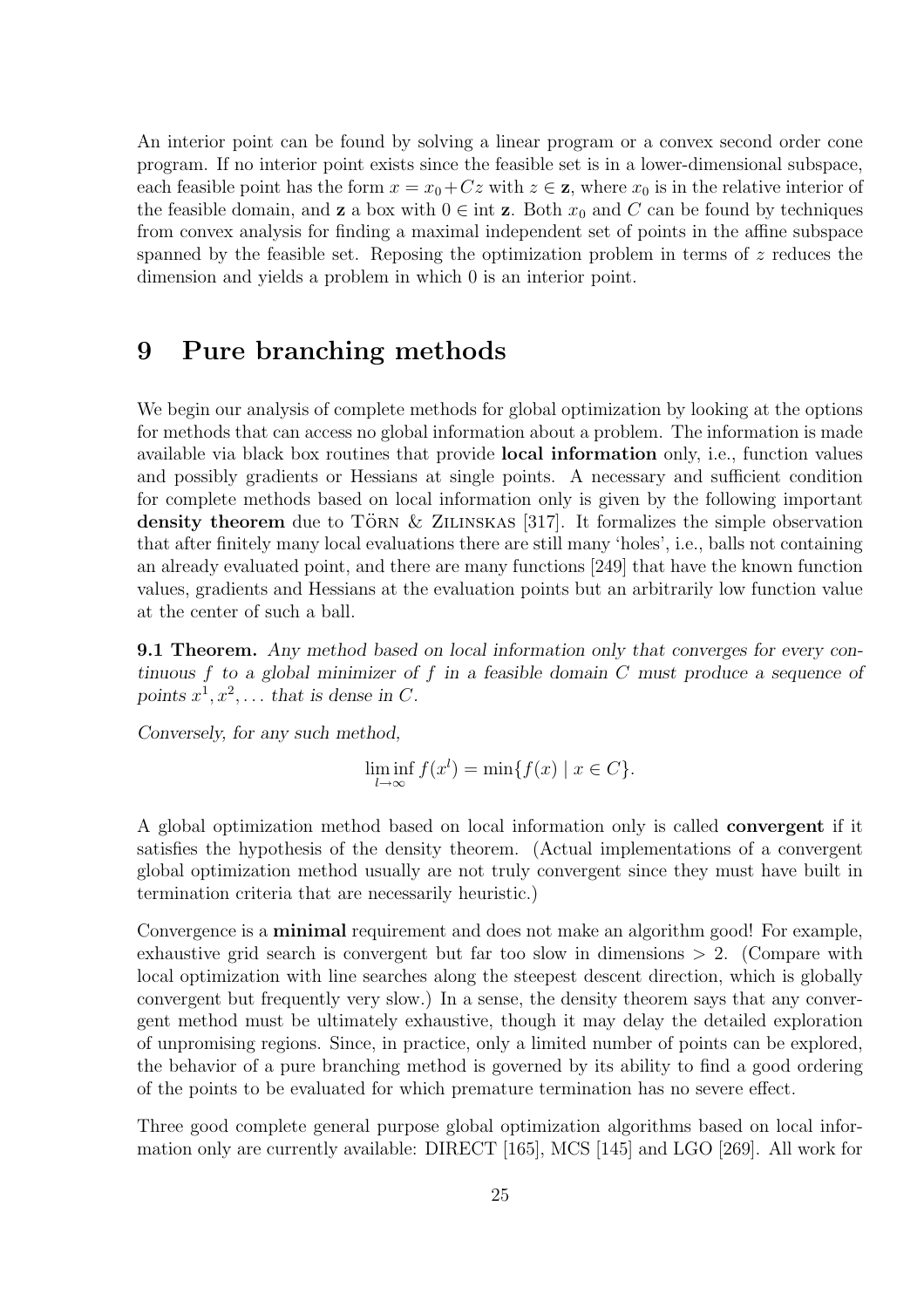An interior point can be found by solving a linear program or a convex second order cone program. If no interior point exists since the feasible set is in a lower-dimensional subspace, each feasible point has the form $x = x_0 + Cz$ with $z \in \mathbf{z}$, where $x_0$ is in the relative interior of the feasible domain, and $\mathbf{z}$ a box with $0 \in \operatorname{int} \mathbf{z}$. Both $x_0$ and $C$ can be found by techniques from convex analysis for finding a maximal independent set of points in the affine subspace spanned by the feasible set. Reposing the optimization problem in terms of $z$ reduces the dimension and yields a problem in which 0 is an interior point.

# 9 Pure branching methods

We begin our analysis of complete methods for global optimization by looking at the options for methods that can access no global information about a problem. The information is made available via black box routines that provide **local information** only, i.e., function values and possibly gradients or Hessians at single points. A necessary and sufficient condition for complete methods based on local information only is given by the following important **density theorem** due to TÖRN & ZILINSKAS [317]. It formalizes the simple observation that after finitely many local evaluations there are still many 'holes', i.e., balls not containing an already evaluated point, and there are many functions [249] that have the known function values, gradients and Hessians at the evaluation points but an arbitrarily low function value at the center of such a ball.

**9.1 Theorem.** *Any method based on local information only that converges for every continuous $f$ to a global minimizer of $f$ in a feasible domain $C$ must produce a sequence of points $x^1, x^2, \ldots$ that is dense in $C$.*

*Conversely, for any such method,*

$$\liminf_{l \to \infty} f(x^l) = \min\{f(x) \mid x \in C\}.$$

A global optimization method based on local information only is called **convergent** if it satisfies the hypothesis of the density theorem. (Actual implementations of a convergent global optimization method usually are not truly convergent since they must have built in termination criteria that are necessarily heuristic.)

Convergence is a **minimal** requirement and does not make an algorithm good! For example, exhaustive grid search is convergent but far too slow in dimensions $> 2$. (Compare with local optimization with line searches along the steepest descent direction, which is globally convergent but frequently very slow.) In a sense, the density theorem says that any convergent method must be ultimately exhaustive, though it may delay the detailed exploration of unpromising regions. Since, in practice, only a limited number of points can be explored, the behavior of a pure branching method is governed by its ability to find a good ordering of the points to be evaluated for which premature termination has no severe effect.

Three good complete general purpose global optimization algorithms based on local information only are currently available: DIRECT [165], MCS [145] and LGO [269]. All work for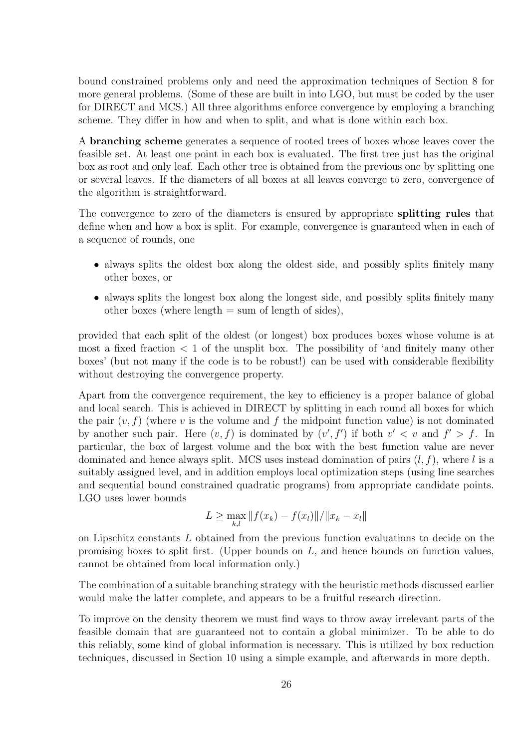bound constrained problems only and need the approximation techniques of Section 8 for more general problems. (Some of these are built in into LGO, but must be coded by the user for DIRECT and MCS.) All three algorithms enforce convergence by employing a branching scheme. They differ in how and when to split, and what is done within each box.

A **branching scheme** generates a sequence of rooted trees of boxes whose leaves cover the feasible set. At least one point in each box is evaluated. The first tree just has the original box as root and only leaf. Each other tree is obtained from the previous one by splitting one or several leaves. If the diameters of all boxes at all leaves converge to zero, convergence of the algorithm is straightforward.

The convergence to zero of the diameters is ensured by appropriate **splitting rules** that define when and how a box is split. For example, convergence is guaranteed when in each of a sequence of rounds, one

- always splits the oldest box along the oldest side, and possibly splits finitely many other boxes, or
- always splits the longest box along the longest side, and possibly splits finitely many other boxes (where length = sum of length of sides),

provided that each split of the oldest (or longest) box produces boxes whose volume is at most a fixed fraction $< 1$ of the unsplit box. The possibility of 'and finitely many other boxes' (but not many if the code is to be robust!) can be used with considerable flexibility without destroying the convergence property.

Apart from the convergence requirement, the key to efficiency is a proper balance of global and local search. This is achieved in DIRECT by splitting in each round all boxes for which the pair $(v, f)$ (where $v$ is the volume and $f$ the midpoint function value) is not dominated by another such pair. Here $(v, f)$ is dominated by $(v', f')$ if both $v' < v$ and $f' > f$. In particular, the box of largest volume and the box with the best function value are never dominated and hence always split. MCS uses instead domination of pairs $(l, f)$, where $l$ is a suitably assigned level, and in addition employs local optimization steps (using line searches and sequential bound constrained quadratic programs) from appropriate candidate points. LGO uses lower bounds

$$L \geq \max_{k,l} \|f(x_k) - f(x_l)\| / \|x_k - x_l\|$$

on Lipschitz constants $L$ obtained from the previous function evaluations to decide on the promising boxes to split first. (Upper bounds on $L$, and hence bounds on function values, cannot be obtained from local information only.)

The combination of a suitable branching strategy with the heuristic methods discussed earlier would make the latter complete, and appears to be a fruitful research direction.

To improve on the density theorem we must find ways to throw away irrelevant parts of the feasible domain that are guaranteed not to contain a global minimizer. To be able to do this reliably, some kind of global information is necessary. This is utilized by box reduction techniques, discussed in Section 10 using a simple example, and afterwards in more depth.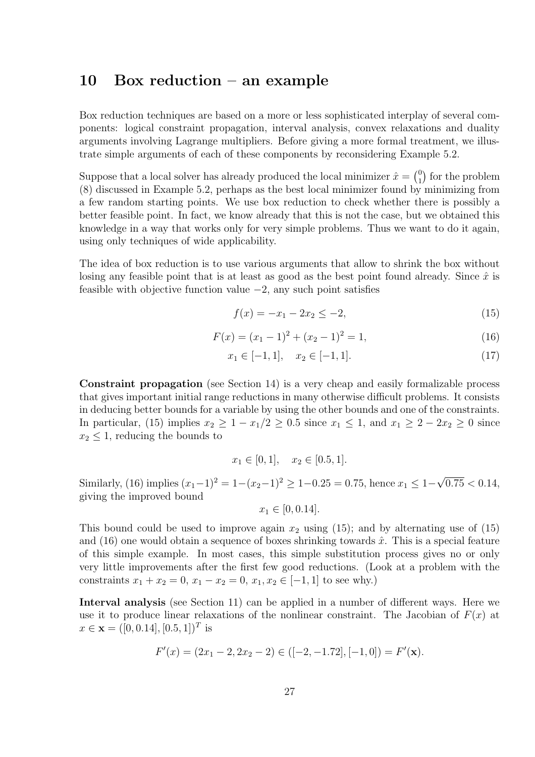## 10 Box reduction – an example

Box reduction techniques are based on a more or less sophisticated interplay of several components: logical constraint propagation, interval analysis, convex relaxations and duality arguments involving Lagrange multipliers. Before giving a more formal treatment, we illustrate simple arguments of each of these components by reconsidering Example 5.2.

Suppose that a local solver has already produced the local minimizer $\hat{x} = \binom{0}{1}$ for the problem (8) discussed in Example 5.2, perhaps as the best local minimizer found by minimizing from a few random starting points. We use box reduction to check whether there is possibly a better feasible point. In fact, we know already that this is not the case, but we obtained this knowledge in a way that works only for very simple problems. Thus we want to do it again, using only techniques of wide applicability.

The idea of box reduction is to use various arguments that allow to shrink the box without losing any feasible point that is at least as good as the best point found already. Since $\hat{x}$ is feasible with objective function value $-2$, any such point satisfies

$$f(x) = -x_1 - 2x_2 \leq -2, \tag{15}$$

$$F(x) = (x_1 - 1)^2 + (x_2 - 1)^2 = 1, \tag{16}$$

$$x_1 \in [-1, 1], \quad x_2 \in [-1, 1]. \tag{17}$$

**Constraint propagation** (see Section 14) is a very cheap and easily formalizable process that gives important initial range reductions in many otherwise difficult problems. It consists in deducing better bounds for a variable by using the other bounds and one of the constraints. In particular, (15) implies $x_2 \geq 1 - x_1/2 \geq 0.5$ since $x_1 \leq 1$, and $x_1 \geq 2 - 2x_2 \geq 0$ since $x_2 \leq 1$, reducing the bounds to

$$x_1 \in [0, 1], \quad x_2 \in [0.5, 1].$$

Similarly, (16) implies $(x_1 - 1)^2 = 1 - (x_2 - 1)^2 \geq 1 - 0.25 = 0.75$, hence $x_1 \leq 1 - \sqrt{0.75} < 0.14$, giving the improved bound

$$x_1 \in [0, 0.14].$$

This bound could be used to improve again $x_2$ using (15); and by alternating use of (15) and (16) one would obtain a sequence of boxes shrinking towards $\hat{x}$. This is a special feature of this simple example. In most cases, this simple substitution process gives no or only very little improvements after the first few good reductions. (Look at a problem with the constraints $x_1 + x_2 = 0$, $x_1 - x_2 = 0$, $x_1, x_2 \in [-1, 1]$ to see why.)

**Interval analysis** (see Section 11) can be applied in a number of different ways. Here we use it to produce linear relaxations of the nonlinear constraint. The Jacobian of $F(x)$ at $x \in \mathbf{x} = ([0, 0.14], [0.5, 1])^T$ is

$$F'(x) = (2x_1 - 2, 2x_2 - 2) \in ([-2, -1.72], [-1, 0]) = F'(\mathbf{x}).$$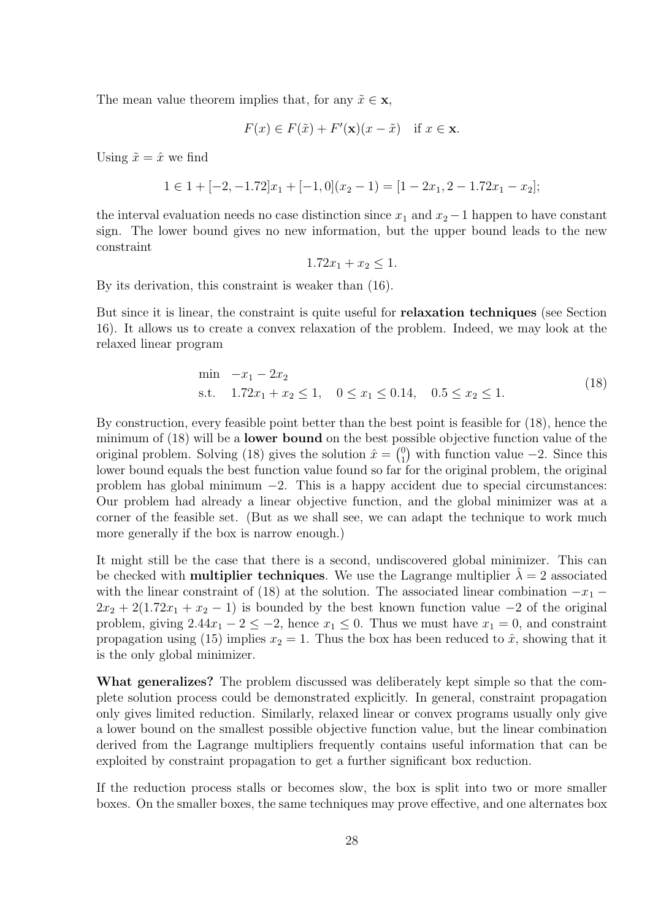The mean value theorem implies that, for any $\tilde{x} \in \mathbf{x}$,

$$F(x) \in F(\tilde{x}) + F'(\mathbf{x})(x - \tilde{x}) \quad \text{if } x \in \mathbf{x}.$$

Using $\tilde{x} = \hat{x}$ we find

$$1 \in 1 + [-2, -1.72]x_1 + [-1, 0](x_2 - 1) = [1 - 2x_1, 2 - 1.72x_1 - x_2];$$

the interval evaluation needs no case distinction since $x_1$ and $x_2 - 1$ happen to have constant sign. The lower bound gives no new information, but the upper bound leads to the new constraint

$$1.72x_1 + x_2 \leq 1.$$

By its derivation, this constraint is weaker than (16).

But since it is linear, the constraint is quite useful for **relaxation techniques** (see Section 16). It allows us to create a convex relaxation of the problem. Indeed, we may look at the relaxed linear program

$$\begin{aligned} \min \quad & -x_1 - 2x_2 \\ \text{s.t.} \quad & 1.72x_1 + x_2 \leq 1, \quad 0 \leq x_1 \leq 0.14, \quad 0.5 \leq x_2 \leq 1. \end{aligned} \tag{18}$$

By construction, every feasible point better than the best point is feasible for (18), hence the minimum of (18) will be a **lower bound** on the best possible objective function value of the original problem. Solving (18) gives the solution $\hat{x} = \binom{0}{1}$ with function value $-2$. Since this lower bound equals the best function value found so far for the original problem, the original problem has global minimum $-2$. This is a happy accident due to special circumstances: Our problem had already a linear objective function, and the global minimizer was at a corner of the feasible set. (But as we shall see, we can adapt the technique to work much more generally if the box is narrow enough.)

It might still be the case that there is a second, undiscovered global minimizer. This can be checked with **multiplier techniques**. We use the Lagrange multiplier $\hat{\lambda} = 2$ associated with the linear constraint of (18) at the solution. The associated linear combination $-x_1 - 2x_2 + 2(1.72x_1 + x_2 - 1)$ is bounded by the best known function value $-2$ of the original problem, giving $2.44x_1 - 2 \leq -2$, hence $x_1 \leq 0$. Thus we must have $x_1 = 0$, and constraint propagation using (15) implies $x_2 = 1$. Thus the box has been reduced to $\hat{x}$, showing that it is the only global minimizer.

**What generalizes?** The problem discussed was deliberately kept simple so that the complete solution process could be demonstrated explicitly. In general, constraint propagation only gives limited reduction. Similarly, relaxed linear or convex programs usually only give a lower bound on the smallest possible objective function value, but the linear combination derived from the Lagrange multipliers frequently contains useful information that can be exploited by constraint propagation to get a further significant box reduction.

If the reduction process stalls or becomes slow, the box is split into two or more smaller boxes. On the smaller boxes, the same techniques may prove effective, and one alternates box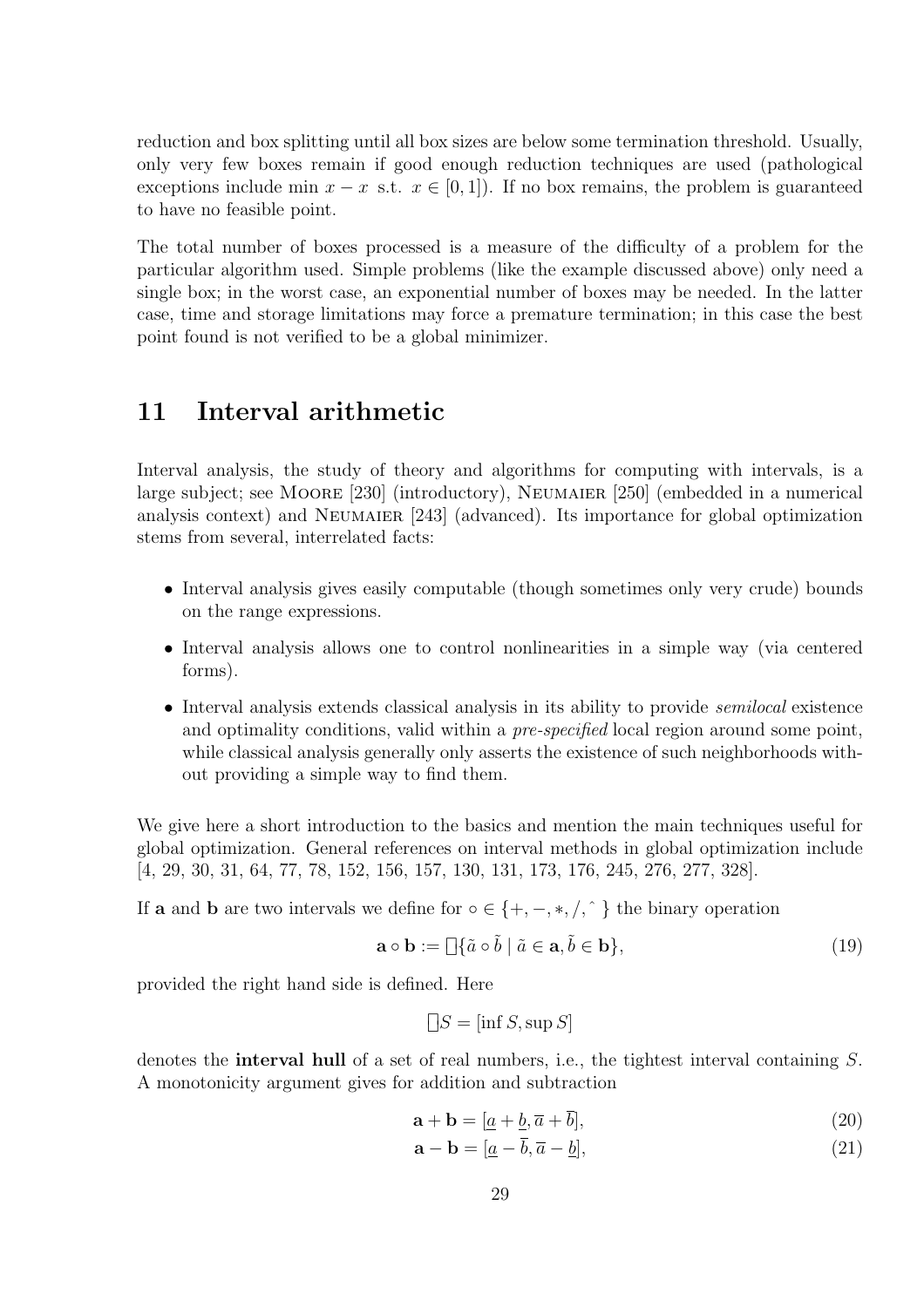reduction and box splitting until all box sizes are below some termination threshold. Usually, only very few boxes remain if good enough reduction techniques are used (pathological exceptions include min $x - x$ s.t. $x \in [0, 1]$). If no box remains, the problem is guaranteed to have no feasible point.

The total number of boxes processed is a measure of the difficulty of a problem for the particular algorithm used. Simple problems (like the example discussed above) only need a single box; in the worst case, an exponential number of boxes may be needed. In the latter case, time and storage limitations may force a premature termination; in this case the best point found is not verified to be a global minimizer.

# 11 Interval arithmetic

Interval analysis, the study of theory and algorithms for computing with intervals, is a large subject; see Moore [230] (introductory), Neumaier [250] (embedded in a numerical analysis context) and Neumaier [243] (advanced). Its importance for global optimization stems from several, interrelated facts:

- Interval analysis gives easily computable (though sometimes only very crude) bounds on the range expressions.
- Interval analysis allows one to control nonlinearities in a simple way (via centered forms).
- Interval analysis extends classical analysis in its ability to provide *semilocal* existence and optimality conditions, valid within a *pre-specified* local region around some point, while classical analysis generally only asserts the existence of such neighborhoods without providing a simple way to find them.

We give here a short introduction to the basics and mention the main techniques useful for global optimization. General references on interval methods in global optimization include [4, 29, 30, 31, 64, 77, 78, 152, 156, 157, 130, 131, 173, 176, 245, 276, 277, 328].

If $\mathbf{a}$ and $\mathbf{b}$ are two intervals we define for $\circ \in \{+, -, *, /, \hat{} \}$ the binary operation

$$\mathbf{a} \circ \mathbf{b} := \square\{\tilde{a} \circ \tilde{b} \mid \tilde{a} \in \mathbf{a}, \tilde{b} \in \mathbf{b}\}, \tag{19}$$

provided the right hand side is defined. Here

$$\square S = [\inf S, \sup S]$$

denotes the **interval hull** of a set of real numbers, i.e., the tightest interval containing $S$. A monotonicity argument gives for addition and subtraction

$$\mathbf{a} + \mathbf{b} = [\underline{a} + \underline{b}, \overline{a} + \overline{b}], \tag{20}$$

$$\mathbf{a} - \mathbf{b} = [\underline{a} - \overline{b}, \overline{a} - \underline{b}], \tag{21}$$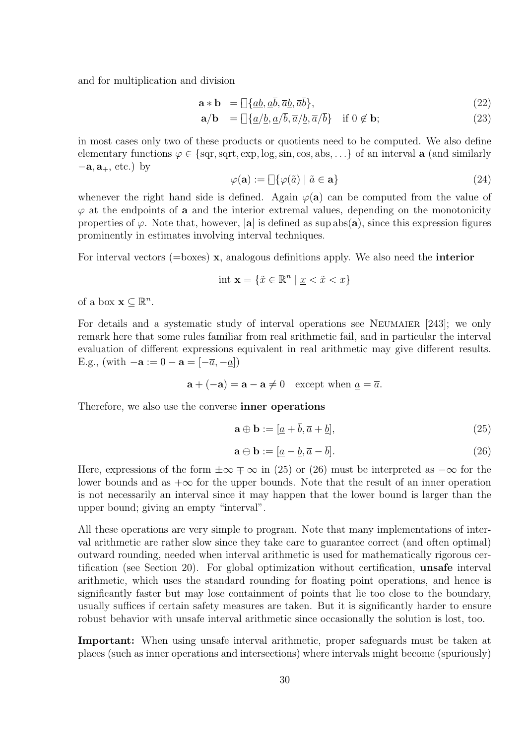and for multiplication and division

$$\mathbf{a} * \mathbf{b} \;\; = \square\{\underline{a}\underline{b}, \underline{a}\overline{b}, \overline{a}\underline{b}, \overline{a}\overline{b}\}, \tag{22}$$

$$\mathbf{a}/\mathbf{b} \;\; = \square\{\underline{a}/\underline{b}, \underline{a}/\overline{b}, \overline{a}/\underline{b}, \overline{a}/\overline{b}\} \quad \text{if } 0 \notin \mathbf{b}; \tag{23}$$

in most cases only two of these products or quotients need to be computed. We also define elementary functions $\varphi \in \{\text{sqr}, \text{sqrt}, \exp, \log, \sin, \cos, \text{abs}, \ldots\}$ of an interval $\mathbf{a}$ (and similarly $-\mathbf{a}, \mathbf{a}_+$, etc.) by

$$\varphi(\mathbf{a}) := \square\{\varphi(\tilde{a}) \mid \tilde{a} \in \mathbf{a}\} \tag{24}$$

whenever the right hand side is defined. Again $\varphi(\mathbf{a})$ can be computed from the value of $\varphi$ at the endpoints of $\mathbf{a}$ and the interior extremal values, depending on the monotonicity properties of $\varphi$. Note that, however, $|\mathbf{a}|$ is defined as $\sup \text{abs}(\mathbf{a})$, since this expression figures prominently in estimates involving interval techniques.

For interval vectors (=boxes) $\mathbf{x}$, analogous definitions apply. We also need the **interior**

$$\text{int } \mathbf{x} = \{\tilde{x} \in \mathbb{R}^n \mid \underline{x} < \tilde{x} < \overline{x}\}$$

of a box $\mathbf{x} \subseteq \mathbb{R}^n$.

For details and a systematic study of interval operations see Neumaier [243]; we only remark here that some rules familiar from real arithmetic fail, and in particular the interval evaluation of different expressions equivalent in real arithmetic may give different results. E.g., (with $-\mathbf{a} := 0 - \mathbf{a} = [-\overline{a}, -\underline{a}]$)

$$\mathbf{a} + (-\mathbf{a}) = \mathbf{a} - \mathbf{a} \neq 0 \quad \text{except when } \underline{a} = \overline{a}.$$

Therefore, we also use the converse **inner operations**

$$\mathbf{a} \oplus \mathbf{b} := [\underline{a} + \overline{b}, \overline{a} + \underline{b}], \tag{25}$$

$$\mathbf{a} \ominus \mathbf{b} := [\underline{a} - \underline{b}, \overline{a} - \overline{b}]. \tag{26}$$

Here, expressions of the form $\pm\infty \mp \infty$ in (25) or (26) must be interpreted as $-\infty$ for the lower bounds and as $+\infty$ for the upper bounds. Note that the result of an inner operation is not necessarily an interval since it may happen that the lower bound is larger than the upper bound; giving an empty "interval".

All these operations are very simple to program. Note that many implementations of interval arithmetic are rather slow since they take care to guarantee correct (and often optimal) outward rounding, needed when interval arithmetic is used for mathematically rigorous certification (see Section 20). For global optimization without certification, **unsafe** interval arithmetic, which uses the standard rounding for floating point operations, and hence is significantly faster but may lose containment of points that lie too close to the boundary, usually suffices if certain safety measures are taken. But it is significantly harder to ensure robust behavior with unsafe interval arithmetic since occasionally the solution is lost, too.

**Important:** When using unsafe interval arithmetic, proper safeguards must be taken at places (such as inner operations and intersections) where intervals might become (spuriously)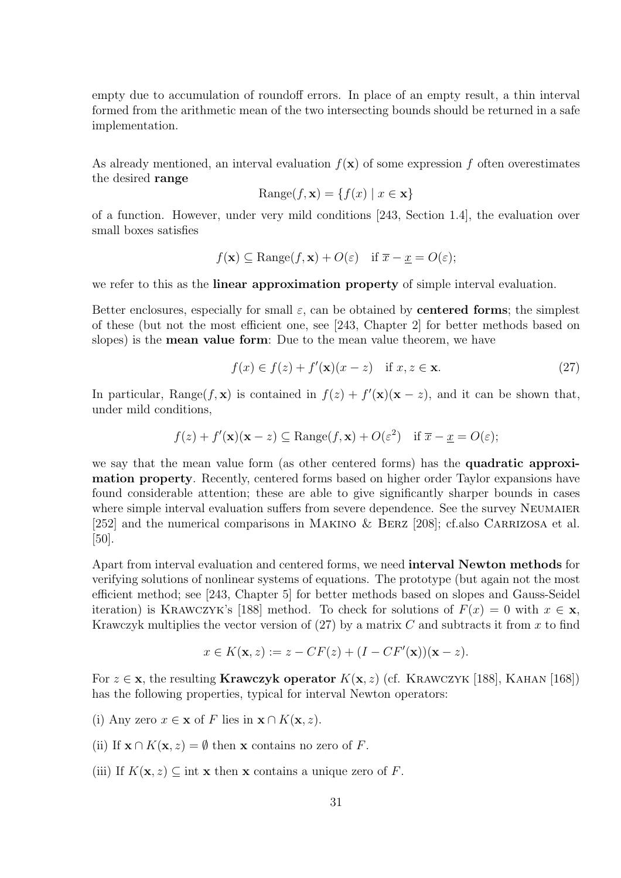empty due to accumulation of roundoff errors. In place of an empty result, a thin interval formed from the arithmetic mean of the two intersecting bounds should be returned in a safe implementation.

As already mentioned, an interval evaluation $f(\mathbf{x})$ of some expression $f$ often overestimates the desired **range**

$$\mathrm{Range}(f, \mathbf{x}) = \{f(x) \mid x \in \mathbf{x}\}$$

of a function. However, under very mild conditions [243, Section 1.4], the evaluation over small boxes satisfies

$$f(\mathbf{x}) \subseteq \mathrm{Range}(f, \mathbf{x}) + O(\varepsilon) \quad \text{if } \overline{x} - \underline{x} = O(\varepsilon);$$

we refer to this as the **linear approximation property** of simple interval evaluation.

Better enclosures, especially for small $\varepsilon$, can be obtained by **centered forms**; the simplest of these (but not the most efficient one, see [243, Chapter 2] for better methods based on slopes) is the **mean value form**: Due to the mean value theorem, we have

$$f(x) \in f(z) + f'(\mathbf{x})(x - z) \quad \text{if } x, z \in \mathbf{x}. \tag{27}$$

In particular, $\mathrm{Range}(f, \mathbf{x})$ is contained in $f(z) + f'(\mathbf{x})(\mathbf{x} - z)$, and it can be shown that, under mild conditions,

$$f(z) + f'(\mathbf{x})(\mathbf{x} - z) \subseteq \mathrm{Range}(f, \mathbf{x}) + O(\varepsilon^2) \quad \text{if } \overline{x} - \underline{x} = O(\varepsilon);$$

we say that the mean value form (as other centered forms) has the **quadratic approximation property**. Recently, centered forms based on higher order Taylor expansions have found considerable attention; these are able to give significantly sharper bounds in cases where simple interval evaluation suffers from severe dependence. See the survey Neumaier [252] and the numerical comparisons in Makino & Berz [208]; cf.also Carrizosa et al. [50].

Apart from interval evaluation and centered forms, we need **interval Newton methods** for verifying solutions of nonlinear systems of equations. The prototype (but again not the most efficient method; see [243, Chapter 5] for better methods based on slopes and Gauss-Seidel iteration) is Krawczyk's [188] method. To check for solutions of $F(x) = 0$ with $x \in \mathbf{x}$, Krawczyk multiplies the vector version of (27) by a matrix $C$ and subtracts it from $x$ to find

$$x \in K(\mathbf{x}, z) := z - CF(z) + (I - CF'(\mathbf{x}))(\mathbf{x} - z).$$

For $z \in \mathbf{x}$, the resulting **Krawczyk operator** $K(\mathbf{x}, z)$ (cf. Krawczyk [188], Kahan [168]) has the following properties, typical for interval Newton operators:

(i) Any zero $x \in \mathbf{x}$ of $F$ lies in $\mathbf{x} \cap K(\mathbf{x}, z)$.

(ii) If $\mathbf{x} \cap K(\mathbf{x}, z) = \emptyset$ then $\mathbf{x}$ contains no zero of $F$.

(iii) If $K(\mathbf{x}, z) \subseteq \mathrm{int}\ \mathbf{x}$ then $\mathbf{x}$ contains a unique zero of $F$.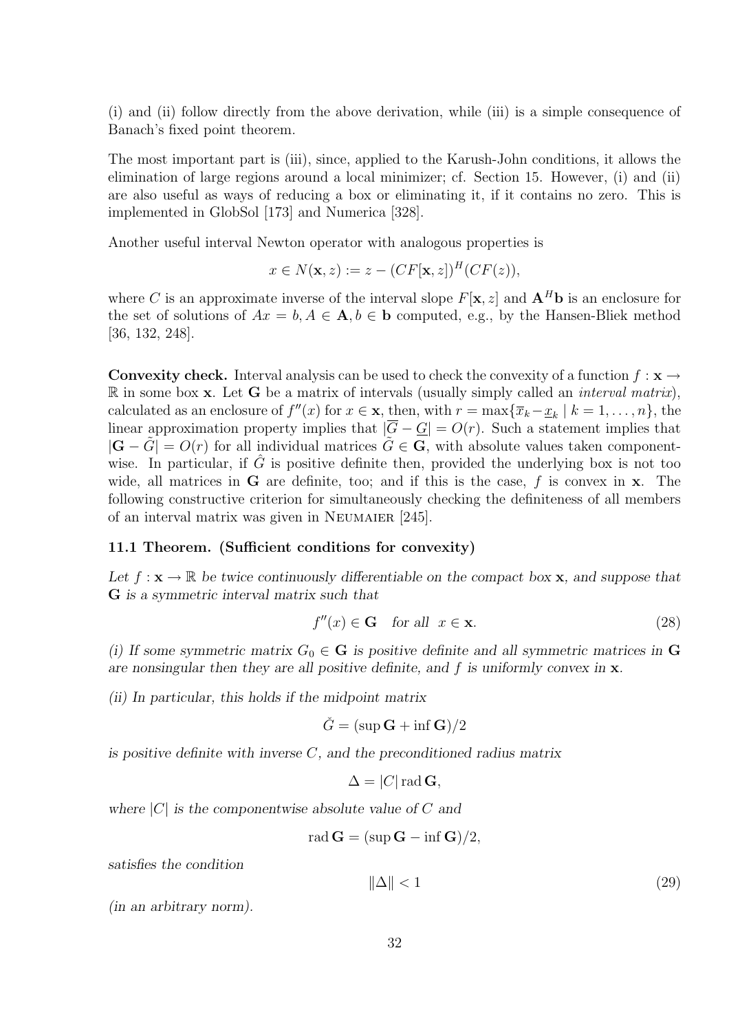(i) and (ii) follow directly from the above derivation, while (iii) is a simple consequence of Banach's fixed point theorem.

The most important part is (iii), since, applied to the Karush-John conditions, it allows the elimination of large regions around a local minimizer; cf. Section 15. However, (i) and (ii) are also useful as ways of reducing a box or eliminating it, if it contains no zero. This is implemented in GlobSol [173] and Numerica [328].

Another useful interval Newton operator with analogous properties is

$$x \in N(\mathbf{x}, z) := z - (CF[\mathbf{x}, z])^H (CF(z)),$$

where $C$ is an approximate inverse of the interval slope $F[\mathbf{x}, z]$ and $\mathbf{A}^H\mathbf{b}$ is an enclosure for the set of solutions of $Ax = b, A \in \mathbf{A}, b \in \mathbf{b}$ computed, e.g., by the Hansen-Bliek method [36, 132, 248].

**Convexity check.** Interval analysis can be used to check the convexity of a function $f : \mathbf{x} \to \mathbb{R}$ in some box $\mathbf{x}$. Let $\mathbf{G}$ be a matrix of intervals (usually simply called an *interval matrix*), calculated as an enclosure of $f''(x)$ for $x \in \mathbf{x}$, then, with $r = \max\{\overline{x}_k - \underline{x}_k \mid k = 1, \ldots, n\}$, the linear approximation property implies that $|\overline{G} - \underline{G}| = O(r)$. Such a statement implies that $|\mathbf{G} - \tilde{G}| = O(r)$ for all individual matrices $\tilde{G} \in \mathbf{G}$, with absolute values taken componentwise. In particular, if $\hat{G}$ is positive definite then, provided the underlying box is not too wide, all matrices in $\mathbf{G}$ are definite, too; and if this is the case, $f$ is convex in $\mathbf{x}$. The following constructive criterion for simultaneously checking the definiteness of all members of an interval matrix was given in Neumaier [245].

**11.1 Theorem. (Sufficient conditions for convexity)**

*Let $f : \mathbf{x} \to \mathbb{R}$ be twice continuously differentiable on the compact box $\mathbf{x}$, and suppose that $\mathbf{G}$ is a symmetric interval matrix such that*

$$f''(x) \in \mathbf{G} \quad \text{for all} \quad x \in \mathbf{x}. \tag{28}$$

*(i) If some symmetric matrix $G_0 \in \mathbf{G}$ is positive definite and all symmetric matrices in $\mathbf{G}$ are nonsingular then they are all positive definite, and $f$ is uniformly convex in $\mathbf{x}$.*

*(ii) In particular, this holds if the midpoint matrix*

$$\check{G} = (\sup \mathbf{G} + \inf \mathbf{G})/2$$

*is positive definite with inverse $C$, and the preconditioned radius matrix*

$$\Delta = |C| \operatorname{rad} \mathbf{G},$$

*where $|C|$ is the componentwise absolute value of $C$ and*

$$\operatorname{rad} \mathbf{G} = (\sup \mathbf{G} - \inf \mathbf{G})/2,$$

*satisfies the condition*

$$\|\Delta\| < 1 \tag{29}$$

*(in an arbitrary norm).*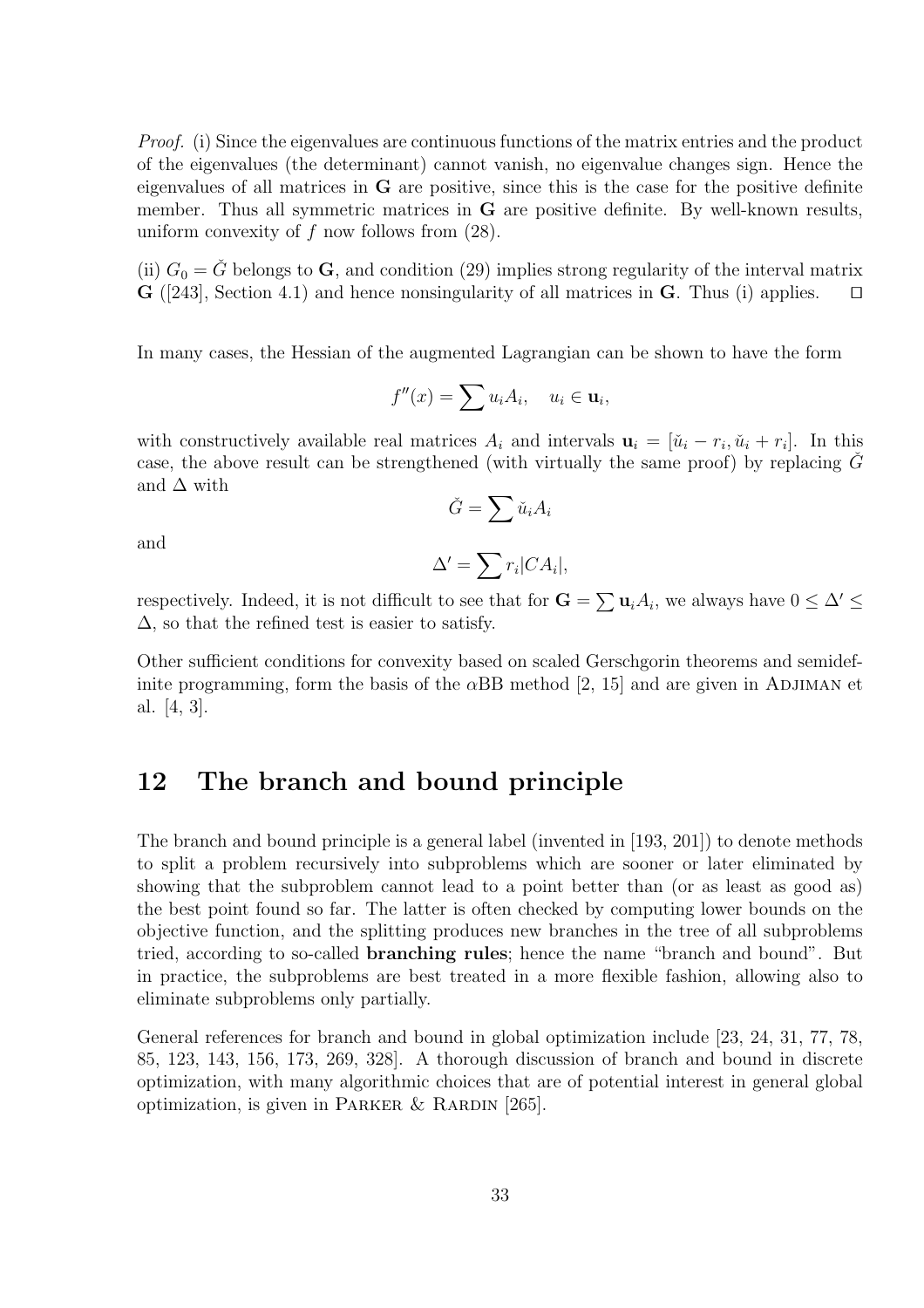*Proof.* (i) Since the eigenvalues are continuous functions of the matrix entries and the product of the eigenvalues (the determinant) cannot vanish, no eigenvalue changes sign. Hence the eigenvalues of all matrices in $\mathbf{G}$ are positive, since this is the case for the positive definite member. Thus all symmetric matrices in $\mathbf{G}$ are positive definite. By well-known results, uniform convexity of $f$ now follows from (28).

(ii) $G_0 = \check{G}$ belongs to $\mathbf{G}$, and condition (29) implies strong regularity of the interval matrix $\mathbf{G}$ ([243], Section 4.1) and hence nonsingularity of all matrices in $\mathbf{G}$. Thus (i) applies. $\square$

In many cases, the Hessian of the augmented Lagrangian can be shown to have the form

$$f''(x) = \sum u_i A_i, \quad u_i \in \mathbf{u}_i,$$

with constructively available real matrices $A_i$ and intervals $\mathbf{u}_i = [\check{u}_i - r_i, \check{u}_i + r_i]$. In this case, the above result can be strengthened (with virtually the same proof) by replacing $\check{G}$ and $\Delta$ with

$$\check{G} = \sum \check{u}_i A_i$$

and

$$\Delta' = \sum r_i |CA_i|,$$

respectively. Indeed, it is not difficult to see that for $\mathbf{G} = \sum \mathbf{u}_i A_i$, we always have $0 \leq \Delta' \leq \Delta$, so that the refined test is easier to satisfy.

Other sufficient conditions for convexity based on scaled Gerschgorin theorems and semidefinite programming, form the basis of the $\alpha$BB method [2, 15] and are given in Adjiman et al. [4, 3].

## 12 The branch and bound principle

The branch and bound principle is a general label (invented in [193, 201]) to denote methods to split a problem recursively into subproblems which are sooner or later eliminated by showing that the subproblem cannot lead to a point better than (or as least as good as) the best point found so far. The latter is often checked by computing lower bounds on the objective function, and the splitting produces new branches in the tree of all subproblems tried, according to so-called **branching rules**; hence the name "branch and bound". But in practice, the subproblems are best treated in a more flexible fashion, allowing also to eliminate subproblems only partially.

General references for branch and bound in global optimization include [23, 24, 31, 77, 78, 85, 123, 143, 156, 173, 269, 328]. A thorough discussion of branch and bound in discrete optimization, with many algorithmic choices that are of potential interest in general global optimization, is given in Parker & Rardin [265].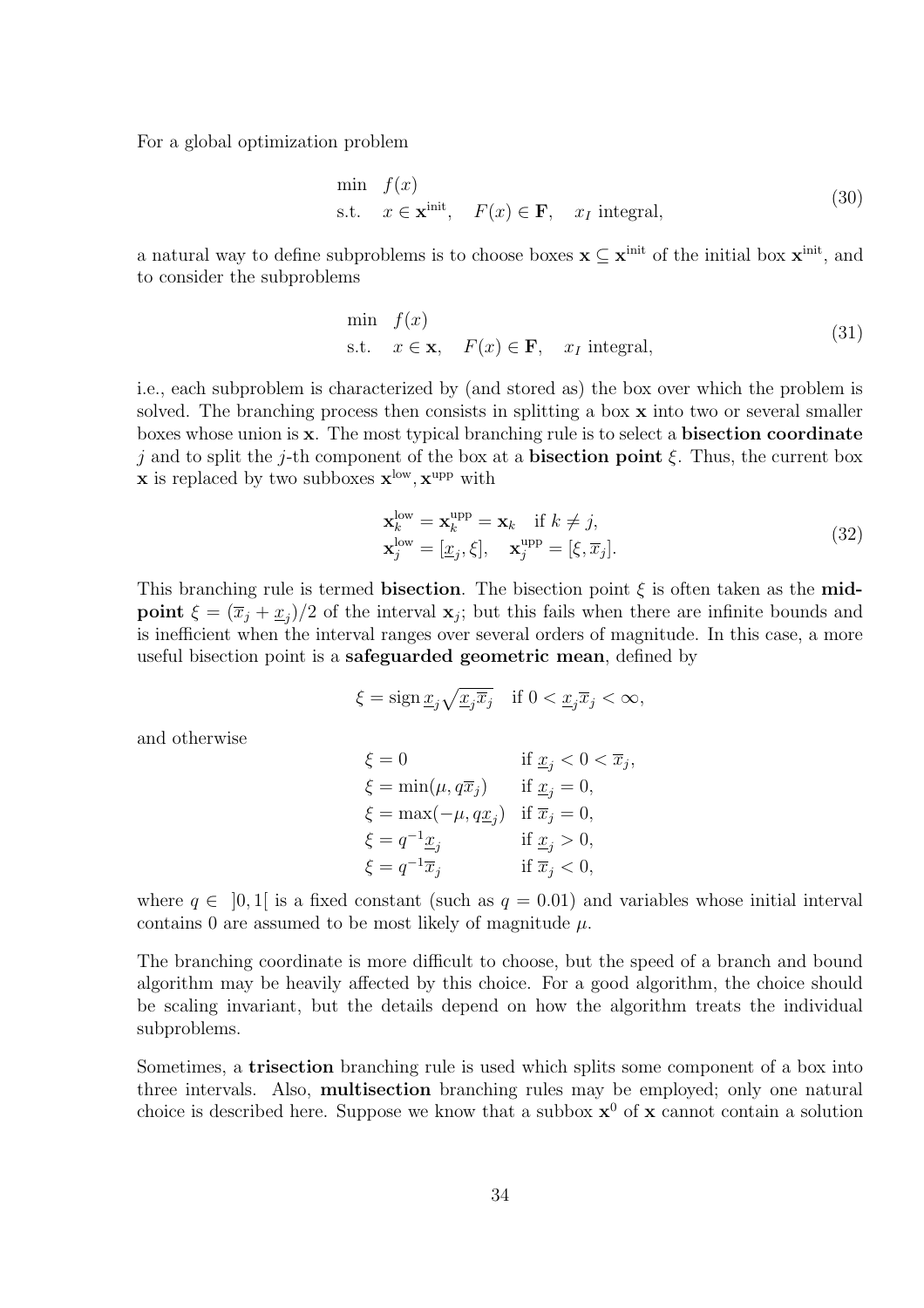For a global optimization problem

$$
\begin{aligned}
&\min \quad f(x) \\
&\text{s.t.} \quad x \in \mathbf{x}^{\text{init}}, \quad F(x) \in \mathbf{F}, \quad x_I \text{ integral},
\end{aligned}
\tag{30}
$$

a natural way to define subproblems is to choose boxes $\mathbf{x} \subseteq \mathbf{x}^{\text{init}}$ of the initial box $\mathbf{x}^{\text{init}}$, and to consider the subproblems

$$
\begin{aligned}
&\min \quad f(x) \\
&\text{s.t.} \quad x \in \mathbf{x}, \quad F(x) \in \mathbf{F}, \quad x_I \text{ integral},
\end{aligned}
\tag{31}
$$

i.e., each subproblem is characterized by (and stored as) the box over which the problem is solved. The branching process then consists in splitting a box $\mathbf{x}$ into two or several smaller boxes whose union is $\mathbf{x}$. The most typical branching rule is to select a **bisection coordinate** $j$ and to split the $j$-th component of the box at a **bisection point** $\xi$. Thus, the current box $\mathbf{x}$ is replaced by two subboxes $\mathbf{x}^{\text{low}}, \mathbf{x}^{\text{upp}}$ with

$$
\begin{aligned}
&\mathbf{x}_k^{\text{low}} = \mathbf{x}_k^{\text{upp}} = \mathbf{x}_k \quad \text{if } k \neq j, \\
&\mathbf{x}_j^{\text{low}} = [\underline{x}_j, \xi], \quad \mathbf{x}_j^{\text{upp}} = [\xi, \overline{x}_j].
\end{aligned}
\tag{32}
$$

This branching rule is termed **bisection**. The bisection point $\xi$ is often taken as the **midpoint** $\xi = (\overline{x}_j + \underline{x}_j)/2$ of the interval $\mathbf{x}_j$; but this fails when there are infinite bounds and is inefficient when the interval ranges over several orders of magnitude. In this case, a more useful bisection point is a **safeguarded geometric mean**, defined by

$$
\xi = \operatorname{sign} \underline{x}_j \sqrt{\underline{x}_j \overline{x}_j} \quad \text{if } 0 < \underline{x}_j \overline{x}_j < \infty,
$$

and otherwise

$$
\begin{aligned}
&\xi = 0 && \text{if } \underline{x}_j < 0 < \overline{x}_j, \\
&\xi = \min(\mu, q\overline{x}_j) && \text{if } \underline{x}_j = 0, \\
&\xi = \max(-\mu, q\underline{x}_j) && \text{if } \overline{x}_j = 0, \\
&\xi = q^{-1}\underline{x}_j && \text{if } \underline{x}_j > 0, \\
&\xi = q^{-1}\overline{x}_j && \text{if } \overline{x}_j < 0,
\end{aligned}
$$

where $q \in \ ]0, 1[$ is a fixed constant (such as $q = 0.01$) and variables whose initial interval contains 0 are assumed to be most likely of magnitude $\mu$.

The branching coordinate is more difficult to choose, but the speed of a branch and bound algorithm may be heavily affected by this choice. For a good algorithm, the choice should be scaling invariant, but the details depend on how the algorithm treats the individual subproblems.

Sometimes, a **trisection** branching rule is used which splits some component of a box into three intervals. Also, **multisection** branching rules may be employed; only one natural choice is described here. Suppose we know that a subbox $\mathbf{x}^0$ of $\mathbf{x}$ cannot contain a solution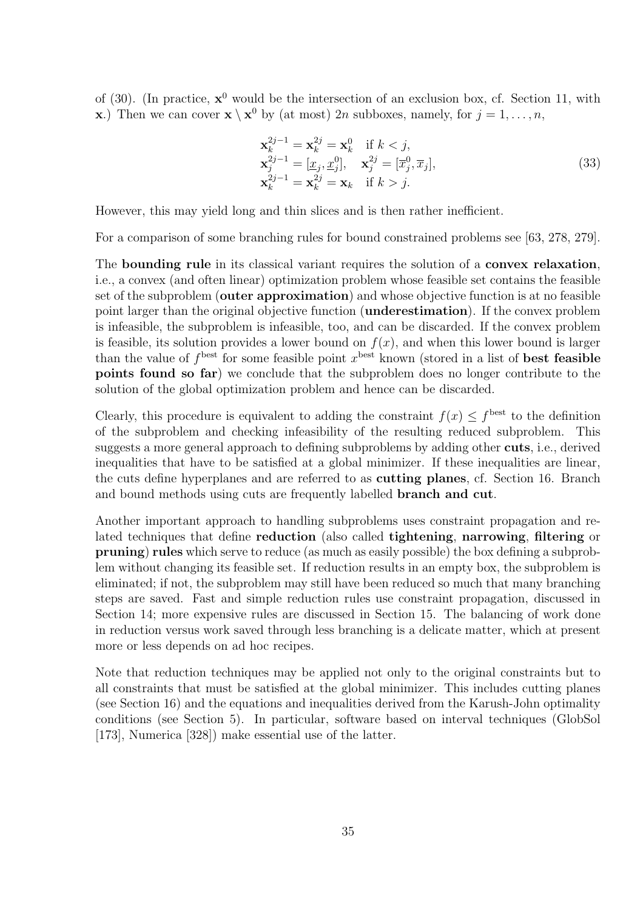of (30). (In practice, $\mathbf{x}^0$ would be the intersection of an exclusion box, cf. Section 11, with $\mathbf{x}$.) Then we can cover $\mathbf{x} \setminus \mathbf{x}^0$ by (at most) $2n$ subboxes, namely, for $j = 1, \ldots, n$,

$$
\begin{aligned}
&\mathbf{x}_k^{2j-1} = \mathbf{x}_k^{2j} = \mathbf{x}_k^0 \quad \text{if } k < j, \\
&\mathbf{x}_j^{2j-1} = [\underline{x}_j, \underline{x}_j^0], \quad \mathbf{x}_j^{2j} = [\overline{x}_j^0, \overline{x}_j], \\
&\mathbf{x}_k^{2j-1} = \mathbf{x}_k^{2j} = \mathbf{x}_k \quad \text{if } k > j.
\end{aligned}
\tag{33}
$$

However, this may yield long and thin slices and is then rather inefficient.

For a comparison of some branching rules for bound constrained problems see [63, 278, 279].

The **bounding rule** in its classical variant requires the solution of a **convex relaxation**, i.e., a convex (and often linear) optimization problem whose feasible set contains the feasible set of the subproblem (**outer approximation**) and whose objective function is at no feasible point larger than the original objective function (**underestimation**). If the convex problem is infeasible, the subproblem is infeasible, too, and can be discarded. If the convex problem is feasible, its solution provides a lower bound on $f(x)$, and when this lower bound is larger than the value of $f^{\text{best}}$ for some feasible point $x^{\text{best}}$ known (stored in a list of **best feasible points found so far**) we conclude that the subproblem does no longer contribute to the solution of the global optimization problem and hence can be discarded.

Clearly, this procedure is equivalent to adding the constraint $f(x) \leq f^{\text{best}}$ to the definition of the subproblem and checking infeasibility of the resulting reduced subproblem. This suggests a more general approach to defining subproblems by adding other **cuts**, i.e., derived inequalities that have to be satisfied at a global minimizer. If these inequalities are linear, the cuts define hyperplanes and are referred to as **cutting planes**, cf. Section 16. Branch and bound methods using cuts are frequently labelled **branch and cut**.

Another important approach to handling subproblems uses constraint propagation and related techniques that define **reduction** (also called **tightening**, **narrowing**, **filtering** or **pruning**) **rules** which serve to reduce (as much as easily possible) the box defining a subproblem without changing its feasible set. If reduction results in an empty box, the subproblem is eliminated; if not, the subproblem may still have been reduced so much that many branching steps are saved. Fast and simple reduction rules use constraint propagation, discussed in Section 14; more expensive rules are discussed in Section 15. The balancing of work done in reduction versus work saved through less branching is a delicate matter, which at present more or less depends on ad hoc recipes.

Note that reduction techniques may be applied not only to the original constraints but to all constraints that must be satisfied at the global minimizer. This includes cutting planes (see Section 16) and the equations and inequalities derived from the Karush-John optimality conditions (see Section 5). In particular, software based on interval techniques (GlobSol [173], Numerica [328]) make essential use of the latter.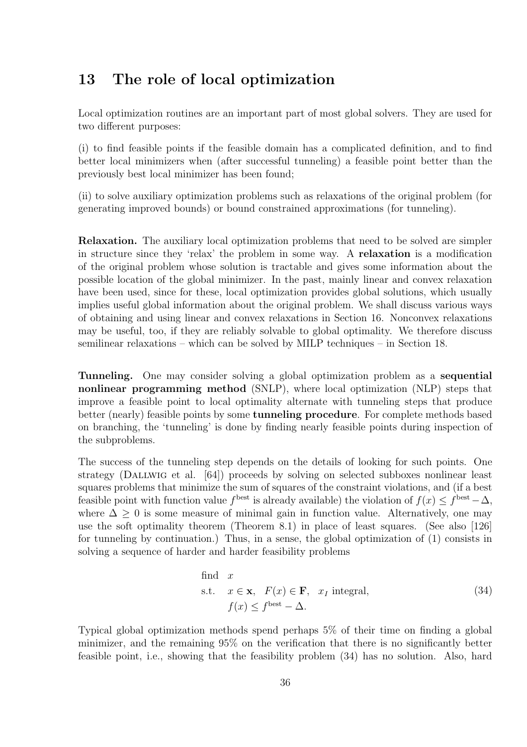## 13 The role of local optimization

Local optimization routines are an important part of most global solvers. They are used for two different purposes:

(i) to find feasible points if the feasible domain has a complicated definition, and to find better local minimizers when (after successful tunneling) a feasible point better than the previously best local minimizer has been found;

(ii) to solve auxiliary optimization problems such as relaxations of the original problem (for generating improved bounds) or bound constrained approximations (for tunneling).

**Relaxation.** The auxiliary local optimization problems that need to be solved are simpler in structure since they 'relax' the problem in some way. A **relaxation** is a modification of the original problem whose solution is tractable and gives some information about the possible location of the global minimizer. In the past, mainly linear and convex relaxation have been used, since for these, local optimization provides global solutions, which usually implies useful global information about the original problem. We shall discuss various ways of obtaining and using linear and convex relaxations in Section 16. Nonconvex relaxations may be useful, too, if they are reliably solvable to global optimality. We therefore discuss semilinear relaxations – which can be solved by MILP techniques – in Section 18.

**Tunneling.** One may consider solving a global optimization problem as a **sequential nonlinear programming method** (SNLP), where local optimization (NLP) steps that improve a feasible point to local optimality alternate with tunneling steps that produce better (nearly) feasible points by some **tunneling procedure**. For complete methods based on branching, the 'tunneling' is done by finding nearly feasible points during inspection of the subproblems.

The success of the tunneling step depends on the details of looking for such points. One strategy (Dallwig et al. [64]) proceeds by solving on selected subboxes nonlinear least squares problems that minimize the sum of squares of the constraint violations, and (if a best feasible point with function value $f^{\text{best}}$ is already available) the violation of $f(x) \leq f^{\text{best}} - \Delta$, where $\Delta \geq 0$ is some measure of minimal gain in function value. Alternatively, one may use the soft optimality theorem (Theorem 8.1) in place of least squares. (See also [126] for tunneling by continuation.) Thus, in a sense, the global optimization of (1) consists in solving a sequence of harder and harder feasibility problems

$$
\begin{array}{ll}
\text{find} & x \\
\text{s.t.} & x \in \mathbf{x}, \quad F(x) \in \mathbf{F}, \quad x_I \text{ integral}, \\
& f(x) \leq f^{\text{best}} - \Delta.
\end{array}
\tag{34}
$$

Typical global optimization methods spend perhaps 5% of their time on finding a global minimizer, and the remaining 95% on the verification that there is no significantly better feasible point, i.e., showing that the feasibility problem (34) has no solution. Also, hard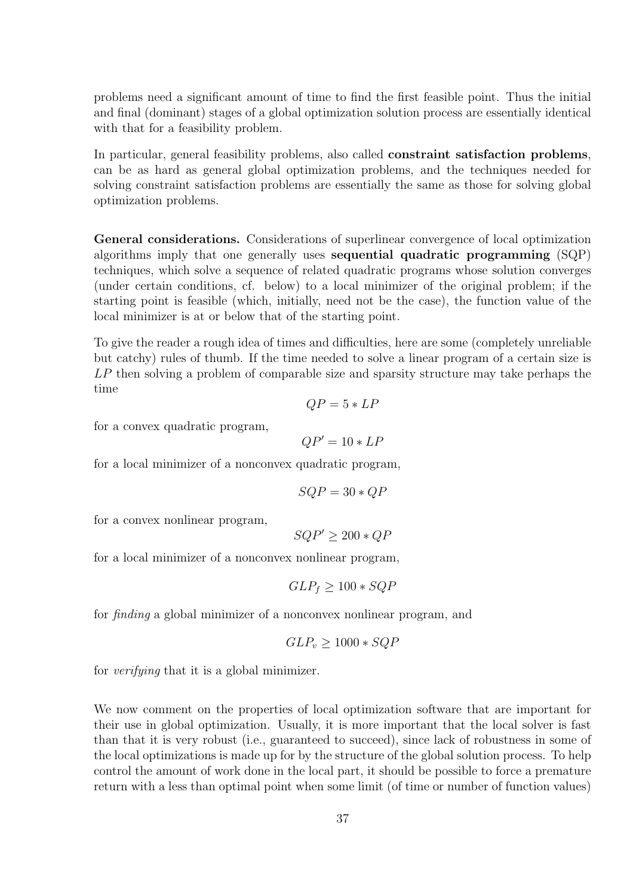problems need a significant amount of time to find the first feasible point. Thus the initial and final (dominant) stages of a global optimization solution process are essentially identical with that for a feasibility problem.

In particular, general feasibility problems, also called **constraint satisfaction problems**, can be as hard as general global optimization problems, and the techniques needed for solving constraint satisfaction problems are essentially the same as those for solving global optimization problems.

**General considerations.** Considerations of superlinear convergence of local optimization algorithms imply that one generally uses **sequential quadratic programming** (SQP) techniques, which solve a sequence of related quadratic programs whose solution converges (under certain conditions, cf. below) to a local minimizer of the original problem; if the starting point is feasible (which, initially, need not be the case), the function value of the local minimizer is at or below that of the starting point.

To give the reader a rough idea of times and difficulties, here are some (completely unreliable but catchy) rules of thumb. If the time needed to solve a linear program of a certain size is $LP$ then solving a problem of comparable size and sparsity structure may take perhaps the time

$$QP = 5 * LP$$

for a convex quadratic program,

$$QP' = 10 * LP$$

for a local minimizer of a nonconvex quadratic program,

$$SQP = 30 * QP$$

for a convex nonlinear program,

$$SQP' \geq 200 * QP$$

for a local minimizer of a nonconvex nonlinear program,

$$GLP_f \geq 100 * SQP$$

for *finding* a global minimizer of a nonconvex nonlinear program, and

$$GLP_v \geq 1000 * SQP$$

for *verifying* that it is a global minimizer.

We now comment on the properties of local optimization software that are important for their use in global optimization. Usually, it is more important that the local solver is fast than that it is very robust (i.e., guaranteed to succeed), since lack of robustness in some of the local optimizations is made up for by the structure of the global solution process. To help control the amount of work done in the local part, it should be possible to force a premature return with a less than optimal point when some limit (of time or number of function values)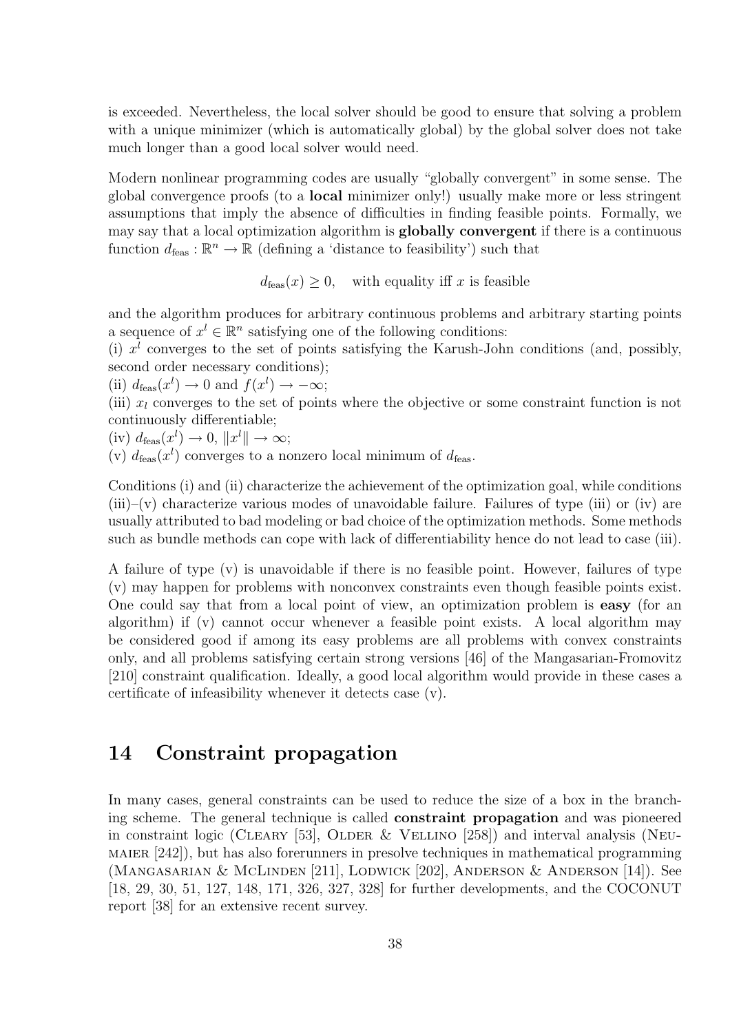is exceeded. Nevertheless, the local solver should be good to ensure that solving a problem with a unique minimizer (which is automatically global) by the global solver does not take much longer than a good local solver would need.

Modern nonlinear programming codes are usually "globally convergent" in some sense. The global convergence proofs (to a **local** minimizer only!) usually make more or less stringent assumptions that imply the absence of difficulties in finding feasible points. Formally, we may say that a local optimization algorithm is **globally convergent** if there is a continuous function $d_{\text{feas}} : \mathbb{R}^n \to \mathbb{R}$ (defining a 'distance to feasibility') such that

$$d_{\text{feas}}(x) \geq 0, \quad \text{with equality iff } x \text{ is feasible}$$

and the algorithm produces for arbitrary continuous problems and arbitrary starting points a sequence of $x^l \in \mathbb{R}^n$ satisfying one of the following conditions:
(i) $x^l$ converges to the set of points satisfying the Karush-John conditions (and, possibly, second order necessary conditions);
(ii) $d_{\text{feas}}(x^l) \to 0$ and $f(x^l) \to -\infty$;
(iii) $x_l$ converges to the set of points where the objective or some constraint function is not continuously differentiable;
(iv) $d_{\text{feas}}(x^l) \to 0$, $\|x^l\| \to \infty$;
(v) $d_{\text{feas}}(x^l)$ converges to a nonzero local minimum of $d_{\text{feas}}$.

Conditions (i) and (ii) characterize the achievement of the optimization goal, while conditions (iii)–(v) characterize various modes of unavoidable failure. Failures of type (iii) or (iv) are usually attributed to bad modeling or bad choice of the optimization methods. Some methods such as bundle methods can cope with lack of differentiability hence do not lead to case (iii).

A failure of type (v) is unavoidable if there is no feasible point. However, failures of type (v) may happen for problems with nonconvex constraints even though feasible points exist. One could say that from a local point of view, an optimization problem is **easy** (for an algorithm) if (v) cannot occur whenever a feasible point exists. A local algorithm may be considered good if among its easy problems are all problems with convex constraints only, and all problems satisfying certain strong versions [46] of the Mangasarian-Fromovitz [210] constraint qualification. Ideally, a good local algorithm would provide in these cases a certificate of infeasibility whenever it detects case (v).

# 14 Constraint propagation

In many cases, general constraints can be used to reduce the size of a box in the branching scheme. The general technique is called **constraint propagation** and was pioneered in constraint logic (Cleary [53], Older & Vellino [258]) and interval analysis (Neumaier [242]), but has also forerunners in presolve techniques in mathematical programming (Mangasarian & McLinden [211], Lodwick [202], Anderson & Anderson [14]). See [18, 29, 30, 51, 127, 148, 171, 326, 327, 328] for further developments, and the COCONUT report [38] for an extensive recent survey.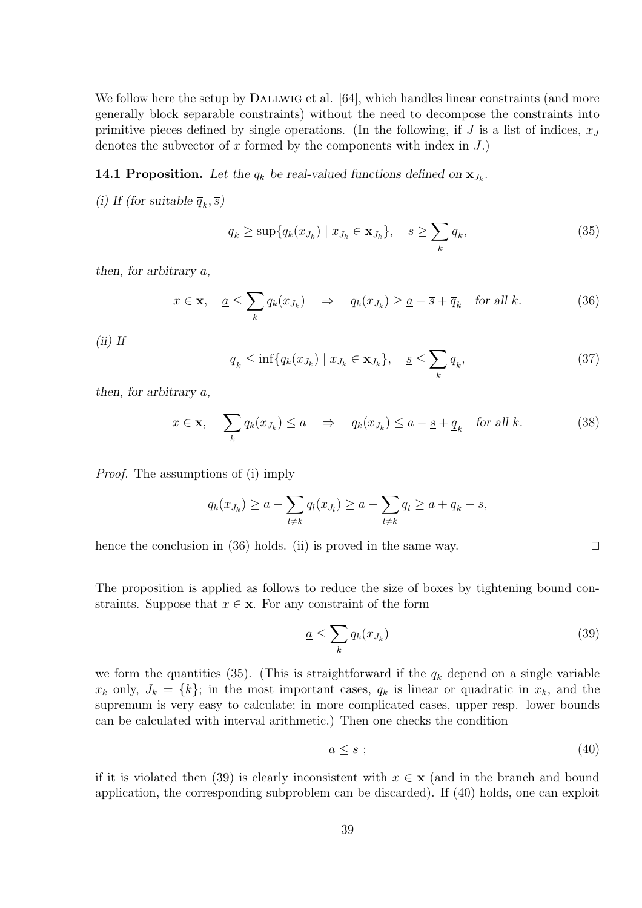We follow here the setup by Dallwig et al. [64], which handles linear constraints (and more generally block separable constraints) without the need to decompose the constraints into primitive pieces defined by single operations. (In the following, if $J$ is a list of indices, $x_J$ denotes the subvector of $x$ formed by the components with index in $J$.)

**14.1 Proposition.** *Let the $q_k$ be real-valued functions defined on $\mathbf{x}_{J_k}$.*

*(i) If (for suitable $\overline{q}_k, \overline{s}$)*

$$\overline{q}_k \geq \sup\{q_k(x_{J_k}) \mid x_{J_k} \in \mathbf{x}_{J_k}\}, \quad \overline{s} \geq \sum_k \overline{q}_k, \tag{35}$$

*then, for arbitrary $\underline{a}$,*

$$x \in \mathbf{x}, \quad \underline{a} \leq \sum_k q_k(x_{J_k}) \quad \Rightarrow \quad q_k(x_{J_k}) \geq \underline{a} - \overline{s} + \overline{q}_k \quad \text{for all } k. \tag{36}$$

*(ii) If*

$$\underline{q}_k \leq \inf\{q_k(x_{J_k}) \mid x_{J_k} \in \mathbf{x}_{J_k}\}, \quad \underline{s} \leq \sum_k \underline{q}_k, \tag{37}$$

*then, for arbitrary $\underline{a}$,*

$$x \in \mathbf{x}, \quad \sum_k q_k(x_{J_k}) \leq \overline{a} \quad \Rightarrow \quad q_k(x_{J_k}) \leq \overline{a} - \underline{s} + \underline{q}_k \quad \text{for all } k. \tag{38}$$

*Proof.* The assumptions of (i) imply

$$q_k(x_{J_k}) \geq \underline{a} - \sum_{l \neq k} q_l(x_{J_l}) \geq \underline{a} - \sum_{l \neq k} \overline{q}_l \geq \underline{a} + \overline{q}_k - \overline{s},$$

hence the conclusion in (36) holds. (ii) is proved in the same way. $\square$

The proposition is applied as follows to reduce the size of boxes by tightening bound constraints. Suppose that $x \in \mathbf{x}$. For any constraint of the form

$$\underline{a} \leq \sum_k q_k(x_{J_k}) \tag{39}$$

we form the quantities (35). (This is straightforward if the $q_k$ depend on a single variable $x_k$ only, $J_k = \{k\}$; in the most important cases, $q_k$ is linear or quadratic in $x_k$, and the supremum is very easy to calculate; in more complicated cases, upper resp. lower bounds can be calculated with interval arithmetic.) Then one checks the condition

$$\underline{a} \leq \overline{s} \; ; \tag{40}$$

if it is violated then (39) is clearly inconsistent with $x \in \mathbf{x}$ (and in the branch and bound application, the corresponding subproblem can be discarded). If (40) holds, one can exploit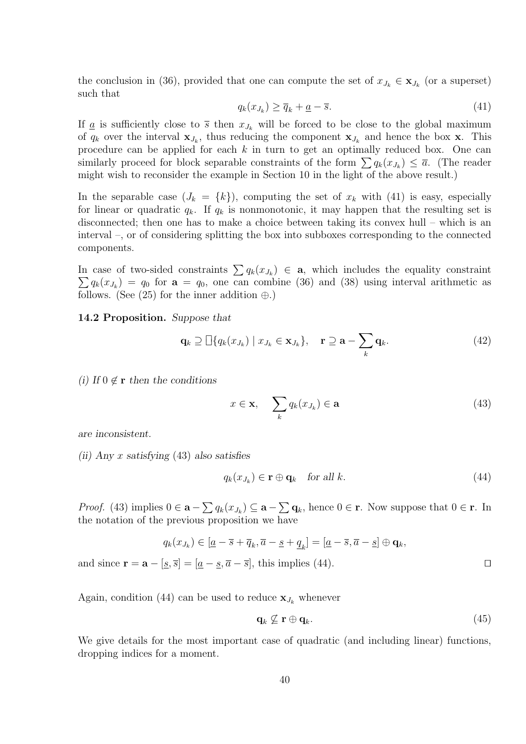the conclusion in (36), provided that one can compute the set of $x_{J_k} \in \mathbf{x}_{J_k}$ (or a superset) such that

$$q_k(x_{J_k}) \geq \overline{q}_k + \underline{a} - \overline{s}. \tag{41}$$

If $\underline{a}$ is sufficiently close to $\overline{s}$ then $x_{J_k}$ will be forced to be close to the global maximum of $q_k$ over the interval $\mathbf{x}_{J_k}$, thus reducing the component $\mathbf{x}_{J_k}$ and hence the box $\mathbf{x}$. This procedure can be applied for each $k$ in turn to get an optimally reduced box. One can similarly proceed for block separable constraints of the form $\sum q_k(x_{J_k}) \leq \overline{a}$. (The reader might wish to reconsider the example in Section 10 in the light of the above result.)

In the separable case ($J_k = \{k\}$), computing the set of $x_k$ with (41) is easy, especially for linear or quadratic $q_k$. If $q_k$ is nonmonotonic, it may happen that the resulting set is disconnected; then one has to make a choice between taking its convex hull – which is an interval –, or of considering splitting the box into subboxes corresponding to the connected components.

In case of two-sided constraints $\sum q_k(x_{J_k}) \in \mathbf{a}$, which includes the equality constraint $\sum q_k(x_{J_k}) = q_0$ for $\mathbf{a} = q_0$, one can combine (36) and (38) using interval arithmetic as follows. (See (25) for the inner addition $\oplus$.)

**14.2 Proposition.** *Suppose that*

$$\mathbf{q}_k \supseteq \square\{q_k(x_{J_k}) \mid x_{J_k} \in \mathbf{x}_{J_k}\}, \quad \mathbf{r} \supseteq \mathbf{a} - \sum_k \mathbf{q}_k. \tag{42}$$

*(i) If $0 \notin \mathbf{r}$ then the conditions*

$$x \in \mathbf{x}, \quad \sum_k q_k(x_{J_k}) \in \mathbf{a} \tag{43}$$

*are inconsistent.*

*(ii) Any $x$ satisfying* (43) *also satisfies*

$$q_k(x_{J_k}) \in \mathbf{r} \oplus \mathbf{q}_k \quad \textit{for all } k. \tag{44}$$

*Proof.* (43) implies $0 \in \mathbf{a} - \sum q_k(x_{J_k}) \subseteq \mathbf{a} - \sum \mathbf{q}_k$, hence $0 \in \mathbf{r}$. Now suppose that $0 \in \mathbf{r}$. In the notation of the previous proposition we have

$$q_k(x_{J_k}) \in [\underline{a} - \overline{s} + \overline{q}_k, \overline{a} - \underline{s} + \underline{q}_k] = [\underline{a} - \overline{s}, \overline{a} - \underline{s}] \oplus \mathbf{q}_k,$$

and since $\mathbf{r} = \mathbf{a} - [\underline{s}, \overline{s}] = [\underline{a} - \underline{s}, \overline{a} - \overline{s}]$, this implies (44). $\square$

Again, condition (44) can be used to reduce $\mathbf{x}_{J_k}$ whenever

$$\mathbf{q}_k \not\subseteq \mathbf{r} \oplus \mathbf{q}_k. \tag{45}$$

We give details for the most important case of quadratic (and including linear) functions, dropping indices for a moment.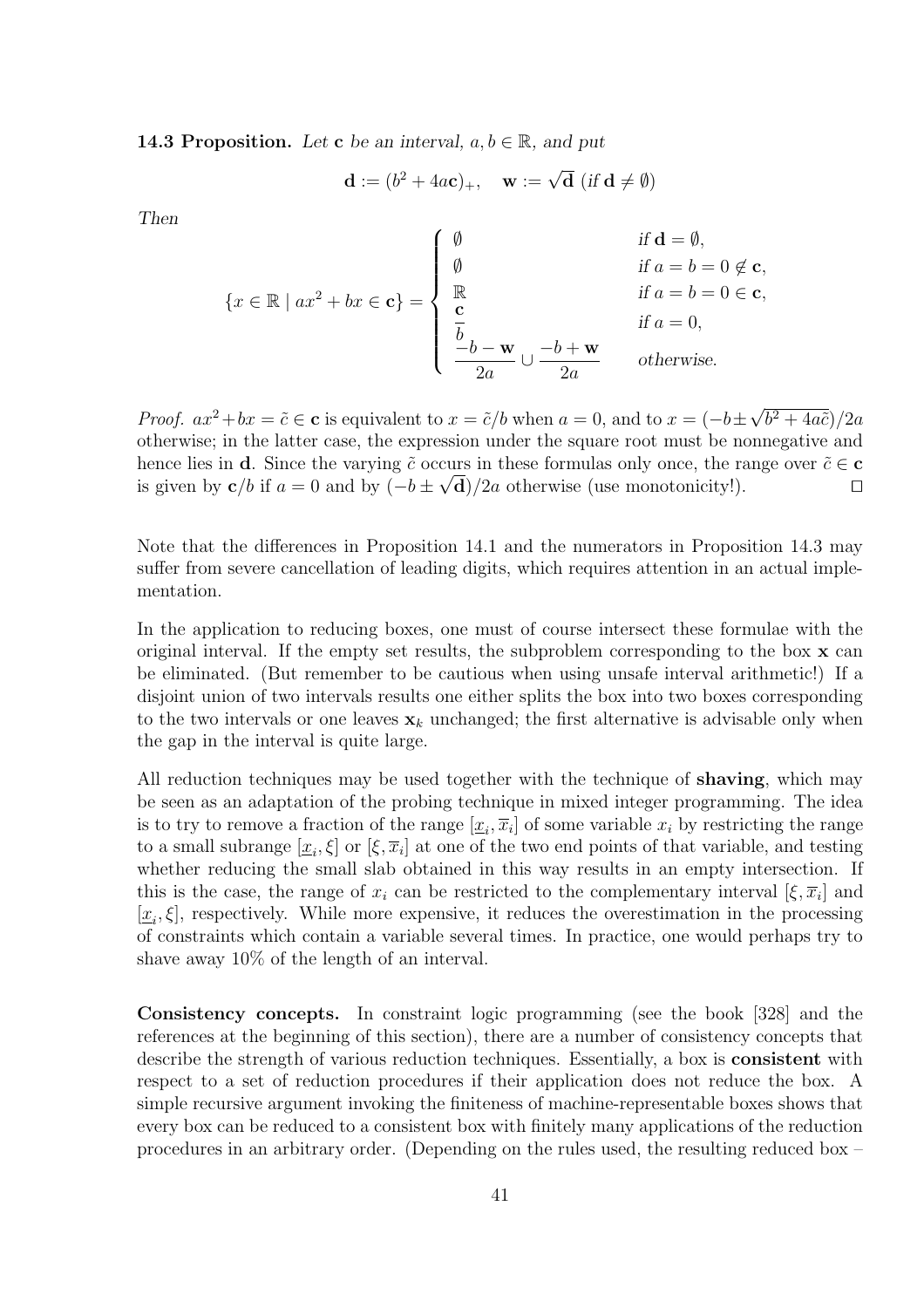**14.3 Proposition.** *Let* $\mathbf{c}$ *be an interval,* $a, b \in \mathbb{R}$*, and put*

$$\mathbf{d} := (b^2 + 4a\mathbf{c})_+, \quad \mathbf{w} := \sqrt{\mathbf{d}} \ (\textit{if } \mathbf{d} \neq \emptyset)$$

*Then*

$$\{x \in \mathbb{R} \mid ax^2 + bx \in \mathbf{c}\} = \begin{cases} \emptyset & \textit{if } \mathbf{d} = \emptyset, \\ \emptyset & \textit{if } a = b = 0 \notin \mathbf{c}, \\ \mathbb{R} & \textit{if } a = b = 0 \in \mathbf{c}, \\ \dfrac{\mathbf{c}}{b} & \textit{if } a = 0, \\ \dfrac{-b - \mathbf{w}}{2a} \cup \dfrac{-b + \mathbf{w}}{2a} & \textit{otherwise.} \end{cases}$$

*Proof.* $ax^2 + bx = \tilde{c} \in \mathbf{c}$ is equivalent to $x = \tilde{c}/b$ when $a = 0$, and to $x = (-b \pm \sqrt{b^2 + 4a\tilde{c}})/2a$ otherwise; in the latter case, the expression under the square root must be nonnegative and hence lies in $\mathbf{d}$. Since the varying $\tilde{c}$ occurs in these formulas only once, the range over $\tilde{c} \in \mathbf{c}$ is given by $\mathbf{c}/b$ if $a = 0$ and by $(-b \pm \sqrt{\mathbf{d}})/2a$ otherwise (use monotonicity!). $\square$

Note that the differences in Proposition 14.1 and the numerators in Proposition 14.3 may suffer from severe cancellation of leading digits, which requires attention in an actual implementation.

In the application to reducing boxes, one must of course intersect these formulae with the original interval. If the empty set results, the subproblem corresponding to the box $\mathbf{x}$ can be eliminated. (But remember to be cautious when using unsafe interval arithmetic!) If a disjoint union of two intervals results one either splits the box into two boxes corresponding to the two intervals or one leaves $\mathbf{x}_k$ unchanged; the first alternative is advisable only when the gap in the interval is quite large.

All reduction techniques may be used together with the technique of **shaving**, which may be seen as an adaptation of the probing technique in mixed integer programming. The idea is to try to remove a fraction of the range $[\underline{x}_i, \overline{x}_i]$ of some variable $x_i$ by restricting the range to a small subrange $[\underline{x}_i, \xi]$ or $[\xi, \overline{x}_i]$ at one of the two end points of that variable, and testing whether reducing the small slab obtained in this way results in an empty intersection. If this is the case, the range of $x_i$ can be restricted to the complementary interval $[\xi, \overline{x}_i]$ and $[\underline{x}_i, \xi]$, respectively. While more expensive, it reduces the overestimation in the processing of constraints which contain a variable several times. In practice, one would perhaps try to shave away 10% of the length of an interval.

**Consistency concepts.** In constraint logic programming (see the book [328] and the references at the beginning of this section), there are a number of consistency concepts that describe the strength of various reduction techniques. Essentially, a box is **consistent** with respect to a set of reduction procedures if their application does not reduce the box. A simple recursive argument invoking the finiteness of machine-representable boxes shows that every box can be reduced to a consistent box with finitely many applications of the reduction procedures in an arbitrary order. (Depending on the rules used, the resulting reduced box –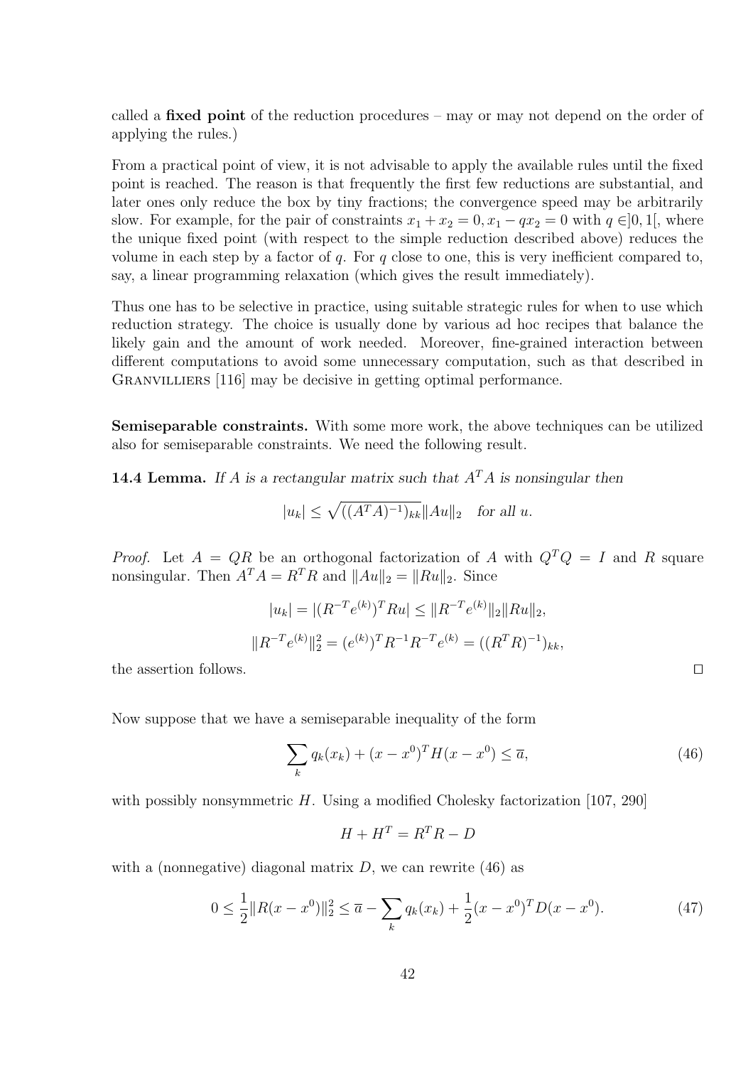called a **fixed point** of the reduction procedures – may or may not depend on the order of applying the rules.)

From a practical point of view, it is not advisable to apply the available rules until the fixed point is reached. The reason is that frequently the first few reductions are substantial, and later ones only reduce the box by tiny fractions; the convergence speed may be arbitrarily slow. For example, for the pair of constraints $x_1 + x_2 = 0, x_1 - qx_2 = 0$ with $q \in ]0, 1[$, where the unique fixed point (with respect to the simple reduction described above) reduces the volume in each step by a factor of $q$. For $q$ close to one, this is very inefficient compared to, say, a linear programming relaxation (which gives the result immediately).

Thus one has to be selective in practice, using suitable strategic rules for when to use which reduction strategy. The choice is usually done by various ad hoc recipes that balance the likely gain and the amount of work needed. Moreover, fine-grained interaction between different computations to avoid some unnecessary computation, such as that described in GRANVILLIERS [116] may be decisive in getting optimal performance.

**Semiseparable constraints.** With some more work, the above techniques can be utilized also for semiseparable constraints. We need the following result.

**14.4 Lemma.** *If $A$ is a rectangular matrix such that $A^TA$ is nonsingular then*

$$|u_k| \le \sqrt{((A^TA)^{-1})_{kk}}\|Au\|_2 \quad \textit{for all } u.$$

*Proof.* Let $A = QR$ be an orthogonal factorization of $A$ with $Q^TQ = I$ and $R$ square nonsingular. Then $A^TA = R^TR$ and $\|Au\|_2 = \|Ru\|_2$. Since

$$|u_k| = |(R^{-T}e^{(k)})^TRu| \le \|R^{-T}e^{(k)}\|_2\|Ru\|_2,$$

$$\|R^{-T}e^{(k)}\|_2^2 = (e^{(k)})^TR^{-1}R^{-T}e^{(k)} = ((R^TR)^{-1})_{kk},$$

the assertion follows. $\square$

Now suppose that we have a semiseparable inequality of the form

$$\sum_k q_k(x_k) + (x - x^0)^TH(x - x^0) \le \overline{a}, \tag{46}$$

with possibly nonsymmetric $H$. Using a modified Cholesky factorization [107, 290]

$$H + H^T = R^TR - D$$

with a (nonnegative) diagonal matrix $D$, we can rewrite (46) as

$$0 \le \frac{1}{2}\|R(x - x^0)\|_2^2 \le \overline{a} - \sum_k q_k(x_k) + \frac{1}{2}(x - x^0)^TD(x - x^0). \tag{47}$$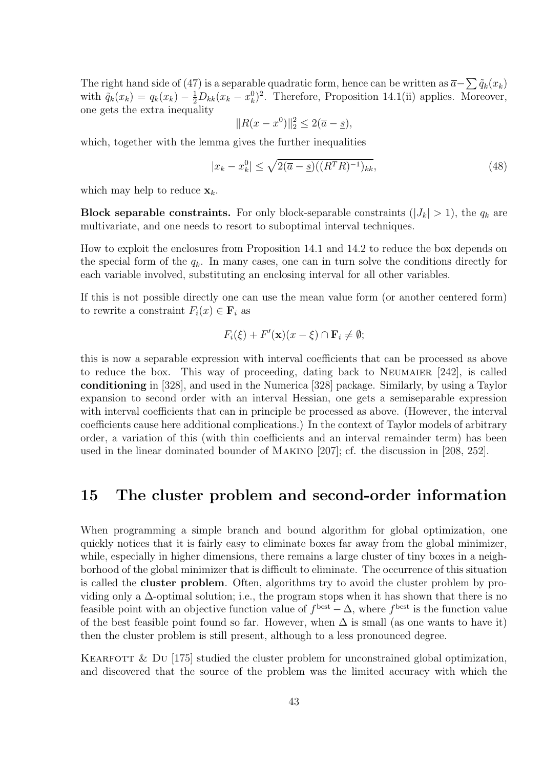The right hand side of (47) is a separable quadratic form, hence can be written as $\overline{a} - \sum \tilde{q}_k(x_k)$ with $\tilde{q}_k(x_k) = q_k(x_k) - \frac{1}{2}D_{kk}(x_k - x_k^0)^2$. Therefore, Proposition 14.1(ii) applies. Moreover, one gets the extra inequality

$$\|R(x - x^0)\|_2^2 \leq 2(\overline{a} - \underline{s}),$$

which, together with the lemma gives the further inequalities

$$|x_k - x_k^0| \leq \sqrt{2(\overline{a} - \underline{s})((R^T R)^{-1})_{kk}}, \tag{48}$$

which may help to reduce $\mathbf{x}_k$.

**Block separable constraints.** For only block-separable constraints ($|J_k| > 1$), the $q_k$ are multivariate, and one needs to resort to suboptimal interval techniques.

How to exploit the enclosures from Proposition 14.1 and 14.2 to reduce the box depends on the special form of the $q_k$. In many cases, one can in turn solve the conditions directly for each variable involved, substituting an enclosing interval for all other variables.

If this is not possible directly one can use the mean value form (or another centered form) to rewrite a constraint $F_i(x) \in \mathbf{F}_i$ as

$$F_i(\xi) + F'(\mathbf{x})(x - \xi) \cap \mathbf{F}_i \neq \emptyset;$$

this is now a separable expression with interval coefficients that can be processed as above to reduce the box. This way of proceeding, dating back to Neumaier [242], is called **conditioning** in [328], and used in the Numerica [328] package. Similarly, by using a Taylor expansion to second order with an interval Hessian, one gets a semiseparable expression with interval coefficients that can in principle be processed as above. (However, the interval coefficients cause here additional complications.) In the context of Taylor models of arbitrary order, a variation of this (with thin coefficients and an interval remainder term) has been used in the linear dominated bounder of Makino [207]; cf. the discussion in [208, 252].

# 15 The cluster problem and second-order information

When programming a simple branch and bound algorithm for global optimization, one quickly notices that it is fairly easy to eliminate boxes far away from the global minimizer, while, especially in higher dimensions, there remains a large cluster of tiny boxes in a neighborhood of the global minimizer that is difficult to eliminate. The occurrence of this situation is called the **cluster problem**. Often, algorithms try to avoid the cluster problem by providing only a $\Delta$-optimal solution; i.e., the program stops when it has shown that there is no feasible point with an objective function value of $f^{\text{best}} - \Delta$, where $f^{\text{best}}$ is the function value of the best feasible point found so far. However, when $\Delta$ is small (as one wants to have it) then the cluster problem is still present, although to a less pronounced degree.

Kearfott & Du [175] studied the cluster problem for unconstrained global optimization, and discovered that the source of the problem was the limited accuracy with which the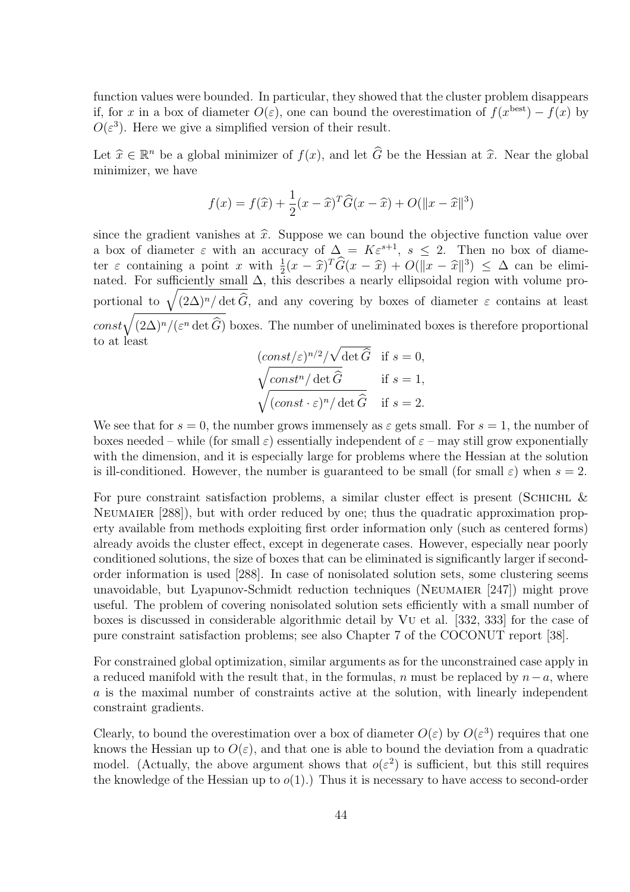function values were bounded. In particular, they showed that the cluster problem disappears if, for $x$ in a box of diameter $O(\varepsilon)$, one can bound the overestimation of $f(x^{\text{best}}) - f(x)$ by $O(\varepsilon^3)$. Here we give a simplified version of their result.

Let $\widehat{x} \in \mathbb{R}^n$ be a global minimizer of $f(x)$, and let $\widehat{G}$ be the Hessian at $\widehat{x}$. Near the global minimizer, we have

$$f(x) = f(\widehat{x}) + \frac{1}{2}(x - \widehat{x})^T \widehat{G}(x - \widehat{x}) + O(\|x - \widehat{x}\|^3)$$

since the gradient vanishes at $\widehat{x}$. Suppose we can bound the objective function value over a box of diameter $\varepsilon$ with an accuracy of $\Delta = K\varepsilon^{s+1}$, $s \leq 2$. Then no box of diameter $\varepsilon$ containing a point $x$ with $\frac{1}{2}(x - \widehat{x})^T \widehat{G}(x - \widehat{x}) + O(\|x - \widehat{x}\|^3) \leq \Delta$ can be eliminated. For sufficiently small $\Delta$, this describes a nearly ellipsoidal region with volume proportional to $\sqrt{(2\Delta)^n / \det \widehat{G}}$, and any covering by boxes of diameter $\varepsilon$ contains at least $const\sqrt{(2\Delta)^n/(\varepsilon^n \det \widehat{G})}$ boxes. The number of uneliminated boxes is therefore proportional to at least

$$\begin{array}{ll} (const/\varepsilon)^{n/2}/\sqrt{\det \widehat{G}} & \text{if } s = 0, \\ \sqrt{const^n / \det \widehat{G}} & \text{if } s = 1, \\ \sqrt{(const \cdot \varepsilon)^n / \det \widehat{G}} & \text{if } s = 2. \end{array}$$

We see that for $s = 0$, the number grows immensely as $\varepsilon$ gets small. For $s = 1$, the number of boxes needed – while (for small $\varepsilon$) essentially independent of $\varepsilon$ – may still grow exponentially with the dimension, and it is especially large for problems where the Hessian at the solution is ill-conditioned. However, the number is guaranteed to be small (for small $\varepsilon$) when $s = 2$.

For pure constraint satisfaction problems, a similar cluster effect is present (Schichl & Neumaier [288]), but with order reduced by one; thus the quadratic approximation property available from methods exploiting first order information only (such as centered forms) already avoids the cluster effect, except in degenerate cases. However, especially near poorly conditioned solutions, the size of boxes that can be eliminated is significantly larger if second-order information is used [288]. In case of nonisolated solution sets, some clustering seems unavoidable, but Lyapunov-Schmidt reduction techniques (Neumaier [247]) might prove useful. The problem of covering nonisolated solution sets efficiently with a small number of boxes is discussed in considerable algorithmic detail by Vu et al. [332, 333] for the case of pure constraint satisfaction problems; see also Chapter 7 of the COCONUT report [38].

For constrained global optimization, similar arguments as for the unconstrained case apply in a reduced manifold with the result that, in the formulas, $n$ must be replaced by $n - a$, where $a$ is the maximal number of constraints active at the solution, with linearly independent constraint gradients.

Clearly, to bound the overestimation over a box of diameter $O(\varepsilon)$ by $O(\varepsilon^3)$ requires that one knows the Hessian up to $O(\varepsilon)$, and that one is able to bound the deviation from a quadratic model. (Actually, the above argument shows that $o(\varepsilon^2)$ is sufficient, but this still requires the knowledge of the Hessian up to $o(1)$.) Thus it is necessary to have access to second-order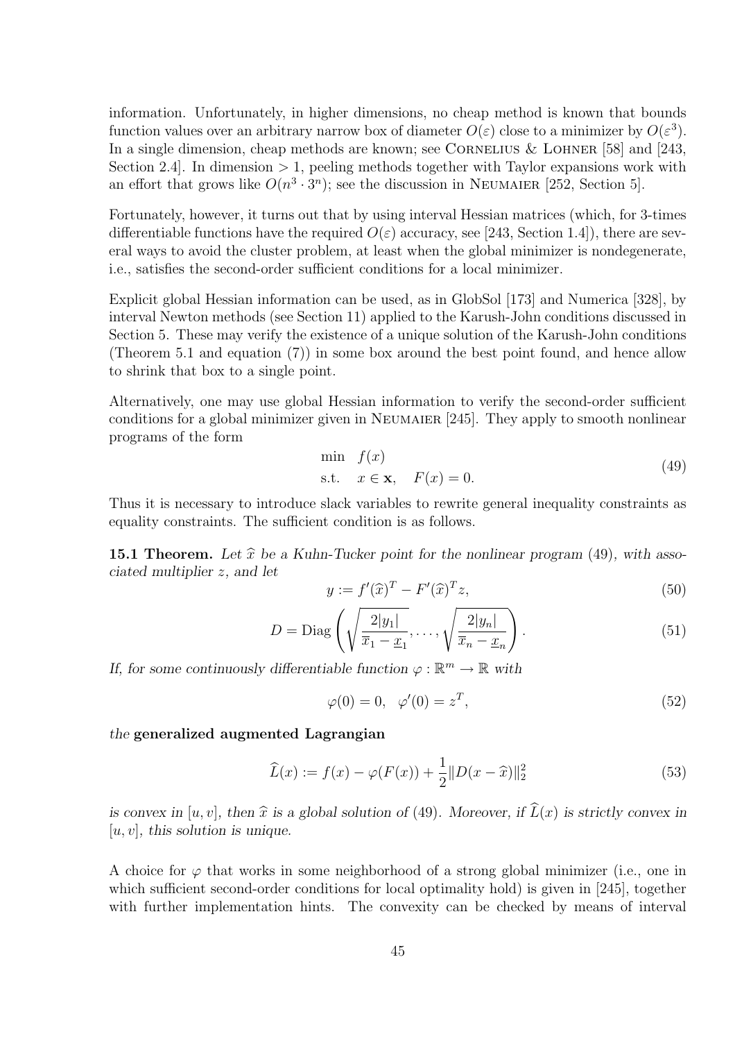information. Unfortunately, in higher dimensions, no cheap method is known that bounds function values over an arbitrary narrow box of diameter $O(\varepsilon)$ close to a minimizer by $O(\varepsilon^3)$. In a single dimension, cheap methods are known; see Cornelius & Lohner [58] and [243, Section 2.4]. In dimension $> 1$, peeling methods together with Taylor expansions work with an effort that grows like $O(n^3 \cdot 3^n)$; see the discussion in Neumaier [252, Section 5].

Fortunately, however, it turns out that by using interval Hessian matrices (which, for 3-times differentiable functions have the required $O(\varepsilon)$ accuracy, see [243, Section 1.4]), there are several ways to avoid the cluster problem, at least when the global minimizer is nondegenerate, i.e., satisfies the second-order sufficient conditions for a local minimizer.

Explicit global Hessian information can be used, as in GlobSol [173] and Numerica [328], by interval Newton methods (see Section 11) applied to the Karush-John conditions discussed in Section 5. These may verify the existence of a unique solution of the Karush-John conditions (Theorem 5.1 and equation (7)) in some box around the best point found, and hence allow to shrink that box to a single point.

Alternatively, one may use global Hessian information to verify the second-order sufficient conditions for a global minimizer given in Neumaier [245]. They apply to smooth nonlinear programs of the form

$$
\begin{aligned}
\min \quad & f(x) \\
\text{s.t.} \quad & x \in \mathbf{x}, \quad F(x) = 0.
\end{aligned}
\tag{49}
$$

Thus it is necessary to introduce slack variables to rewrite general inequality constraints as equality constraints. The sufficient condition is as follows.

**15.1 Theorem.** *Let $\widehat{x}$ be a Kuhn-Tucker point for the nonlinear program* (49)*, with associated multiplier $z$, and let*

$$
y := f'(\widehat{x})^T - F'(\widehat{x})^T z, \tag{50}
$$

$$
D = \operatorname{Diag}\left(\sqrt{\frac{2|y_1|}{\overline{x}_1 - \underline{x}_1}}, \ldots, \sqrt{\frac{2|y_n|}{\overline{x}_n - \underline{x}_n}}\right). \tag{51}
$$

*If, for some continuously differentiable function $\varphi : \mathbb{R}^m \to \mathbb{R}$ with*

$$
\varphi(0) = 0, \quad \varphi'(0) = z^T, \tag{52}
$$

*the* **generalized augmented Lagrangian**

$$
\widehat{L}(x) := f(x) - \varphi(F(x)) + \frac{1}{2}\|D(x - \widehat{x})\|_2^2 \tag{53}
$$

*is convex in $[u, v]$, then $\widehat{x}$ is a global solution of* (49)*. Moreover, if $\widehat{L}(x)$ is strictly convex in $[u, v]$, this solution is unique.*

A choice for $\varphi$ that works in some neighborhood of a strong global minimizer (i.e., one in which sufficient second-order conditions for local optimality hold) is given in [245], together with further implementation hints. The convexity can be checked by means of interval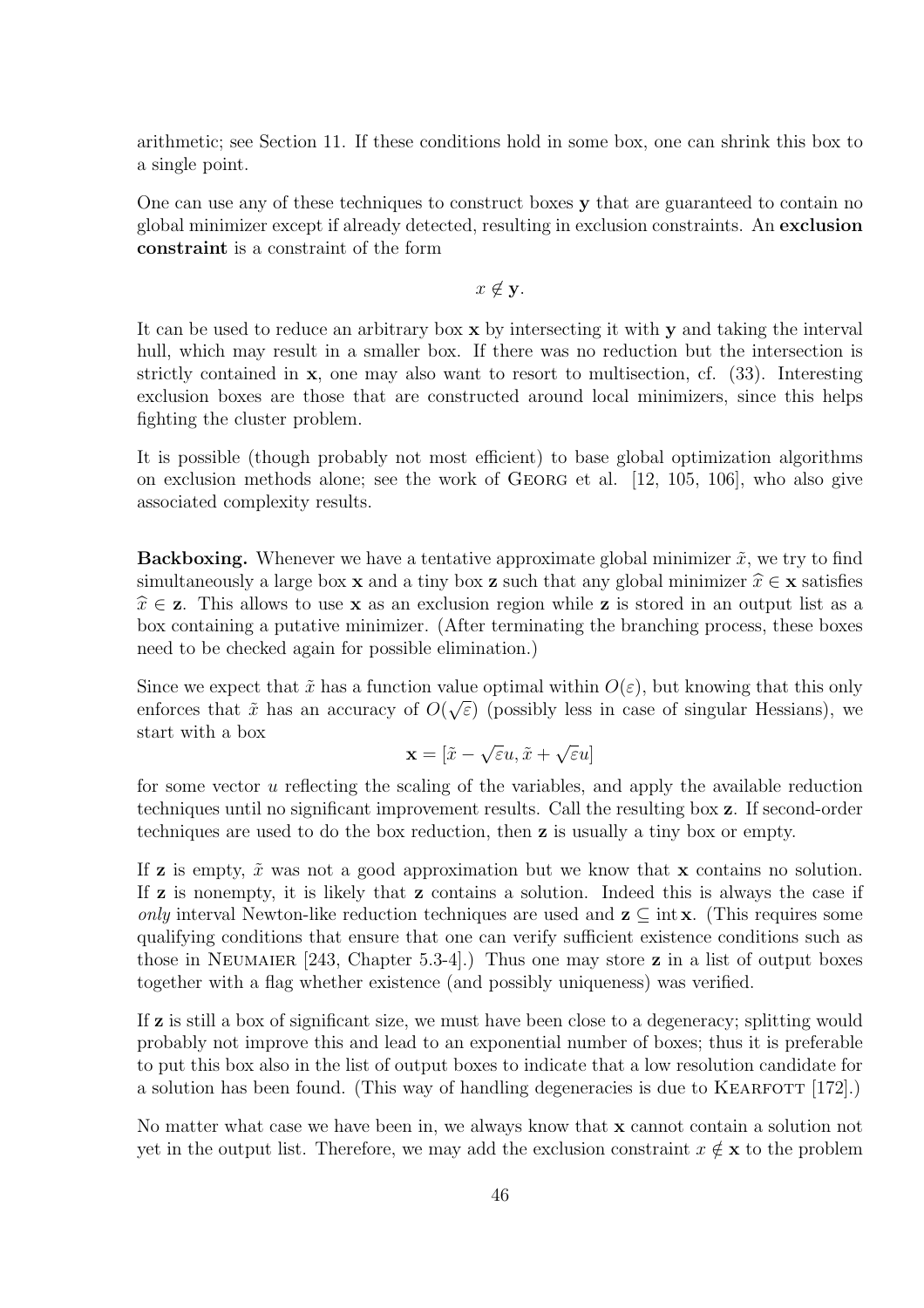arithmetic; see Section 11. If these conditions hold in some box, one can shrink this box to a single point.

One can use any of these techniques to construct boxes $\mathbf{y}$ that are guaranteed to contain no global minimizer except if already detected, resulting in exclusion constraints. An **exclusion constraint** is a constraint of the form

$$x \notin \mathbf{y}.$$

It can be used to reduce an arbitrary box $\mathbf{x}$ by intersecting it with $\mathbf{y}$ and taking the interval hull, which may result in a smaller box. If there was no reduction but the intersection is strictly contained in $\mathbf{x}$, one may also want to resort to multisection, cf. (33). Interesting exclusion boxes are those that are constructed around local minimizers, since this helps fighting the cluster problem.

It is possible (though probably not most efficient) to base global optimization algorithms on exclusion methods alone; see the work of Georg et al. [12, 105, 106], who also give associated complexity results.

**Backboxing.** Whenever we have a tentative approximate global minimizer $\tilde{x}$, we try to find simultaneously a large box $\mathbf{x}$ and a tiny box $\mathbf{z}$ such that any global minimizer $\widehat{x} \in \mathbf{x}$ satisfies $\widehat{x} \in \mathbf{z}$. This allows to use $\mathbf{x}$ as an exclusion region while $\mathbf{z}$ is stored in an output list as a box containing a putative minimizer. (After terminating the branching process, these boxes need to be checked again for possible elimination.)

Since we expect that $\tilde{x}$ has a function value optimal within $O(\varepsilon)$, but knowing that this only enforces that $\tilde{x}$ has an accuracy of $O(\sqrt{\varepsilon})$ (possibly less in case of singular Hessians), we start with a box

$$\mathbf{x} = [\tilde{x} - \sqrt{\varepsilon}u, \tilde{x} + \sqrt{\varepsilon}u]$$

for some vector $u$ reflecting the scaling of the variables, and apply the available reduction techniques until no significant improvement results. Call the resulting box $\mathbf{z}$. If second-order techniques are used to do the box reduction, then $\mathbf{z}$ is usually a tiny box or empty.

If $\mathbf{z}$ is empty, $\tilde{x}$ was not a good approximation but we know that $\mathbf{x}$ contains no solution. If $\mathbf{z}$ is nonempty, it is likely that $\mathbf{z}$ contains a solution. Indeed this is always the case if *only* interval Newton-like reduction techniques are used and $\mathbf{z} \subseteq \operatorname{int} \mathbf{x}$. (This requires some qualifying conditions that ensure that one can verify sufficient existence conditions such as those in Neumaier [243, Chapter 5.3-4].) Thus one may store $\mathbf{z}$ in a list of output boxes together with a flag whether existence (and possibly uniqueness) was verified.

If $\mathbf{z}$ is still a box of significant size, we must have been close to a degeneracy; splitting would probably not improve this and lead to an exponential number of boxes; thus it is preferable to put this box also in the list of output boxes to indicate that a low resolution candidate for a solution has been found. (This way of handling degeneracies is due to Kearfott [172].)

No matter what case we have been in, we always know that $\mathbf{x}$ cannot contain a solution not yet in the output list. Therefore, we may add the exclusion constraint $x \notin \mathbf{x}$ to the problem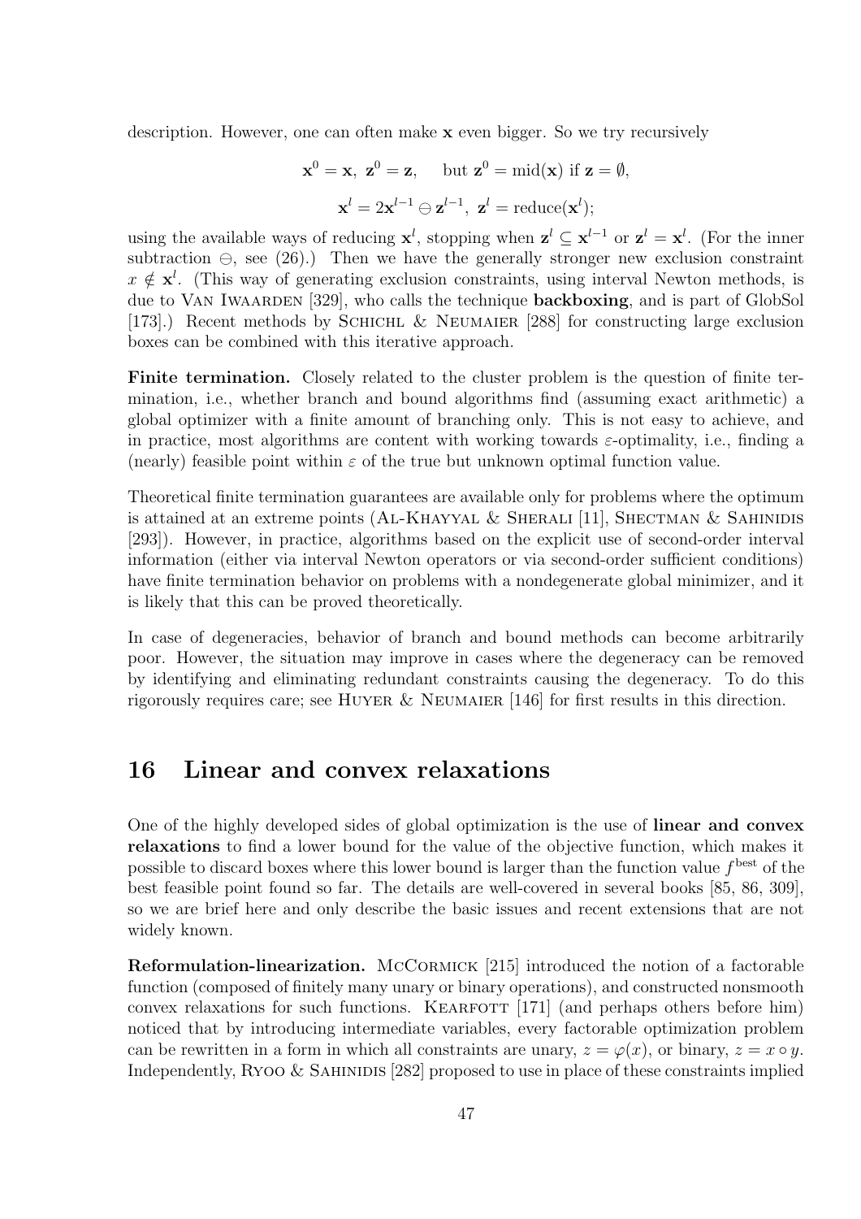description. However, one can often make $\mathbf{x}$ even bigger. So we try recursively

$$\mathbf{x}^0 = \mathbf{x},\ \mathbf{z}^0 = \mathbf{z}, \quad \text{but } \mathbf{z}^0 = \text{mid}(\mathbf{x}) \text{ if } \mathbf{z} = \emptyset,$$

$$\mathbf{x}^l = 2\mathbf{x}^{l-1} \ominus \mathbf{z}^{l-1},\ \mathbf{z}^l = \text{reduce}(\mathbf{x}^l);$$

using the available ways of reducing $\mathbf{x}^l$, stopping when $\mathbf{z}^l \subseteq \mathbf{x}^{l-1}$ or $\mathbf{z}^l = \mathbf{x}^l$. (For the inner subtraction $\ominus$, see (26).) Then we have the generally stronger new exclusion constraint $x \notin \mathbf{x}^l$. (This way of generating exclusion constraints, using interval Newton methods, is due to Van Iwaarden [329], who calls the technique **backboxing**, and is part of GlobSol [173].) Recent methods by Schichl & Neumaier [288] for constructing large exclusion boxes can be combined with this iterative approach.

**Finite termination.** Closely related to the cluster problem is the question of finite termination, i.e., whether branch and bound algorithms find (assuming exact arithmetic) a global optimizer with a finite amount of branching only. This is not easy to achieve, and in practice, most algorithms are content with working towards $\varepsilon$-optimality, i.e., finding a (nearly) feasible point within $\varepsilon$ of the true but unknown optimal function value.

Theoretical finite termination guarantees are available only for problems where the optimum is attained at an extreme points (Al-Khayyal & Sherali [11], Shectman & Sahinidis [293]). However, in practice, algorithms based on the explicit use of second-order interval information (either via interval Newton operators or via second-order sufficient conditions) have finite termination behavior on problems with a nondegenerate global minimizer, and it is likely that this can be proved theoretically.

In case of degeneracies, behavior of branch and bound methods can become arbitrarily poor. However, the situation may improve in cases where the degeneracy can be removed by identifying and eliminating redundant constraints causing the degeneracy. To do this rigorously requires care; see Huyer & Neumaier [146] for first results in this direction.

## 16 Linear and convex relaxations

One of the highly developed sides of global optimization is the use of **linear and convex relaxations** to find a lower bound for the value of the objective function, which makes it possible to discard boxes where this lower bound is larger than the function value $f^{\text{best}}$ of the best feasible point found so far. The details are well-covered in several books [85, 86, 309], so we are brief here and only describe the basic issues and recent extensions that are not widely known.

**Reformulation-linearization.** McCormick [215] introduced the notion of a factorable function (composed of finitely many unary or binary operations), and constructed nonsmooth convex relaxations for such functions. Kearfott [171] (and perhaps others before him) noticed that by introducing intermediate variables, every factorable optimization problem can be rewritten in a form in which all constraints are unary, $z = \varphi(x)$, or binary, $z = x \circ y$. Independently, Ryoo & Sahinidis [282] proposed to use in place of these constraints implied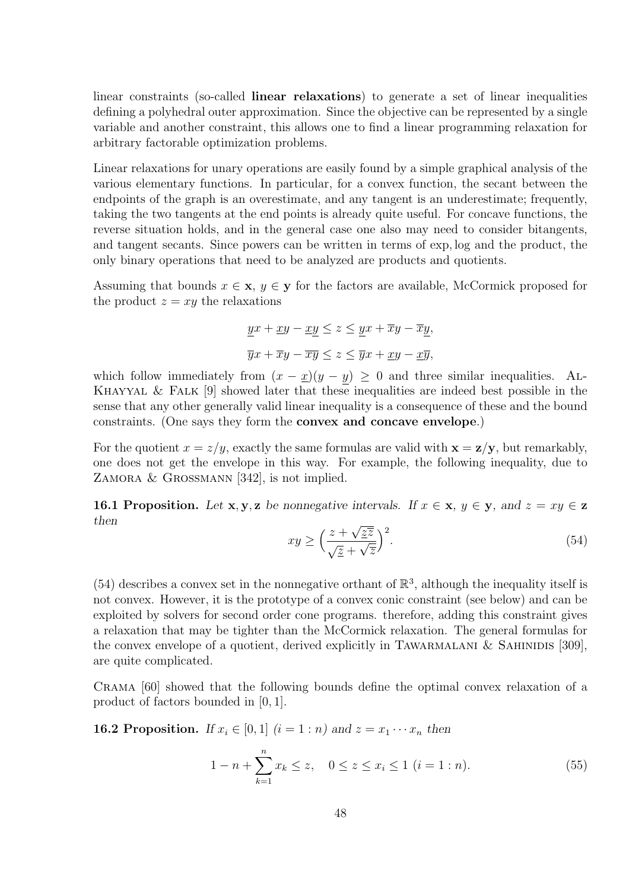linear constraints (so-called **linear relaxations**) to generate a set of linear inequalities defining a polyhedral outer approximation. Since the objective can be represented by a single variable and another constraint, this allows one to find a linear programming relaxation for arbitrary factorable optimization problems.

Linear relaxations for unary operations are easily found by a simple graphical analysis of the various elementary functions. In particular, for a convex function, the secant between the endpoints of the graph is an overestimate, and any tangent is an underestimate; frequently, taking the two tangents at the end points is already quite useful. For concave functions, the reverse situation holds, and in the general case one also may need to consider bitangents, and tangent secants. Since powers can be written in terms of exp, log and the product, the only binary operations that need to be analyzed are products and quotients.

Assuming that bounds $x \in \mathbf{x}$, $y \in \mathbf{y}$ for the factors are available, McCormick proposed for the product $z = xy$ the relaxations

$$\underline{y}x + \underline{x}y - \underline{x}\underline{y} \le z \le \underline{y}x + \overline{x}y - \overline{x}\underline{y},$$

$$\overline{y}x + \overline{x}y - \overline{x}\overline{y} \le z \le \overline{y}x + \underline{x}y - \underline{x}\overline{y},$$

which follow immediately from $(x - \underline{x})(y - \underline{y}) \ge 0$ and three similar inequalities. Al-Khayyal & Falk [9] showed later that these inequalities are indeed best possible in the sense that any other generally valid linear inequality is a consequence of these and the bound constraints. (One says they form the **convex and concave envelope**.)

For the quotient $x = z/y$, exactly the same formulas are valid with $\mathbf{x} = \mathbf{z}/\mathbf{y}$, but remarkably, one does not get the envelope in this way. For example, the following inequality, due to Zamora & Grossmann [342], is not implied.

**16.1 Proposition.** *Let $\mathbf{x}, \mathbf{y}, \mathbf{z}$ be nonnegative intervals. If $x \in \mathbf{x}$, $y \in \mathbf{y}$, and $z = xy \in \mathbf{z}$ then*

$$xy \ge \Big( \frac{z + \sqrt{\underline{z}\overline{z}}}{\sqrt{\underline{z}} + \sqrt{\overline{z}}} \Big)^2. \tag{54}$$

(54) describes a convex set in the nonnegative orthant of $\mathbb{R}^3$, although the inequality itself is not convex. However, it is the prototype of a convex conic constraint (see below) and can be exploited by solvers for second order cone programs. therefore, adding this constraint gives a relaxation that may be tighter than the McCormick relaxation. The general formulas for the convex envelope of a quotient, derived explicitly in Tawarmalani & Sahinidis [309], are quite complicated.

Crama [60] showed that the following bounds define the optimal convex relaxation of a product of factors bounded in $[0, 1]$.

**16.2 Proposition.** *If $x_i \in [0, 1]$ $(i = 1 : n)$ and $z = x_1 \cdots x_n$ then*

$$1 - n + \sum_{k=1}^{n} x_k \le z, \quad 0 \le z \le x_i \le 1 \ (i = 1 : n). \tag{55}$$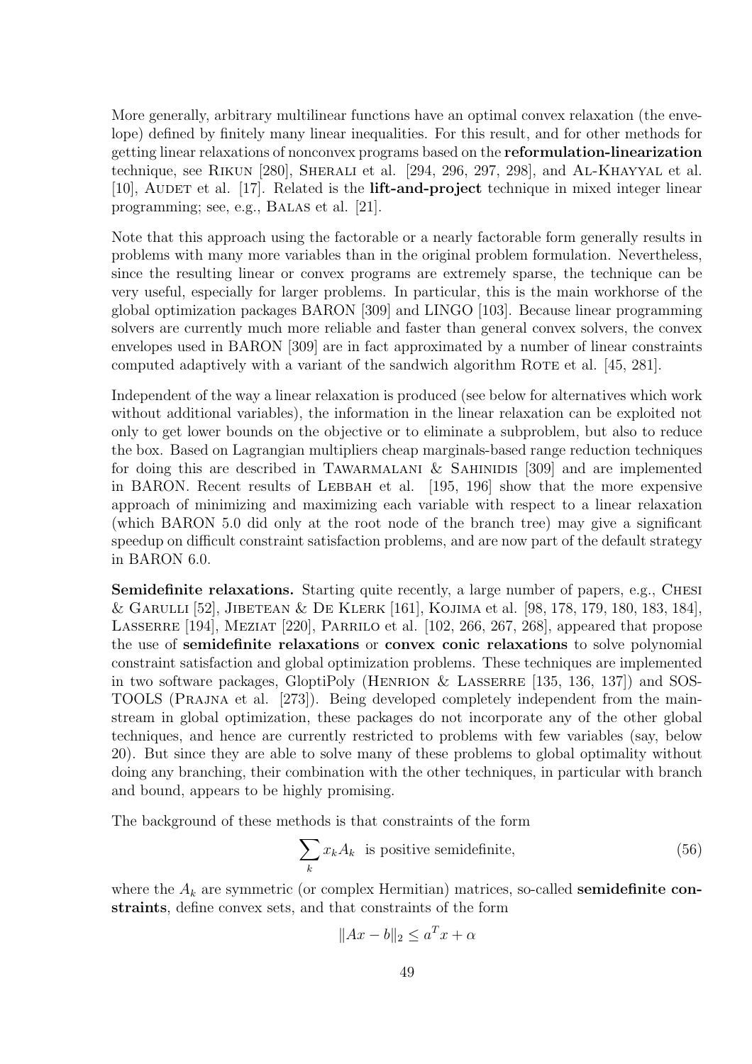More generally, arbitrary multilinear functions have an optimal convex relaxation (the envelope) defined by finitely many linear inequalities. For this result, and for other methods for getting linear relaxations of nonconvex programs based on the **reformulation-linearization** technique, see RIKUN [280], SHERALI et al. [294, 296, 297, 298], and AL-KHAYYAL et al. [10], AUDET et al. [17]. Related is the **lift-and-project** technique in mixed integer linear programming; see, e.g., BALAS et al. [21].

Note that this approach using the factorable or a nearly factorable form generally results in problems with many more variables than in the original problem formulation. Nevertheless, since the resulting linear or convex programs are extremely sparse, the technique can be very useful, especially for larger problems. In particular, this is the main workhorse of the global optimization packages BARON [309] and LINGO [103]. Because linear programming solvers are currently much more reliable and faster than general convex solvers, the convex envelopes used in BARON [309] are in fact approximated by a number of linear constraints computed adaptively with a variant of the sandwich algorithm ROTE et al. [45, 281].

Independent of the way a linear relaxation is produced (see below for alternatives which work without additional variables), the information in the linear relaxation can be exploited not only to get lower bounds on the objective or to eliminate a subproblem, but also to reduce the box. Based on Lagrangian multipliers cheap marginals-based range reduction techniques for doing this are described in TAWARMALANI & SAHINIDIS [309] and are implemented in BARON. Recent results of LEBBAH et al. [195, 196] show that the more expensive approach of minimizing and maximizing each variable with respect to a linear relaxation (which BARON 5.0 did only at the root node of the branch tree) may give a significant speedup on difficult constraint satisfaction problems, and are now part of the default strategy in BARON 6.0.

**Semidefinite relaxations.** Starting quite recently, a large number of papers, e.g., CHESI & GARULLI [52], JIBETEAN & DE KLERK [161], KOJIMA et al. [98, 178, 179, 180, 183, 184], LASSERRE [194], MEZIAT [220], PARRILO et al. [102, 266, 267, 268], appeared that propose the use of **semidefinite relaxations** or **convex conic relaxations** to solve polynomial constraint satisfaction and global optimization problems. These techniques are implemented in two software packages, GloptiPoly (HENRION & LASSERRE [135, 136, 137]) and SOSTOOLS (PRAJNA et al. [273]). Being developed completely independent from the mainstream in global optimization, these packages do not incorporate any of the other global techniques, and hence are currently restricted to problems with few variables (say, below 20). But since they are able to solve many of these problems to global optimality without doing any branching, their combination with the other techniques, in particular with branch and bound, appears to be highly promising.

The background of these methods is that constraints of the form

$$\sum_k x_k A_k \quad \text{is positive semidefinite,} \tag{56}$$

where the $A_k$ are symmetric (or complex Hermitian) matrices, so-called **semidefinite constraints**, define convex sets, and that constraints of the form

$$\|Ax - b\|_2 \leq a^T x + \alpha$$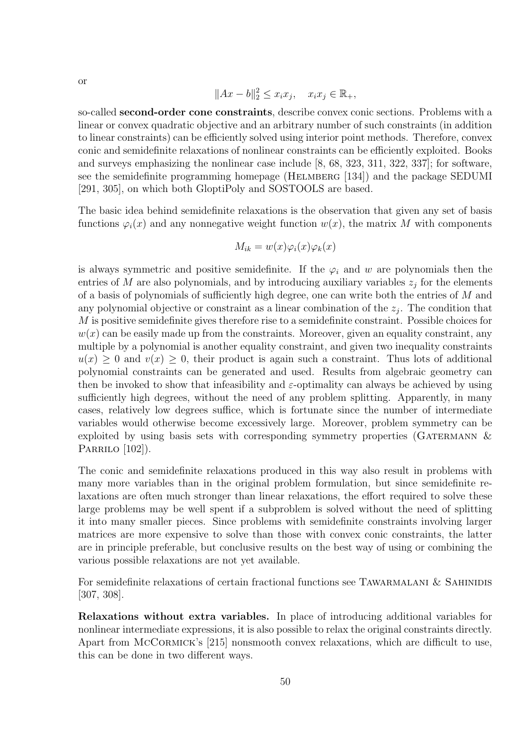or

$$\|Ax - b\|_2^2 \le x_i x_j, \quad x_i x_j \in \mathbb{R}_+,$$

so-called **second-order cone constraints**, describe convex conic sections. Problems with a linear or convex quadratic objective and an arbitrary number of such constraints (in addition to linear constraints) can be efficiently solved using interior point methods. Therefore, convex conic and semidefinite relaxations of nonlinear constraints can be efficiently exploited. Books and surveys emphasizing the nonlinear case include [8, 68, 323, 311, 322, 337]; for software, see the semidefinite programming homepage (Helmberg [134]) and the package SEDUMI [291, 305], on which both GloptiPoly and SOSTOOLS are based.

The basic idea behind semidefinite relaxations is the observation that given any set of basis functions $\varphi_i(x)$ and any nonnegative weight function $w(x)$, the matrix $M$ with components

$$M_{ik} = w(x)\varphi_i(x)\varphi_k(x)$$

is always symmetric and positive semidefinite. If the $\varphi_i$ and $w$ are polynomials then the entries of $M$ are also polynomials, and by introducing auxiliary variables $z_j$ for the elements of a basis of polynomials of sufficiently high degree, one can write both the entries of $M$ and any polynomial objective or constraint as a linear combination of the $z_j$. The condition that $M$ is positive semidefinite gives therefore rise to a semidefinite constraint. Possible choices for $w(x)$ can be easily made up from the constraints. Moreover, given an equality constraint, any multiple by a polynomial is another equality constraint, and given two inequality constraints $u(x) \ge 0$ and $v(x) \ge 0$, their product is again such a constraint. Thus lots of additional polynomial constraints can be generated and used. Results from algebraic geometry can then be invoked to show that infeasibility and $\varepsilon$-optimality can always be achieved by using sufficiently high degrees, without the need of any problem splitting. Apparently, in many cases, relatively low degrees suffice, which is fortunate since the number of intermediate variables would otherwise become excessively large. Moreover, problem symmetry can be exploited by using basis sets with corresponding symmetry properties (Gatermann & Parrilo [102]).

The conic and semidefinite relaxations produced in this way also result in problems with many more variables than in the original problem formulation, but since semidefinite relaxations are often much stronger than linear relaxations, the effort required to solve these large problems may be well spent if a subproblem is solved without the need of splitting it into many smaller pieces. Since problems with semidefinite constraints involving larger matrices are more expensive to solve than those with convex conic constraints, the latter are in principle preferable, but conclusive results on the best way of using or combining the various possible relaxations are not yet available.

For semidefinite relaxations of certain fractional functions see Tawarmalani & Sahinidis [307, 308].

**Relaxations without extra variables.** In place of introducing additional variables for nonlinear intermediate expressions, it is also possible to relax the original constraints directly. Apart from McCormick's [215] nonsmooth convex relaxations, which are difficult to use, this can be done in two different ways.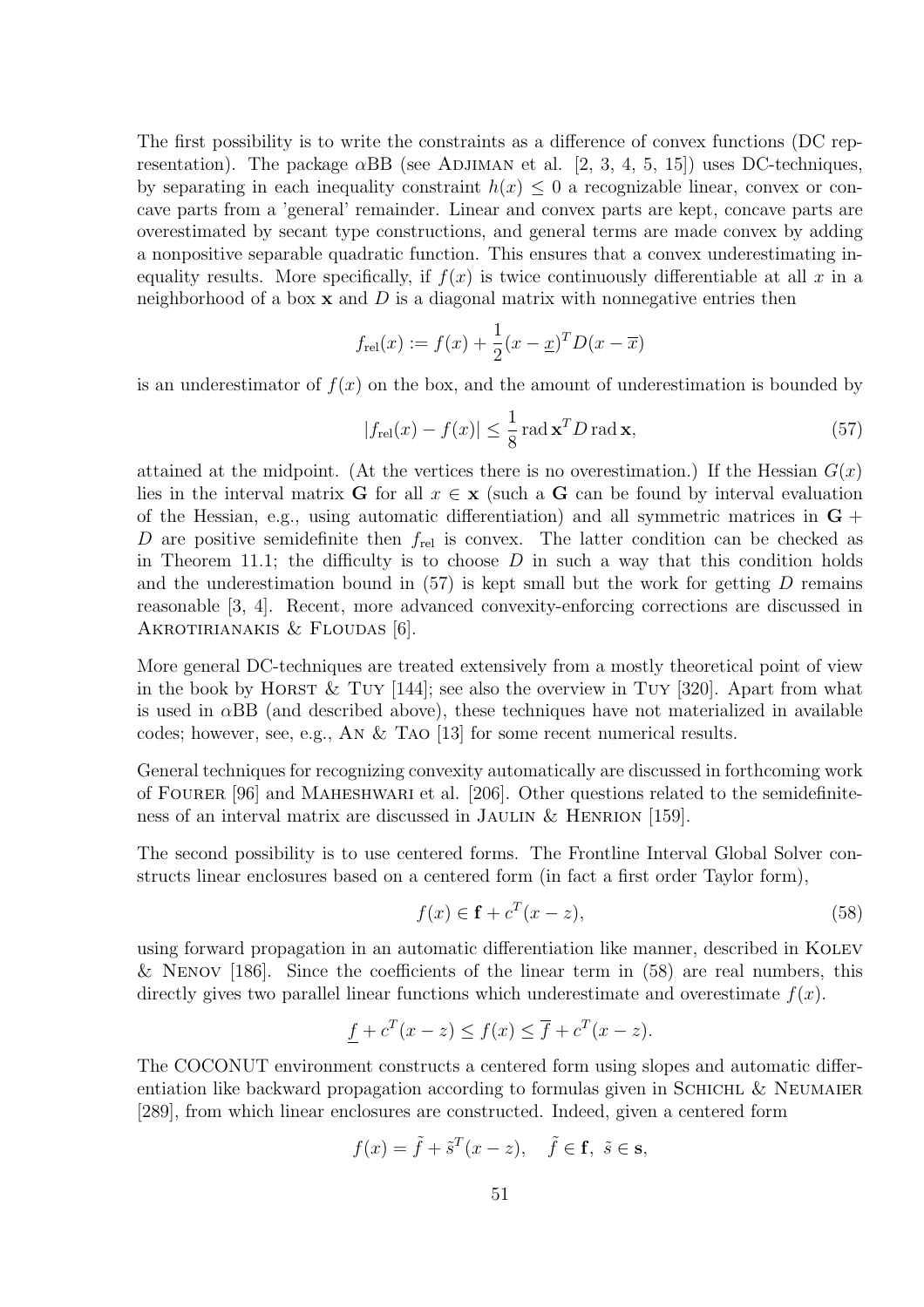The first possibility is to write the constraints as a difference of convex functions (DC representation). The package $\alpha$BB (see Adjiman et al. [2, 3, 4, 5, 15]) uses DC-techniques, by separating in each inequality constraint $h(x) \leq 0$ a recognizable linear, convex or concave parts from a 'general' remainder. Linear and convex parts are kept, concave parts are overestimated by secant type constructions, and general terms are made convex by adding a nonpositive separable quadratic function. This ensures that a convex underestimating inequality results. More specifically, if $f(x)$ is twice continuously differentiable at all $x$ in a neighborhood of a box $\mathbf{x}$ and $D$ is a diagonal matrix with nonnegative entries then

$$f_{\mathrm{rel}}(x) := f(x) + \frac{1}{2}(x - \underline{x})^T D (x - \overline{x})$$

is an underestimator of $f(x)$ on the box, and the amount of underestimation is bounded by

$$|f_{\mathrm{rel}}(x) - f(x)| \leq \frac{1}{8} \operatorname{rad} \mathbf{x}^T D \operatorname{rad} \mathbf{x}, \tag{57}$$

attained at the midpoint. (At the vertices there is no overestimation.) If the Hessian $G(x)$ lies in the interval matrix $\mathbf{G}$ for all $x \in \mathbf{x}$ (such a $\mathbf{G}$ can be found by interval evaluation of the Hessian, e.g., using automatic differentiation) and all symmetric matrices in $\mathbf{G} + D$ are positive semidefinite then $f_{\mathrm{rel}}$ is convex. The latter condition can be checked as in Theorem 11.1; the difficulty is to choose $D$ in such a way that this condition holds and the underestimation bound in (57) is kept small but the work for getting $D$ remains reasonable [3, 4]. Recent, more advanced convexity-enforcing corrections are discussed in Akrotirianakis & Floudas [6].

More general DC-techniques are treated extensively from a mostly theoretical point of view in the book by Horst & Tuy [144]; see also the overview in Tuy [320]. Apart from what is used in $\alpha$BB (and described above), these techniques have not materialized in available codes; however, see, e.g., An & Tao [13] for some recent numerical results.

General techniques for recognizing convexity automatically are discussed in forthcoming work of Fourer [96] and Maheshwari et al. [206]. Other questions related to the semidefiniteness of an interval matrix are discussed in Jaulin & Henrion [159].

The second possibility is to use centered forms. The Frontline Interval Global Solver constructs linear enclosures based on a centered form (in fact a first order Taylor form),

$$f(x) \in \mathbf{f} + c^T(x - z), \tag{58}$$

using forward propagation in an automatic differentiation like manner, described in Kolev & Nenov [186]. Since the coefficients of the linear term in (58) are real numbers, this directly gives two parallel linear functions which underestimate and overestimate $f(x)$.

$$\underline{f} + c^T(x - z) \leq f(x) \leq \overline{f} + c^T(x - z).$$

The COCONUT environment constructs a centered form using slopes and automatic differentiation like backward propagation according to formulas given in Schichl & Neumaier [289], from which linear enclosures are constructed. Indeed, given a centered form

$$f(x) = \tilde{f} + \tilde{s}^T(x - z), \quad \tilde{f} \in \mathbf{f},\ \tilde{s} \in \mathbf{s},$$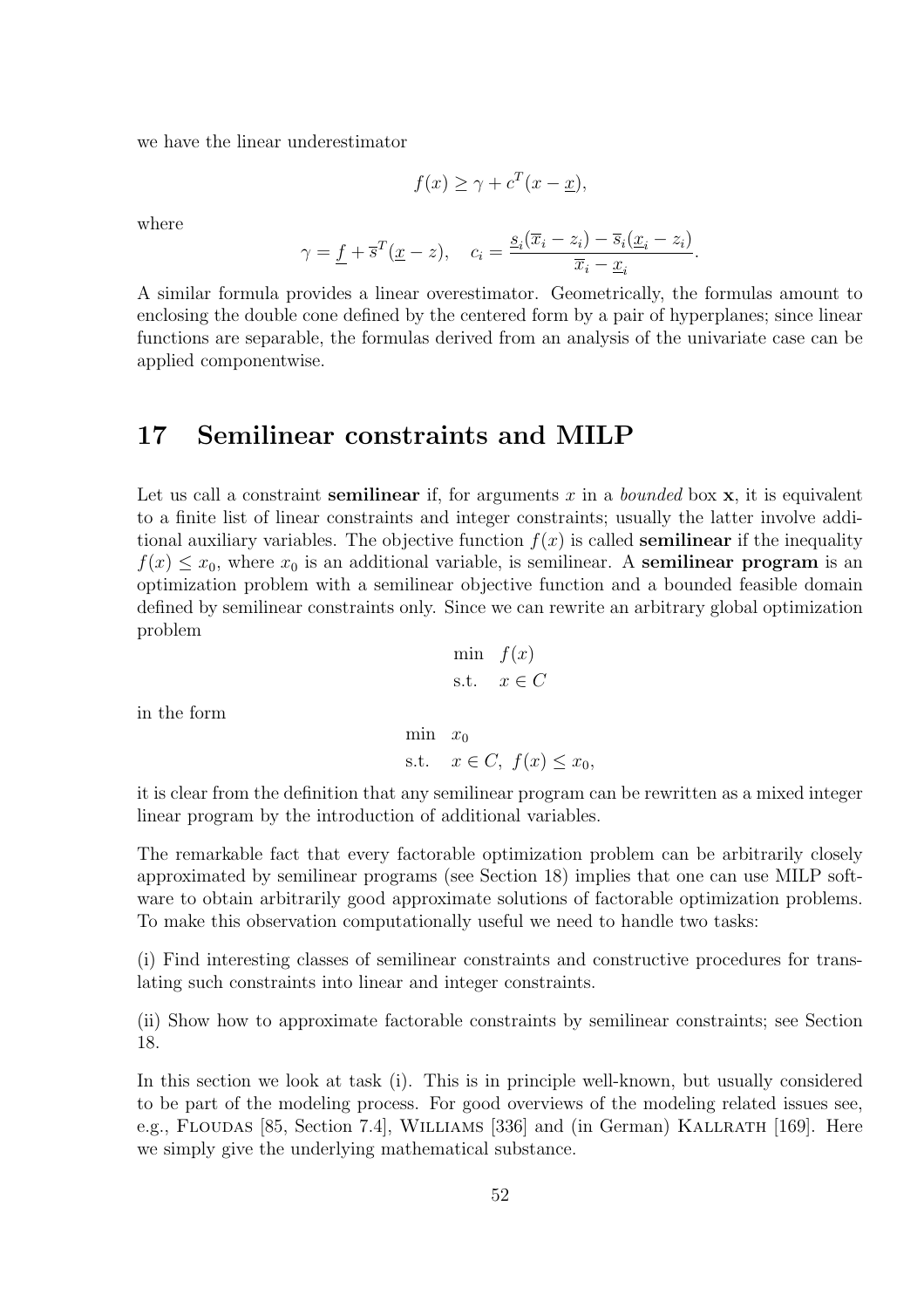we have the linear underestimator

$$f(x) \geq \gamma + c^T(x - \underline{x}),$$

where

$$\gamma = \underline{f} + \overline{s}^T(\underline{x} - z), \quad c_i = \frac{\underline{s}_i(\overline{x}_i - z_i) - \overline{s}_i(\underline{x}_i - z_i)}{\overline{x}_i - \underline{x}_i}.$$

A similar formula provides a linear overestimator. Geometrically, the formulas amount to enclosing the double cone defined by the centered form by a pair of hyperplanes; since linear functions are separable, the formulas derived from an analysis of the univariate case can be applied componentwise.

# 17 Semilinear constraints and MILP

Let us call a constraint **semilinear** if, for arguments $x$ in a *bounded* box $\mathbf{x}$, it is equivalent to a finite list of linear constraints and integer constraints; usually the latter involve additional auxiliary variables. The objective function $f(x)$ is called **semilinear** if the inequality $f(x) \leq x_0$, where $x_0$ is an additional variable, is semilinear. A **semilinear program** is an optimization problem with a semilinear objective function and a bounded feasible domain defined by semilinear constraints only. Since we can rewrite an arbitrary global optimization problem

$$\begin{array}{ll} \min & f(x) \\ \text{s.t.} & x \in C \end{array}$$

in the form

$$\begin{array}{ll} \min & x_0 \\ \text{s.t.} & x \in C, \ f(x) \leq x_0, \end{array}$$

it is clear from the definition that any semilinear program can be rewritten as a mixed integer linear program by the introduction of additional variables.

The remarkable fact that every factorable optimization problem can be arbitrarily closely approximated by semilinear programs (see Section 18) implies that one can use MILP software to obtain arbitrarily good approximate solutions of factorable optimization problems. To make this observation computationally useful we need to handle two tasks:

(i) Find interesting classes of semilinear constraints and constructive procedures for translating such constraints into linear and integer constraints.

(ii) Show how to approximate factorable constraints by semilinear constraints; see Section 18.

In this section we look at task (i). This is in principle well-known, but usually considered to be part of the modeling process. For good overviews of the modeling related issues see, e.g., Floudas [85, Section 7.4], Williams [336] and (in German) Kallrath [169]. Here we simply give the underlying mathematical substance.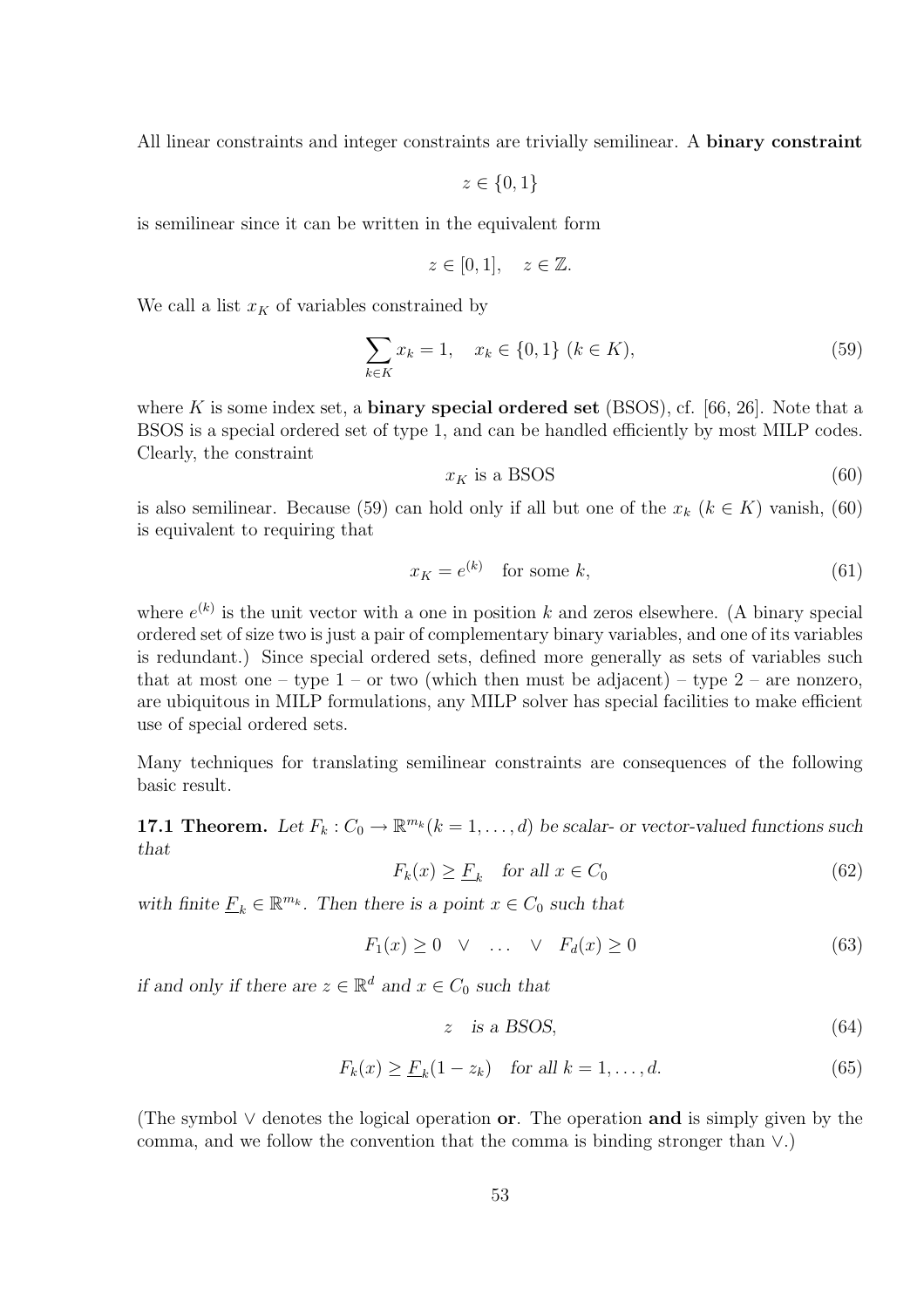All linear constraints and integer constraints are trivially semilinear. A **binary constraint**

$$z \in \{0,1\}$$

is semilinear since it can be written in the equivalent form

$$z \in [0,1], \quad z \in \mathbb{Z}.$$

We call a list $x_K$ of variables constrained by

$$\sum_{k \in K} x_k = 1, \quad x_k \in \{0,1\} \ (k \in K), \tag{59}$$

where $K$ is some index set, a **binary special ordered set** (BSOS), cf. [66, 26]. Note that a BSOS is a special ordered set of type 1, and can be handled efficiently by most MILP codes. Clearly, the constraint

$$x_K \text{ is a BSOS} \tag{60}$$

is also semilinear. Because (59) can hold only if all but one of the $x_k$ ($k \in K$) vanish, (60) is equivalent to requiring that

$$x_K = e^{(k)} \quad \text{for some } k, \tag{61}$$

where $e^{(k)}$ is the unit vector with a one in position $k$ and zeros elsewhere. (A binary special ordered set of size two is just a pair of complementary binary variables, and one of its variables is redundant.) Since special ordered sets, defined more generally as sets of variables such that at most one – type 1 – or two (which then must be adjacent) – type 2 – are nonzero, are ubiquitous in MILP formulations, any MILP solver has special facilities to make efficient use of special ordered sets.

Many techniques for translating semilinear constraints are consequences of the following basic result.

**17.1 Theorem.** *Let $F_k : C_0 \to \mathbb{R}^{m_k} (k = 1, \ldots, d)$ be scalar- or vector-valued functions such that*

$$F_k(x) \geq \underline{F}_k \quad \text{for all } x \in C_0 \tag{62}$$

*with finite $\underline{F}_k \in \mathbb{R}^{m_k}$. Then there is a point $x \in C_0$ such that*

$$F_1(x) \geq 0 \quad \vee \quad \ldots \quad \vee \quad F_d(x) \geq 0 \tag{63}$$

*if and only if there are $z \in \mathbb{R}^d$ and $x \in C_0$ such that*

$$z \quad \text{is a BSOS}, \tag{64}$$

$$F_k(x) \geq \underline{F}_k(1 - z_k) \quad \text{for all } k = 1, \ldots, d. \tag{65}$$

(The symbol $\vee$ denotes the logical operation **or**. The operation **and** is simply given by the comma, and we follow the convention that the comma is binding stronger than $\vee$.)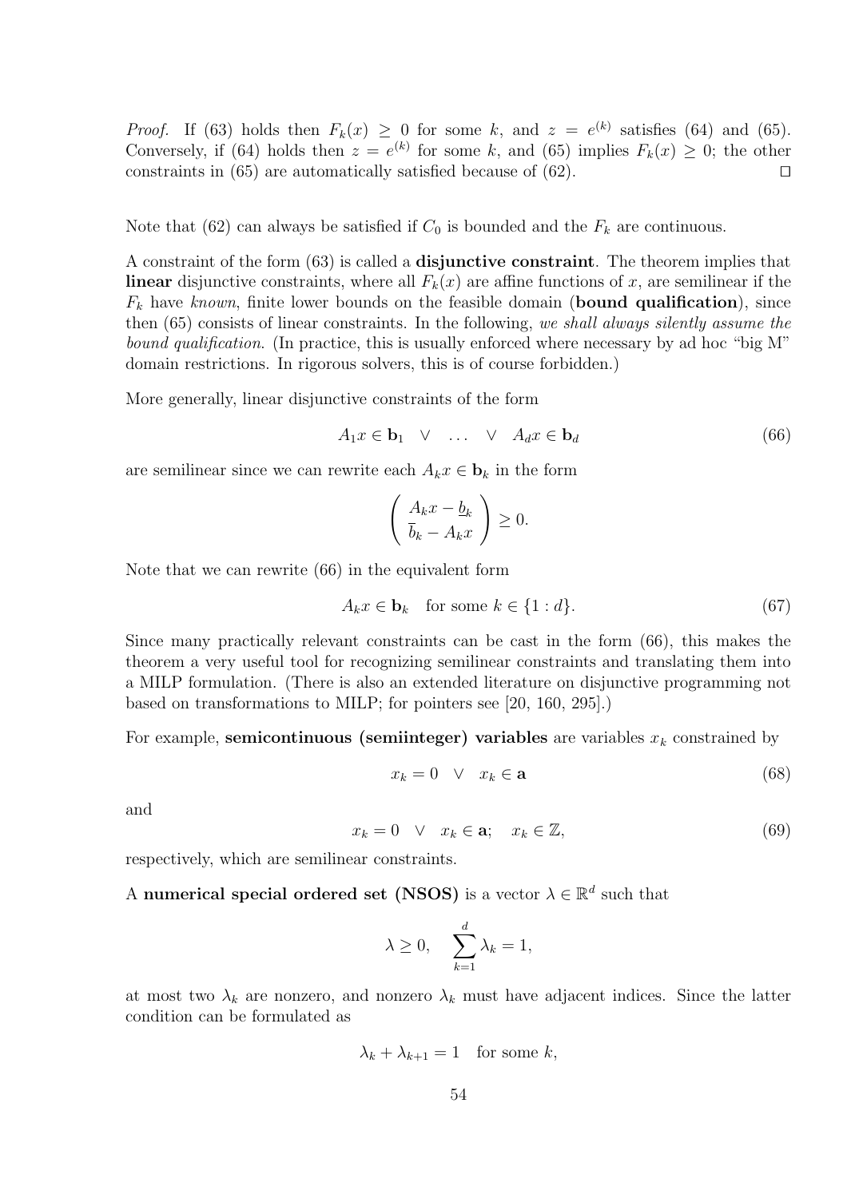*Proof.* If (63) holds then $F_k(x) \geq 0$ for some $k$, and $z = e^{(k)}$ satisfies (64) and (65). Conversely, if (64) holds then $z = e^{(k)}$ for some $k$, and (65) implies $F_k(x) \geq 0$; the other constraints in (65) are automatically satisfied because of (62). □

Note that (62) can always be satisfied if $C_0$ is bounded and the $F_k$ are continuous.

A constraint of the form (63) is called a **disjunctive constraint**. The theorem implies that **linear** disjunctive constraints, where all $F_k(x)$ are affine functions of $x$, are semilinear if the $F_k$ have *known*, finite lower bounds on the feasible domain (**bound qualification**), since then (65) consists of linear constraints. In the following, *we shall always silently assume the bound qualification*. (In practice, this is usually enforced where necessary by ad hoc "big M" domain restrictions. In rigorous solvers, this is of course forbidden.)

More generally, linear disjunctive constraints of the form

$$A_1 x \in \mathbf{b}_1 \quad \vee \quad \ldots \quad \vee \quad A_d x \in \mathbf{b}_d \tag{66}$$

are semilinear since we can rewrite each $A_k x \in \mathbf{b}_k$ in the form

$$\begin{pmatrix} A_k x - \underline{b}_k \\ \overline{b}_k - A_k x \end{pmatrix} \geq 0.$$

Note that we can rewrite (66) in the equivalent form

$$A_k x \in \mathbf{b}_k \quad \text{for some } k \in \{1 : d\}. \tag{67}$$

Since many practically relevant constraints can be cast in the form (66), this makes the theorem a very useful tool for recognizing semilinear constraints and translating them into a MILP formulation. (There is also an extended literature on disjunctive programming not based on transformations to MILP; for pointers see [20, 160, 295].)

For example, **semicontinuous (semiinteger) variables** are variables $x_k$ constrained by

$$x_k = 0 \quad \vee \quad x_k \in \mathbf{a} \tag{68}$$

and

$$x_k = 0 \quad \vee \quad x_k \in \mathbf{a}; \quad x_k \in \mathbb{Z}, \tag{69}$$

respectively, which are semilinear constraints.

A **numerical special ordered set (NSOS)** is a vector $\lambda \in \mathbb{R}^d$ such that

$$\lambda \geq 0, \quad \sum_{k=1}^{d} \lambda_k = 1,$$

at most two $\lambda_k$ are nonzero, and nonzero $\lambda_k$ must have adjacent indices. Since the latter condition can be formulated as

$$\lambda_k + \lambda_{k+1} = 1 \quad \text{for some } k,$$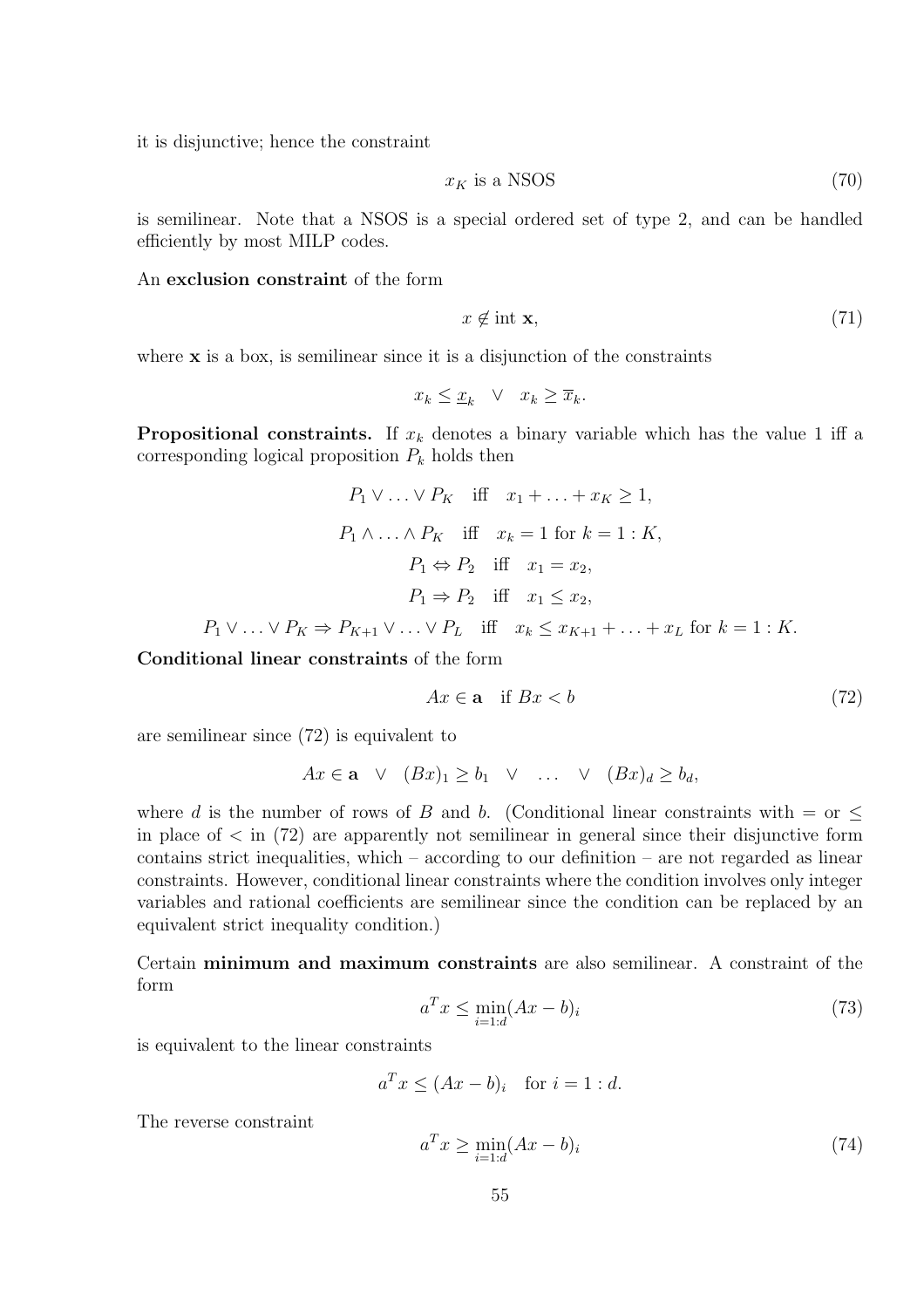it is disjunctive; hence the constraint

$$x_K \text{ is a NSOS} \tag{70}$$

is semilinear. Note that a NSOS is a special ordered set of type 2, and can be handled efficiently by most MILP codes.

An **exclusion constraint** of the form

$$x \notin \text{int } \mathbf{x}, \tag{71}$$

where $\mathbf{x}$ is a box, is semilinear since it is a disjunction of the constraints

$$x_k \le \underline{x}_k \quad \vee \quad x_k \ge \overline{x}_k.$$

**Propositional constraints.** If $x_k$ denotes a binary variable which has the value 1 iff a corresponding logical proposition $P_k$ holds then

$$P_1 \vee \ldots \vee P_K \quad \text{iff} \quad x_1 + \ldots + x_K \ge 1,$$

$$P_1 \wedge \ldots \wedge P_K \quad \text{iff} \quad x_k = 1 \text{ for } k = 1:K,$$

$$P_1 \Leftrightarrow P_2 \quad \text{iff} \quad x_1 = x_2,$$

$$P_1 \Rightarrow P_2 \quad \text{iff} \quad x_1 \le x_2,$$

$$P_1 \vee \ldots \vee P_K \Rightarrow P_{K+1} \vee \ldots \vee P_L \quad \text{iff} \quad x_k \le x_{K+1} + \ldots + x_L \text{ for } k = 1:K.$$

**Conditional linear constraints** of the form

$$Ax \in \mathbf{a} \quad \text{if } Bx < b \tag{72}$$

are semilinear since (72) is equivalent to

$$Ax \in \mathbf{a} \quad \vee \quad (Bx)_1 \ge b_1 \quad \vee \quad \ldots \quad \vee \quad (Bx)_d \ge b_d,$$

where $d$ is the number of rows of $B$ and $b$. (Conditional linear constraints with $=$ or $\le$ in place of $<$ in (72) are apparently not semilinear in general since their disjunctive form contains strict inequalities, which – according to our definition – are not regarded as linear constraints. However, conditional linear constraints where the condition involves only integer variables and rational coefficients are semilinear since the condition can be replaced by an equivalent strict inequality condition.)

Certain **minimum and maximum constraints** are also semilinear. A constraint of the form

$$a^T x \le \min_{i=1:d} (Ax - b)_i \tag{73}$$

is equivalent to the linear constraints

$$a^T x \le (Ax - b)_i \quad \text{for } i = 1:d.$$

The reverse constraint

$$a^T x \ge \min_{i=1:d} (Ax - b)_i \tag{74}$$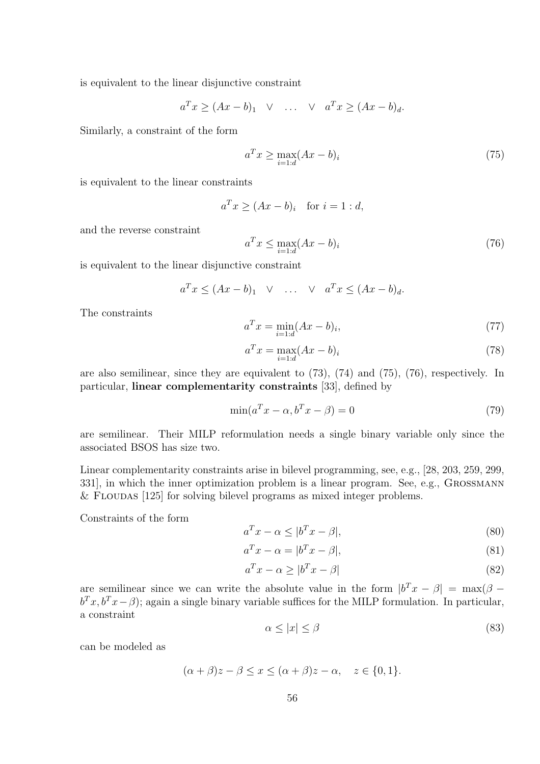is equivalent to the linear disjunctive constraint

$$a^T x \geq (Ax - b)_1 \quad \vee \quad \ldots \quad \vee \quad a^T x \geq (Ax - b)_d.$$

Similarly, a constraint of the form

$$a^T x \geq \max_{i=1:d} (Ax - b)_i \tag{75}$$

is equivalent to the linear constraints

$$a^T x \geq (Ax - b)_i \quad \text{for } i = 1 : d,$$

and the reverse constraint

$$a^T x \leq \max_{i=1:d} (Ax - b)_i \tag{76}$$

is equivalent to the linear disjunctive constraint

$$a^T x \leq (Ax - b)_1 \quad \vee \quad \ldots \quad \vee \quad a^T x \leq (Ax - b)_d.$$

The constraints

$$a^T x = \min_{i=1:d} (Ax - b)_i, \tag{77}$$

$$a^T x = \max_{i=1:d} (Ax - b)_i \tag{78}$$

are also semilinear, since they are equivalent to (73), (74) and (75), (76), respectively. In particular, **linear complementarity constraints** [33], defined by

$$\min(a^T x - \alpha, b^T x - \beta) = 0 \tag{79}$$

are semilinear. Their MILP reformulation needs a single binary variable only since the associated BSOS has size two.

Linear complementarity constraints arise in bilevel programming, see, e.g., [28, 203, 259, 299, 331], in which the inner optimization problem is a linear program. See, e.g., Grossmann & Floudas [125] for solving bilevel programs as mixed integer problems.

Constraints of the form

$$a^T x - \alpha \leq |b^T x - \beta|, \tag{80}$$

$$a^T x - \alpha = |b^T x - \beta|, \tag{81}$$

$$a^T x - \alpha \geq |b^T x - \beta| \tag{82}$$

are semilinear since we can write the absolute value in the form $|b^T x - \beta| = \max(\beta - b^T x, b^T x - \beta)$; again a single binary variable suffices for the MILP formulation. In particular, a constraint

$$\alpha \leq |x| \leq \beta \tag{83}$$

can be modeled as

$$(\alpha + \beta)z - \beta \leq x \leq (\alpha + \beta)z - \alpha, \quad z \in \{0, 1\}.$$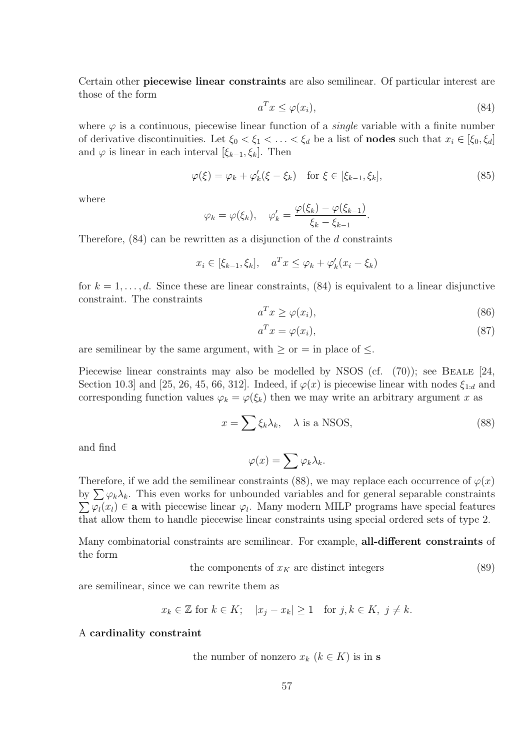Certain other **piecewise linear constraints** are also semilinear. Of particular interest are those of the form

$$a^T x \leq \varphi(x_i), \tag{84}$$

where $\varphi$ is a continuous, piecewise linear function of a *single* variable with a finite number of derivative discontinuities. Let $\xi_0 < \xi_1 < \ldots < \xi_d$ be a list of **nodes** such that $x_i \in [\xi_0, \xi_d]$ and $\varphi$ is linear in each interval $[\xi_{k-1}, \xi_k]$. Then

$$\varphi(\xi) = \varphi_k + \varphi'_k(\xi - \xi_k) \quad \text{for } \xi \in [\xi_{k-1}, \xi_k], \tag{85}$$

where

$$\varphi_k = \varphi(\xi_k), \quad \varphi'_k = \frac{\varphi(\xi_k) - \varphi(\xi_{k-1})}{\xi_k - \xi_{k-1}}.$$

Therefore, (84) can be rewritten as a disjunction of the $d$ constraints

$$x_i \in [\xi_{k-1}, \xi_k], \quad a^T x \leq \varphi_k + \varphi'_k(x_i - \xi_k)$$

for $k = 1, \ldots, d$. Since these are linear constraints, (84) is equivalent to a linear disjunctive constraint. The constraints

$$a^T x \geq \varphi(x_i), \tag{86}$$

$$a^T x = \varphi(x_i), \tag{87}$$

are semilinear by the same argument, with $\geq$ or $=$ in place of $\leq$.

Piecewise linear constraints may also be modelled by NSOS (cf. (70)); see Beale [24, Section 10.3] and [25, 26, 45, 66, 312]. Indeed, if $\varphi(x)$ is piecewise linear with nodes $\xi_{1:d}$ and corresponding function values $\varphi_k = \varphi(\xi_k)$ then we may write an arbitrary argument $x$ as

$$x = \sum \xi_k \lambda_k, \quad \lambda \text{ is a NSOS}, \tag{88}$$

and find

$$\varphi(x) = \sum \varphi_k \lambda_k.$$

Therefore, if we add the semilinear constraints (88), we may replace each occurrence of $\varphi(x)$ by $\sum \varphi_k \lambda_k$. This even works for unbounded variables and for general separable constraints $\sum \varphi_l(x_l) \in \mathbf{a}$ with piecewise linear $\varphi_l$. Many modern MILP programs have special features that allow them to handle piecewise linear constraints using special ordered sets of type 2.

Many combinatorial constraints are semilinear. For example, **all-different constraints** of the form

$$\text{the components of } x_K \text{ are distinct integers} \tag{89}$$

are semilinear, since we can rewrite them as

$$x_k \in \mathbb{Z} \text{ for } k \in K; \quad |x_j - x_k| \geq 1 \quad \text{for } j, k \in K, \ j \neq k.$$

A **cardinality constraint**

$$\text{the number of nonzero } x_k \ (k \in K) \text{ is in } \mathbf{s}$$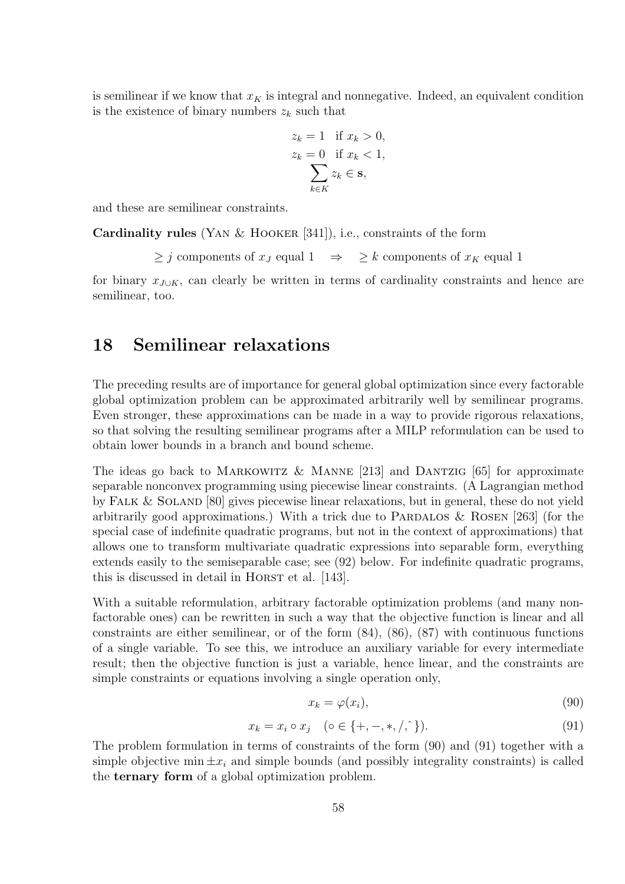is semilinear if we know that $x_K$ is integral and nonnegative. Indeed, an equivalent condition is the existence of binary numbers $z_k$ such that

$$z_k = 1 \quad \text{if } x_k > 0,$$
$$z_k = 0 \quad \text{if } x_k < 1,$$
$$\sum_{k \in K} z_k \in \mathbf{s},$$

and these are semilinear constraints.

**Cardinality rules** (Yan & Hooker [341]), i.e., constraints of the form

$$\geq j \text{ components of } x_J \text{ equal } 1 \quad \Rightarrow \quad \geq k \text{ components of } x_K \text{ equal } 1$$

for binary $x_{J \cup K}$, can clearly be written in terms of cardinality constraints and hence are semilinear, too.

# 18 Semilinear relaxations

The preceding results are of importance for general global optimization since every factorable global optimization problem can be approximated arbitrarily well by semilinear programs. Even stronger, these approximations can be made in a way to provide rigorous relaxations, so that solving the resulting semilinear programs after a MILP reformulation can be used to obtain lower bounds in a branch and bound scheme.

The ideas go back to Markowitz & Manne [213] and Dantzig [65] for approximate separable nonconvex programming using piecewise linear constraints. (A Lagrangian method by Falk & Soland [80] gives piecewise linear relaxations, but in general, these do not yield arbitrarily good approximations.) With a trick due to Pardalos & Rosen [263] (for the special case of indefinite quadratic programs, but not in the context of approximations) that allows one to transform multivariate quadratic expressions into separable form, everything extends easily to the semiseparable case; see (92) below. For indefinite quadratic programs, this is discussed in detail in Horst et al. [143].

With a suitable reformulation, arbitrary factorable optimization problems (and many nonfactorable ones) can be rewritten in such a way that the objective function is linear and all constraints are either semilinear, or of the form (84), (86), (87) with continuous functions of a single variable. To see this, we introduce an auxiliary variable for every intermediate result; then the objective function is just a variable, hence linear, and the constraints are simple constraints or equations involving a single operation only,

$$x_k = \varphi(x_i), \tag{90}$$

$$x_k = x_i \circ x_j \quad (\circ \in \{+, -, *, /, \hat{}\,\}). \tag{91}$$

The problem formulation in terms of constraints of the form (90) and (91) together with a simple objective $\min \pm x_i$ and simple bounds (and possibly integrality constraints) is called the **ternary form** of a global optimization problem.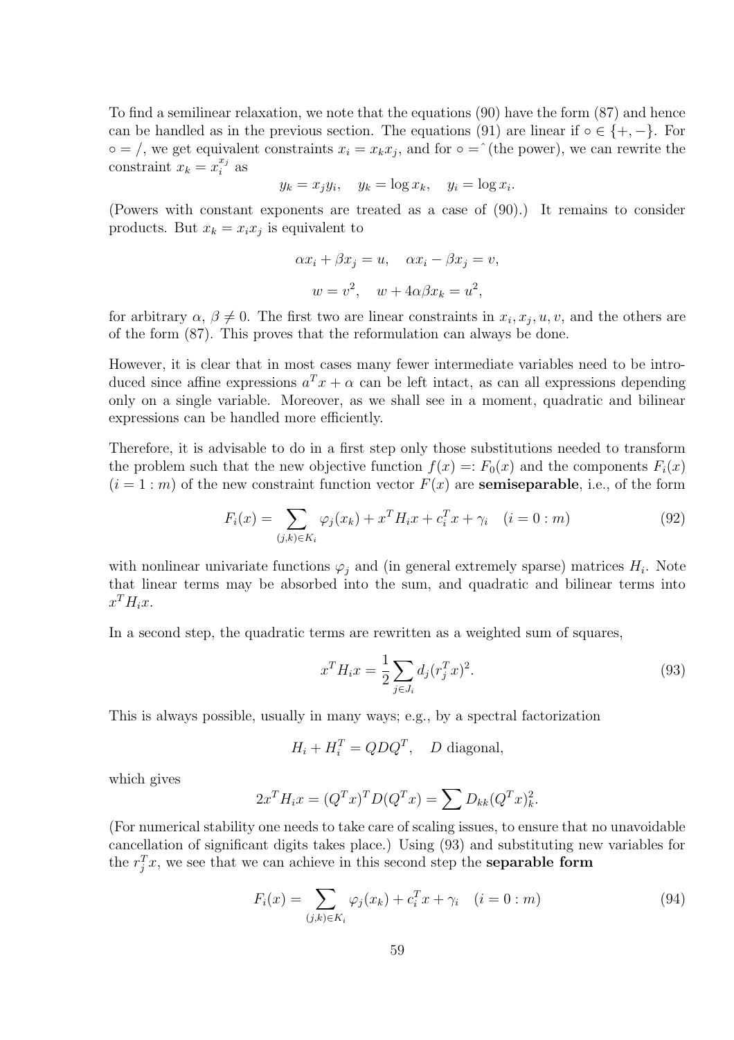To find a semilinear relaxation, we note that the equations (90) have the form (87) and hence can be handled as in the previous section. The equations (91) are linear if $\circ \in \{+, -\}$. For $\circ = /$, we get equivalent constraints $x_i = x_k x_j$, and for $\circ = \hat{}$ (the power), we can rewrite the constraint $x_k = x_i^{x_j}$ as

$$y_k = x_j y_i, \quad y_k = \log x_k, \quad y_i = \log x_i.$$

(Powers with constant exponents are treated as a case of (90).) It remains to consider products. But $x_k = x_i x_j$ is equivalent to

$$\alpha x_i + \beta x_j = u, \quad \alpha x_i - \beta x_j = v,$$

$$w = v^2, \quad w + 4\alpha\beta x_k = u^2,$$

for arbitrary $\alpha$, $\beta \neq 0$. The first two are linear constraints in $x_i, x_j, u, v$, and the others are of the form (87). This proves that the reformulation can always be done.

However, it is clear that in most cases many fewer intermediate variables need to be introduced since affine expressions $a^T x + \alpha$ can be left intact, as can all expressions depending only on a single variable. Moreover, as we shall see in a moment, quadratic and bilinear expressions can be handled more efficiently.

Therefore, it is advisable to do in a first step only those substitutions needed to transform the problem such that the new objective function $f(x) =: F_0(x)$ and the components $F_i(x)$ $(i = 1 : m)$ of the new constraint function vector $F(x)$ are **semiseparable**, i.e., of the form

$$F_i(x) = \sum_{(j,k)\in K_i} \varphi_j(x_k) + x^T H_i x + c_i^T x + \gamma_i \quad (i = 0 : m) \tag{92}$$

with nonlinear univariate functions $\varphi_j$ and (in general extremely sparse) matrices $H_i$. Note that linear terms may be absorbed into the sum, and quadratic and bilinear terms into $x^T H_i x$.

In a second step, the quadratic terms are rewritten as a weighted sum of squares,

$$x^T H_i x = \frac{1}{2} \sum_{j \in J_i} d_j (r_j^T x)^2. \tag{93}$$

This is always possible, usually in many ways; e.g., by a spectral factorization

$$H_i + H_i^T = QDQ^T, \quad D \text{ diagonal},$$

which gives

$$2x^T H_i x = (Q^T x)^T D (Q^T x) = \sum D_{kk} (Q^T x)_k^2.$$

(For numerical stability one needs to take care of scaling issues, to ensure that no unavoidable cancellation of significant digits takes place.) Using (93) and substituting new variables for the $r_j^T x$, we see that we can achieve in this second step the **separable form**

$$F_i(x) = \sum_{(j,k)\in K_i} \varphi_j(x_k) + c_i^T x + \gamma_i \quad (i = 0 : m) \tag{94}$$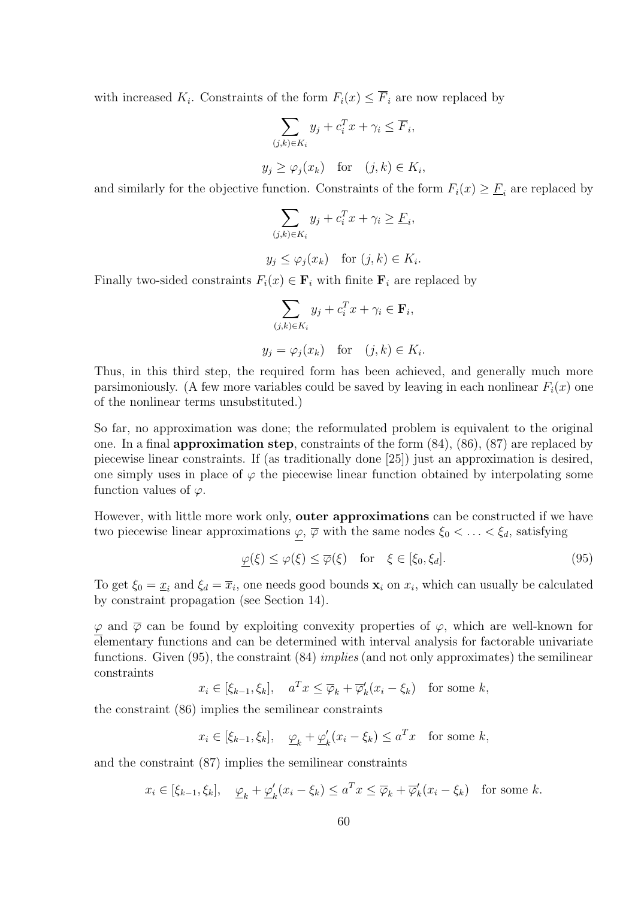with increased $K_i$. Constraints of the form $F_i(x) \le \overline{F}_i$ are now replaced by

$$\sum_{(j,k)\in K_i} y_j + c_i^T x + \gamma_i \le \overline{F}_i,$$

$$y_j \ge \varphi_j(x_k) \quad \text{for} \quad (j,k) \in K_i,$$

and similarly for the objective function. Constraints of the form $F_i(x) \ge \underline{F}_i$ are replaced by

$$\sum_{(j,k)\in K_i} y_j + c_i^T x + \gamma_i \ge \underline{F}_i,$$

$$y_j \le \varphi_j(x_k) \quad \text{for } (j,k) \in K_i.$$

Finally two-sided constraints $F_i(x) \in \mathbf{F}_i$ with finite $\mathbf{F}_i$ are replaced by

$$\sum_{(j,k)\in K_i} y_j + c_i^T x + \gamma_i \in \mathbf{F}_i,$$

$$y_j = \varphi_j(x_k) \quad \text{for} \quad (j,k) \in K_i.$$

Thus, in this third step, the required form has been achieved, and generally much more parsimoniously. (A few more variables could be saved by leaving in each nonlinear $F_i(x)$ one of the nonlinear terms unsubstituted.)

So far, no approximation was done; the reformulated problem is equivalent to the original one. In a final **approximation step**, constraints of the form (84), (86), (87) are replaced by piecewise linear constraints. If (as traditionally done [25]) just an approximation is desired, one simply uses in place of $\varphi$ the piecewise linear function obtained by interpolating some function values of $\varphi$.

However, with little more work only, **outer approximations** can be constructed if we have two piecewise linear approximations $\underline{\varphi}$, $\overline{\varphi}$ with the same nodes $\xi_0 < \ldots < \xi_d$, satisfying

$$\underline{\varphi}(\xi) \le \varphi(\xi) \le \overline{\varphi}(\xi) \quad \text{for} \quad \xi \in [\xi_0, \xi_d]. \tag{95}$$

To get $\xi_0 = \underline{x}_i$ and $\xi_d = \overline{x}_i$, one needs good bounds $\mathbf{x}_i$ on $x_i$, which can usually be calculated by constraint propagation (see Section 14).

$\underline{\varphi}$ and $\overline{\varphi}$ can be found by exploiting convexity properties of $\varphi$, which are well-known for elementary functions and can be determined with interval analysis for factorable univariate functions. Given (95), the constraint (84) *implies* (and not only approximates) the semilinear constraints

$$x_i \in [\xi_{k-1}, \xi_k], \quad a^T x \le \overline{\varphi}_k + \overline{\varphi}'_k(x_i - \xi_k) \quad \text{for some } k,$$

the constraint (86) implies the semilinear constraints

$$x_i \in [\xi_{k-1}, \xi_k], \quad \underline{\varphi}_k + \underline{\varphi}'_k(x_i - \xi_k) \le a^T x \quad \text{for some } k,$$

and the constraint (87) implies the semilinear constraints

$$x_i \in [\xi_{k-1}, \xi_k], \quad \underline{\varphi}_k + \underline{\varphi}'_k(x_i - \xi_k) \le a^T x \le \overline{\varphi}_k + \overline{\varphi}'_k(x_i - \xi_k) \quad \text{for some } k.$$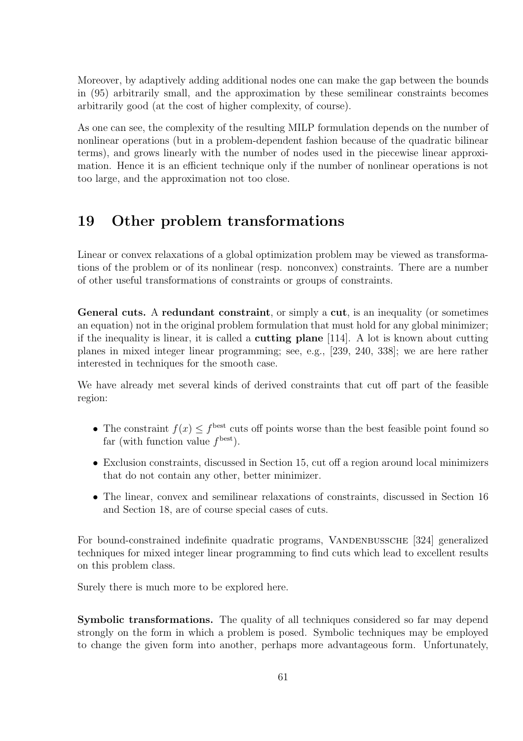Moreover, by adaptively adding additional nodes one can make the gap between the bounds in (95) arbitrarily small, and the approximation by these semilinear constraints becomes arbitrarily good (at the cost of higher complexity, of course).

As one can see, the complexity of the resulting MILP formulation depends on the number of nonlinear operations (but in a problem-dependent fashion because of the quadratic bilinear terms), and grows linearly with the number of nodes used in the piecewise linear approximation. Hence it is an efficient technique only if the number of nonlinear operations is not too large, and the approximation not too close.

# 19 Other problem transformations

Linear or convex relaxations of a global optimization problem may be viewed as transformations of the problem or of its nonlinear (resp. nonconvex) constraints. There are a number of other useful transformations of constraints or groups of constraints.

**General cuts.** A **redundant constraint**, or simply a **cut**, is an inequality (or sometimes an equation) not in the original problem formulation that must hold for any global minimizer; if the inequality is linear, it is called a **cutting plane** [114]. A lot is known about cutting planes in mixed integer linear programming; see, e.g., [239, 240, 338]; we are here rather interested in techniques for the smooth case.

We have already met several kinds of derived constraints that cut off part of the feasible region:

- The constraint $f(x) \leq f^{\text{best}}$ cuts off points worse than the best feasible point found so far (with function value $f^{\text{best}}$).
- Exclusion constraints, discussed in Section 15, cut off a region around local minimizers that do not contain any other, better minimizer.
- The linear, convex and semilinear relaxations of constraints, discussed in Section 16 and Section 18, are of course special cases of cuts.

For bound-constrained indefinite quadratic programs, VANDENBUSSCHE [324] generalized techniques for mixed integer linear programming to find cuts which lead to excellent results on this problem class.

Surely there is much more to be explored here.

**Symbolic transformations.** The quality of all techniques considered so far may depend strongly on the form in which a problem is posed. Symbolic techniques may be employed to change the given form into another, perhaps more advantageous form. Unfortunately,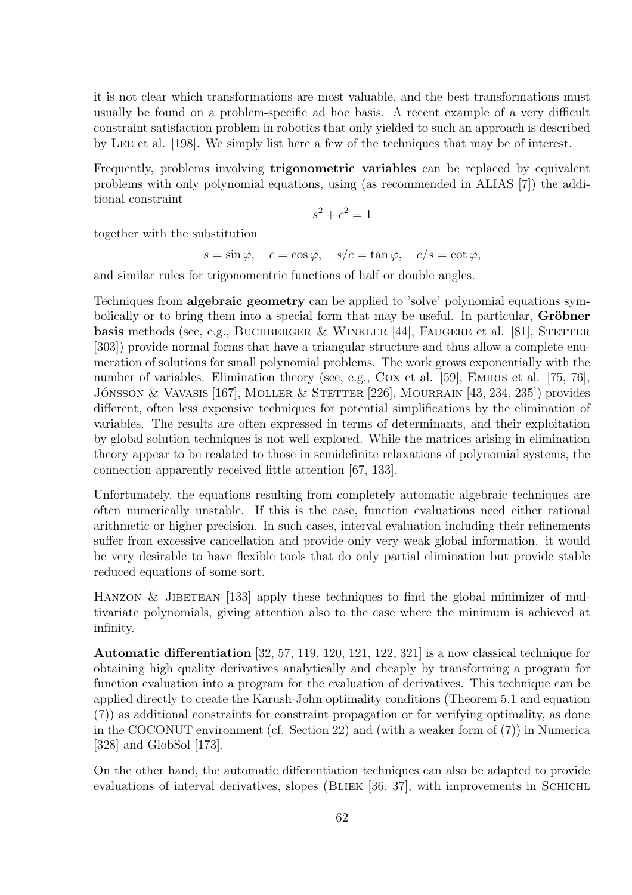it is not clear which transformations are most valuable, and the best transformations must usually be found on a problem-specific ad hoc basis. A recent example of a very difficult constraint satisfaction problem in robotics that only yielded to such an approach is described by LEE et al. [198]. We simply list here a few of the techniques that may be of interest.

Frequently, problems involving **trigonometric variables** can be replaced by equivalent problems with only polynomial equations, using (as recommended in ALIAS [7]) the additional constraint

$$s^2 + c^2 = 1$$

together with the substitution

$$s = \sin\varphi, \quad c = \cos\varphi, \quad s/c = \tan\varphi, \quad c/s = \cot\varphi,$$

and similar rules for trigonomentric functions of half or double angles.

Techniques from **algebraic geometry** can be applied to 'solve' polynomial equations symbolically or to bring them into a special form that may be useful. In particular, **Gröbner basis** methods (see, e.g., BUCHBERGER & WINKLER [44], FAUGERE et al. [81], STETTER [303]) provide normal forms that have a triangular structure and thus allow a complete enumeration of solutions for small polynomial problems. The work grows exponentially with the number of variables. Elimination theory (see, e.g., COX et al. [59], EMIRIS et al. [75, 76], JÓNSSON & VAVASIS [167], MOLLER & STETTER [226], MOURRAIN [43, 234, 235]) provides different, often less expensive techniques for potential simplifications by the elimination of variables. The results are often expressed in terms of determinants, and their exploitation by global solution techniques is not well explored. While the matrices arising in elimination theory appear to be realated to those in semidefinite relaxations of polynomial systems, the connection apparently received little attention [67, 133].

Unfortunately, the equations resulting from completely automatic algebraic techniques are often numerically unstable. If this is the case, function evaluations need either rational arithmetic or higher precision. In such cases, interval evaluation including their refinements suffer from excessive cancellation and provide only very weak global information. it would be very desirable to have flexible tools that do only partial elimination but provide stable reduced equations of some sort.

HANZON & JIBETEAN [133] apply these techniques to find the global minimizer of multivariate polynomials, giving attention also to the case where the minimum is achieved at infinity.

**Automatic differentiation** [32, 57, 119, 120, 121, 122, 321] is a now classical technique for obtaining high quality derivatives analytically and cheaply by transforming a program for function evaluation into a program for the evaluation of derivatives. This technique can be applied directly to create the Karush-John optimality conditions (Theorem 5.1 and equation (7)) as additional constraints for constraint propagation or for verifying optimality, as done in the COCONUT environment (cf. Section 22) and (with a weaker form of (7)) in Numerica [328] and GlobSol [173].

On the other hand, the automatic differentiation techniques can also be adapted to provide evaluations of interval derivatives, slopes (BLIEK [36, 37], with improvements in SCHICHL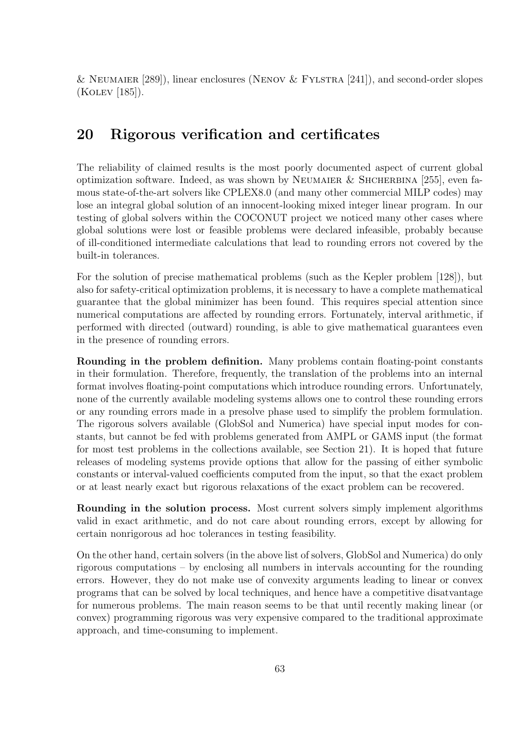& Neumaier [289]), linear enclosures (Nenov & Fylstra [241]), and second-order slopes (Kolev [185]).

# 20 Rigorous verification and certificates

The reliability of claimed results is the most poorly documented aspect of current global optimization software. Indeed, as was shown by Neumaier & Shcherbina [255], even famous state-of-the-art solvers like CPLEX8.0 (and many other commercial MILP codes) may lose an integral global solution of an innocent-looking mixed integer linear program. In our testing of global solvers within the COCONUT project we noticed many other cases where global solutions were lost or feasible problems were declared infeasible, probably because of ill-conditioned intermediate calculations that lead to rounding errors not covered by the built-in tolerances.

For the solution of precise mathematical problems (such as the Kepler problem [128]), but also for safety-critical optimization problems, it is necessary to have a complete mathematical guarantee that the global minimizer has been found. This requires special attention since numerical computations are affected by rounding errors. Fortunately, interval arithmetic, if performed with directed (outward) rounding, is able to give mathematical guarantees even in the presence of rounding errors.

**Rounding in the problem definition.** Many problems contain floating-point constants in their formulation. Therefore, frequently, the translation of the problems into an internal format involves floating-point computations which introduce rounding errors. Unfortunately, none of the currently available modeling systems allows one to control these rounding errors or any rounding errors made in a presolve phase used to simplify the problem formulation. The rigorous solvers available (GlobSol and Numerica) have special input modes for constants, but cannot be fed with problems generated from AMPL or GAMS input (the format for most test problems in the collections available, see Section 21). It is hoped that future releases of modeling systems provide options that allow for the passing of either symbolic constants or interval-valued coefficients computed from the input, so that the exact problem or at least nearly exact but rigorous relaxations of the exact problem can be recovered.

**Rounding in the solution process.** Most current solvers simply implement algorithms valid in exact arithmetic, and do not care about rounding errors, except by allowing for certain nonrigorous ad hoc tolerances in testing feasibility.

On the other hand, certain solvers (in the above list of solvers, GlobSol and Numerica) do only rigorous computations – by enclosing all numbers in intervals accounting for the rounding errors. However, they do not make use of convexity arguments leading to linear or convex programs that can be solved by local techniques, and hence have a competitive disatvantage for numerous problems. The main reason seems to be that until recently making linear (or convex) programming rigorous was very expensive compared to the traditional approximate approach, and time-consuming to implement.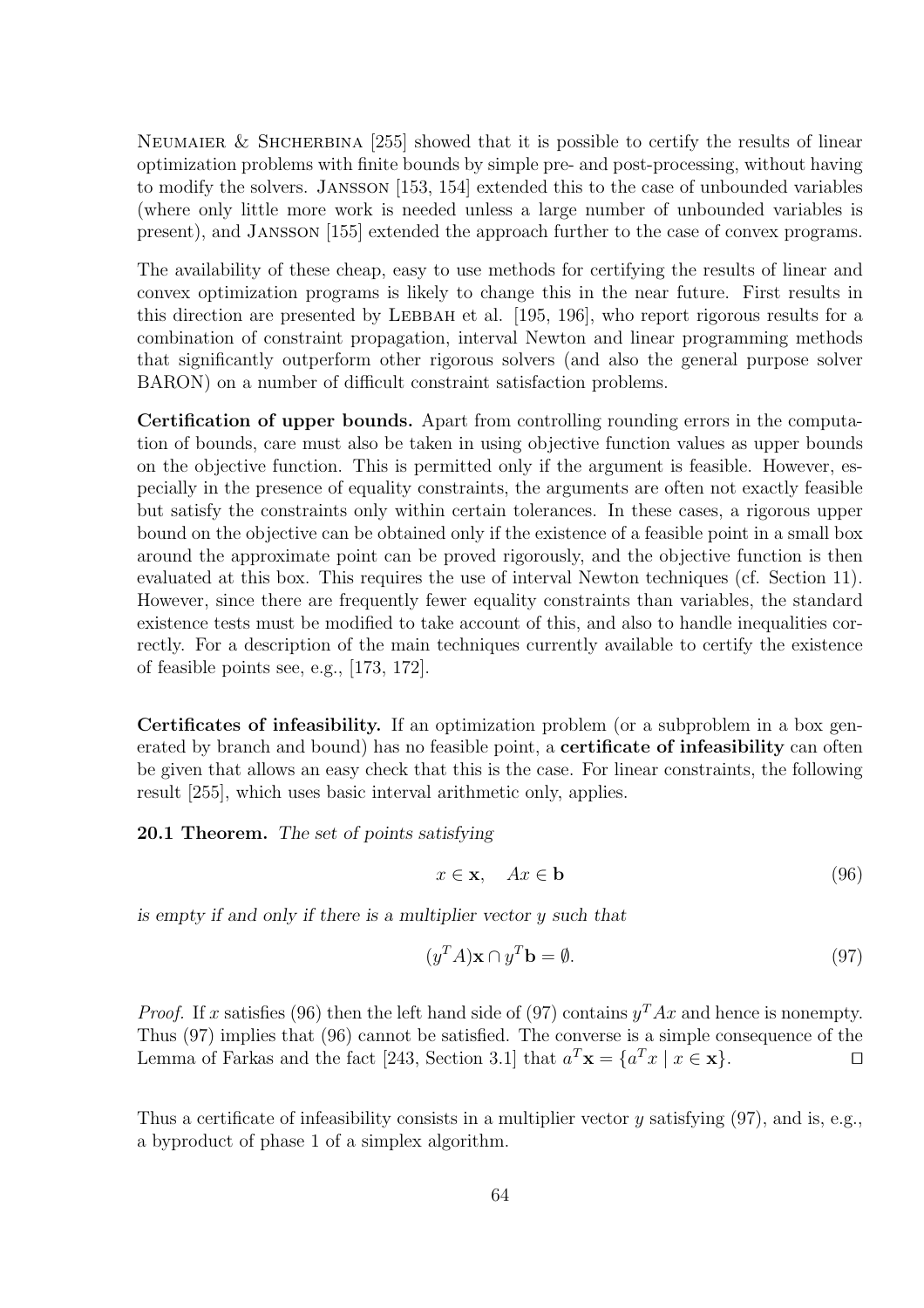Neumaier & Shcherbina [255] showed that it is possible to certify the results of linear optimization problems with finite bounds by simple pre- and post-processing, without having to modify the solvers. Jansson [153, 154] extended this to the case of unbounded variables (where only little more work is needed unless a large number of unbounded variables is present), and Jansson [155] extended the approach further to the case of convex programs.

The availability of these cheap, easy to use methods for certifying the results of linear and convex optimization programs is likely to change this in the near future. First results in this direction are presented by Lebbah et al. [195, 196], who report rigorous results for a combination of constraint propagation, interval Newton and linear programming methods that significantly outperform other rigorous solvers (and also the general purpose solver BARON) on a number of difficult constraint satisfaction problems.

**Certification of upper bounds.** Apart from controlling rounding errors in the computation of bounds, care must also be taken in using objective function values as upper bounds on the objective function. This is permitted only if the argument is feasible. However, especially in the presence of equality constraints, the arguments are often not exactly feasible but satisfy the constraints only within certain tolerances. In these cases, a rigorous upper bound on the objective can be obtained only if the existence of a feasible point in a small box around the approximate point can be proved rigorously, and the objective function is then evaluated at this box. This requires the use of interval Newton techniques (cf. Section 11). However, since there are frequently fewer equality constraints than variables, the standard existence tests must be modified to take account of this, and also to handle inequalities correctly. For a description of the main techniques currently available to certify the existence of feasible points see, e.g., [173, 172].

**Certificates of infeasibility.** If an optimization problem (or a subproblem in a box generated by branch and bound) has no feasible point, a **certificate of infeasibility** can often be given that allows an easy check that this is the case. For linear constraints, the following result [255], which uses basic interval arithmetic only, applies.

**20.1 Theorem.** *The set of points satisfying*

$$x \in \mathbf{x}, \quad Ax \in \mathbf{b} \tag{96}$$

*is empty if and only if there is a multiplier vector $y$ such that*

$$(y^TA)\mathbf{x} \cap y^T\mathbf{b} = \emptyset. \tag{97}$$

*Proof.* If $x$ satisfies (96) then the left hand side of (97) contains $y^TAx$ and hence is nonempty. Thus (97) implies that (96) cannot be satisfied. The converse is a simple consequence of the Lemma of Farkas and the fact [243, Section 3.1] that $a^T\mathbf{x} = \{a^Tx \mid x \in \mathbf{x}\}$. $\square$

Thus a certificate of infeasibility consists in a multiplier vector $y$ satisfying (97), and is, e.g., a byproduct of phase 1 of a simplex algorithm.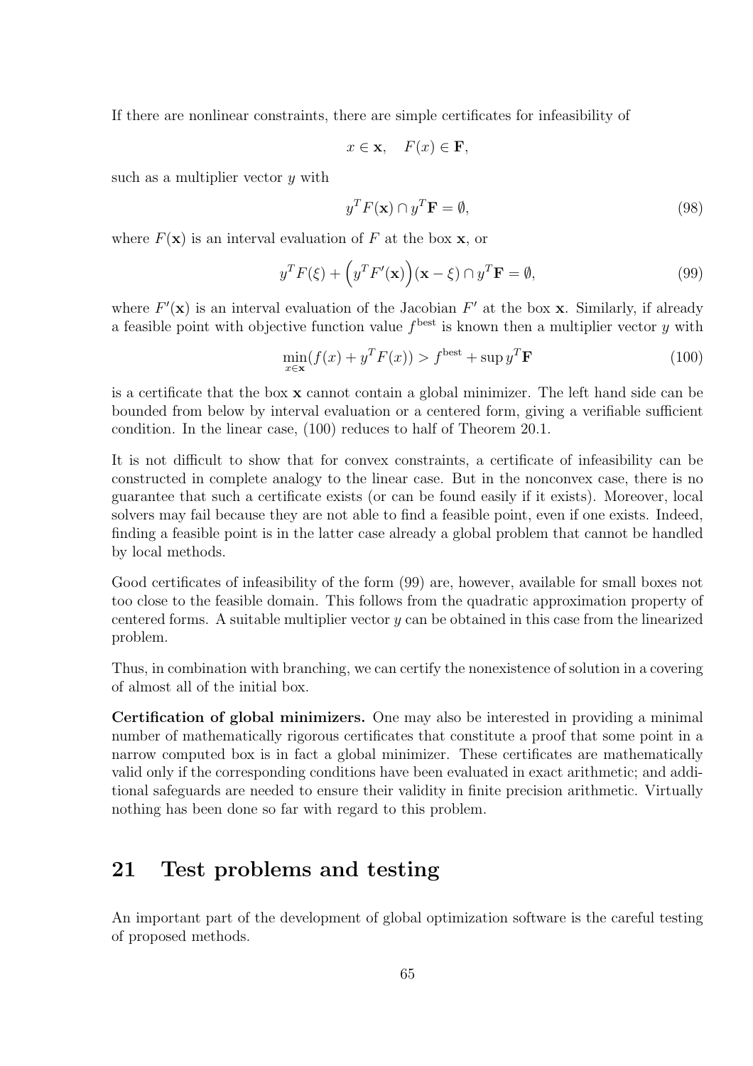If there are nonlinear constraints, there are simple certificates for infeasibility of

$$x \in \mathbf{x}, \quad F(x) \in \mathbf{F},$$

such as a multiplier vector $y$ with

$$y^T F(\mathbf{x}) \cap y^T \mathbf{F} = \emptyset, \tag{98}$$

where $F(\mathbf{x})$ is an interval evaluation of $F$ at the box $\mathbf{x}$, or

$$y^T F(\xi) + \Big(y^T F'(\mathbf{x})\Big)(\mathbf{x} - \xi) \cap y^T \mathbf{F} = \emptyset, \tag{99}$$

where $F'(\mathbf{x})$ is an interval evaluation of the Jacobian $F'$ at the box $\mathbf{x}$. Similarly, if already a feasible point with objective function value $f^{\text{best}}$ is known then a multiplier vector $y$ with

$$\min_{x \in \mathbf{x}} (f(x) + y^T F(x)) > f^{\text{best}} + \sup y^T \mathbf{F} \tag{100}$$

is a certificate that the box $\mathbf{x}$ cannot contain a global minimizer. The left hand side can be bounded from below by interval evaluation or a centered form, giving a verifiable sufficient condition. In the linear case, (100) reduces to half of Theorem 20.1.

It is not difficult to show that for convex constraints, a certificate of infeasibility can be constructed in complete analogy to the linear case. But in the nonconvex case, there is no guarantee that such a certificate exists (or can be found easily if it exists). Moreover, local solvers may fail because they are not able to find a feasible point, even if one exists. Indeed, finding a feasible point is in the latter case already a global problem that cannot be handled by local methods.

Good certificates of infeasibility of the form (99) are, however, available for small boxes not too close to the feasible domain. This follows from the quadratic approximation property of centered forms. A suitable multiplier vector $y$ can be obtained in this case from the linearized problem.

Thus, in combination with branching, we can certify the nonexistence of solution in a covering of almost all of the initial box.

**Certification of global minimizers.** One may also be interested in providing a minimal number of mathematically rigorous certificates that constitute a proof that some point in a narrow computed box is in fact a global minimizer. These certificates are mathematically valid only if the corresponding conditions have been evaluated in exact arithmetic; and additional safeguards are needed to ensure their validity in finite precision arithmetic. Virtually nothing has been done so far with regard to this problem.

## 21 Test problems and testing

An important part of the development of global optimization software is the careful testing of proposed methods.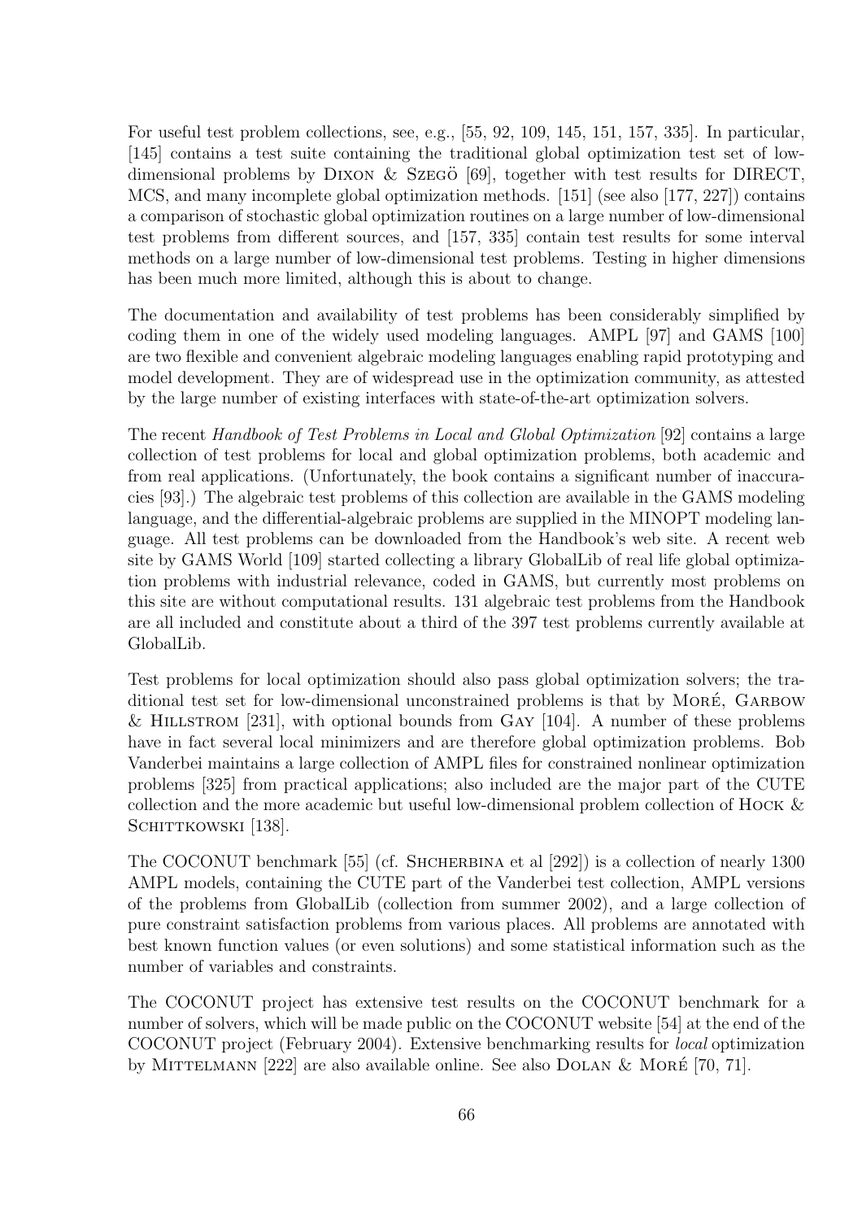For useful test problem collections, see, e.g., [55, 92, 109, 145, 151, 157, 335]. In particular, [145] contains a test suite containing the traditional global optimization test set of low-dimensional problems by Dixon & Szegö [69], together with test results for DIRECT, MCS, and many incomplete global optimization methods. [151] (see also [177, 227]) contains a comparison of stochastic global optimization routines on a large number of low-dimensional test problems from different sources, and [157, 335] contain test results for some interval methods on a large number of low-dimensional test problems. Testing in higher dimensions has been much more limited, although this is about to change.

The documentation and availability of test problems has been considerably simplified by coding them in one of the widely used modeling languages. AMPL [97] and GAMS [100] are two flexible and convenient algebraic modeling languages enabling rapid prototyping and model development. They are of widespread use in the optimization community, as attested by the large number of existing interfaces with state-of-the-art optimization solvers.

The recent *Handbook of Test Problems in Local and Global Optimization* [92] contains a large collection of test problems for local and global optimization problems, both academic and from real applications. (Unfortunately, the book contains a significant number of inaccuracies [93].) The algebraic test problems of this collection are available in the GAMS modeling language, and the differential-algebraic problems are supplied in the MINOPT modeling language. All test problems can be downloaded from the Handbook's web site. A recent web site by GAMS World [109] started collecting a library GlobalLib of real life global optimization problems with industrial relevance, coded in GAMS, but currently most problems on this site are without computational results. 131 algebraic test problems from the Handbook are all included and constitute about a third of the 397 test problems currently available at GlobalLib.

Test problems for local optimization should also pass global optimization solvers; the traditional test set for low-dimensional unconstrained problems is that by Moré, Garbow & Hillstrom [231], with optional bounds from Gay [104]. A number of these problems have in fact several local minimizers and are therefore global optimization problems. Bob Vanderbei maintains a large collection of AMPL files for constrained nonlinear optimization problems [325] from practical applications; also included are the major part of the CUTE collection and the more academic but useful low-dimensional problem collection of Hock & Schittkowski [138].

The COCONUT benchmark [55] (cf. Shcherbina et al [292]) is a collection of nearly 1300 AMPL models, containing the CUTE part of the Vanderbei test collection, AMPL versions of the problems from GlobalLib (collection from summer 2002), and a large collection of pure constraint satisfaction problems from various places. All problems are annotated with best known function values (or even solutions) and some statistical information such as the number of variables and constraints.

The COCONUT project has extensive test results on the COCONUT benchmark for a number of solvers, which will be made public on the COCONUT website [54] at the end of the COCONUT project (February 2004). Extensive benchmarking results for *local* optimization by Mittelmann [222] are also available online. See also Dolan & Moré [70, 71].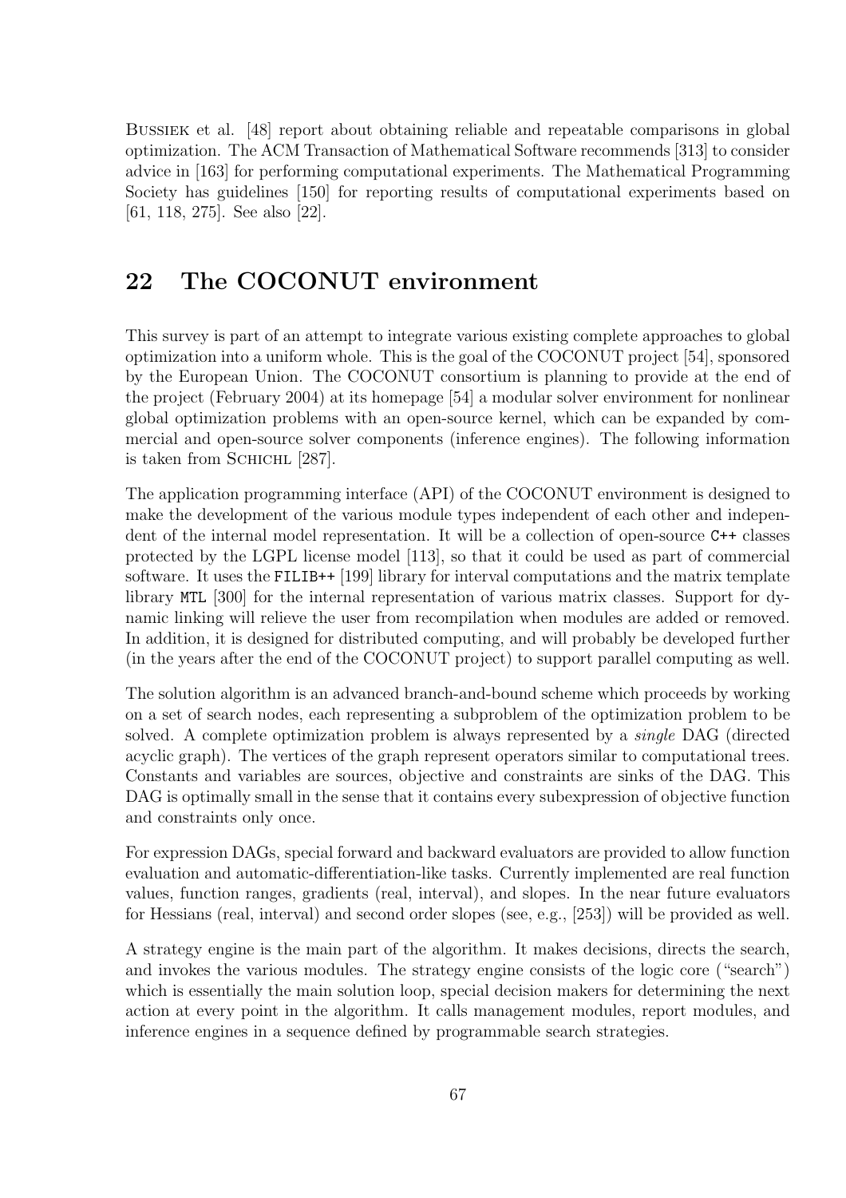Bussiek et al. [48] report about obtaining reliable and repeatable comparisons in global optimization. The ACM Transaction of Mathematical Software recommends [313] to consider advice in [163] for performing computational experiments. The Mathematical Programming Society has guidelines [150] for reporting results of computational experiments based on [61, 118, 275]. See also [22].

## 22 The COCONUT environment

This survey is part of an attempt to integrate various existing complete approaches to global optimization into a uniform whole. This is the goal of the COCONUT project [54], sponsored by the European Union. The COCONUT consortium is planning to provide at the end of the project (February 2004) at its homepage [54] a modular solver environment for nonlinear global optimization problems with an open-source kernel, which can be expanded by commercial and open-source solver components (inference engines). The following information is taken from Schichl [287].

The application programming interface (API) of the COCONUT environment is designed to make the development of the various module types independent of each other and independent of the internal model representation. It will be a collection of open-source `C++` classes protected by the LGPL license model [113], so that it could be used as part of commercial software. It uses the `FILIB++` [199] library for interval computations and the matrix template library `MTL` [300] for the internal representation of various matrix classes. Support for dynamic linking will relieve the user from recompilation when modules are added or removed. In addition, it is designed for distributed computing, and will probably be developed further (in the years after the end of the COCONUT project) to support parallel computing as well.

The solution algorithm is an advanced branch-and-bound scheme which proceeds by working on a set of search nodes, each representing a subproblem of the optimization problem to be solved. A complete optimization problem is always represented by a *single* DAG (directed acyclic graph). The vertices of the graph represent operators similar to computational trees. Constants and variables are sources, objective and constraints are sinks of the DAG. This DAG is optimally small in the sense that it contains every subexpression of objective function and constraints only once.

For expression DAGs, special forward and backward evaluators are provided to allow function evaluation and automatic-differentiation-like tasks. Currently implemented are real function values, function ranges, gradients (real, interval), and slopes. In the near future evaluators for Hessians (real, interval) and second order slopes (see, e.g., [253]) will be provided as well.

A strategy engine is the main part of the algorithm. It makes decisions, directs the search, and invokes the various modules. The strategy engine consists of the logic core ("search") which is essentially the main solution loop, special decision makers for determining the next action at every point in the algorithm. It calls management modules, report modules, and inference engines in a sequence defined by programmable search strategies.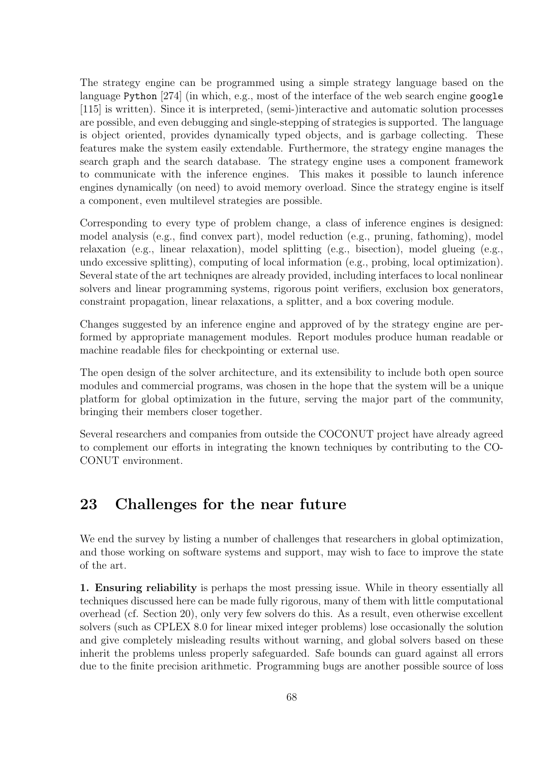The strategy engine can be programmed using a simple strategy language based on the language `Python` [274] (in which, e.g., most of the interface of the web search engine `google` [115] is written). Since it is interpreted, (semi-)interactive and automatic solution processes are possible, and even debugging and single-stepping of strategies is supported. The language is object oriented, provides dynamically typed objects, and is garbage collecting. These features make the system easily extendable. Furthermore, the strategy engine manages the search graph and the search database. The strategy engine uses a component framework to communicate with the inference engines. This makes it possible to launch inference engines dynamically (on need) to avoid memory overload. Since the strategy engine is itself a component, even multilevel strategies are possible.

Corresponding to every type of problem change, a class of inference engines is designed: model analysis (e.g., find convex part), model reduction (e.g., pruning, fathoming), model relaxation (e.g., linear relaxation), model splitting (e.g., bisection), model glueing (e.g., undo excessive splitting), computing of local information (e.g., probing, local optimization). Several state of the art techniqnes are already provided, including interfaces to local nonlinear solvers and linear programming systems, rigorous point verifiers, exclusion box generators, constraint propagation, linear relaxations, a splitter, and a box covering module.

Changes suggested by an inference engine and approved of by the strategy engine are performed by appropriate management modules. Report modules produce human readable or machine readable files for checkpointing or external use.

The open design of the solver architecture, and its extensibility to include both open source modules and commercial programs, was chosen in the hope that the system will be a unique platform for global optimization in the future, serving the major part of the community, bringing their members closer together.

Several researchers and companies from outside the COCONUT project have already agreed to complement our efforts in integrating the known techniques by contributing to the COCONUT environment.

# 23 Challenges for the near future

We end the survey by listing a number of challenges that researchers in global optimization, and those working on software systems and support, may wish to face to improve the state of the art.

**1. Ensuring reliability** is perhaps the most pressing issue. While in theory essentially all techniques discussed here can be made fully rigorous, many of them with little computational overhead (cf. Section 20), only very few solvers do this. As a result, even otherwise excellent solvers (such as CPLEX 8.0 for linear mixed integer problems) lose occasionally the solution and give completely misleading results without warning, and global solvers based on these inherit the problems unless properly safeguarded. Safe bounds can guard against all errors due to the finite precision arithmetic. Programming bugs are another possible source of loss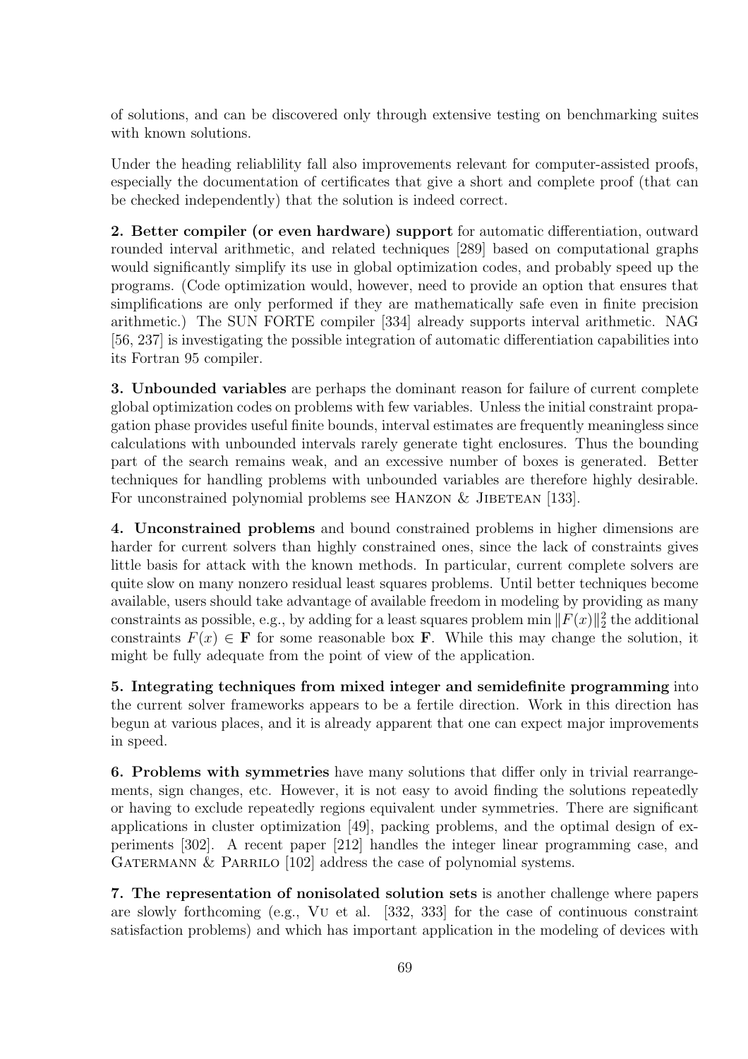of solutions, and can be discovered only through extensive testing on benchmarking suites with known solutions.

Under the heading reliablility fall also improvements relevant for computer-assisted proofs, especially the documentation of certificates that give a short and complete proof (that can be checked independently) that the solution is indeed correct.

**2. Better compiler (or even hardware) support** for automatic differentiation, outward rounded interval arithmetic, and related techniques [289] based on computational graphs would significantly simplify its use in global optimization codes, and probably speed up the programs. (Code optimization would, however, need to provide an option that ensures that simplifications are only performed if they are mathematically safe even in finite precision arithmetic.) The SUN FORTE compiler [334] already supports interval arithmetic. NAG [56, 237] is investigating the possible integration of automatic differentiation capabilities into its Fortran 95 compiler.

**3. Unbounded variables** are perhaps the dominant reason for failure of current complete global optimization codes on problems with few variables. Unless the initial constraint propagation phase provides useful finite bounds, interval estimates are frequently meaningless since calculations with unbounded intervals rarely generate tight enclosures. Thus the bounding part of the search remains weak, and an excessive number of boxes is generated. Better techniques for handling problems with unbounded variables are therefore highly desirable. For unconstrained polynomial problems see Hanzon & Jibetean [133].

**4. Unconstrained problems** and bound constrained problems in higher dimensions are harder for current solvers than highly constrained ones, since the lack of constraints gives little basis for attack with the known methods. In particular, current complete solvers are quite slow on many nonzero residual least squares problems. Until better techniques become available, users should take advantage of available freedom in modeling by providing as many constraints as possible, e.g., by adding for a least squares problem $\min \|F(x)\|_2^2$ the additional constraints $F(x) \in \mathbf{F}$ for some reasonable box $\mathbf{F}$. While this may change the solution, it might be fully adequate from the point of view of the application.

**5. Integrating techniques from mixed integer and semidefinite programming** into the current solver frameworks appears to be a fertile direction. Work in this direction has begun at various places, and it is already apparent that one can expect major improvements in speed.

**6. Problems with symmetries** have many solutions that differ only in trivial rearrangements, sign changes, etc. However, it is not easy to avoid finding the solutions repeatedly or having to exclude repeatedly regions equivalent under symmetries. There are significant applications in cluster optimization [49], packing problems, and the optimal design of experiments [302]. A recent paper [212] handles the integer linear programming case, and Gatermann & Parrilo [102] address the case of polynomial systems.

**7. The representation of nonisolated solution sets** is another challenge where papers are slowly forthcoming (e.g., Vu et al. [332, 333] for the case of continuous constraint satisfaction problems) and which has important application in the modeling of devices with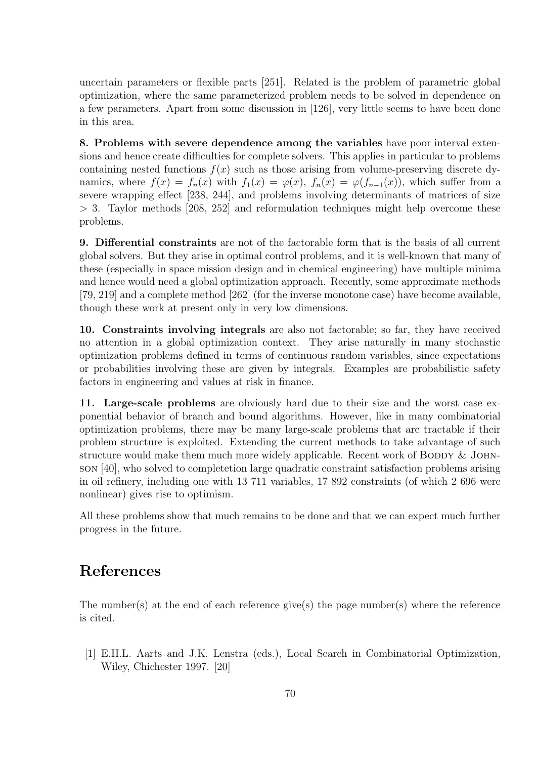uncertain parameters or flexible parts [251]. Related is the problem of parametric global optimization, where the same parameterized problem needs to be solved in dependence on a few parameters. Apart from some discussion in [126], very little seems to have been done in this area.

**8. Problems with severe dependence among the variables** have poor interval extensions and hence create difficulties for complete solvers. This applies in particular to problems containing nested functions $f(x)$ such as those arising from volume-preserving discrete dynamics, where $f(x) = f_n(x)$ with $f_1(x) = \varphi(x)$, $f_n(x) = \varphi(f_{n-1}(x))$, which suffer from a severe wrapping effect [238, 244], and problems involving determinants of matrices of size $> 3$. Taylor methods [208, 252] and reformulation techniques might help overcome these problems.

**9. Differential constraints** are not of the factorable form that is the basis of all current global solvers. But they arise in optimal control problems, and it is well-known that many of these (especially in space mission design and in chemical engineering) have multiple minima and hence would need a global optimization approach. Recently, some approximate methods [79, 219] and a complete method [262] (for the inverse monotone case) have become available, though these work at present only in very low dimensions.

**10. Constraints involving integrals** are also not factorable; so far, they have received no attention in a global optimization context. They arise naturally in many stochastic optimization problems defined in terms of continuous random variables, since expectations or probabilities involving these are given by integrals. Examples are probabilistic safety factors in engineering and values at risk in finance.

**11. Large-scale problems** are obviously hard due to their size and the worst case exponential behavior of branch and bound algorithms. However, like in many combinatorial optimization problems, there may be many large-scale problems that are tractable if their problem structure is exploited. Extending the current methods to take advantage of such structure would make them much more widely applicable. Recent work of Boddy & Johnson [40], who solved to completetion large quadratic constraint satisfaction problems arising in oil refinery, including one with 13 711 variables, 17 892 constraints (of which 2 696 were nonlinear) gives rise to optimism.

All these problems show that much remains to be done and that we can expect much further progress in the future.

# References

The number(s) at the end of each reference give(s) the page number(s) where the reference is cited.

[1] E.H.L. Aarts and J.K. Lenstra (eds.), Local Search in Combinatorial Optimization, Wiley, Chichester 1997. [20]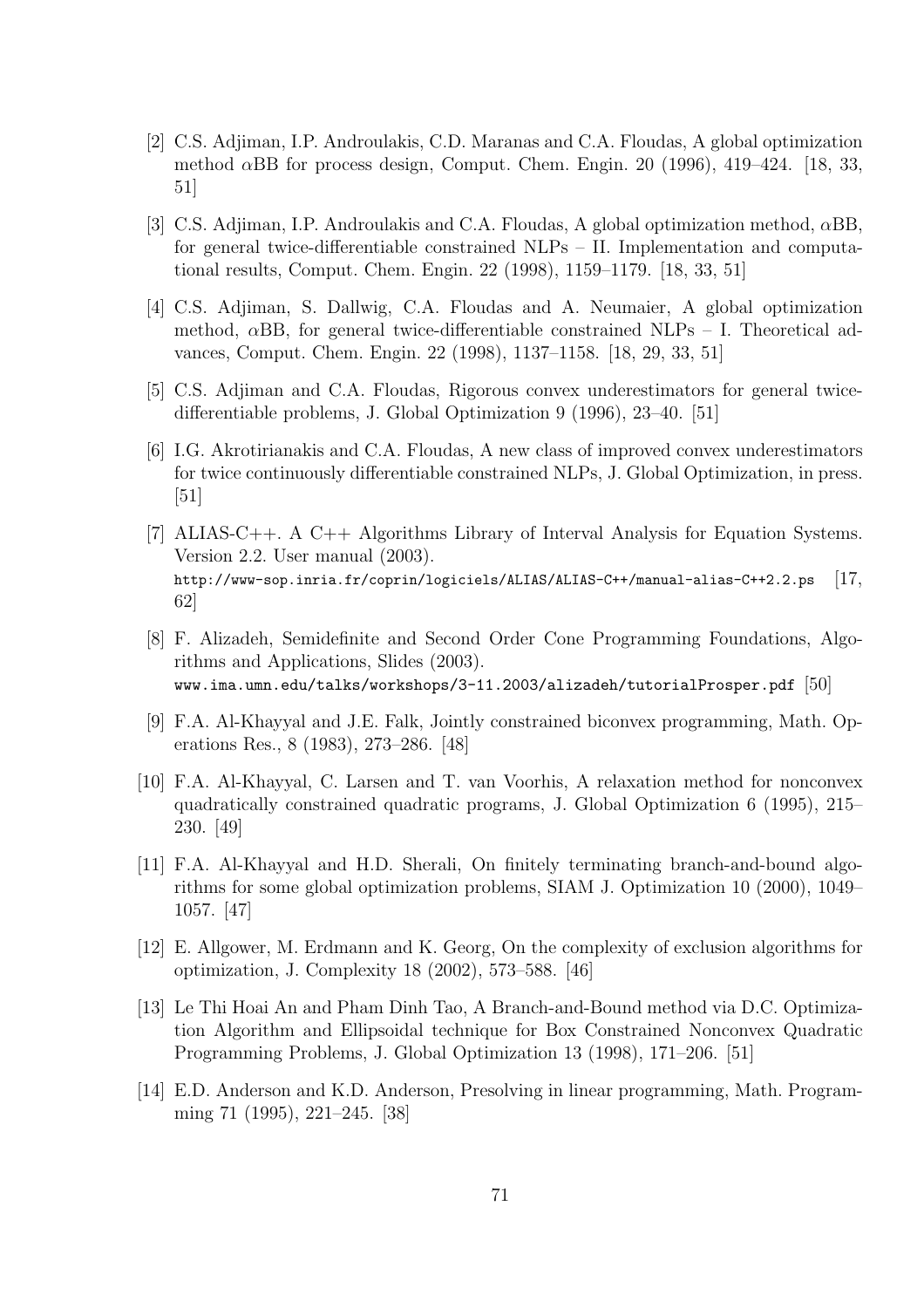[2] C.S. Adjiman, I.P. Androulakis, C.D. Maranas and C.A. Floudas, A global optimization method $\alpha$BB for process design, Comput. Chem. Engin. 20 (1996), 419–424. [18, 33, 51]

[3] C.S. Adjiman, I.P. Androulakis and C.A. Floudas, A global optimization method, $\alpha$BB, for general twice-differentiable constrained NLPs – II. Implementation and computational results, Comput. Chem. Engin. 22 (1998), 1159–1179. [18, 33, 51]

[4] C.S. Adjiman, S. Dallwig, C.A. Floudas and A. Neumaier, A global optimization method, $\alpha$BB, for general twice-differentiable constrained NLPs – I. Theoretical advances, Comput. Chem. Engin. 22 (1998), 1137–1158. [18, 29, 33, 51]

[5] C.S. Adjiman and C.A. Floudas, Rigorous convex underestimators for general twice-differentiable problems, J. Global Optimization 9 (1996), 23–40. [51]

[6] I.G. Akrotirianakis and C.A. Floudas, A new class of improved convex underestimators for twice continuously differentiable constrained NLPs, J. Global Optimization, in press. [51]

[7] ALIAS-C++. A C++ Algorithms Library of Interval Analysis for Equation Systems. Version 2.2. User manual (2003).
`http://www-sop.inria.fr/coprin/logiciels/ALIAS/ALIAS-C++/manual-alias-C++2.2.ps` [17, 62]

[8] F. Alizadeh, Semidefinite and Second Order Cone Programming Foundations, Algorithms and Applications, Slides (2003).
`www.ima.umn.edu/talks/workshops/3-11.2003/alizadeh/tutorialProsper.pdf` [50]

[9] F.A. Al-Khayyal and J.E. Falk, Jointly constrained biconvex programming, Math. Operations Res., 8 (1983), 273–286. [48]

[10] F.A. Al-Khayyal, C. Larsen and T. van Voorhis, A relaxation method for nonconvex quadratically constrained quadratic programs, J. Global Optimization 6 (1995), 215–230. [49]

[11] F.A. Al-Khayyal and H.D. Sherali, On finitely terminating branch-and-bound algorithms for some global optimization problems, SIAM J. Optimization 10 (2000), 1049–1057. [47]

[12] E. Allgower, M. Erdmann and K. Georg, On the complexity of exclusion algorithms for optimization, J. Complexity 18 (2002), 573–588. [46]

[13] Le Thi Hoai An and Pham Dinh Tao, A Branch-and-Bound method via D.C. Optimization Algorithm and Ellipsoidal technique for Box Constrained Nonconvex Quadratic Programming Problems, J. Global Optimization 13 (1998), 171–206. [51]

[14] E.D. Anderson and K.D. Anderson, Presolving in linear programming, Math. Programming 71 (1995), 221–245. [38]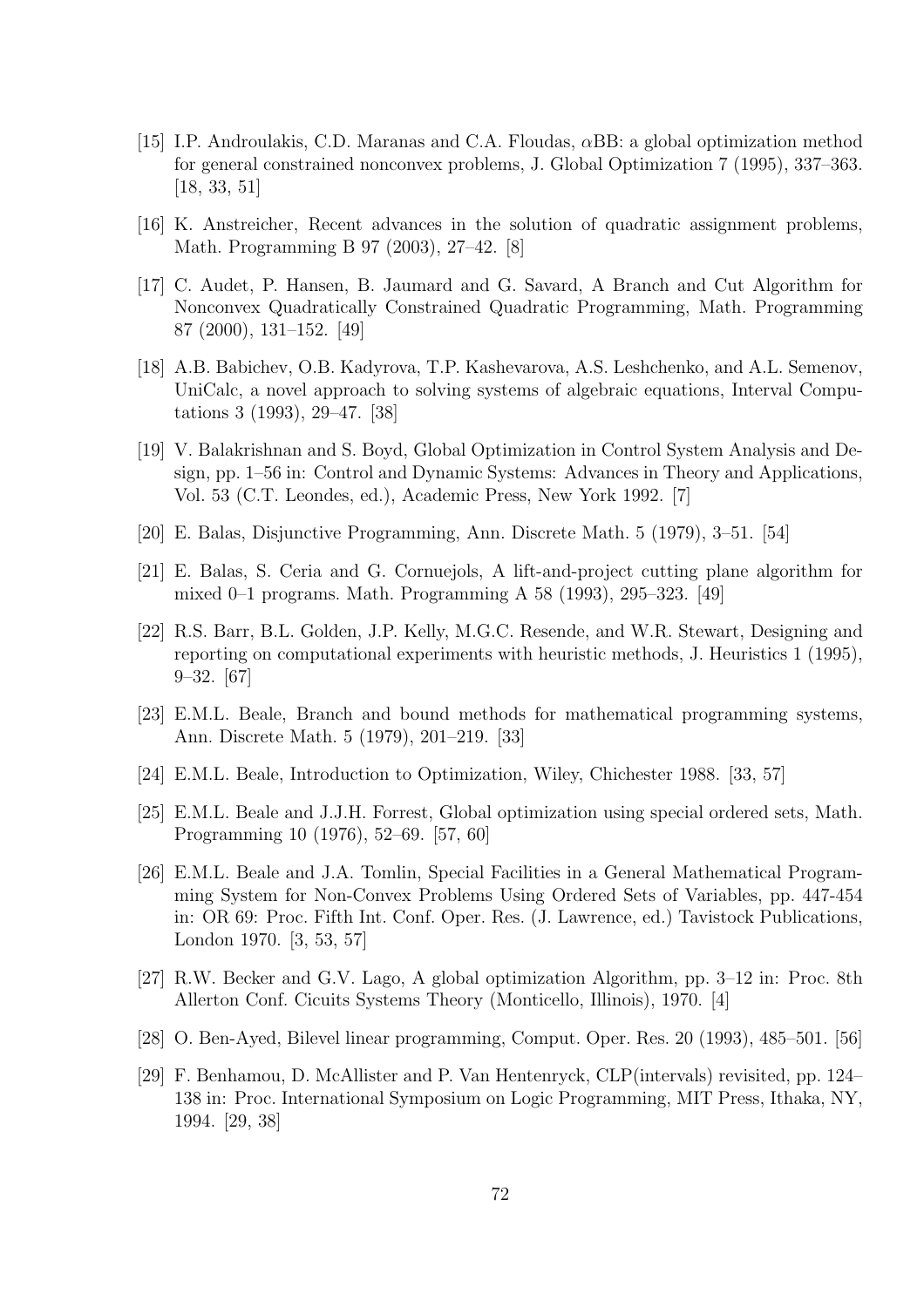[15] I.P. Androulakis, C.D. Maranas and C.A. Floudas, $\alpha$BB: a global optimization method for general constrained nonconvex problems, J. Global Optimization 7 (1995), 337–363. [18, 33, 51]

[16] K. Anstreicher, Recent advances in the solution of quadratic assignment problems, Math. Programming B 97 (2003), 27–42. [8]

[17] C. Audet, P. Hansen, B. Jaumard and G. Savard, A Branch and Cut Algorithm for Nonconvex Quadratically Constrained Quadratic Programming, Math. Programming 87 (2000), 131–152. [49]

[18] A.B. Babichev, O.B. Kadyrova, T.P. Kashevarova, A.S. Leshchenko, and A.L. Semenov, UniCalc, a novel approach to solving systems of algebraic equations, Interval Computations 3 (1993), 29–47. [38]

[19] V. Balakrishnan and S. Boyd, Global Optimization in Control System Analysis and Design, pp. 1–56 in: Control and Dynamic Systems: Advances in Theory and Applications, Vol. 53 (C.T. Leondes, ed.), Academic Press, New York 1992. [7]

[20] E. Balas, Disjunctive Programming, Ann. Discrete Math. 5 (1979), 3–51. [54]

[21] E. Balas, S. Ceria and G. Cornuejols, A lift-and-project cutting plane algorithm for mixed 0–1 programs. Math. Programming A 58 (1993), 295–323. [49]

[22] R.S. Barr, B.L. Golden, J.P. Kelly, M.G.C. Resende, and W.R. Stewart, Designing and reporting on computational experiments with heuristic methods, J. Heuristics 1 (1995), 9–32. [67]

[23] E.M.L. Beale, Branch and bound methods for mathematical programming systems, Ann. Discrete Math. 5 (1979), 201–219. [33]

[24] E.M.L. Beale, Introduction to Optimization, Wiley, Chichester 1988. [33, 57]

[25] E.M.L. Beale and J.J.H. Forrest, Global optimization using special ordered sets, Math. Programming 10 (1976), 52–69. [57, 60]

[26] E.M.L. Beale and J.A. Tomlin, Special Facilities in a General Mathematical Programming System for Non-Convex Problems Using Ordered Sets of Variables, pp. 447-454 in: OR 69: Proc. Fifth Int. Conf. Oper. Res. (J. Lawrence, ed.) Tavistock Publications, London 1970. [3, 53, 57]

[27] R.W. Becker and G.V. Lago, A global optimization Algorithm, pp. 3–12 in: Proc. 8th Allerton Conf. Cicuits Systems Theory (Monticello, Illinois), 1970. [4]

[28] O. Ben-Ayed, Bilevel linear programming, Comput. Oper. Res. 20 (1993), 485–501. [56]

[29] F. Benhamou, D. McAllister and P. Van Hentenryck, CLP(intervals) revisited, pp. 124–138 in: Proc. International Symposium on Logic Programming, MIT Press, Ithaka, NY, 1994. [29, 38]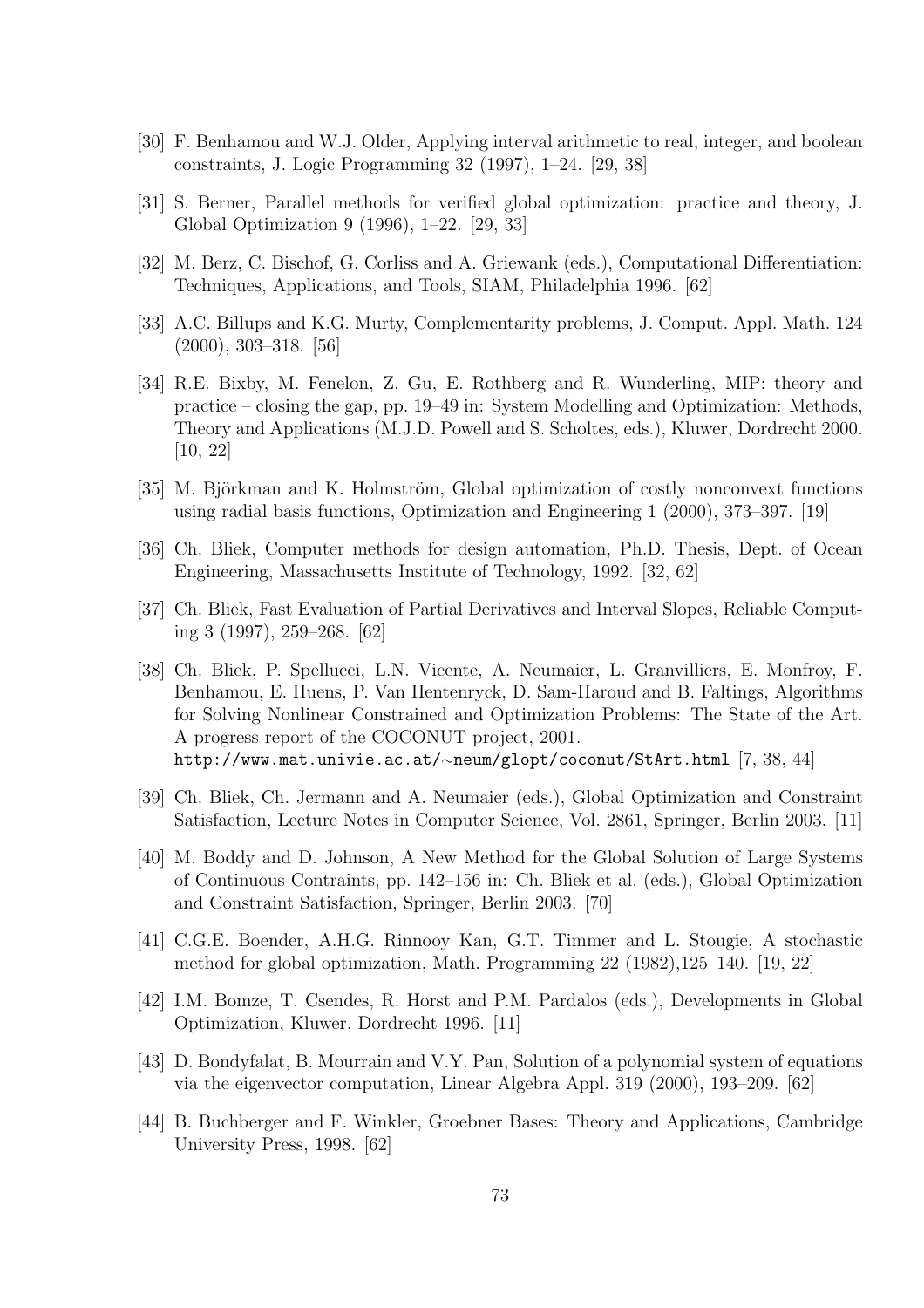[30] F. Benhamou and W.J. Older, Applying interval arithmetic to real, integer, and boolean constraints, J. Logic Programming 32 (1997), 1–24. [29, 38]

[31] S. Berner, Parallel methods for verified global optimization: practice and theory, J. Global Optimization 9 (1996), 1–22. [29, 33]

[32] M. Berz, C. Bischof, G. Corliss and A. Griewank (eds.), Computational Differentiation: Techniques, Applications, and Tools, SIAM, Philadelphia 1996. [62]

[33] A.C. Billups and K.G. Murty, Complementarity problems, J. Comput. Appl. Math. 124 (2000), 303–318. [56]

[34] R.E. Bixby, M. Fenelon, Z. Gu, E. Rothberg and R. Wunderling, MIP: theory and practice – closing the gap, pp. 19–49 in: System Modelling and Optimization: Methods, Theory and Applications (M.J.D. Powell and S. Scholtes, eds.), Kluwer, Dordrecht 2000. [10, 22]

[35] M. Björkman and K. Holmström, Global optimization of costly nonconvext functions using radial basis functions, Optimization and Engineering 1 (2000), 373–397. [19]

[36] Ch. Bliek, Computer methods for design automation, Ph.D. Thesis, Dept. of Ocean Engineering, Massachusetts Institute of Technology, 1992. [32, 62]

[37] Ch. Bliek, Fast Evaluation of Partial Derivatives and Interval Slopes, Reliable Computing 3 (1997), 259–268. [62]

[38] Ch. Bliek, P. Spellucci, L.N. Vicente, A. Neumaier, L. Granvilliers, E. Monfroy, F. Benhamou, E. Huens, P. Van Hentenryck, D. Sam-Haroud and B. Faltings, Algorithms for Solving Nonlinear Constrained and Optimization Problems: The State of the Art. A progress report of the COCONUT project, 2001. `http://www.mat.univie.ac.at/~neum/glopt/coconut/StArt.html` [7, 38, 44]

[39] Ch. Bliek, Ch. Jermann and A. Neumaier (eds.), Global Optimization and Constraint Satisfaction, Lecture Notes in Computer Science, Vol. 2861, Springer, Berlin 2003. [11]

[40] M. Boddy and D. Johnson, A New Method for the Global Solution of Large Systems of Continuous Contraints, pp. 142–156 in: Ch. Bliek et al. (eds.), Global Optimization and Constraint Satisfaction, Springer, Berlin 2003. [70]

[41] C.G.E. Boender, A.H.G. Rinnooy Kan, G.T. Timmer and L. Stougie, A stochastic method for global optimization, Math. Programming 22 (1982),125–140. [19, 22]

[42] I.M. Bomze, T. Csendes, R. Horst and P.M. Pardalos (eds.), Developments in Global Optimization, Kluwer, Dordrecht 1996. [11]

[43] D. Bondyfalat, B. Mourrain and V.Y. Pan, Solution of a polynomial system of equations via the eigenvector computation, Linear Algebra Appl. 319 (2000), 193–209. [62]

[44] B. Buchberger and F. Winkler, Groebner Bases: Theory and Applications, Cambridge University Press, 1998. [62]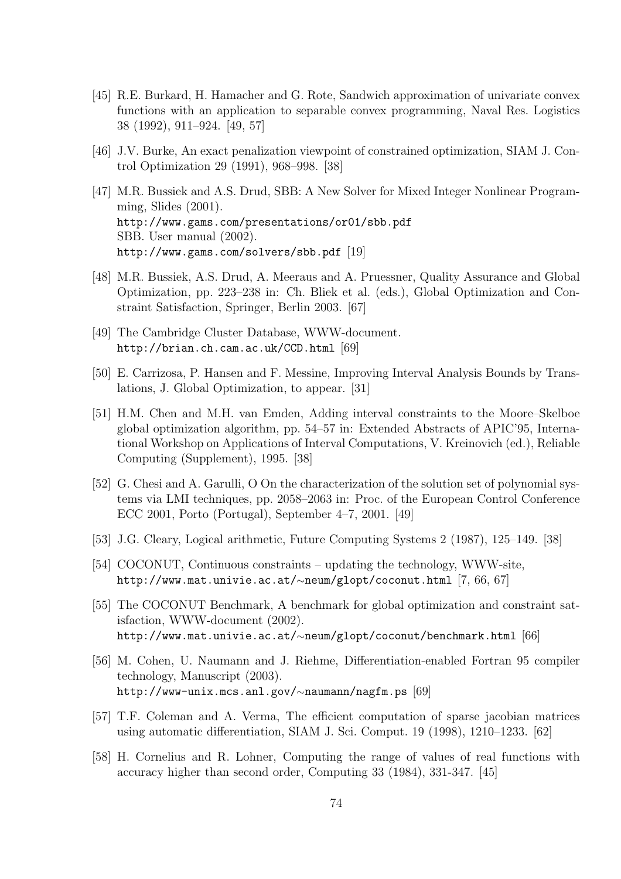[45] R.E. Burkard, H. Hamacher and G. Rote, Sandwich approximation of univariate convex functions with an application to separable convex programming, Naval Res. Logistics 38 (1992), 911–924. [49, 57]

[46] J.V. Burke, An exact penalization viewpoint of constrained optimization, SIAM J. Control Optimization 29 (1991), 968–998. [38]

[47] M.R. Bussiek and A.S. Drud, SBB: A New Solver for Mixed Integer Nonlinear Programming, Slides (2001).
`http://www.gams.com/presentations/or01/sbb.pdf`
SBB. User manual (2002).
`http://www.gams.com/solvers/sbb.pdf` [19]

[48] M.R. Bussiek, A.S. Drud, A. Meeraus and A. Pruessner, Quality Assurance and Global Optimization, pp. 223–238 in: Ch. Bliek et al. (eds.), Global Optimization and Constraint Satisfaction, Springer, Berlin 2003. [67]

[49] The Cambridge Cluster Database, WWW-document.
`http://brian.ch.cam.ac.uk/CCD.html` [69]

[50] E. Carrizosa, P. Hansen and F. Messine, Improving Interval Analysis Bounds by Translations, J. Global Optimization, to appear. [31]

[51] H.M. Chen and M.H. van Emden, Adding interval constraints to the Moore–Skelboe global optimization algorithm, pp. 54–57 in: Extended Abstracts of APIC'95, International Workshop on Applications of Interval Computations, V. Kreinovich (ed.), Reliable Computing (Supplement), 1995. [38]

[52] G. Chesi and A. Garulli, O On the characterization of the solution set of polynomial systems via LMI techniques, pp. 2058–2063 in: Proc. of the European Control Conference ECC 2001, Porto (Portugal), September 4–7, 2001. [49]

[53] J.G. Cleary, Logical arithmetic, Future Computing Systems 2 (1987), 125–149. [38]

[54] COCONUT, Continuous constraints – updating the technology, WWW-site,
`http://www.mat.univie.ac.at/∼neum/glopt/coconut.html` [7, 66, 67]

[55] The COCONUT Benchmark, A benchmark for global optimization and constraint satisfaction, WWW-document (2002).
`http://www.mat.univie.ac.at/∼neum/glopt/coconut/benchmark.html` [66]

[56] M. Cohen, U. Naumann and J. Riehme, Differentiation-enabled Fortran 95 compiler technology, Manuscript (2003).
`http://www-unix.mcs.anl.gov/∼naumann/nagfm.ps` [69]

[57] T.F. Coleman and A. Verma, The efficient computation of sparse jacobian matrices using automatic differentiation, SIAM J. Sci. Comput. 19 (1998), 1210–1233. [62]

[58] H. Cornelius and R. Lohner, Computing the range of values of real functions with accuracy higher than second order, Computing 33 (1984), 331-347. [45]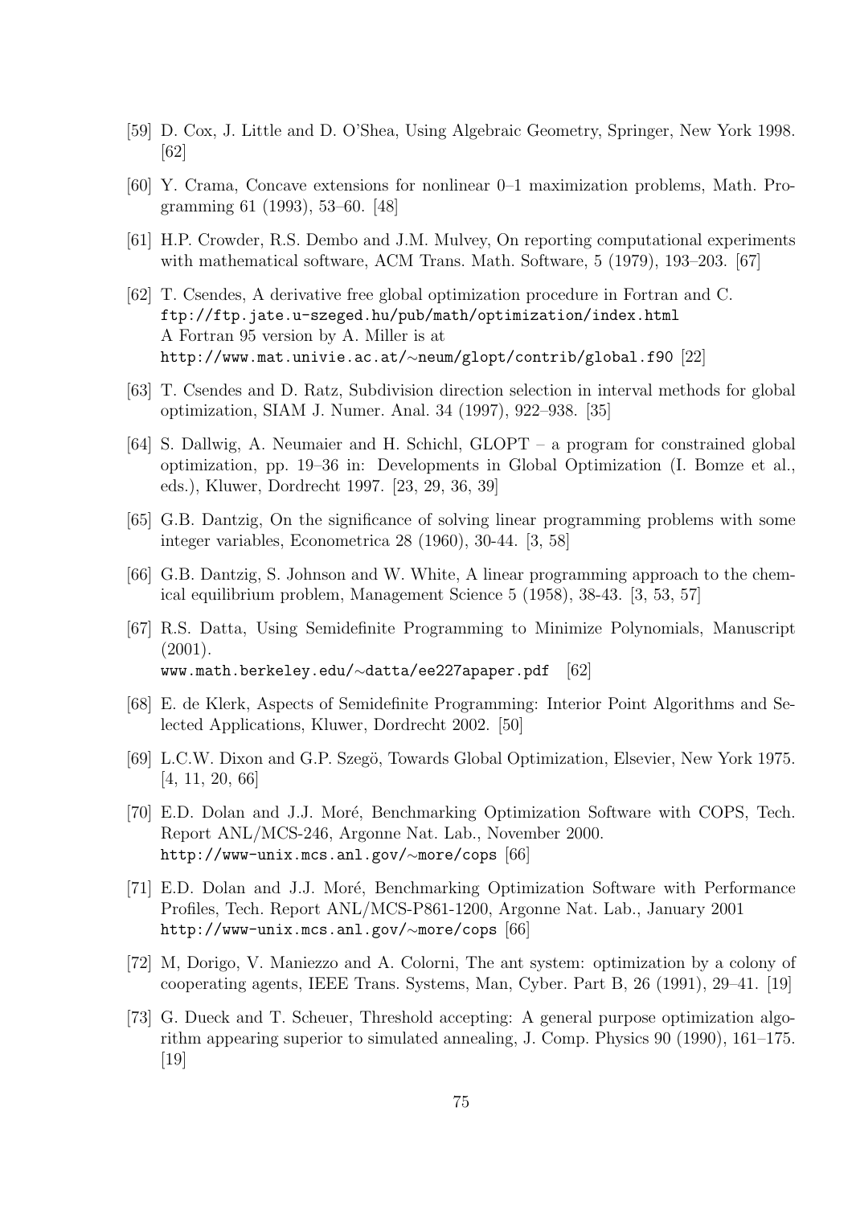[59] D. Cox, J. Little and D. O'Shea, Using Algebraic Geometry, Springer, New York 1998. [62]

[60] Y. Crama, Concave extensions for nonlinear 0–1 maximization problems, Math. Programming 61 (1993), 53–60. [48]

[61] H.P. Crowder, R.S. Dembo and J.M. Mulvey, On reporting computational experiments with mathematical software, ACM Trans. Math. Software, 5 (1979), 193–203. [67]

[62] T. Csendes, A derivative free global optimization procedure in Fortran and C. `ftp://ftp.jate.u-szeged.hu/pub/math/optimization/index.html`
A Fortran 95 version by A. Miller is at
`http://www.mat.univie.ac.at/~neum/glopt/contrib/global.f90` [22]

[63] T. Csendes and D. Ratz, Subdivision direction selection in interval methods for global optimization, SIAM J. Numer. Anal. 34 (1997), 922–938. [35]

[64] S. Dallwig, A. Neumaier and H. Schichl, GLOPT – a program for constrained global optimization, pp. 19–36 in: Developments in Global Optimization (I. Bomze et al., eds.), Kluwer, Dordrecht 1997. [23, 29, 36, 39]

[65] G.B. Dantzig, On the significance of solving linear programming problems with some integer variables, Econometrica 28 (1960), 30-44. [3, 58]

[66] G.B. Dantzig, S. Johnson and W. White, A linear programming approach to the chemical equilibrium problem, Management Science 5 (1958), 38-43. [3, 53, 57]

[67] R.S. Datta, Using Semidefinite Programming to Minimize Polynomials, Manuscript (2001).
`www.math.berkeley.edu/~datta/ee227apaper.pdf` [62]

[68] E. de Klerk, Aspects of Semidefinite Programming: Interior Point Algorithms and Selected Applications, Kluwer, Dordrecht 2002. [50]

[69] L.C.W. Dixon and G.P. Szegö, Towards Global Optimization, Elsevier, New York 1975. [4, 11, 20, 66]

[70] E.D. Dolan and J.J. Moré, Benchmarking Optimization Software with COPS, Tech. Report ANL/MCS-246, Argonne Nat. Lab., November 2000.
`http://www-unix.mcs.anl.gov/~more/cops` [66]

[71] E.D. Dolan and J.J. Moré, Benchmarking Optimization Software with Performance Profiles, Tech. Report ANL/MCS-P861-1200, Argonne Nat. Lab., January 2001
`http://www-unix.mcs.anl.gov/~more/cops` [66]

[72] M, Dorigo, V. Maniezzo and A. Colorni, The ant system: optimization by a colony of cooperating agents, IEEE Trans. Systems, Man, Cyber. Part B, 26 (1991), 29–41. [19]

[73] G. Dueck and T. Scheuer, Threshold accepting: A general purpose optimization algorithm appearing superior to simulated annealing, J. Comp. Physics 90 (1990), 161–175. [19]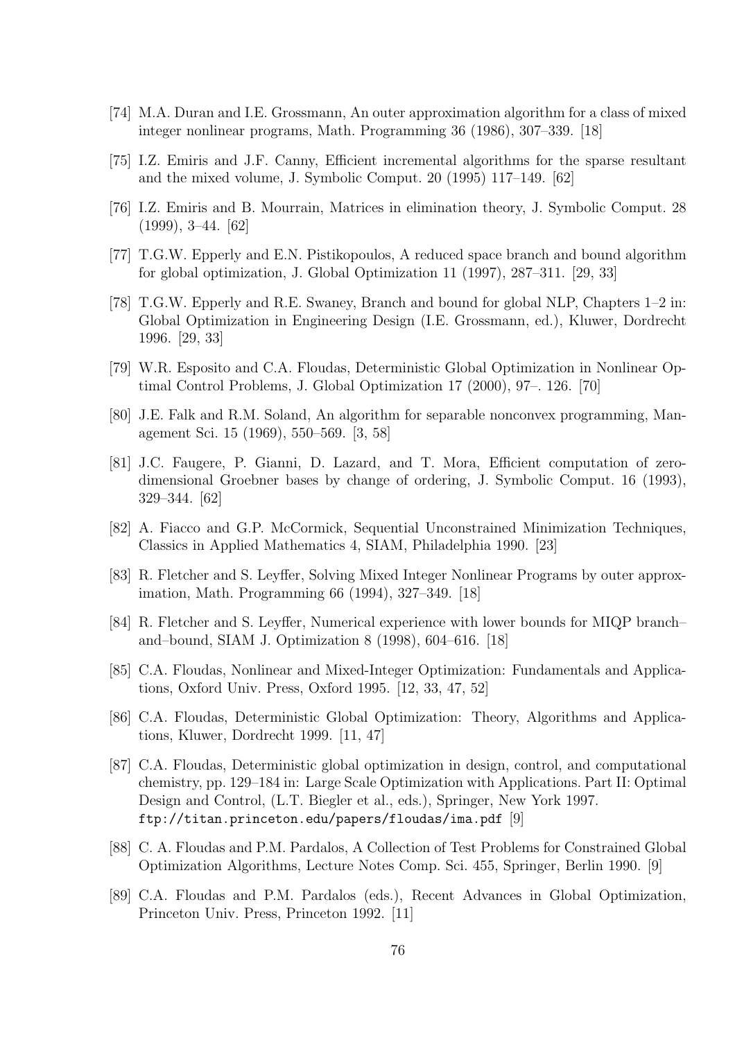[74] M.A. Duran and I.E. Grossmann, An outer approximation algorithm for a class of mixed integer nonlinear programs, Math. Programming 36 (1986), 307–339. [18]

[75] I.Z. Emiris and J.F. Canny, Efficient incremental algorithms for the sparse resultant and the mixed volume, J. Symbolic Comput. 20 (1995) 117–149. [62]

[76] I.Z. Emiris and B. Mourrain, Matrices in elimination theory, J. Symbolic Comput. 28 (1999), 3–44. [62]

[77] T.G.W. Epperly and E.N. Pistikopoulos, A reduced space branch and bound algorithm for global optimization, J. Global Optimization 11 (1997), 287–311. [29, 33]

[78] T.G.W. Epperly and R.E. Swaney, Branch and bound for global NLP, Chapters 1–2 in: Global Optimization in Engineering Design (I.E. Grossmann, ed.), Kluwer, Dordrecht 1996. [29, 33]

[79] W.R. Esposito and C.A. Floudas, Deterministic Global Optimization in Nonlinear Optimal Control Problems, J. Global Optimization 17 (2000), 97–. 126. [70]

[80] J.E. Falk and R.M. Soland, An algorithm for separable nonconvex programming, Management Sci. 15 (1969), 550–569. [3, 58]

[81] J.C. Faugere, P. Gianni, D. Lazard, and T. Mora, Efficient computation of zero-dimensional Groebner bases by change of ordering, J. Symbolic Comput. 16 (1993), 329–344. [62]

[82] A. Fiacco and G.P. McCormick, Sequential Unconstrained Minimization Techniques, Classics in Applied Mathematics 4, SIAM, Philadelphia 1990. [23]

[83] R. Fletcher and S. Leyffer, Solving Mixed Integer Nonlinear Programs by outer approximation, Math. Programming 66 (1994), 327–349. [18]

[84] R. Fletcher and S. Leyffer, Numerical experience with lower bounds for MIQP branch–and–bound, SIAM J. Optimization 8 (1998), 604–616. [18]

[85] C.A. Floudas, Nonlinear and Mixed-Integer Optimization: Fundamentals and Applications, Oxford Univ. Press, Oxford 1995. [12, 33, 47, 52]

[86] C.A. Floudas, Deterministic Global Optimization: Theory, Algorithms and Applications, Kluwer, Dordrecht 1999. [11, 47]

[87] C.A. Floudas, Deterministic global optimization in design, control, and computational chemistry, pp. 129–184 in: Large Scale Optimization with Applications. Part II: Optimal Design and Control, (L.T. Biegler et al., eds.), Springer, New York 1997. `ftp://titan.princeton.edu/papers/floudas/ima.pdf` [9]

[88] C. A. Floudas and P.M. Pardalos, A Collection of Test Problems for Constrained Global Optimization Algorithms, Lecture Notes Comp. Sci. 455, Springer, Berlin 1990. [9]

[89] C.A. Floudas and P.M. Pardalos (eds.), Recent Advances in Global Optimization, Princeton Univ. Press, Princeton 1992. [11]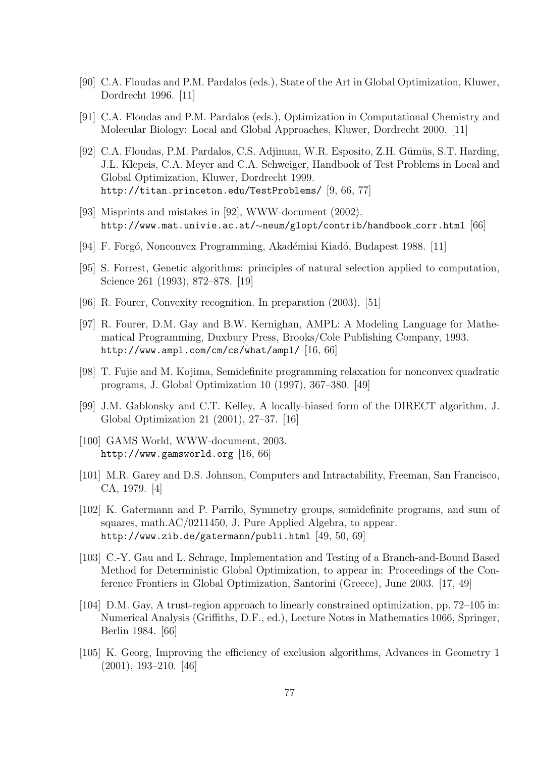[90] C.A. Floudas and P.M. Pardalos (eds.), State of the Art in Global Optimization, Kluwer, Dordrecht 1996. [11]

[91] C.A. Floudas and P.M. Pardalos (eds.), Optimization in Computational Chemistry and Molecular Biology: Local and Global Approaches, Kluwer, Dordrecht 2000. [11]

[92] C.A. Floudas, P.M. Pardalos, C.S. Adjiman, W.R. Esposito, Z.H. Gümüs, S.T. Harding, J.L. Klepeis, C.A. Meyer and C.A. Schweiger, Handbook of Test Problems in Local and Global Optimization, Kluwer, Dordrecht 1999. http://titan.princeton.edu/TestProblems/ [9, 66, 77]

[93] Misprints and mistakes in [92], WWW-document (2002). http://www.mat.univie.ac.at/~neum/glopt/contrib/handbook_corr.html [66]

[94] F. Forgó, Nonconvex Programming, Akadémiai Kiadó, Budapest 1988. [11]

[95] S. Forrest, Genetic algorithms: principles of natural selection applied to computation, Science 261 (1993), 872–878. [19]

[96] R. Fourer, Convexity recognition. In preparation (2003). [51]

[97] R. Fourer, D.M. Gay and B.W. Kernighan, AMPL: A Modeling Language for Mathematical Programming, Duxbury Press, Brooks/Cole Publishing Company, 1993. http://www.ampl.com/cm/cs/what/ampl/ [16, 66]

[98] T. Fujie and M. Kojima, Semidefinite programming relaxation for nonconvex quadratic programs, J. Global Optimization 10 (1997), 367–380. [49]

[99] J.M. Gablonsky and C.T. Kelley, A locally-biased form of the DIRECT algorithm, J. Global Optimization 21 (2001), 27–37. [16]

[100] GAMS World, WWW-document, 2003. http://www.gamsworld.org [16, 66]

[101] M.R. Garey and D.S. Johnson, Computers and Intractability, Freeman, San Francisco, CA, 1979. [4]

[102] K. Gatermann and P. Parrilo, Symmetry groups, semidefinite programs, and sum of squares, math.AC/0211450, J. Pure Applied Algebra, to appear. http://www.zib.de/gatermann/publi.html [49, 50, 69]

[103] C.-Y. Gau and L. Schrage, Implementation and Testing of a Branch-and-Bound Based Method for Deterministic Global Optimization, to appear in: Proceedings of the Conference Frontiers in Global Optimization, Santorini (Greece), June 2003. [17, 49]

[104] D.M. Gay, A trust-region approach to linearly constrained optimization, pp. 72–105 in: Numerical Analysis (Griffiths, D.F., ed.), Lecture Notes in Mathematics 1066, Springer, Berlin 1984. [66]

[105] K. Georg, Improving the efficiency of exclusion algorithms, Advances in Geometry 1 (2001), 193–210. [46]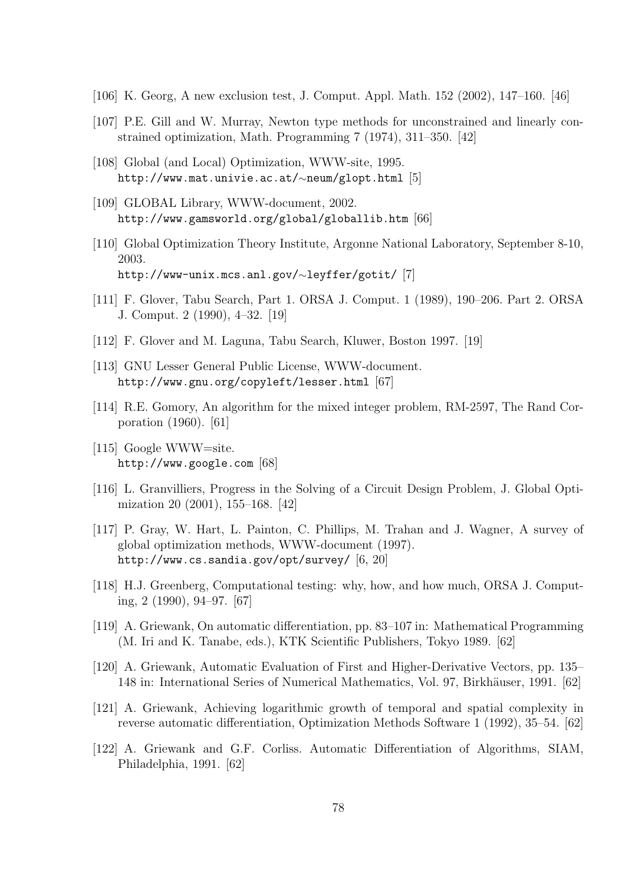[106] K. Georg, A new exclusion test, J. Comput. Appl. Math. 152 (2002), 147–160. [46]

[107] P.E. Gill and W. Murray, Newton type methods for unconstrained and linearly constrained optimization, Math. Programming 7 (1974), 311–350. [42]

[108] Global (and Local) Optimization, WWW-site, 1995.
`http://www.mat.univie.ac.at/~neum/glopt.html` [5]

[109] GLOBAL Library, WWW-document, 2002.
`http://www.gamsworld.org/global/globallib.htm` [66]

[110] Global Optimization Theory Institute, Argonne National Laboratory, September 8-10, 2003.
`http://www-unix.mcs.anl.gov/~leyffer/gotit/` [7]

[111] F. Glover, Tabu Search, Part 1. ORSA J. Comput. 1 (1989), 190–206. Part 2. ORSA J. Comput. 2 (1990), 4–32. [19]

[112] F. Glover and M. Laguna, Tabu Search, Kluwer, Boston 1997. [19]

[113] GNU Lesser General Public License, WWW-document.
`http://www.gnu.org/copyleft/lesser.html` [67]

[114] R.E. Gomory, An algorithm for the mixed integer problem, RM-2597, The Rand Corporation (1960). [61]

[115] Google WWW=site.
`http://www.google.com` [68]

[116] L. Granvilliers, Progress in the Solving of a Circuit Design Problem, J. Global Optimization 20 (2001), 155–168. [42]

[117] P. Gray, W. Hart, L. Painton, C. Phillips, M. Trahan and J. Wagner, A survey of global optimization methods, WWW-document (1997).
`http://www.cs.sandia.gov/opt/survey/` [6, 20]

[118] H.J. Greenberg, Computational testing: why, how, and how much, ORSA J. Computing, 2 (1990), 94–97. [67]

[119] A. Griewank, On automatic differentiation, pp. 83–107 in: Mathematical Programming (M. Iri and K. Tanabe, eds.), KTK Scientific Publishers, Tokyo 1989. [62]

[120] A. Griewank, Automatic Evaluation of First and Higher-Derivative Vectors, pp. 135–148 in: International Series of Numerical Mathematics, Vol. 97, Birkhäuser, 1991. [62]

[121] A. Griewank, Achieving logarithmic growth of temporal and spatial complexity in reverse automatic differentiation, Optimization Methods Software 1 (1992), 35–54. [62]

[122] A. Griewank and G.F. Corliss. Automatic Differentiation of Algorithms, SIAM, Philadelphia, 1991. [62]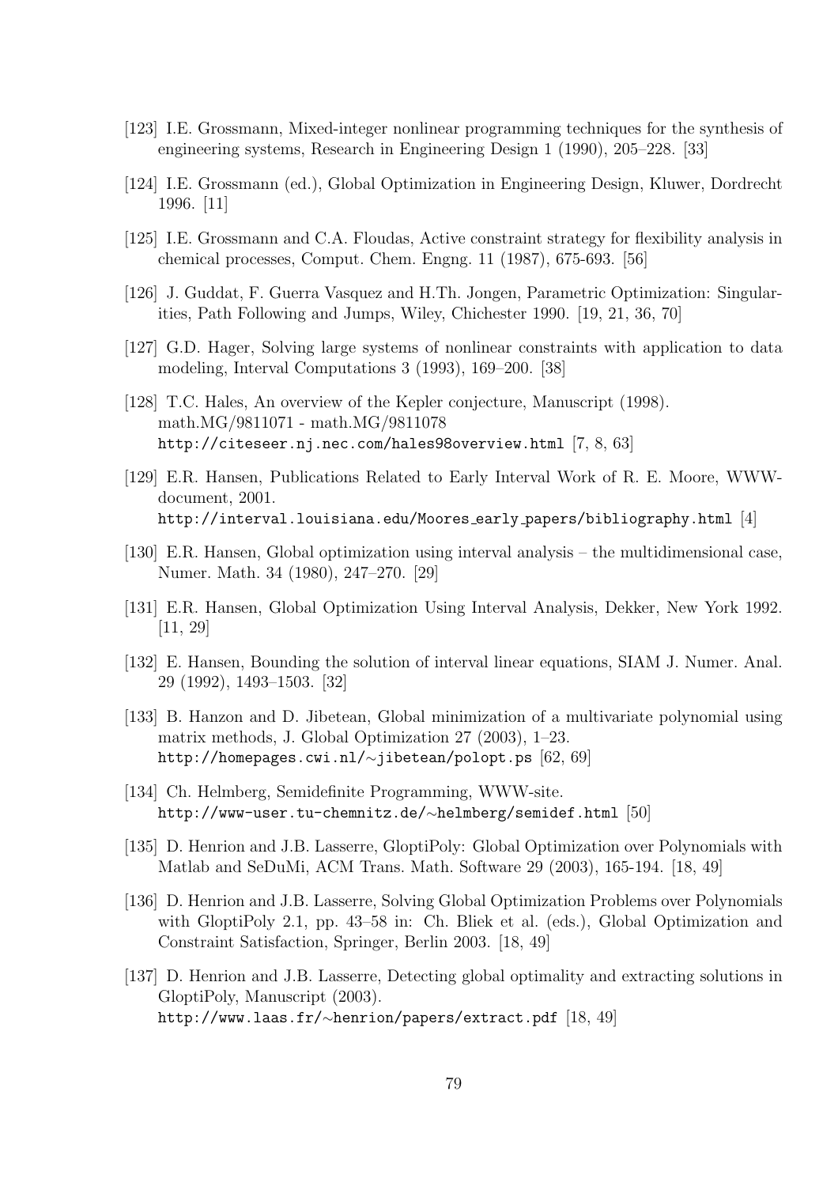[123] I.E. Grossmann, Mixed-integer nonlinear programming techniques for the synthesis of engineering systems, Research in Engineering Design 1 (1990), 205–228. [33]

[124] I.E. Grossmann (ed.), Global Optimization in Engineering Design, Kluwer, Dordrecht 1996. [11]

[125] I.E. Grossmann and C.A. Floudas, Active constraint strategy for flexibility analysis in chemical processes, Comput. Chem. Engng. 11 (1987), 675-693. [56]

[126] J. Guddat, F. Guerra Vasquez and H.Th. Jongen, Parametric Optimization: Singularities, Path Following and Jumps, Wiley, Chichester 1990. [19, 21, 36, 70]

[127] G.D. Hager, Solving large systems of nonlinear constraints with application to data modeling, Interval Computations 3 (1993), 169–200. [38]

[128] T.C. Hales, An overview of the Kepler conjecture, Manuscript (1998). math.MG/9811071 - math.MG/9811078 `http://citeseer.nj.nec.com/hales98overview.html` [7, 8, 63]

[129] E.R. Hansen, Publications Related to Early Interval Work of R. E. Moore, WWW-document, 2001. `http://interval.louisiana.edu/Moores_early_papers/bibliography.html` [4]

[130] E.R. Hansen, Global optimization using interval analysis – the multidimensional case, Numer. Math. 34 (1980), 247–270. [29]

[131] E.R. Hansen, Global Optimization Using Interval Analysis, Dekker, New York 1992. [11, 29]

[132] E. Hansen, Bounding the solution of interval linear equations, SIAM J. Numer. Anal. 29 (1992), 1493–1503. [32]

[133] B. Hanzon and D. Jibetean, Global minimization of a multivariate polynomial using matrix methods, J. Global Optimization 27 (2003), 1–23. `http://homepages.cwi.nl/~jibetean/polopt.ps` [62, 69]

[134] Ch. Helmberg, Semidefinite Programming, WWW-site. `http://www-user.tu-chemnitz.de/~helmberg/semidef.html` [50]

[135] D. Henrion and J.B. Lasserre, GloptiPoly: Global Optimization over Polynomials with Matlab and SeDuMi, ACM Trans. Math. Software 29 (2003), 165-194. [18, 49]

[136] D. Henrion and J.B. Lasserre, Solving Global Optimization Problems over Polynomials with GloptiPoly 2.1, pp. 43–58 in: Ch. Bliek et al. (eds.), Global Optimization and Constraint Satisfaction, Springer, Berlin 2003. [18, 49]

[137] D. Henrion and J.B. Lasserre, Detecting global optimality and extracting solutions in GloptiPoly, Manuscript (2003). `http://www.laas.fr/~henrion/papers/extract.pdf` [18, 49]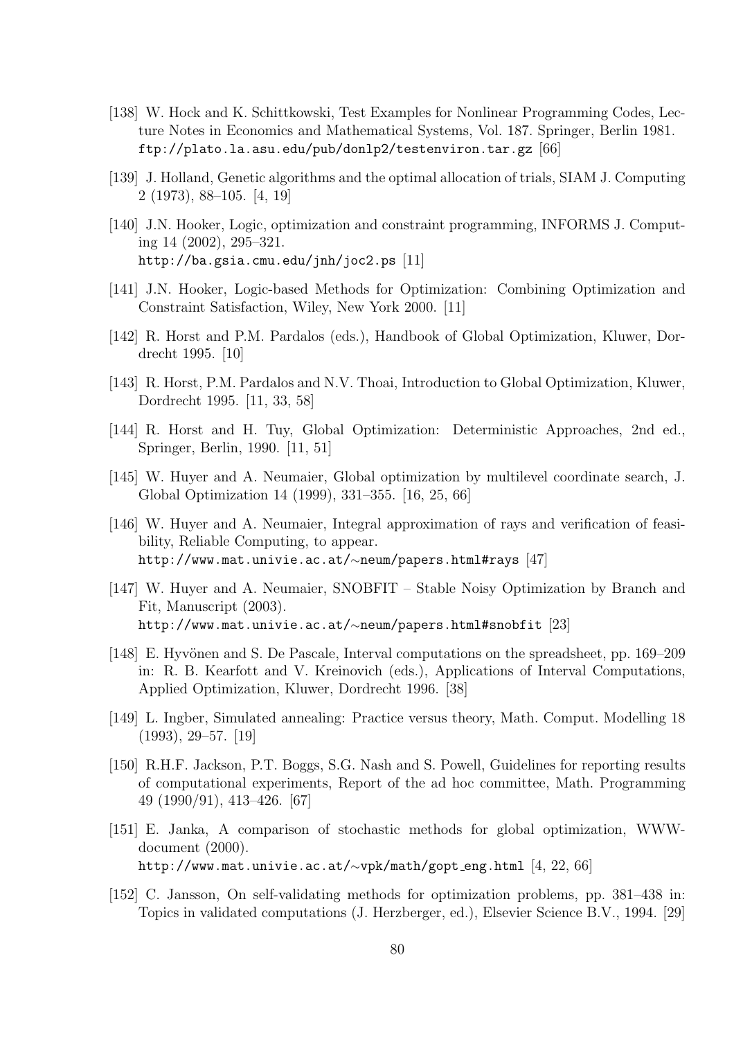[138] W. Hock and K. Schittkowski, Test Examples for Nonlinear Programming Codes, Lecture Notes in Economics and Mathematical Systems, Vol. 187. Springer, Berlin 1981. `ftp://plato.la.asu.edu/pub/donlp2/testenviron.tar.gz` [66]

[139] J. Holland, Genetic algorithms and the optimal allocation of trials, SIAM J. Computing 2 (1973), 88–105. [4, 19]

[140] J.N. Hooker, Logic, optimization and constraint programming, INFORMS J. Computing 14 (2002), 295–321. `http://ba.gsia.cmu.edu/jnh/joc2.ps` [11]

[141] J.N. Hooker, Logic-based Methods for Optimization: Combining Optimization and Constraint Satisfaction, Wiley, New York 2000. [11]

[142] R. Horst and P.M. Pardalos (eds.), Handbook of Global Optimization, Kluwer, Dordrecht 1995. [10]

[143] R. Horst, P.M. Pardalos and N.V. Thoai, Introduction to Global Optimization, Kluwer, Dordrecht 1995. [11, 33, 58]

[144] R. Horst and H. Tuy, Global Optimization: Deterministic Approaches, 2nd ed., Springer, Berlin, 1990. [11, 51]

[145] W. Huyer and A. Neumaier, Global optimization by multilevel coordinate search, J. Global Optimization 14 (1999), 331–355. [16, 25, 66]

[146] W. Huyer and A. Neumaier, Integral approximation of rays and verification of feasibility, Reliable Computing, to appear. `http://www.mat.univie.ac.at/~neum/papers.html#rays` [47]

[147] W. Huyer and A. Neumaier, SNOBFIT – Stable Noisy Optimization by Branch and Fit, Manuscript (2003). `http://www.mat.univie.ac.at/~neum/papers.html#snobfit` [23]

[148] E. Hyvönen and S. De Pascale, Interval computations on the spreadsheet, pp. 169–209 in: R. B. Kearfott and V. Kreinovich (eds.), Applications of Interval Computations, Applied Optimization, Kluwer, Dordrecht 1996. [38]

[149] L. Ingber, Simulated annealing: Practice versus theory, Math. Comput. Modelling 18 (1993), 29–57. [19]

[150] R.H.F. Jackson, P.T. Boggs, S.G. Nash and S. Powell, Guidelines for reporting results of computational experiments, Report of the ad hoc committee, Math. Programming 49 (1990/91), 413–426. [67]

[151] E. Janka, A comparison of stochastic methods for global optimization, WWW-document (2000). `http://www.mat.univie.ac.at/~vpk/math/gopt_eng.html` [4, 22, 66]

[152] C. Jansson, On self-validating methods for optimization problems, pp. 381–438 in: Topics in validated computations (J. Herzberger, ed.), Elsevier Science B.V., 1994. [29]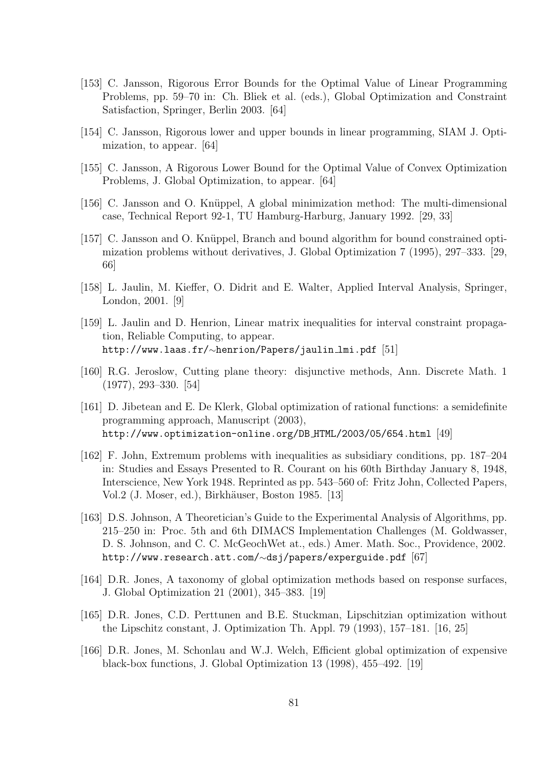[153] C. Jansson, Rigorous Error Bounds for the Optimal Value of Linear Programming Problems, pp. 59–70 in: Ch. Bliek et al. (eds.), Global Optimization and Constraint Satisfaction, Springer, Berlin 2003. [64]

[154] C. Jansson, Rigorous lower and upper bounds in linear programming, SIAM J. Optimization, to appear. [64]

[155] C. Jansson, A Rigorous Lower Bound for the Optimal Value of Convex Optimization Problems, J. Global Optimization, to appear. [64]

[156] C. Jansson and O. Knüppel, A global minimization method: The multi-dimensional case, Technical Report 92-1, TU Hamburg-Harburg, January 1992. [29, 33]

[157] C. Jansson and O. Knüppel, Branch and bound algorithm for bound constrained optimization problems without derivatives, J. Global Optimization 7 (1995), 297–333. [29, 66]

[158] L. Jaulin, M. Kieffer, O. Didrit and E. Walter, Applied Interval Analysis, Springer, London, 2001. [9]

[159] L. Jaulin and D. Henrion, Linear matrix inequalities for interval constraint propagation, Reliable Computing, to appear.
`http://www.laas.fr/∼henrion/Papers/jaulin_lmi.pdf` [51]

[160] R.G. Jeroslow, Cutting plane theory: disjunctive methods, Ann. Discrete Math. 1 (1977), 293–330. [54]

[161] D. Jibetean and E. De Klerk, Global optimization of rational functions: a semidefinite programming approach, Manuscript (2003),
`http://www.optimization-online.org/DB_HTML/2003/05/654.html` [49]

[162] F. John, Extremum problems with inequalities as subsidiary conditions, pp. 187–204 in: Studies and Essays Presented to R. Courant on his 60th Birthday January 8, 1948, Interscience, New York 1948. Reprinted as pp. 543–560 of: Fritz John, Collected Papers, Vol.2 (J. Moser, ed.), Birkhäuser, Boston 1985. [13]

[163] D.S. Johnson, A Theoretician's Guide to the Experimental Analysis of Algorithms, pp. 215–250 in: Proc. 5th and 6th DIMACS Implementation Challenges (M. Goldwasser, D. S. Johnson, and C. C. McGeochWet at., eds.) Amer. Math. Soc., Providence, 2002.
`http://www.research.att.com/∼dsj/papers/experguide.pdf` [67]

[164] D.R. Jones, A taxonomy of global optimization methods based on response surfaces, J. Global Optimization 21 (2001), 345–383. [19]

[165] D.R. Jones, C.D. Perttunen and B.E. Stuckman, Lipschitzian optimization without the Lipschitz constant, J. Optimization Th. Appl. 79 (1993), 157–181. [16, 25]

[166] D.R. Jones, M. Schonlau and W.J. Welch, Efficient global optimization of expensive black-box functions, J. Global Optimization 13 (1998), 455–492. [19]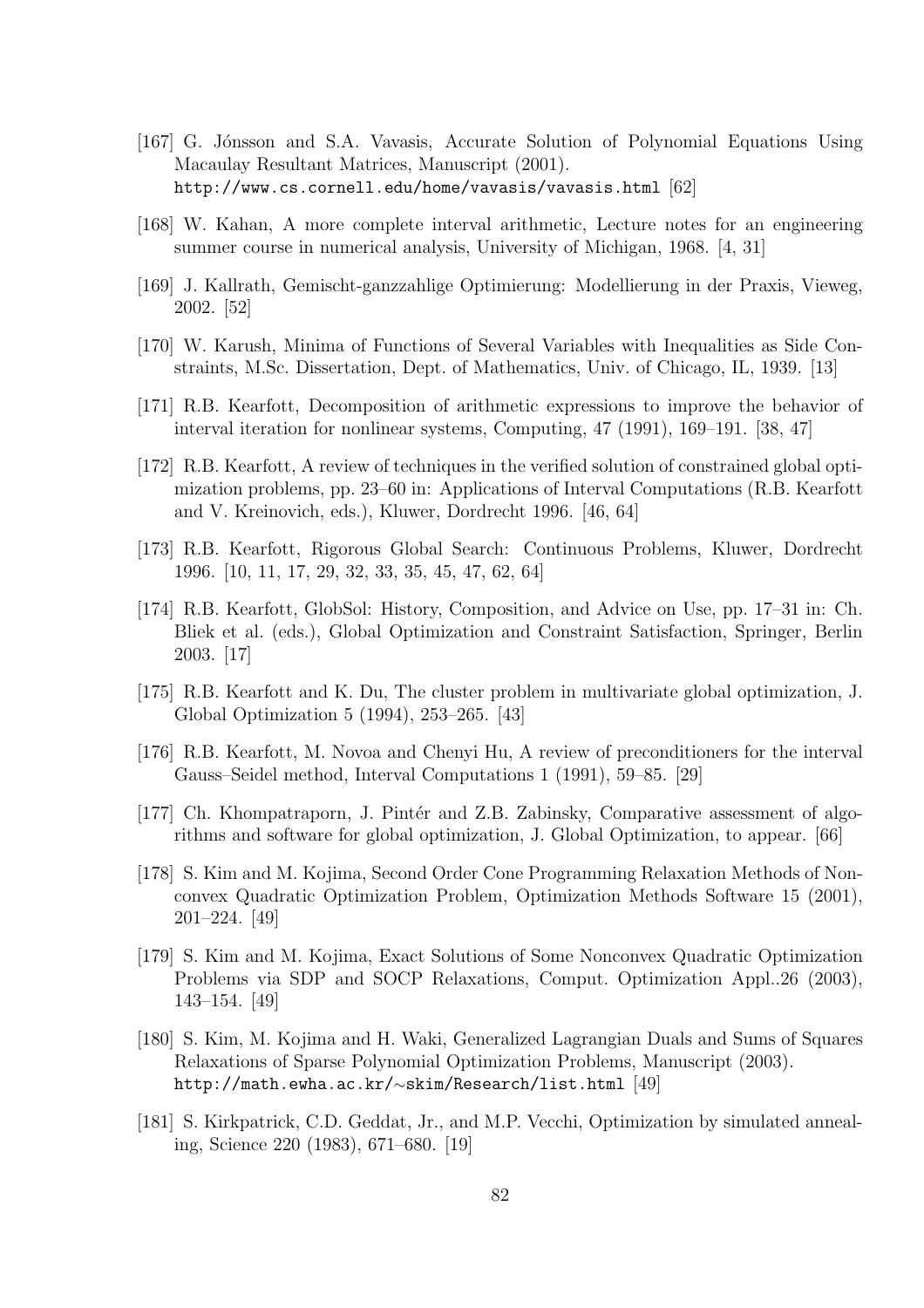[167] G. Jónsson and S.A. Vavasis, Accurate Solution of Polynomial Equations Using Macaulay Resultant Matrices, Manuscript (2001). `http://www.cs.cornell.edu/home/vavasis/vavasis.html` [62]

[168] W. Kahan, A more complete interval arithmetic, Lecture notes for an engineering summer course in numerical analysis, University of Michigan, 1968. [4, 31]

[169] J. Kallrath, Gemischt-ganzzahlige Optimierung: Modellierung in der Praxis, Vieweg, 2002. [52]

[170] W. Karush, Minima of Functions of Several Variables with Inequalities as Side Constraints, M.Sc. Dissertation, Dept. of Mathematics, Univ. of Chicago, IL, 1939. [13]

[171] R.B. Kearfott, Decomposition of arithmetic expressions to improve the behavior of interval iteration for nonlinear systems, Computing, 47 (1991), 169–191. [38, 47]

[172] R.B. Kearfott, A review of techniques in the verified solution of constrained global optimization problems, pp. 23–60 in: Applications of Interval Computations (R.B. Kearfott and V. Kreinovich, eds.), Kluwer, Dordrecht 1996. [46, 64]

[173] R.B. Kearfott, Rigorous Global Search: Continuous Problems, Kluwer, Dordrecht 1996. [10, 11, 17, 29, 32, 33, 35, 45, 47, 62, 64]

[174] R.B. Kearfott, GlobSol: History, Composition, and Advice on Use, pp. 17–31 in: Ch. Bliek et al. (eds.), Global Optimization and Constraint Satisfaction, Springer, Berlin 2003. [17]

[175] R.B. Kearfott and K. Du, The cluster problem in multivariate global optimization, J. Global Optimization 5 (1994), 253–265. [43]

[176] R.B. Kearfott, M. Novoa and Chenyi Hu, A review of preconditioners for the interval Gauss–Seidel method, Interval Computations 1 (1991), 59–85. [29]

[177] Ch. Khompatraporn, J. Pintér and Z.B. Zabinsky, Comparative assessment of algorithms and software for global optimization, J. Global Optimization, to appear. [66]

[178] S. Kim and M. Kojima, Second Order Cone Programming Relaxation Methods of Nonconvex Quadratic Optimization Problem, Optimization Methods Software 15 (2001), 201–224. [49]

[179] S. Kim and M. Kojima, Exact Solutions of Some Nonconvex Quadratic Optimization Problems via SDP and SOCP Relaxations, Comput. Optimization Appl..26 (2003), 143–154. [49]

[180] S. Kim, M. Kojima and H. Waki, Generalized Lagrangian Duals and Sums of Squares Relaxations of Sparse Polynomial Optimization Problems, Manuscript (2003). `http://math.ewha.ac.kr/~skim/Research/list.html` [49]

[181] S. Kirkpatrick, C.D. Geddat, Jr., and M.P. Vecchi, Optimization by simulated annealing, Science 220 (1983), 671–680. [19]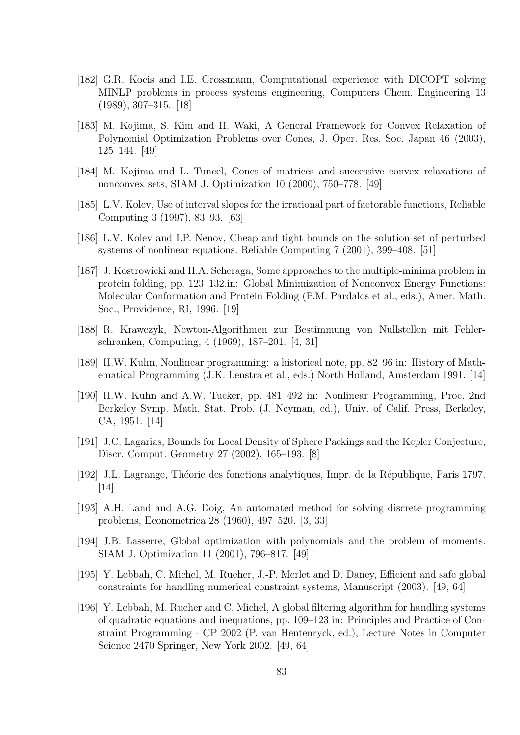[182] G.R. Kocis and I.E. Grossmann, Computational experience with DICOPT solving MINLP problems in process systems engineering, Computers Chem. Engineering 13 (1989), 307–315. [18]

[183] M. Kojima, S. Kim and H. Waki, A General Framework for Convex Relaxation of Polynomial Optimization Problems over Cones, J. Oper. Res. Soc. Japan 46 (2003), 125–144. [49]

[184] M. Kojima and L. Tuncel, Cones of matrices and successive convex relaxations of nonconvex sets, SIAM J. Optimization 10 (2000), 750–778. [49]

[185] L.V. Kolev, Use of interval slopes for the irrational part of factorable functions, Reliable Computing 3 (1997), 83–93. [63]

[186] L.V. Kolev and I.P. Nenov, Cheap and tight bounds on the solution set of perturbed systems of nonlinear equations. Reliable Computing 7 (2001), 399–408. [51]

[187] J. Kostrowicki and H.A. Scheraga, Some approaches to the multiple-minima problem in protein folding, pp. 123–132.in: Global Minimization of Nonconvex Energy Functions: Molecular Conformation and Protein Folding (P.M. Pardalos et al., eds.), Amer. Math. Soc., Providence, RI, 1996. [19]

[188] R. Krawczyk, Newton-Algorithmen zur Bestimmung von Nullstellen mit Fehlerschranken, Computing, 4 (1969), 187–201. [4, 31]

[189] H.W. Kuhn, Nonlinear programming: a historical note, pp. 82–96 in: History of Mathematical Programming (J.K. Lenstra et al., eds.) North Holland, Amsterdam 1991. [14]

[190] H.W. Kuhn and A.W. Tucker, pp. 481–492 in: Nonlinear Programming, Proc. 2nd Berkeley Symp. Math. Stat. Prob. (J. Neyman, ed.), Univ. of Calif. Press, Berkeley, CA, 1951. [14]

[191] J.C. Lagarias, Bounds for Local Density of Sphere Packings and the Kepler Conjecture, Discr. Comput. Geometry 27 (2002), 165–193. [8]

[192] J.L. Lagrange, Théorie des fonctions analytiques, Impr. de la République, Paris 1797. [14]

[193] A.H. Land and A.G. Doig, An automated method for solving discrete programming problems, Econometrica 28 (1960), 497–520. [3, 33]

[194] J.B. Lasserre, Global optimization with polynomials and the problem of moments. SIAM J. Optimization 11 (2001), 796–817. [49]

[195] Y. Lebbah, C. Michel, M. Rueher, J.-P. Merlet and D. Daney, Efficient and safe global constraints for handling numerical constraint systems, Manuscript (2003). [49, 64]

[196] Y. Lebbah, M. Rueher and C. Michel, A global filtering algorithm for handling systems of quadratic equations and inequations, pp. 109–123 in: Principles and Practice of Constraint Programming - CP 2002 (P. van Hentenryck, ed.), Lecture Notes in Computer Science 2470 Springer, New York 2002. [49, 64]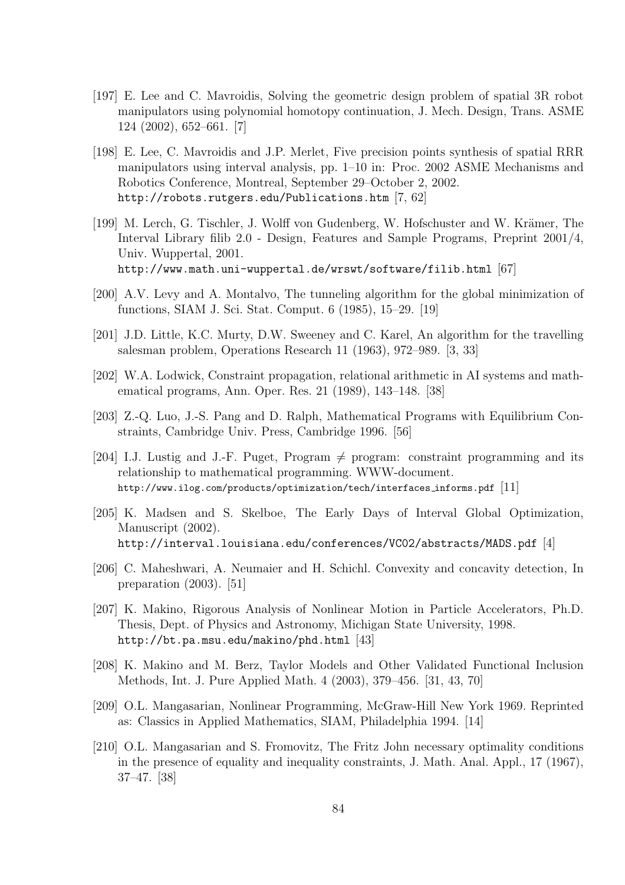[197] E. Lee and C. Mavroidis, Solving the geometric design problem of spatial 3R robot manipulators using polynomial homotopy continuation, J. Mech. Design, Trans. ASME 124 (2002), 652–661. [7]

[198] E. Lee, C. Mavroidis and J.P. Merlet, Five precision points synthesis of spatial RRR manipulators using interval analysis, pp. 1–10 in: Proc. 2002 ASME Mechanisms and Robotics Conference, Montreal, September 29–October 2, 2002. `http://robots.rutgers.edu/Publications.htm` [7, 62]

[199] M. Lerch, G. Tischler, J. Wolff von Gudenberg, W. Hofschuster and W. Krämer, The Interval Library filib 2.0 - Design, Features and Sample Programs, Preprint 2001/4, Univ. Wuppertal, 2001. `http://www.math.uni-wuppertal.de/wrswt/software/filib.html` [67]

[200] A.V. Levy and A. Montalvo, The tunneling algorithm for the global minimization of functions, SIAM J. Sci. Stat. Comput. 6 (1985), 15–29. [19]

[201] J.D. Little, K.C. Murty, D.W. Sweeney and C. Karel, An algorithm for the travelling salesman problem, Operations Research 11 (1963), 972–989. [3, 33]

[202] W.A. Lodwick, Constraint propagation, relational arithmetic in AI systems and mathematical programs, Ann. Oper. Res. 21 (1989), 143–148. [38]

[203] Z.-Q. Luo, J.-S. Pang and D. Ralph, Mathematical Programs with Equilibrium Constraints, Cambridge Univ. Press, Cambridge 1996. [56]

[204] I.J. Lustig and J.-F. Puget, Program $\neq$ program: constraint programming and its relationship to mathematical programming. WWW-document. `http://www.ilog.com/products/optimization/tech/interfaces_informs.pdf` [11]

[205] K. Madsen and S. Skelboe, The Early Days of Interval Global Optimization, Manuscript (2002). `http://interval.louisiana.edu/conferences/VC02/abstracts/MADS.pdf` [4]

[206] C. Maheshwari, A. Neumaier and H. Schichl. Convexity and concavity detection, In preparation (2003). [51]

[207] K. Makino, Rigorous Analysis of Nonlinear Motion in Particle Accelerators, Ph.D. Thesis, Dept. of Physics and Astronomy, Michigan State University, 1998. `http://bt.pa.msu.edu/makino/phd.html` [43]

[208] K. Makino and M. Berz, Taylor Models and Other Validated Functional Inclusion Methods, Int. J. Pure Applied Math. 4 (2003), 379–456. [31, 43, 70]

[209] O.L. Mangasarian, Nonlinear Programming, McGraw-Hill New York 1969. Reprinted as: Classics in Applied Mathematics, SIAM, Philadelphia 1994. [14]

[210] O.L. Mangasarian and S. Fromovitz, The Fritz John necessary optimality conditions in the presence of equality and inequality constraints, J. Math. Anal. Appl., 17 (1967), 37–47. [38]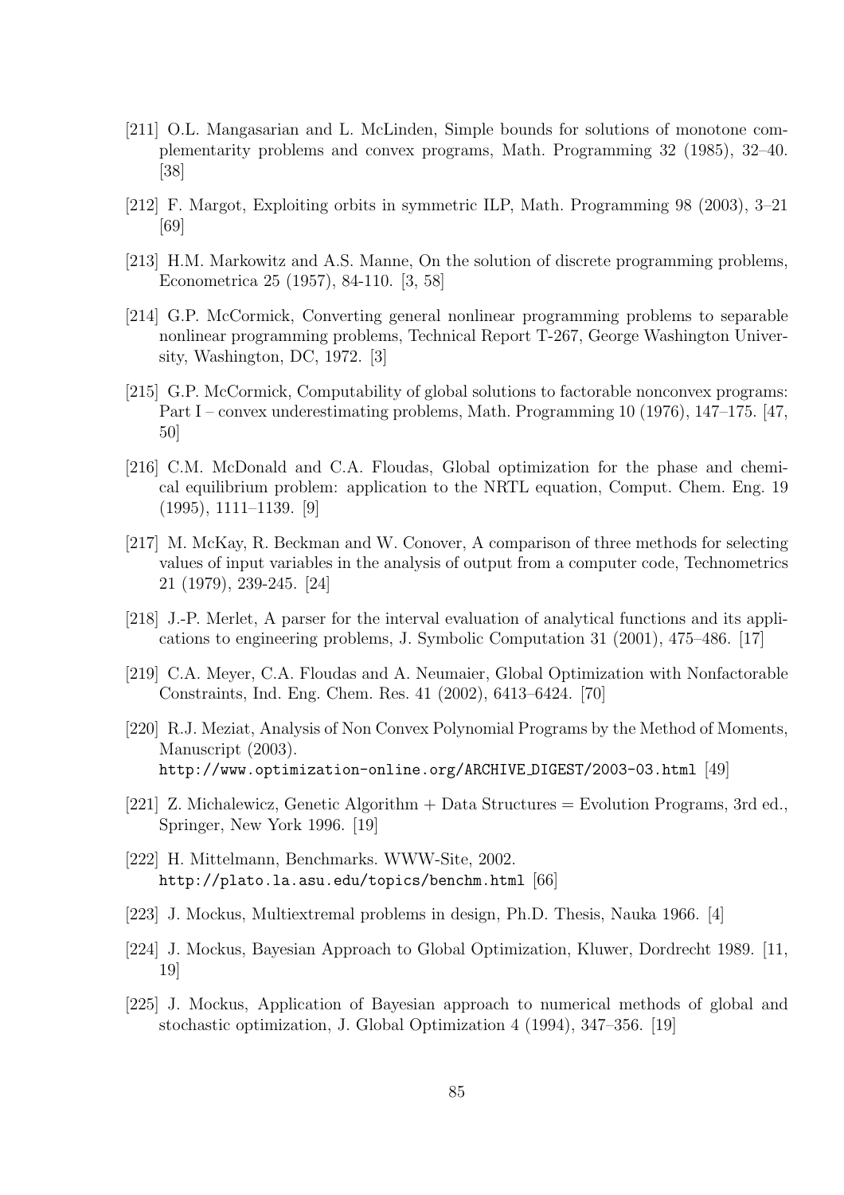[211] O.L. Mangasarian and L. McLinden, Simple bounds for solutions of monotone complementarity problems and convex programs, Math. Programming 32 (1985), 32–40. [38]

[212] F. Margot, Exploiting orbits in symmetric ILP, Math. Programming 98 (2003), 3–21 [69]

[213] H.M. Markowitz and A.S. Manne, On the solution of discrete programming problems, Econometrica 25 (1957), 84-110. [3, 58]

[214] G.P. McCormick, Converting general nonlinear programming problems to separable nonlinear programming problems, Technical Report T-267, George Washington University, Washington, DC, 1972. [3]

[215] G.P. McCormick, Computability of global solutions to factorable nonconvex programs: Part I – convex underestimating problems, Math. Programming 10 (1976), 147–175. [47, 50]

[216] C.M. McDonald and C.A. Floudas, Global optimization for the phase and chemical equilibrium problem: application to the NRTL equation, Comput. Chem. Eng. 19 (1995), 1111–1139. [9]

[217] M. McKay, R. Beckman and W. Conover, A comparison of three methods for selecting values of input variables in the analysis of output from a computer code, Technometrics 21 (1979), 239-245. [24]

[218] J.-P. Merlet, A parser for the interval evaluation of analytical functions and its applications to engineering problems, J. Symbolic Computation 31 (2001), 475–486. [17]

[219] C.A. Meyer, C.A. Floudas and A. Neumaier, Global Optimization with Nonfactorable Constraints, Ind. Eng. Chem. Res. 41 (2002), 6413–6424. [70]

[220] R.J. Meziat, Analysis of Non Convex Polynomial Programs by the Method of Moments, Manuscript (2003).
http://www.optimization-online.org/ARCHIVE_DIGEST/2003-03.html [49]

[221] Z. Michalewicz, Genetic Algorithm + Data Structures = Evolution Programs, 3rd ed., Springer, New York 1996. [19]

[222] H. Mittelmann, Benchmarks. WWW-Site, 2002.
http://plato.la.asu.edu/topics/benchm.html [66]

[223] J. Mockus, Multiextremal problems in design, Ph.D. Thesis, Nauka 1966. [4]

[224] J. Mockus, Bayesian Approach to Global Optimization, Kluwer, Dordrecht 1989. [11, 19]

[225] J. Mockus, Application of Bayesian approach to numerical methods of global and stochastic optimization, J. Global Optimization 4 (1994), 347–356. [19]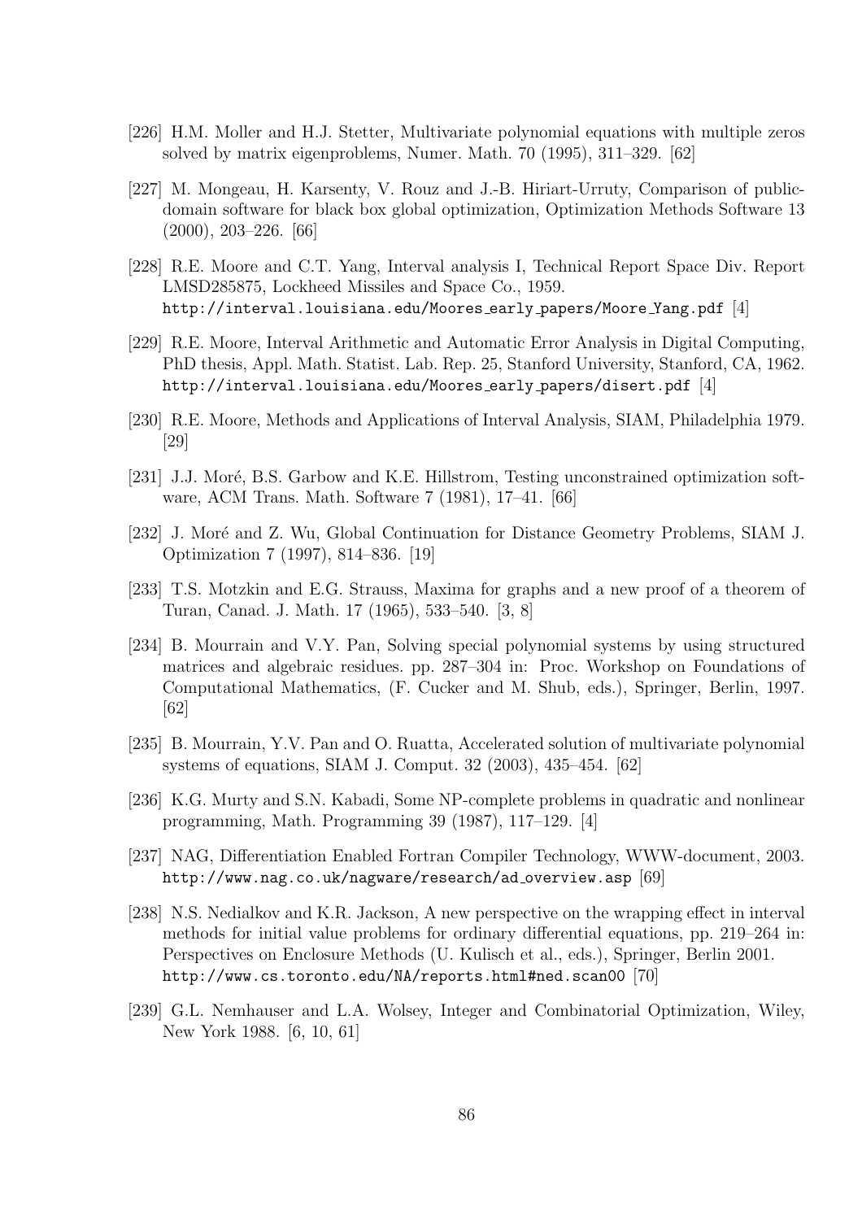[226] H.M. Moller and H.J. Stetter, Multivariate polynomial equations with multiple zeros solved by matrix eigenproblems, Numer. Math. 70 (1995), 311–329. [62]

[227] M. Mongeau, H. Karsenty, V. Rouz and J.-B. Hiriart-Urruty, Comparison of public-domain software for black box global optimization, Optimization Methods Software 13 (2000), 203–226. [66]

[228] R.E. Moore and C.T. Yang, Interval analysis I, Technical Report Space Div. Report LMSD285875, Lockheed Missiles and Space Co., 1959.
http://interval.louisiana.edu/Moores_early_papers/Moore_Yang.pdf [4]

[229] R.E. Moore, Interval Arithmetic and Automatic Error Analysis in Digital Computing, PhD thesis, Appl. Math. Statist. Lab. Rep. 25, Stanford University, Stanford, CA, 1962.
http://interval.louisiana.edu/Moores_early_papers/disert.pdf [4]

[230] R.E. Moore, Methods and Applications of Interval Analysis, SIAM, Philadelphia 1979. [29]

[231] J.J. Moré, B.S. Garbow and K.E. Hillstrom, Testing unconstrained optimization software, ACM Trans. Math. Software 7 (1981), 17–41. [66]

[232] J. Moré and Z. Wu, Global Continuation for Distance Geometry Problems, SIAM J. Optimization 7 (1997), 814–836. [19]

[233] T.S. Motzkin and E.G. Strauss, Maxima for graphs and a new proof of a theorem of Turan, Canad. J. Math. 17 (1965), 533–540. [3, 8]

[234] B. Mourrain and V.Y. Pan, Solving special polynomial systems by using structured matrices and algebraic residues. pp. 287–304 in: Proc. Workshop on Foundations of Computational Mathematics, (F. Cucker and M. Shub, eds.), Springer, Berlin, 1997. [62]

[235] B. Mourrain, Y.V. Pan and O. Ruatta, Accelerated solution of multivariate polynomial systems of equations, SIAM J. Comput. 32 (2003), 435–454. [62]

[236] K.G. Murty and S.N. Kabadi, Some NP-complete problems in quadratic and nonlinear programming, Math. Programming 39 (1987), 117–129. [4]

[237] NAG, Differentiation Enabled Fortran Compiler Technology, WWW-document, 2003.
http://www.nag.co.uk/nagware/research/ad_overview.asp [69]

[238] N.S. Nedialkov and K.R. Jackson, A new perspective on the wrapping effect in interval methods for initial value problems for ordinary differential equations, pp. 219–264 in: Perspectives on Enclosure Methods (U. Kulisch et al., eds.), Springer, Berlin 2001.
http://www.cs.toronto.edu/NA/reports.html#ned.scan00 [70]

[239] G.L. Nemhauser and L.A. Wolsey, Integer and Combinatorial Optimization, Wiley, New York 1988. [6, 10, 61]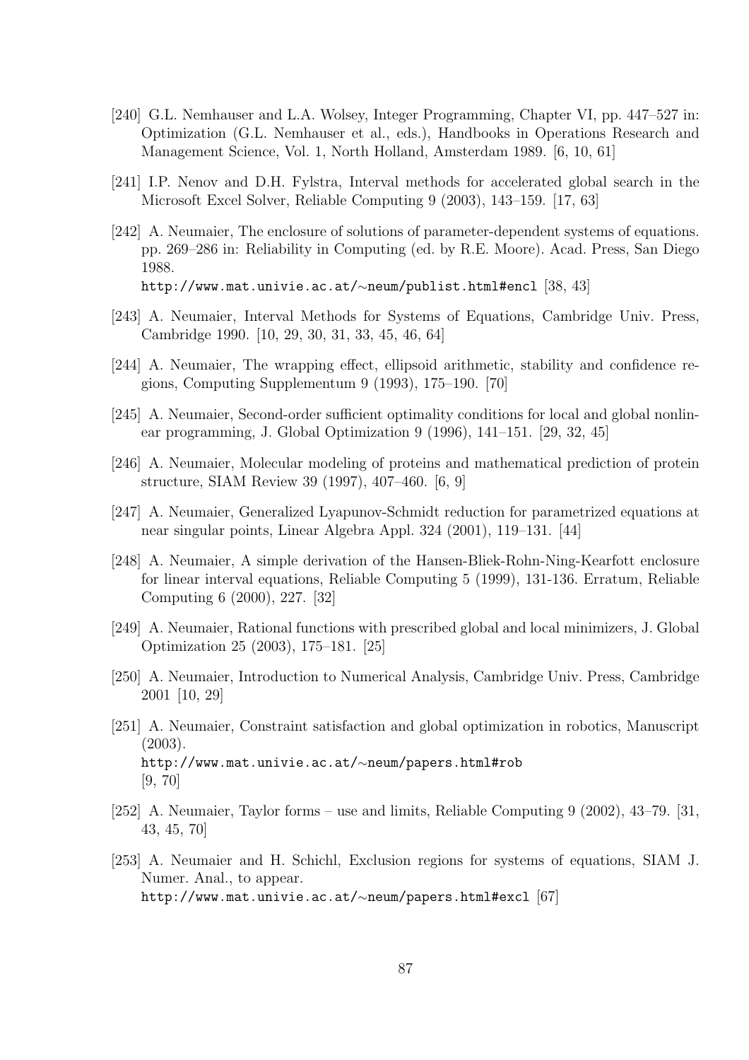[240] G.L. Nemhauser and L.A. Wolsey, Integer Programming, Chapter VI, pp. 447–527 in: Optimization (G.L. Nemhauser et al., eds.), Handbooks in Operations Research and Management Science, Vol. 1, North Holland, Amsterdam 1989. [6, 10, 61]

[241] I.P. Nenov and D.H. Fylstra, Interval methods for accelerated global search in the Microsoft Excel Solver, Reliable Computing 9 (2003), 143–159. [17, 63]

[242] A. Neumaier, The enclosure of solutions of parameter-dependent systems of equations. pp. 269–286 in: Reliability in Computing (ed. by R.E. Moore). Acad. Press, San Diego 1988.
`http://www.mat.univie.ac.at/~neum/publist.html#encl` [38, 43]

[243] A. Neumaier, Interval Methods for Systems of Equations, Cambridge Univ. Press, Cambridge 1990. [10, 29, 30, 31, 33, 45, 46, 64]

[244] A. Neumaier, The wrapping effect, ellipsoid arithmetic, stability and confidence regions, Computing Supplementum 9 (1993), 175–190. [70]

[245] A. Neumaier, Second-order sufficient optimality conditions for local and global nonlinear programming, J. Global Optimization 9 (1996), 141–151. [29, 32, 45]

[246] A. Neumaier, Molecular modeling of proteins and mathematical prediction of protein structure, SIAM Review 39 (1997), 407–460. [6, 9]

[247] A. Neumaier, Generalized Lyapunov-Schmidt reduction for parametrized equations at near singular points, Linear Algebra Appl. 324 (2001), 119–131. [44]

[248] A. Neumaier, A simple derivation of the Hansen-Bliek-Rohn-Ning-Kearfott enclosure for linear interval equations, Reliable Computing 5 (1999), 131-136. Erratum, Reliable Computing 6 (2000), 227. [32]

[249] A. Neumaier, Rational functions with prescribed global and local minimizers, J. Global Optimization 25 (2003), 175–181. [25]

[250] A. Neumaier, Introduction to Numerical Analysis, Cambridge Univ. Press, Cambridge 2001 [10, 29]

[251] A. Neumaier, Constraint satisfaction and global optimization in robotics, Manuscript (2003).
`http://www.mat.univie.ac.at/~neum/papers.html#rob`
[9, 70]

[252] A. Neumaier, Taylor forms – use and limits, Reliable Computing 9 (2002), 43–79. [31, 43, 45, 70]

[253] A. Neumaier and H. Schichl, Exclusion regions for systems of equations, SIAM J. Numer. Anal., to appear.
`http://www.mat.univie.ac.at/~neum/papers.html#excl` [67]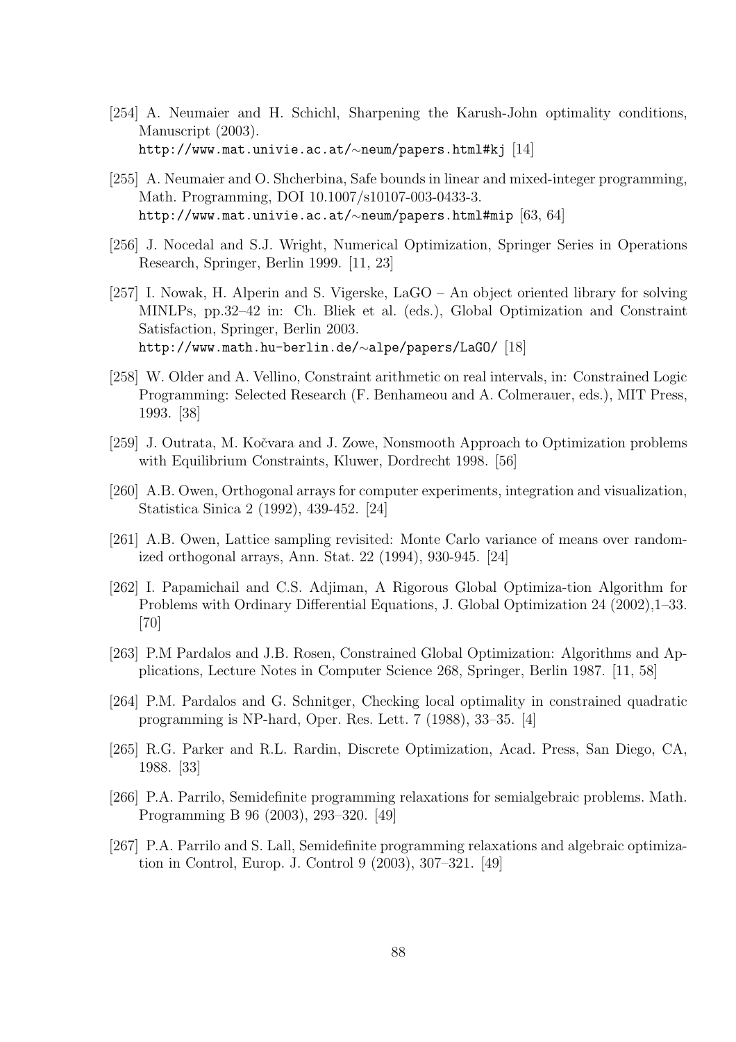[254] A. Neumaier and H. Schichl, Sharpening the Karush-John optimality conditions, Manuscript (2003).
http://www.mat.univie.ac.at/∼neum/papers.html#kj [14]

[255] A. Neumaier and O. Shcherbina, Safe bounds in linear and mixed-integer programming, Math. Programming, DOI 10.1007/s10107-003-0433-3.
http://www.mat.univie.ac.at/∼neum/papers.html#mip [63, 64]

[256] J. Nocedal and S.J. Wright, Numerical Optimization, Springer Series in Operations Research, Springer, Berlin 1999. [11, 23]

[257] I. Nowak, H. Alperin and S. Vigerske, LaGO – An object oriented library for solving MINLPs, pp.32–42 in: Ch. Bliek et al. (eds.), Global Optimization and Constraint Satisfaction, Springer, Berlin 2003.
http://www.math.hu-berlin.de/∼alpe/papers/LaGO/ [18]

[258] W. Older and A. Vellino, Constraint arithmetic on real intervals, in: Constrained Logic Programming: Selected Research (F. Benhameou and A. Colmerauer, eds.), MIT Press, 1993. [38]

[259] J. Outrata, M. Kočvara and J. Zowe, Nonsmooth Approach to Optimization problems with Equilibrium Constraints, Kluwer, Dordrecht 1998. [56]

[260] A.B. Owen, Orthogonal arrays for computer experiments, integration and visualization, Statistica Sinica 2 (1992), 439-452. [24]

[261] A.B. Owen, Lattice sampling revisited: Monte Carlo variance of means over randomized orthogonal arrays, Ann. Stat. 22 (1994), 930-945. [24]

[262] I. Papamichail and C.S. Adjiman, A Rigorous Global Optimiza-tion Algorithm for Problems with Ordinary Differential Equations, J. Global Optimization 24 (2002),1–33. [70]

[263] P.M Pardalos and J.B. Rosen, Constrained Global Optimization: Algorithms and Applications, Lecture Notes in Computer Science 268, Springer, Berlin 1987. [11, 58]

[264] P.M. Pardalos and G. Schnitger, Checking local optimality in constrained quadratic programming is NP-hard, Oper. Res. Lett. 7 (1988), 33–35. [4]

[265] R.G. Parker and R.L. Rardin, Discrete Optimization, Acad. Press, San Diego, CA, 1988. [33]

[266] P.A. Parrilo, Semidefinite programming relaxations for semialgebraic problems. Math. Programming B 96 (2003), 293–320. [49]

[267] P.A. Parrilo and S. Lall, Semidefinite programming relaxations and algebraic optimization in Control, Europ. J. Control 9 (2003), 307–321. [49]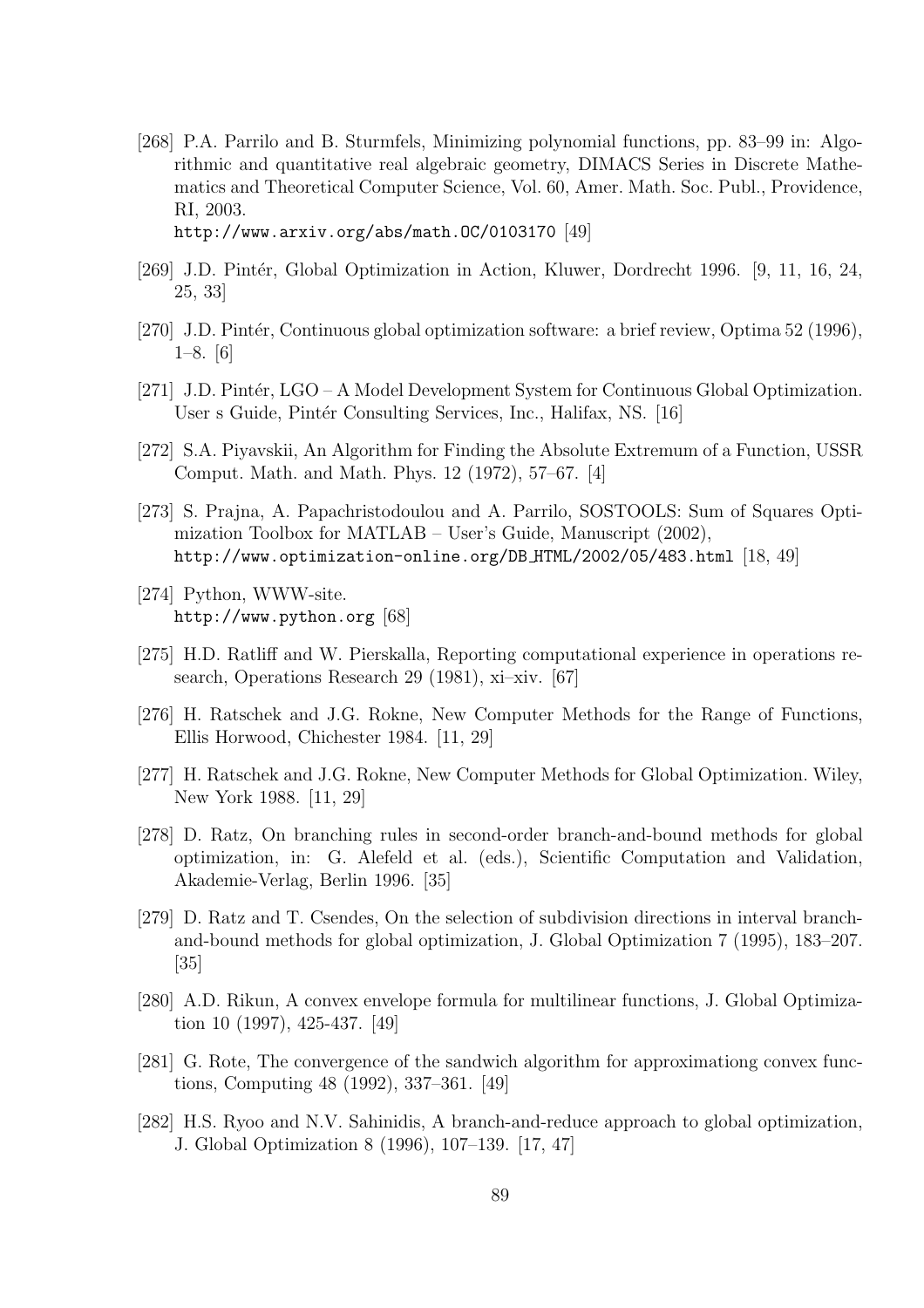[268] P.A. Parrilo and B. Sturmfels, Minimizing polynomial functions, pp. 83–99 in: Algorithmic and quantitative real algebraic geometry, DIMACS Series in Discrete Mathematics and Theoretical Computer Science, Vol. 60, Amer. Math. Soc. Publ., Providence, RI, 2003.
`http://www.arxiv.org/abs/math.OC/0103170` [49]

[269] J.D. Pintér, Global Optimization in Action, Kluwer, Dordrecht 1996. [9, 11, 16, 24, 25, 33]

[270] J.D. Pintér, Continuous global optimization software: a brief review, Optima 52 (1996), 1–8. [6]

[271] J.D. Pintér, LGO – A Model Development System for Continuous Global Optimization. User s Guide, Pintér Consulting Services, Inc., Halifax, NS. [16]

[272] S.A. Piyavskii, An Algorithm for Finding the Absolute Extremum of a Function, USSR Comput. Math. and Math. Phys. 12 (1972), 57–67. [4]

[273] S. Prajna, A. Papachristodoulou and A. Parrilo, SOSTOOLS: Sum of Squares Optimization Toolbox for MATLAB – User's Guide, Manuscript (2002),
`http://www.optimization-online.org/DB_HTML/2002/05/483.html` [18, 49]

[274] Python, WWW-site.
`http://www.python.org` [68]

[275] H.D. Ratliff and W. Pierskalla, Reporting computational experience in operations research, Operations Research 29 (1981), xi–xiv. [67]

[276] H. Ratschek and J.G. Rokne, New Computer Methods for the Range of Functions, Ellis Horwood, Chichester 1984. [11, 29]

[277] H. Ratschek and J.G. Rokne, New Computer Methods for Global Optimization. Wiley, New York 1988. [11, 29]

[278] D. Ratz, On branching rules in second-order branch-and-bound methods for global optimization, in: G. Alefeld et al. (eds.), Scientific Computation and Validation, Akademie-Verlag, Berlin 1996. [35]

[279] D. Ratz and T. Csendes, On the selection of subdivision directions in interval branch-and-bound methods for global optimization, J. Global Optimization 7 (1995), 183–207. [35]

[280] A.D. Rikun, A convex envelope formula for multilinear functions, J. Global Optimization 10 (1997), 425-437. [49]

[281] G. Rote, The convergence of the sandwich algorithm for approximationg convex functions, Computing 48 (1992), 337–361. [49]

[282] H.S. Ryoo and N.V. Sahinidis, A branch-and-reduce approach to global optimization, J. Global Optimization 8 (1996), 107–139. [17, 47]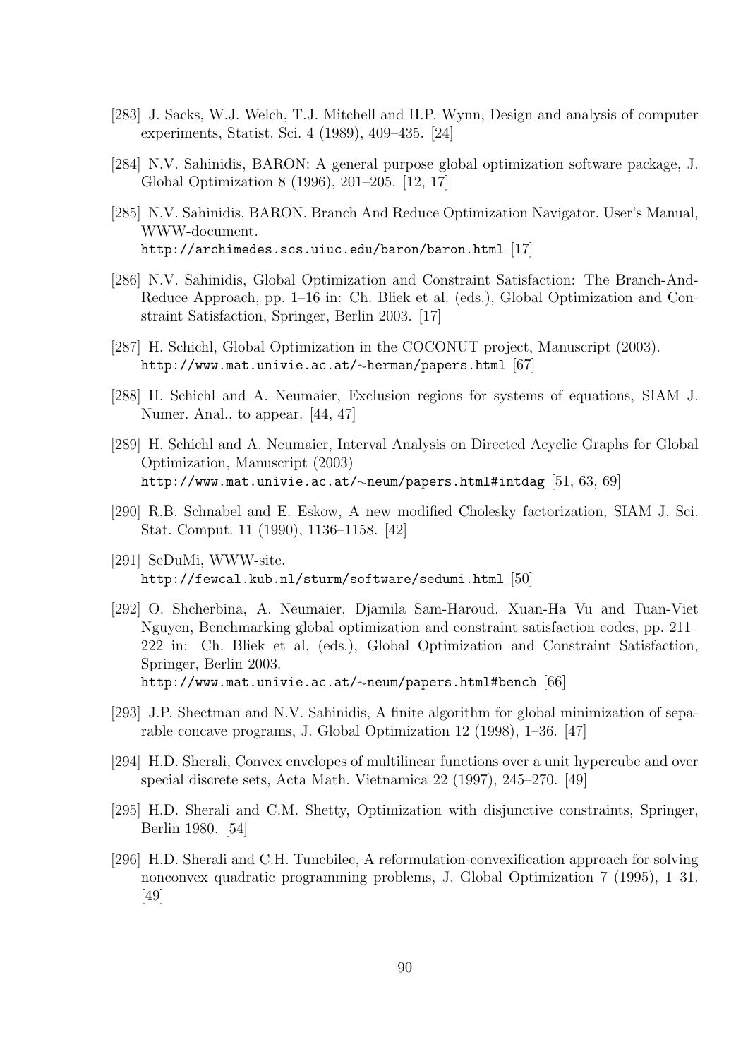[283] J. Sacks, W.J. Welch, T.J. Mitchell and H.P. Wynn, Design and analysis of computer experiments, Statist. Sci. 4 (1989), 409–435. [24]

[284] N.V. Sahinidis, BARON: A general purpose global optimization software package, J. Global Optimization 8 (1996), 201–205. [12, 17]

[285] N.V. Sahinidis, BARON. Branch And Reduce Optimization Navigator. User's Manual, WWW-document.
`http://archimedes.scs.uiuc.edu/baron/baron.html` [17]

[286] N.V. Sahinidis, Global Optimization and Constraint Satisfaction: The Branch-And-Reduce Approach, pp. 1–16 in: Ch. Bliek et al. (eds.), Global Optimization and Constraint Satisfaction, Springer, Berlin 2003. [17]

[287] H. Schichl, Global Optimization in the COCONUT project, Manuscript (2003).
`http://www.mat.univie.ac.at/~herman/papers.html` [67]

[288] H. Schichl and A. Neumaier, Exclusion regions for systems of equations, SIAM J. Numer. Anal., to appear. [44, 47]

[289] H. Schichl and A. Neumaier, Interval Analysis on Directed Acyclic Graphs for Global Optimization, Manuscript (2003)
`http://www.mat.univie.ac.at/~neum/papers.html#intdag` [51, 63, 69]

[290] R.B. Schnabel and E. Eskow, A new modified Cholesky factorization, SIAM J. Sci. Stat. Comput. 11 (1990), 1136–1158. [42]

[291] SeDuMi, WWW-site.
`http://fewcal.kub.nl/sturm/software/sedumi.html` [50]

[292] O. Shcherbina, A. Neumaier, Djamila Sam-Haroud, Xuan-Ha Vu and Tuan-Viet Nguyen, Benchmarking global optimization and constraint satisfaction codes, pp. 211–222 in: Ch. Bliek et al. (eds.), Global Optimization and Constraint Satisfaction, Springer, Berlin 2003.
`http://www.mat.univie.ac.at/~neum/papers.html#bench` [66]

[293] J.P. Shectman and N.V. Sahinidis, A finite algorithm for global minimization of separable concave programs, J. Global Optimization 12 (1998), 1–36. [47]

[294] H.D. Sherali, Convex envelopes of multilinear functions over a unit hypercube and over special discrete sets, Acta Math. Vietnamica 22 (1997), 245–270. [49]

[295] H.D. Sherali and C.M. Shetty, Optimization with disjunctive constraints, Springer, Berlin 1980. [54]

[296] H.D. Sherali and C.H. Tuncbilec, A reformulation-convexification approach for solving nonconvex quadratic programming problems, J. Global Optimization 7 (1995), 1–31. [49]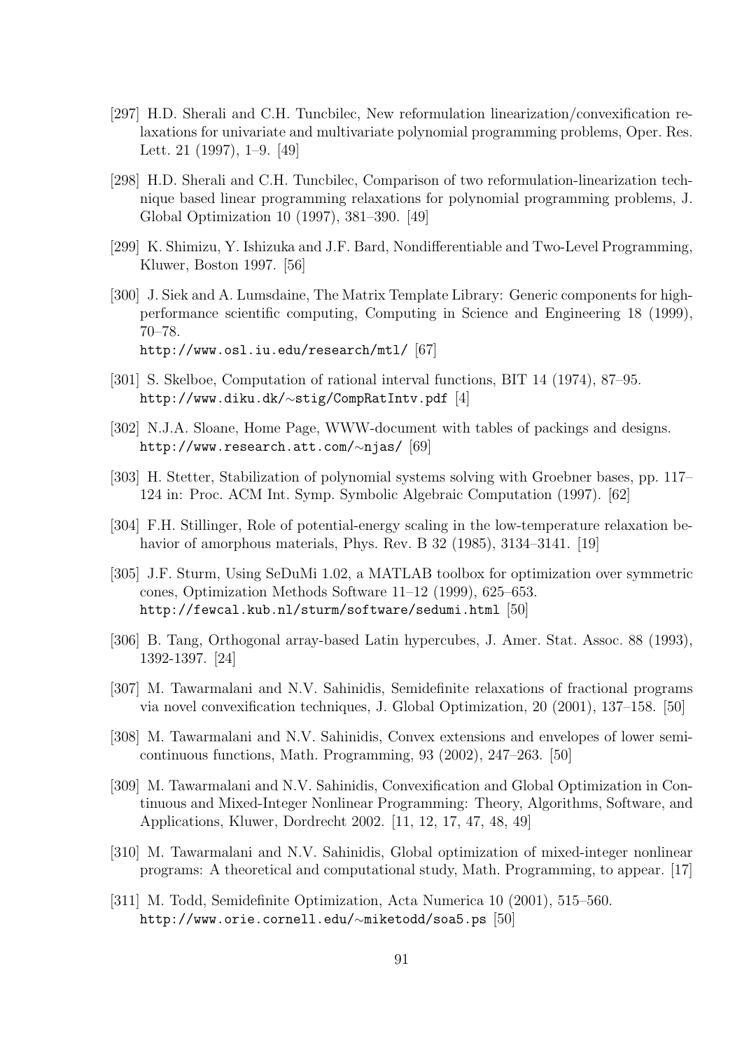[297] H.D. Sherali and C.H. Tuncbilec, New reformulation linearization/convexification relaxations for univariate and multivariate polynomial programming problems, Oper. Res. Lett. 21 (1997), 1–9. [49]

[298] H.D. Sherali and C.H. Tuncbilec, Comparison of two reformulation-linearization technique based linear programming relaxations for polynomial programming problems, J. Global Optimization 10 (1997), 381–390. [49]

[299] K. Shimizu, Y. Ishizuka and J.F. Bard, Nondifferentiable and Two-Level Programming, Kluwer, Boston 1997. [56]

[300] J. Siek and A. Lumsdaine, The Matrix Template Library: Generic components for high-performance scientific computing, Computing in Science and Engineering 18 (1999), 70–78.
`http://www.osl.iu.edu/research/mtl/` [67]

[301] S. Skelboe, Computation of rational interval functions, BIT 14 (1974), 87–95.
`http://www.diku.dk/~stig/CompRatIntv.pdf` [4]

[302] N.J.A. Sloane, Home Page, WWW-document with tables of packings and designs.
`http://www.research.att.com/~njas/` [69]

[303] H. Stetter, Stabilization of polynomial systems solving with Groebner bases, pp. 117–124 in: Proc. ACM Int. Symp. Symbolic Algebraic Computation (1997). [62]

[304] F.H. Stillinger, Role of potential-energy scaling in the low-temperature relaxation behavior of amorphous materials, Phys. Rev. B 32 (1985), 3134–3141. [19]

[305] J.F. Sturm, Using SeDuMi 1.02, a MATLAB toolbox for optimization over symmetric cones, Optimization Methods Software 11–12 (1999), 625–653.
`http://fewcal.kub.nl/sturm/software/sedumi.html` [50]

[306] B. Tang, Orthogonal array-based Latin hypercubes, J. Amer. Stat. Assoc. 88 (1993), 1392-1397. [24]

[307] M. Tawarmalani and N.V. Sahinidis, Semidefinite relaxations of fractional programs via novel convexification techniques, J. Global Optimization, 20 (2001), 137–158. [50]

[308] M. Tawarmalani and N.V. Sahinidis, Convex extensions and envelopes of lower semi-continuous functions, Math. Programming, 93 (2002), 247–263. [50]

[309] M. Tawarmalani and N.V. Sahinidis, Convexification and Global Optimization in Continuous and Mixed-Integer Nonlinear Programming: Theory, Algorithms, Software, and Applications, Kluwer, Dordrecht 2002. [11, 12, 17, 47, 48, 49]

[310] M. Tawarmalani and N.V. Sahinidis, Global optimization of mixed-integer nonlinear programs: A theoretical and computational study, Math. Programming, to appear. [17]

[311] M. Todd, Semidefinite Optimization, Acta Numerica 10 (2001), 515–560.
`http://www.orie.cornell.edu/~miketodd/soa5.ps` [50]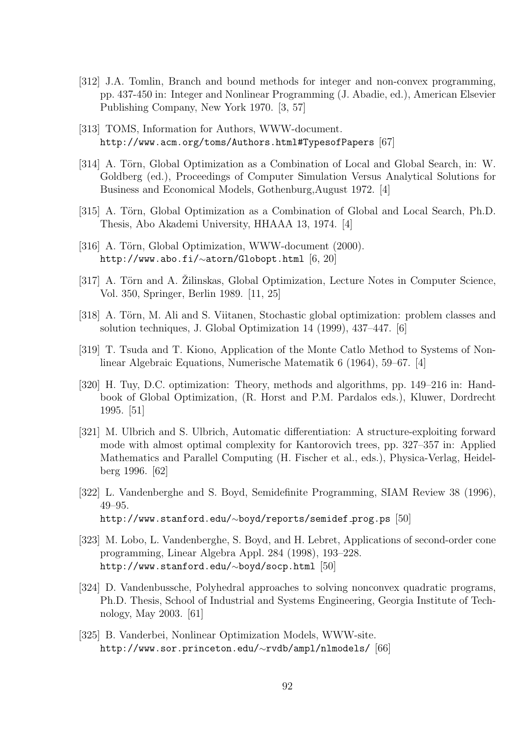[312] J.A. Tomlin, Branch and bound methods for integer and non-convex programming, pp. 437-450 in: Integer and Nonlinear Programming (J. Abadie, ed.), American Elsevier Publishing Company, New York 1970. [3, 57]

[313] TOMS, Information for Authors, WWW-document.
`http://www.acm.org/toms/Authors.html#TypesofPapers` [67]

[314] A. Törn, Global Optimization as a Combination of Local and Global Search, in: W. Goldberg (ed.), Proceedings of Computer Simulation Versus Analytical Solutions for Business and Economical Models, Gothenburg,August 1972. [4]

[315] A. Törn, Global Optimization as a Combination of Global and Local Search, Ph.D. Thesis, Abo Akademi University, HHAAA 13, 1974. [4]

[316] A. Törn, Global Optimization, WWW-document (2000).
`http://www.abo.fi/~atorn/Globopt.html` [6, 20]

[317] A. Törn and A. Žilinskas, Global Optimization, Lecture Notes in Computer Science, Vol. 350, Springer, Berlin 1989. [11, 25]

[318] A. Törn, M. Ali and S. Viitanen, Stochastic global optimization: problem classes and solution techniques, J. Global Optimization 14 (1999), 437–447. [6]

[319] T. Tsuda and T. Kiono, Application of the Monte Catlo Method to Systems of Nonlinear Algebraic Equations, Numerische Matematik 6 (1964), 59–67. [4]

[320] H. Tuy, D.C. optimization: Theory, methods and algorithms, pp. 149–216 in: Handbook of Global Optimization, (R. Horst and P.M. Pardalos eds.), Kluwer, Dordrecht 1995. [51]

[321] M. Ulbrich and S. Ulbrich, Automatic differentiation: A structure-exploiting forward mode with almost optimal complexity for Kantorovich trees, pp. 327–357 in: Applied Mathematics and Parallel Computing (H. Fischer et al., eds.), Physica-Verlag, Heidelberg 1996. [62]

[322] L. Vandenberghe and S. Boyd, Semidefinite Programming, SIAM Review 38 (1996), 49–95.
`http://www.stanford.edu/~boyd/reports/semidef_prog.ps` [50]

[323] M. Lobo, L. Vandenberghe, S. Boyd, and H. Lebret, Applications of second-order cone programming, Linear Algebra Appl. 284 (1998), 193–228.
`http://www.stanford.edu/~boyd/socp.html` [50]

[324] D. Vandenbussche, Polyhedral approaches to solving nonconvex quadratic programs, Ph.D. Thesis, School of Industrial and Systems Engineering, Georgia Institute of Technology, May 2003. [61]

[325] B. Vanderbei, Nonlinear Optimization Models, WWW-site.
`http://www.sor.princeton.edu/~rvdb/ampl/nlmodels/` [66]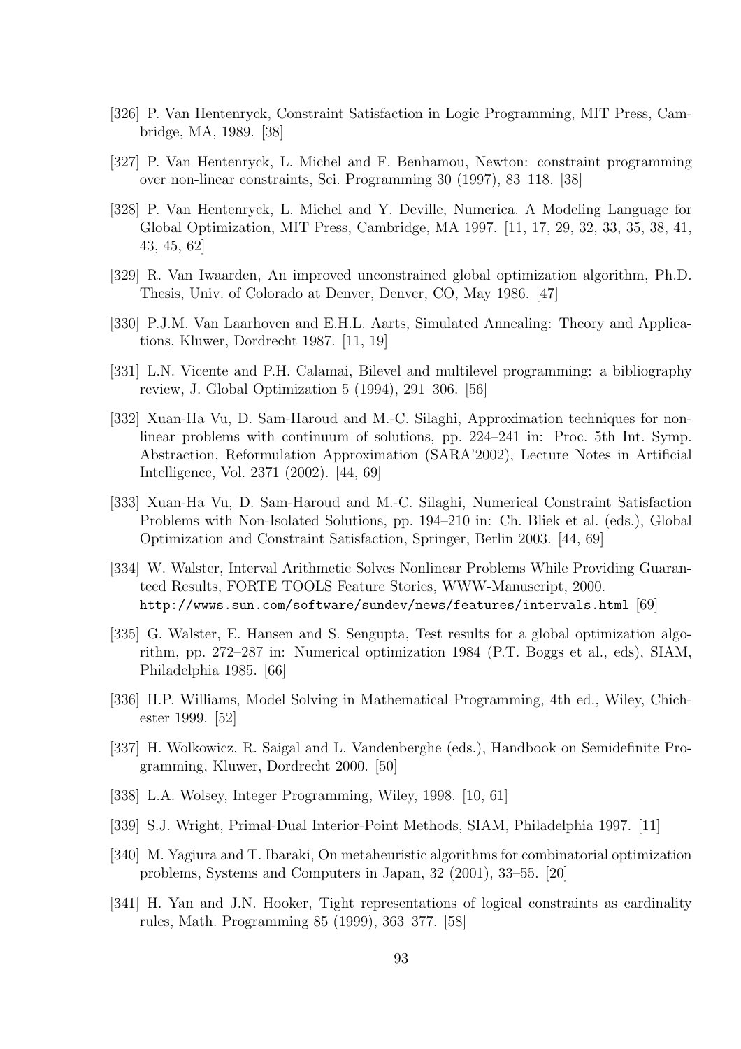[326] P. Van Hentenryck, Constraint Satisfaction in Logic Programming, MIT Press, Cambridge, MA, 1989. [38]

[327] P. Van Hentenryck, L. Michel and F. Benhamou, Newton: constraint programming over non-linear constraints, Sci. Programming 30 (1997), 83–118. [38]

[328] P. Van Hentenryck, L. Michel and Y. Deville, Numerica. A Modeling Language for Global Optimization, MIT Press, Cambridge, MA 1997. [11, 17, 29, 32, 33, 35, 38, 41, 43, 45, 62]

[329] R. Van Iwaarden, An improved unconstrained global optimization algorithm, Ph.D. Thesis, Univ. of Colorado at Denver, Denver, CO, May 1986. [47]

[330] P.J.M. Van Laarhoven and E.H.L. Aarts, Simulated Annealing: Theory and Applications, Kluwer, Dordrecht 1987. [11, 19]

[331] L.N. Vicente and P.H. Calamai, Bilevel and multilevel programming: a bibliography review, J. Global Optimization 5 (1994), 291–306. [56]

[332] Xuan-Ha Vu, D. Sam-Haroud and M.-C. Silaghi, Approximation techniques for nonlinear problems with continuum of solutions, pp. 224–241 in: Proc. 5th Int. Symp. Abstraction, Reformulation Approximation (SARA'2002), Lecture Notes in Artificial Intelligence, Vol. 2371 (2002). [44, 69]

[333] Xuan-Ha Vu, D. Sam-Haroud and M.-C. Silaghi, Numerical Constraint Satisfaction Problems with Non-Isolated Solutions, pp. 194–210 in: Ch. Bliek et al. (eds.), Global Optimization and Constraint Satisfaction, Springer, Berlin 2003. [44, 69]

[334] W. Walster, Interval Arithmetic Solves Nonlinear Problems While Providing Guaranteed Results, FORTE TOOLS Feature Stories, WWW-Manuscript, 2000. `http://wwws.sun.com/software/sundev/news/features/intervals.html` [69]

[335] G. Walster, E. Hansen and S. Sengupta, Test results for a global optimization algorithm, pp. 272–287 in: Numerical optimization 1984 (P.T. Boggs et al., eds), SIAM, Philadelphia 1985. [66]

[336] H.P. Williams, Model Solving in Mathematical Programming, 4th ed., Wiley, Chichester 1999. [52]

[337] H. Wolkowicz, R. Saigal and L. Vandenberghe (eds.), Handbook on Semidefinite Programming, Kluwer, Dordrecht 2000. [50]

[338] L.A. Wolsey, Integer Programming, Wiley, 1998. [10, 61]

[339] S.J. Wright, Primal-Dual Interior-Point Methods, SIAM, Philadelphia 1997. [11]

[340] M. Yagiura and T. Ibaraki, On metaheuristic algorithms for combinatorial optimization problems, Systems and Computers in Japan, 32 (2001), 33–55. [20]

[341] H. Yan and J.N. Hooker, Tight representations of logical constraints as cardinality rules, Math. Programming 85 (1999), 363–377. [58]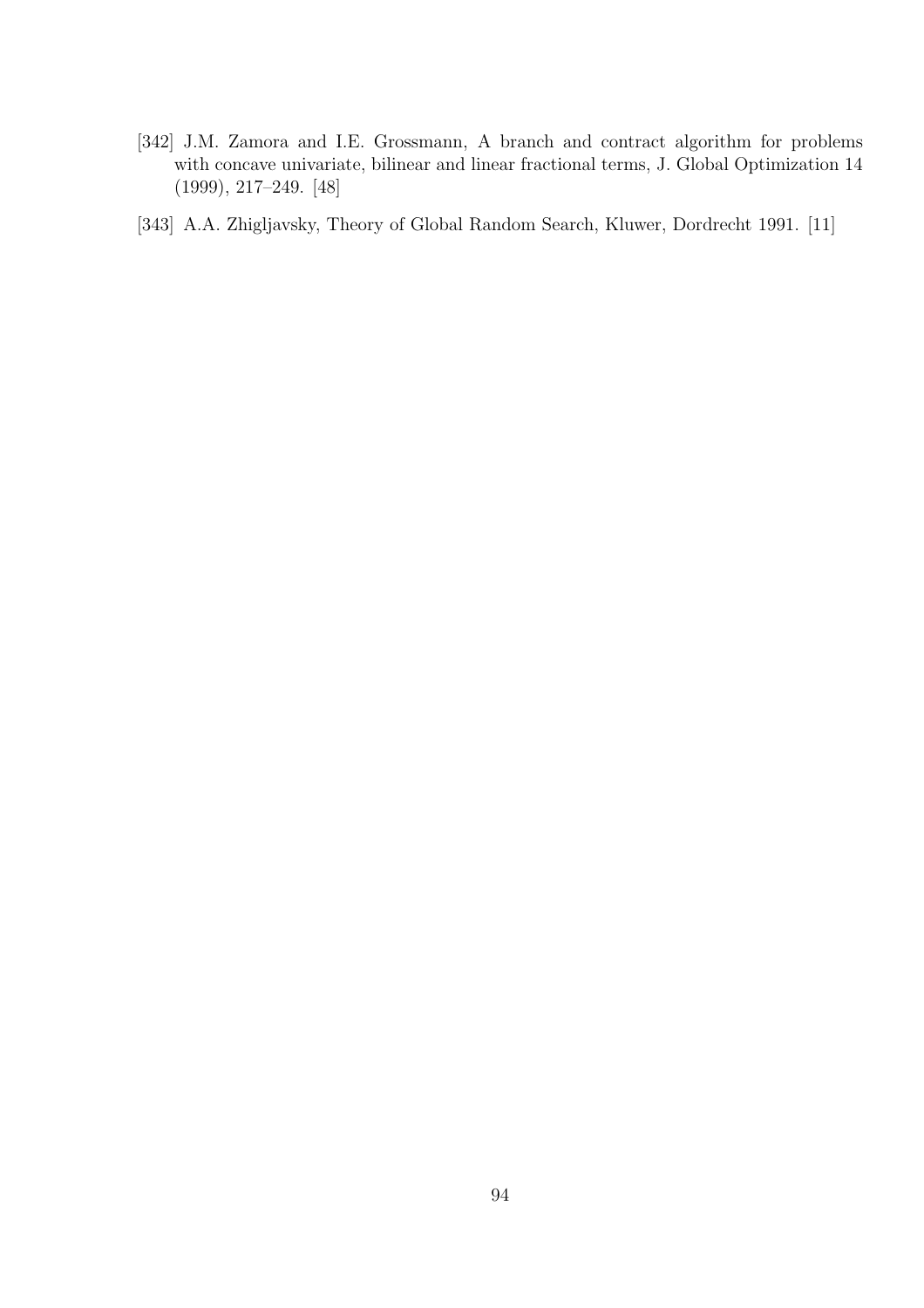[342] J.M. Zamora and I.E. Grossmann, A branch and contract algorithm for problems with concave univariate, bilinear and linear fractional terms, J. Global Optimization 14 (1999), 217–249. [48]

[343] A.A. Zhigljavsky, Theory of Global Random Search, Kluwer, Dordrecht 1991. [11]